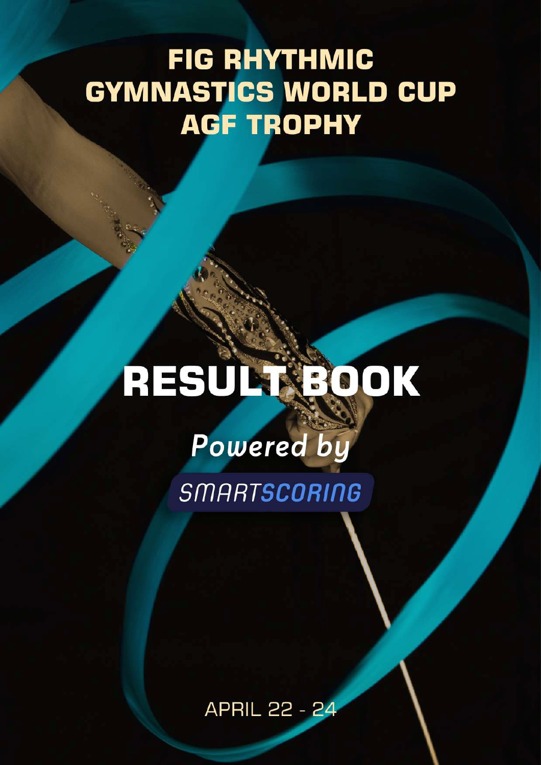# FIG RHYTHMIC GYMNASTICS WORLD CUP AGF TROPHY

# RESULT BOOK

*Powered by*

SMARTSCORING

APRIL 22 - 24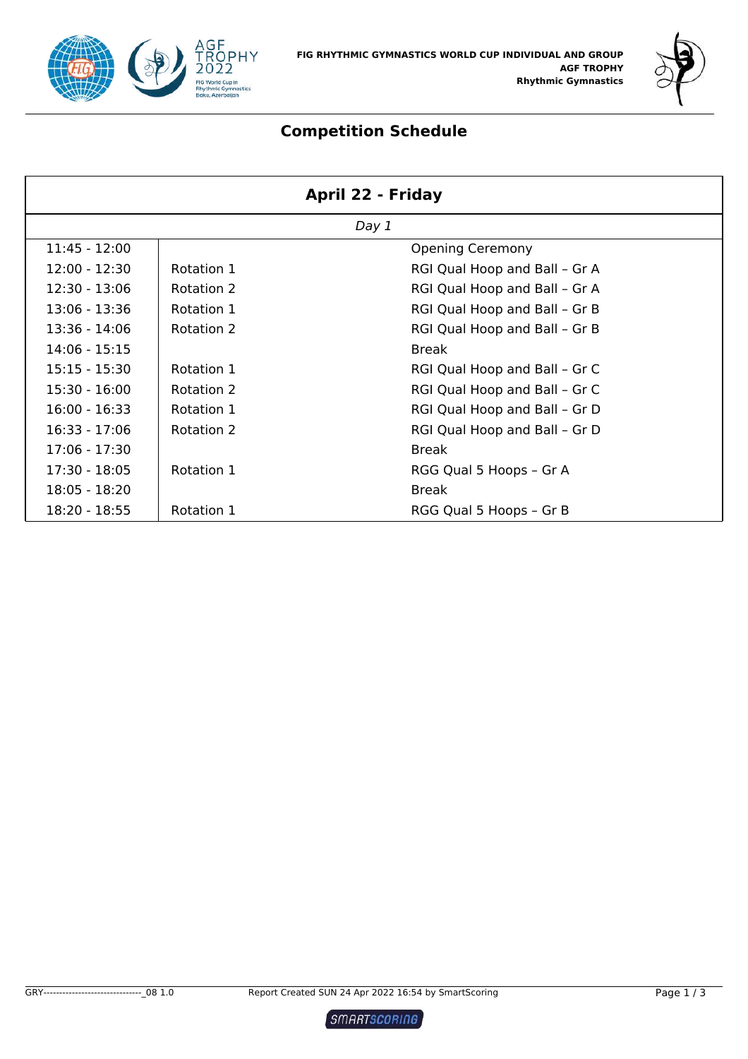FIG RHYTHMIC GYMNASTICS WORLD CUP INDIVIDUAL AND GROUP
AGF TROPHY
Rhythmic Gymnastics

## Competition Schedule

| April 22 - Friday | | |
|---|---|---|
| *Day 1* | | |
| 11:45 - 12:00 | | Opening Ceremony |
| 12:00 - 12:30 | Rotation 1 | RGI Qual Hoop and Ball – Gr A |
| 12:30 - 13:06 | Rotation 2 | RGI Qual Hoop and Ball – Gr A |
| 13:06 - 13:36 | Rotation 1 | RGI Qual Hoop and Ball – Gr B |
| 13:36 - 14:06 | Rotation 2 | RGI Qual Hoop and Ball – Gr B |
| 14:06 - 15:15 | | Break |
| 15:15 - 15:30 | Rotation 1 | RGI Qual Hoop and Ball – Gr C |
| 15:30 - 16:00 | Rotation 2 | RGI Qual Hoop and Ball – Gr C |
| 16:00 - 16:33 | Rotation 1 | RGI Qual Hoop and Ball – Gr D |
| 16:33 - 17:06 | Rotation 2 | RGI Qual Hoop and Ball – Gr D |
| 17:06 - 17:30 | | Break |
| 17:30 - 18:05 | Rotation 1 | RGG Qual 5 Hoops – Gr A |
| 18:05 - 18:20 | | Break |
| 18:20 - 18:55 | Rotation 1 | RGG Qual 5 Hoops – Gr B |

GRY-------------------------------_08 1.0 Report Created SUN 24 Apr 2022 16:54 by SmartScoring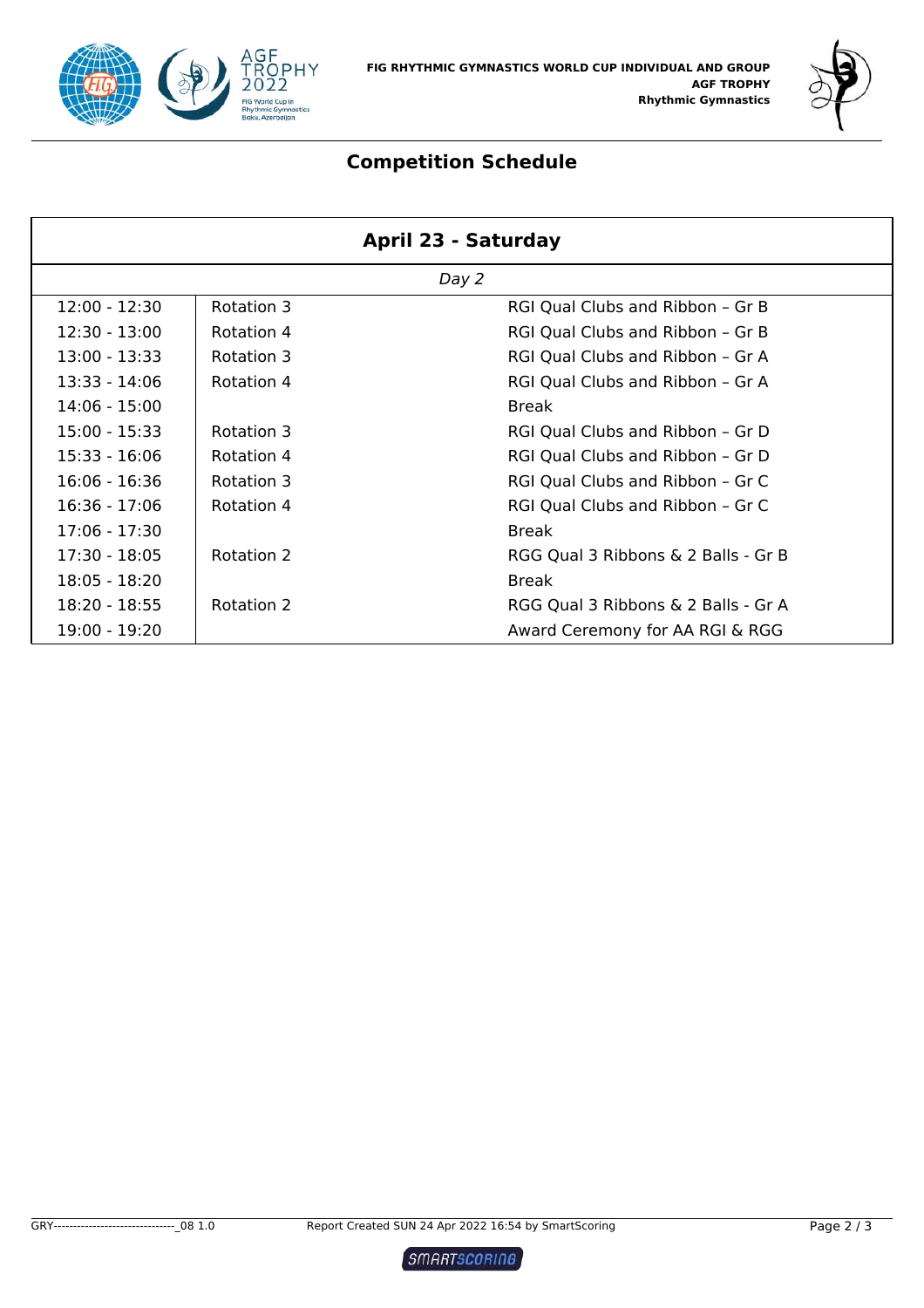FIG RHYTHMIC GYMNASTICS WORLD CUP INDIVIDUAL AND GROUP
AGF TROPHY
Rhythmic Gymnastics

## Competition Schedule

| April 23 - Saturday | | |
|---|---|---|
| *Day 2* | | |
| 12:00 - 12:30 | Rotation 3 | RGI Qual Clubs and Ribbon – Gr B |
| 12:30 - 13:00 | Rotation 4 | RGI Qual Clubs and Ribbon – Gr B |
| 13:00 - 13:33 | Rotation 3 | RGI Qual Clubs and Ribbon – Gr A |
| 13:33 - 14:06 | Rotation 4 | RGI Qual Clubs and Ribbon – Gr A |
| 14:06 - 15:00 | | Break |
| 15:00 - 15:33 | Rotation 3 | RGI Qual Clubs and Ribbon – Gr D |
| 15:33 - 16:06 | Rotation 4 | RGI Qual Clubs and Ribbon – Gr D |
| 16:06 - 16:36 | Rotation 3 | RGI Qual Clubs and Ribbon – Gr C |
| 16:36 - 17:06 | Rotation 4 | RGI Qual Clubs and Ribbon – Gr C |
| 17:06 - 17:30 | | Break |
| 17:30 - 18:05 | Rotation 2 | RGG Qual 3 Ribbons & 2 Balls - Gr B |
| 18:05 - 18:20 | | Break |
| 18:20 - 18:55 | Rotation 2 | RGG Qual 3 Ribbons & 2 Balls - Gr A |
| 19:00 - 19:20 | | Award Ceremony for AA RGI & RGG |

GRY-------------------------------_08 1.0 Report Created SUN 24 Apr 2022 16:54 by SmartScoring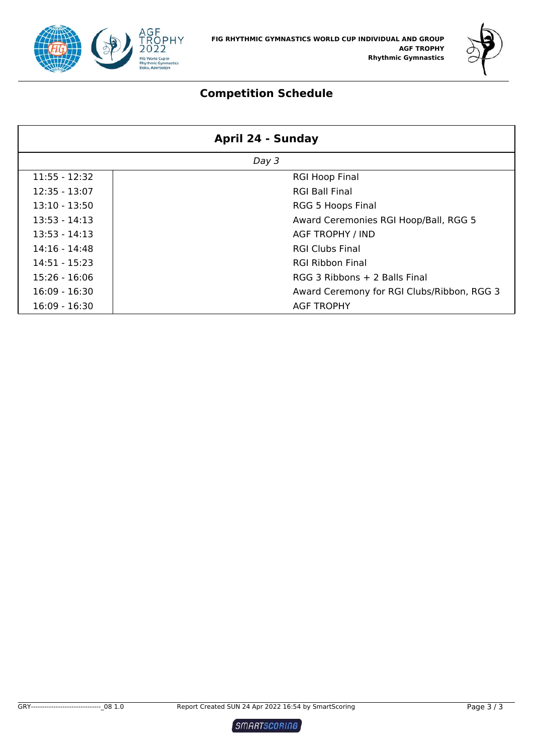FIG RHYTHMIC GYMNASTICS WORLD CUP INDIVIDUAL AND GROUP
**AGF TROPHY**
**Rhythmic Gymnastics**

## Competition Schedule

| April 24 - Sunday | |
|---|---|
| *Day 3* | |
| 11:55 - 12:32 | RGI Hoop Final |
| 12:35 - 13:07 | RGI Ball Final |
| 13:10 - 13:50 | RGG 5 Hoops Final |
| 13:53 - 14:13 | Award Ceremonies RGI Hoop/Ball, RGG 5 |
| 13:53 - 14:13 | AGF TROPHY / IND |
| 14:16 - 14:48 | RGI Clubs Final |
| 14:51 - 15:23 | RGI Ribbon Final |
| 15:26 - 16:06 | RGG 3 Ribbons + 2 Balls Final |
| 16:09 - 16:30 | Award Ceremony for RGI Clubs/Ribbon, RGG 3 |
| 16:09 - 16:30 | AGF TROPHY |

GRY------------------------------_08 1.0 Report Created SUN 24 Apr 2022 16:54 by SmartScoring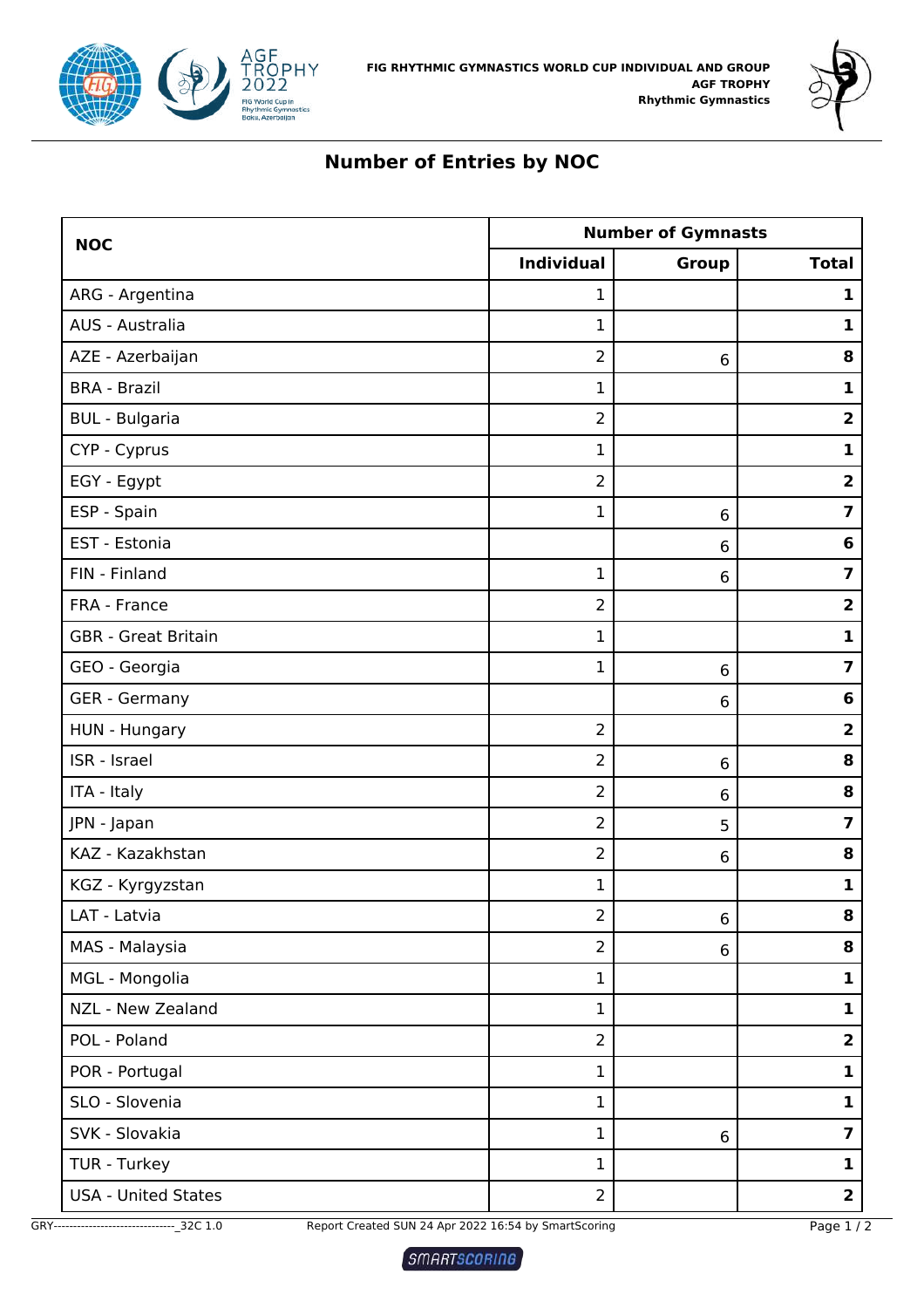# Number of Entries by NOC

| NOC | Number of Gymnasts | | |
|---|---|---|---|
| | Individual | Group | Total |
| ARG - Argentina | 1 | | **1** |
| AUS - Australia | 1 | | **1** |
| AZE - Azerbaijan | 2 | 6 | **8** |
| BRA - Brazil | 1 | | **1** |
| BUL - Bulgaria | 2 | | **2** |
| CYP - Cyprus | 1 | | **1** |
| EGY - Egypt | 2 | | **2** |
| ESP - Spain | 1 | 6 | **7** |
| EST - Estonia | | 6 | **6** |
| FIN - Finland | 1 | 6 | **7** |
| FRA - France | 2 | | **2** |
| GBR - Great Britain | 1 | | **1** |
| GEO - Georgia | 1 | 6 | **7** |
| GER - Germany | | 6 | **6** |
| HUN - Hungary | 2 | | **2** |
| ISR - Israel | 2 | 6 | **8** |
| ITA - Italy | 2 | 6 | **8** |
| JPN - Japan | 2 | 5 | **7** |
| KAZ - Kazakhstan | 2 | 6 | **8** |
| KGZ - Kyrgyzstan | 1 | | **1** |
| LAT - Latvia | 2 | 6 | **8** |
| MAS - Malaysia | 2 | 6 | **8** |
| MGL - Mongolia | 1 | | **1** |
| NZL - New Zealand | 1 | | **1** |
| POL - Poland | 2 | | **2** |
| POR - Portugal | 1 | | **1** |
| SLO - Slovenia | 1 | | **1** |
| SVK - Slovakia | 1 | 6 | **7** |
| TUR - Turkey | 1 | | **1** |
| USA - United States | 2 | | **2** |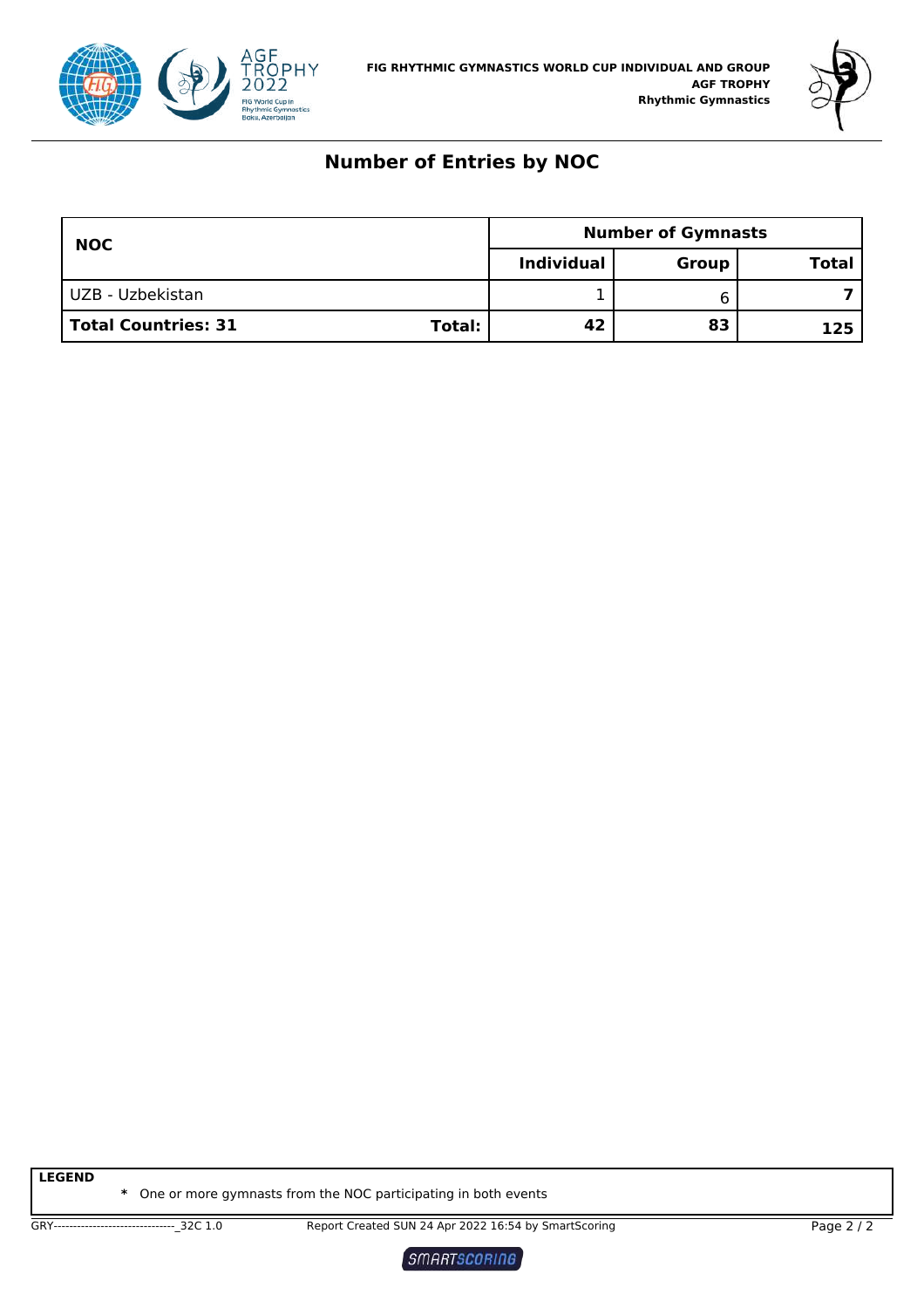# Number of Entries by NOC

| NOC | | Number of Gymnasts | | |
|---|---|---|---|---|
| | | **Individual** | **Group** | **Total** |
| UZB - Uzbekistan | | 1 | 6 | **7** |
| **Total Countries: 31** | **Total:** | **42** | **83** | **125** |

**LEGEND**

**\*** One or more gymnasts from the NOC participating in both events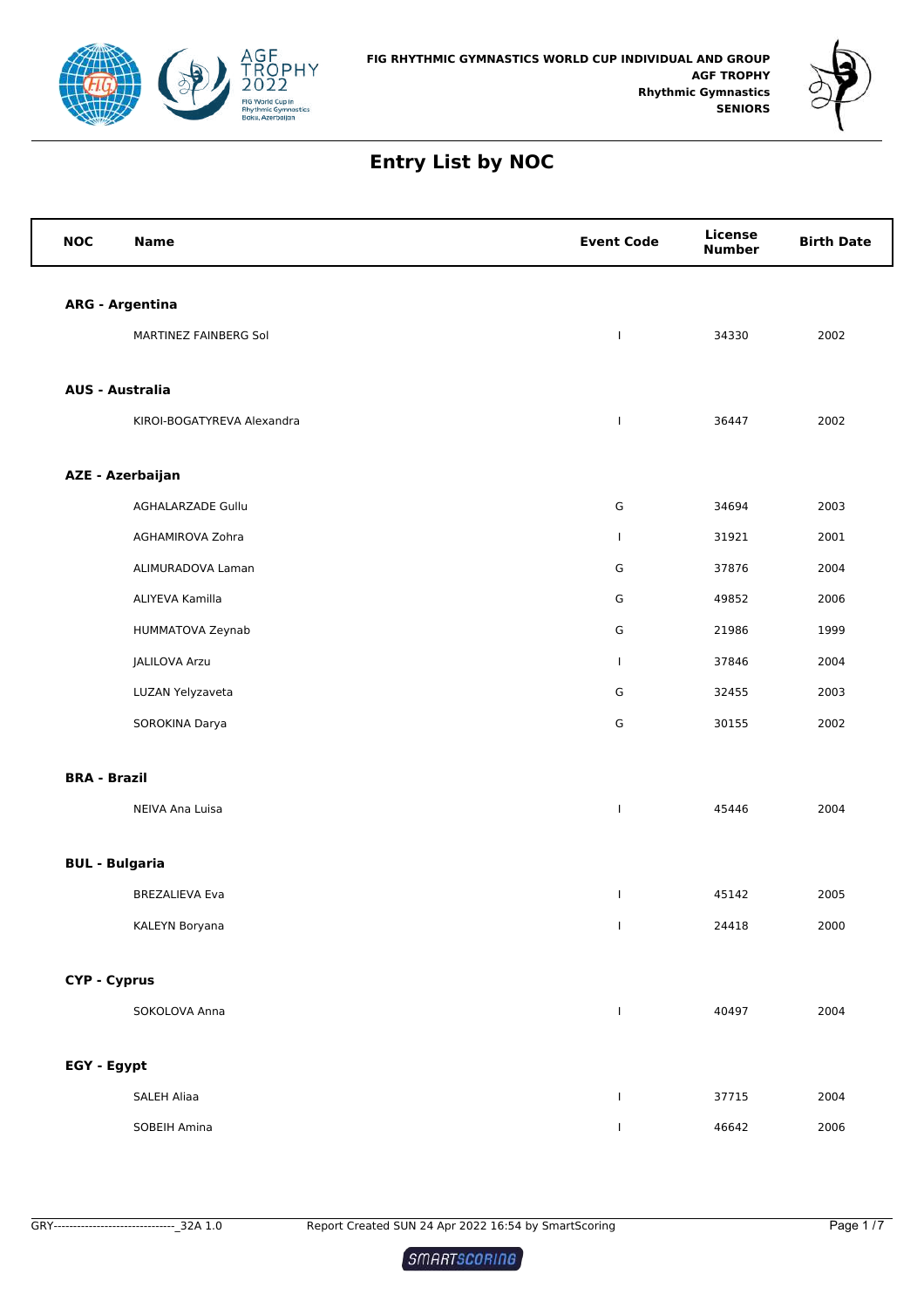FIG RHYTHMIC GYMNASTICS WORLD CUP INDIVIDUAL AND GROUP
AGF TROPHY
Rhythmic Gymnastics
SENIORS

# Entry List by NOC

| NOC | Name | Event Code | License Number | Birth Date |
|---|---|---|---|---|
| **ARG - Argentina** | | | | |
| | MARTINEZ FAINBERG Sol | I | 34330 | 2002 |
| **AUS - Australia** | | | | |
| | KIROI-BOGATYREVA Alexandra | I | 36447 | 2002 |
| **AZE - Azerbaijan** | | | | |
| | AGHALARZADE Gullu | G | 34694 | 2003 |
| | AGHAMIROVA Zohra | I | 31921 | 2001 |
| | ALIMURADOVA Laman | G | 37876 | 2004 |
| | ALIYEVA Kamilla | G | 49852 | 2006 |
| | HUMMATOVA Zeynab | G | 21986 | 1999 |
| | JALILOVA Arzu | I | 37846 | 2004 |
| | LUZAN Yelyzaveta | G | 32455 | 2003 |
| | SOROKINA Darya | G | 30155 | 2002 |
| **BRA - Brazil** | | | | |
| | NEIVA Ana Luisa | I | 45446 | 2004 |
| **BUL - Bulgaria** | | | | |
| | BREZALIEVA Eva | I | 45142 | 2005 |
| | KALEYN Boryana | I | 24418 | 2000 |
| **CYP - Cyprus** | | | | |
| | SOKOLOVA Anna | I | 40497 | 2004 |
| **EGY - Egypt** | | | | |
| | SALEH Aliaa | I | 37715 | 2004 |
| | SOBEIH Amina | I | 46642 | 2006 |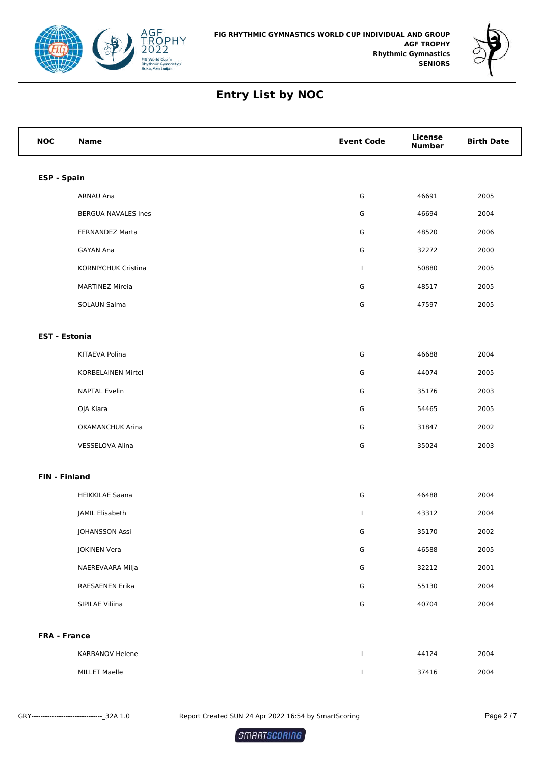**FIG RHYTHMIC GYMNASTICS WORLD CUP INDIVIDUAL AND GROUP**
**AGF TROPHY**
**Rhythmic Gymnastics**
**SENIORS**

# Entry List by NOC

| NOC | Name | Event Code | License Number | Birth Date |
|---|---|---|---|---|
| **ESP - Spain** | | | | |
| | ARNAU Ana | G | 46691 | 2005 |
| | BERGUA NAVALES Ines | G | 46694 | 2004 |
| | FERNANDEZ Marta | G | 48520 | 2006 |
| | GAYAN Ana | G | 32272 | 2000 |
| | KORNIYCHUK Cristina | I | 50880 | 2005 |
| | MARTINEZ Mireia | G | 48517 | 2005 |
| | SOLAUN Salma | G | 47597 | 2005 |
| **EST - Estonia** | | | | |
| | KITAEVA Polina | G | 46688 | 2004 |
| | KORBELAINEN Mirtel | G | 44074 | 2005 |
| | NAPTAL Evelin | G | 35176 | 2003 |
| | OJA Kiara | G | 54465 | 2005 |
| | OKAMANCHUK Arina | G | 31847 | 2002 |
| | VESSELOVA Alina | G | 35024 | 2003 |
| **FIN - Finland** | | | | |
| | HEIKKILAE Saana | G | 46488 | 2004 |
| | JAMIL Elisabeth | I | 43312 | 2004 |
| | JOHANSSON Assi | G | 35170 | 2002 |
| | JOKINEN Vera | G | 46588 | 2005 |
| | NAEREVAARA Milja | G | 32212 | 2001 |
| | RAESAENEN Erika | G | 55130 | 2004 |
| | SIPILAE Viliina | G | 40704 | 2004 |
| **FRA - France** | | | | |
| | KARBANOV Helene | I | 44124 | 2004 |
| | MILLET Maelle | I | 37416 | 2004 |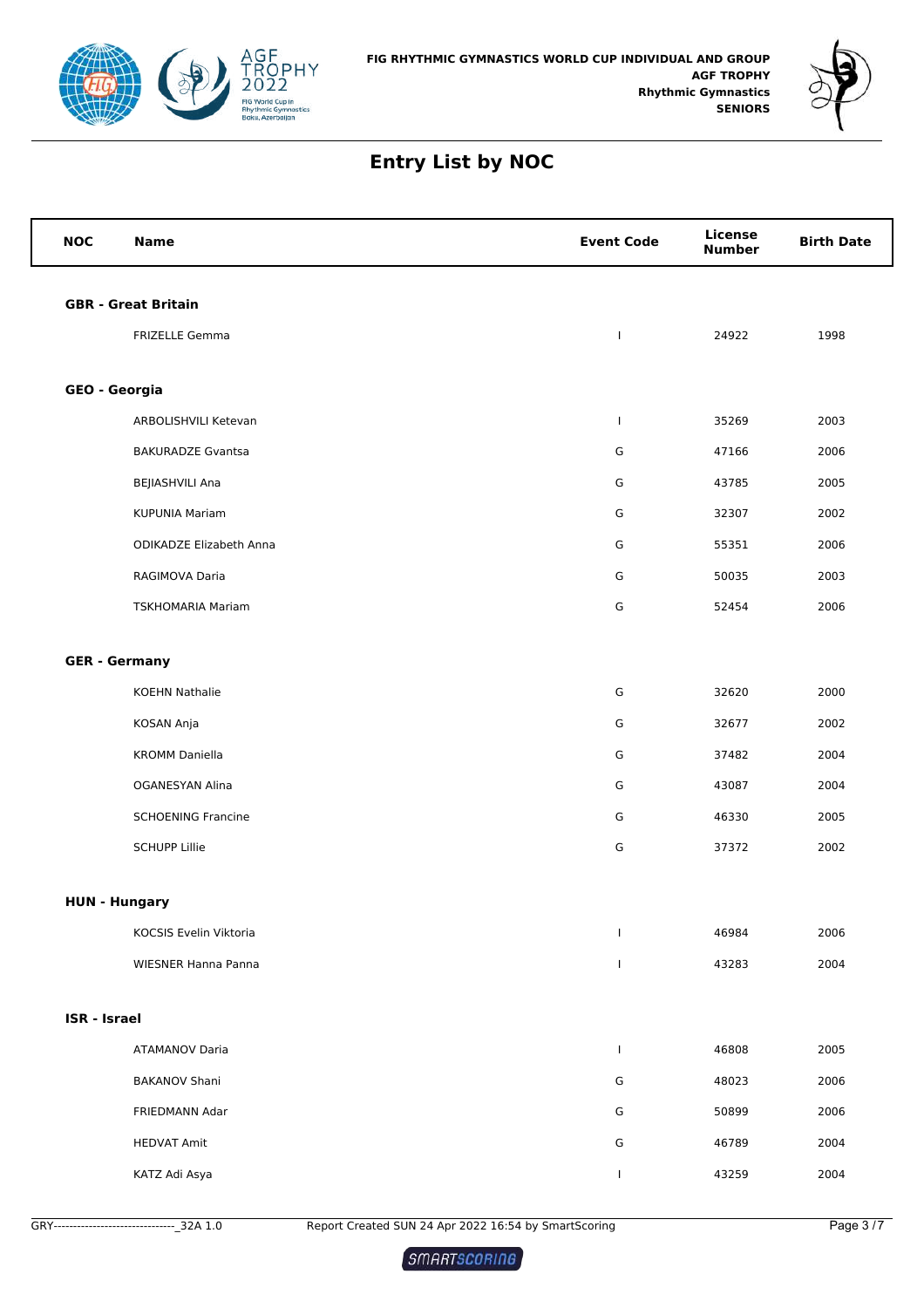FIG RHYTHMIC GYMNASTICS WORLD CUP INDIVIDUAL AND GROUP
AGF TROPHY
Rhythmic Gymnastics
SENIORS

# Entry List by NOC

| NOC | Name | Event Code | License Number | Birth Date |
|---|---|---|---|---|
| **GBR - Great Britain** | | | | |
| | FRIZELLE Gemma | I | 24922 | 1998 |
| **GEO - Georgia** | | | | |
| | ARBOLISHVILI Ketevan | I | 35269 | 2003 |
| | BAKURADZE Gvantsa | G | 47166 | 2006 |
| | BEJIASHVILI Ana | G | 43785 | 2005 |
| | KUPUNIA Mariam | G | 32307 | 2002 |
| | ODIKADZE Elizabeth Anna | G | 55351 | 2006 |
| | RAGIMOVA Daria | G | 50035 | 2003 |
| | TSKHOMARIA Mariam | G | 52454 | 2006 |
| **GER - Germany** | | | | |
| | KOEHN Nathalie | G | 32620 | 2000 |
| | KOSAN Anja | G | 32677 | 2002 |
| | KROMM Daniella | G | 37482 | 2004 |
| | OGANESYAN Alina | G | 43087 | 2004 |
| | SCHOENING Francine | G | 46330 | 2005 |
| | SCHUPP Lillie | G | 37372 | 2002 |
| **HUN - Hungary** | | | | |
| | KOCSIS Evelin Viktoria | I | 46984 | 2006 |
| | WIESNER Hanna Panna | I | 43283 | 2004 |
| **ISR - Israel** | | | | |
| | ATAMANOV Daria | I | 46808 | 2005 |
| | BAKANOV Shani | G | 48023 | 2006 |
| | FRIEDMANN Adar | G | 50899 | 2006 |
| | HEDVAT Amit | G | 46789 | 2004 |
| | KATZ Adi Asya | I | 43259 | 2004 |

GRY-------------------------------_32A 1.0 Report Created SUN 24 Apr 2022 16:54 by SmartScoring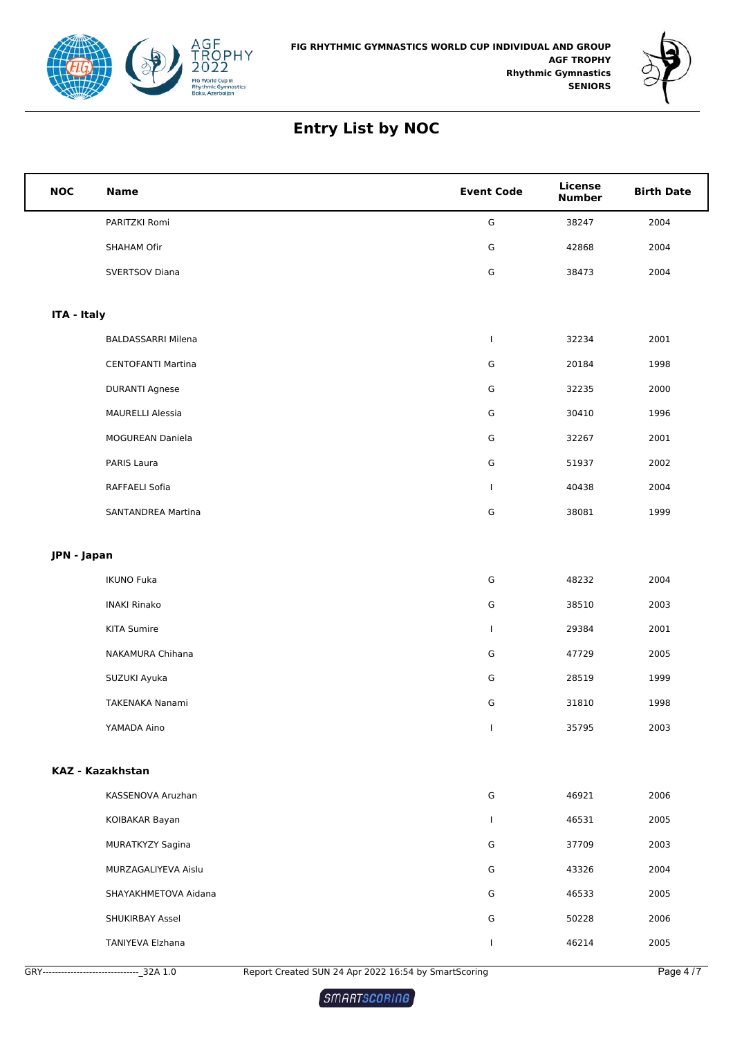# Entry List by NOC

| NOC | Name | Event Code | License Number | Birth Date |
|---|---|---|---|---|
| | PARITZKI Romi | G | 38247 | 2004 |
| | SHAHAM Ofir | G | 42868 | 2004 |
| | SVERTSOV Diana | G | 38473 | 2004 |
| **ITA - Italy** | | | | |
| | BALDASSARRI Milena | I | 32234 | 2001 |
| | CENTOFANTI Martina | G | 20184 | 1998 |
| | DURANTI Agnese | G | 32235 | 2000 |
| | MAURELLI Alessia | G | 30410 | 1996 |
| | MOGUREAN Daniela | G | 32267 | 2001 |
| | PARIS Laura | G | 51937 | 2002 |
| | RAFFAELI Sofia | I | 40438 | 2004 |
| | SANTANDREA Martina | G | 38081 | 1999 |
| **JPN - Japan** | | | | |
| | IKUNO Fuka | G | 48232 | 2004 |
| | INAKI Rinako | G | 38510 | 2003 |
| | KITA Sumire | I | 29384 | 2001 |
| | NAKAMURA Chihana | G | 47729 | 2005 |
| | SUZUKI Ayuka | G | 28519 | 1999 |
| | TAKENAKA Nanami | G | 31810 | 1998 |
| | YAMADA Aino | I | 35795 | 2003 |
| **KAZ - Kazakhstan** | | | | |
| | KASSENOVA Aruzhan | G | 46921 | 2006 |
| | KOIBAKAR Bayan | I | 46531 | 2005 |
| | MURATKYZY Sagina | G | 37709 | 2003 |
| | MURZAGALIYEVA Aislu | G | 43326 | 2004 |
| | SHAYAKHMETOVA Aidana | G | 46533 | 2005 |
| | SHUKIRBAY Assel | G | 50228 | 2006 |
| | TANIYEVA Elzhana | I | 46214 | 2005 |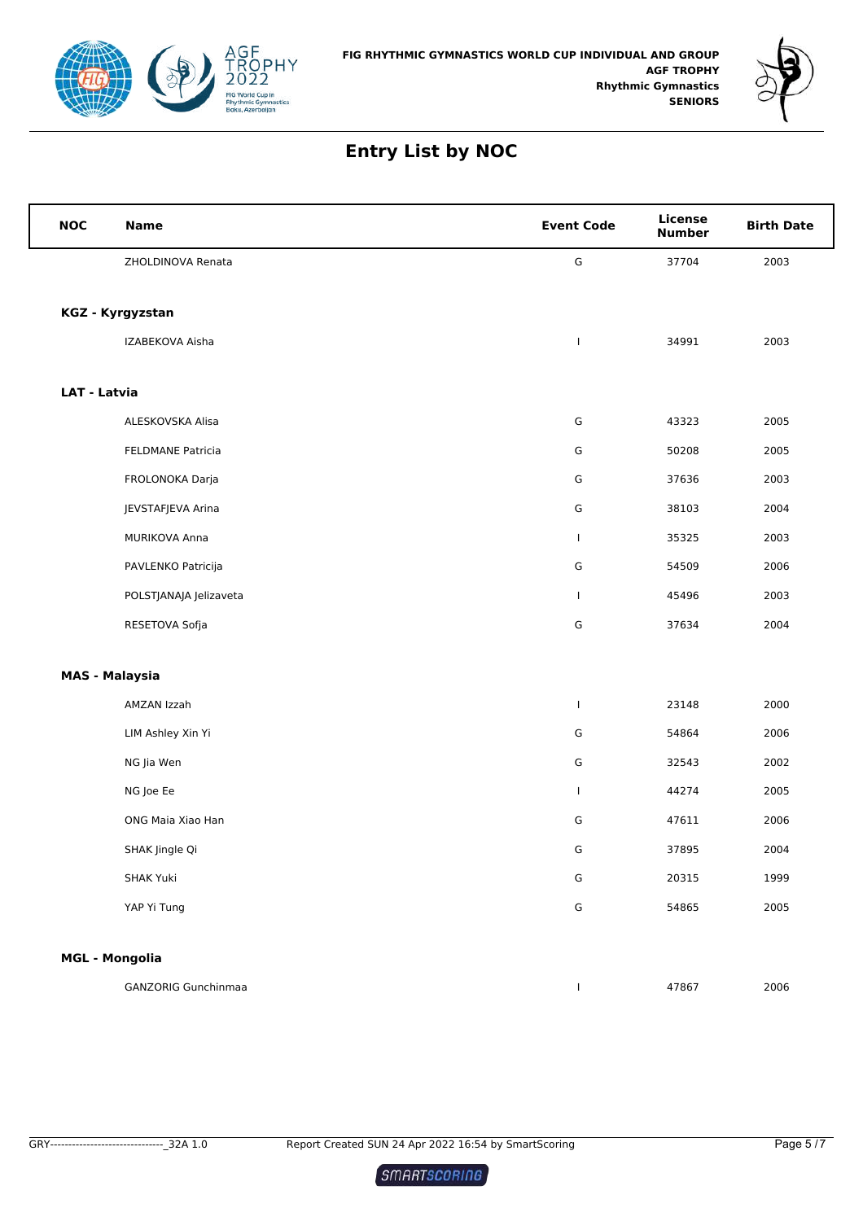# Entry List by NOC

| NOC | Name | Event Code | License Number | Birth Date |
|---|---|---|---|---|
| | ZHOLDINOVA Renata | G | 37704 | 2003 |
| **KGZ - Kyrgyzstan** | | | | |
| | IZABEKOVA Aisha | I | 34991 | 2003 |
| **LAT - Latvia** | | | | |
| | ALESKOVSKA Alisa | G | 43323 | 2005 |
| | FELDMANE Patricia | G | 50208 | 2005 |
| | FROLONOKA Darja | G | 37636 | 2003 |
| | JEVSTAFJEVA Arina | G | 38103 | 2004 |
| | MURIKOVA Anna | I | 35325 | 2003 |
| | PAVLENKO Patricija | G | 54509 | 2006 |
| | POLSTJANAJA Jelizaveta | I | 45496 | 2003 |
| | RESETOVA Sofja | G | 37634 | 2004 |
| **MAS - Malaysia** | | | | |
| | AMZAN Izzah | I | 23148 | 2000 |
| | LIM Ashley Xin Yi | G | 54864 | 2006 |
| | NG Jia Wen | G | 32543 | 2002 |
| | NG Joe Ee | I | 44274 | 2005 |
| | ONG Maia Xiao Han | G | 47611 | 2006 |
| | SHAK Jingle Qi | G | 37895 | 2004 |
| | SHAK Yuki | G | 20315 | 1999 |
| | YAP Yi Tung | G | 54865 | 2005 |
| **MGL - Mongolia** | | | | |
| | GANZORIG Gunchinmaa | I | 47867 | 2006 |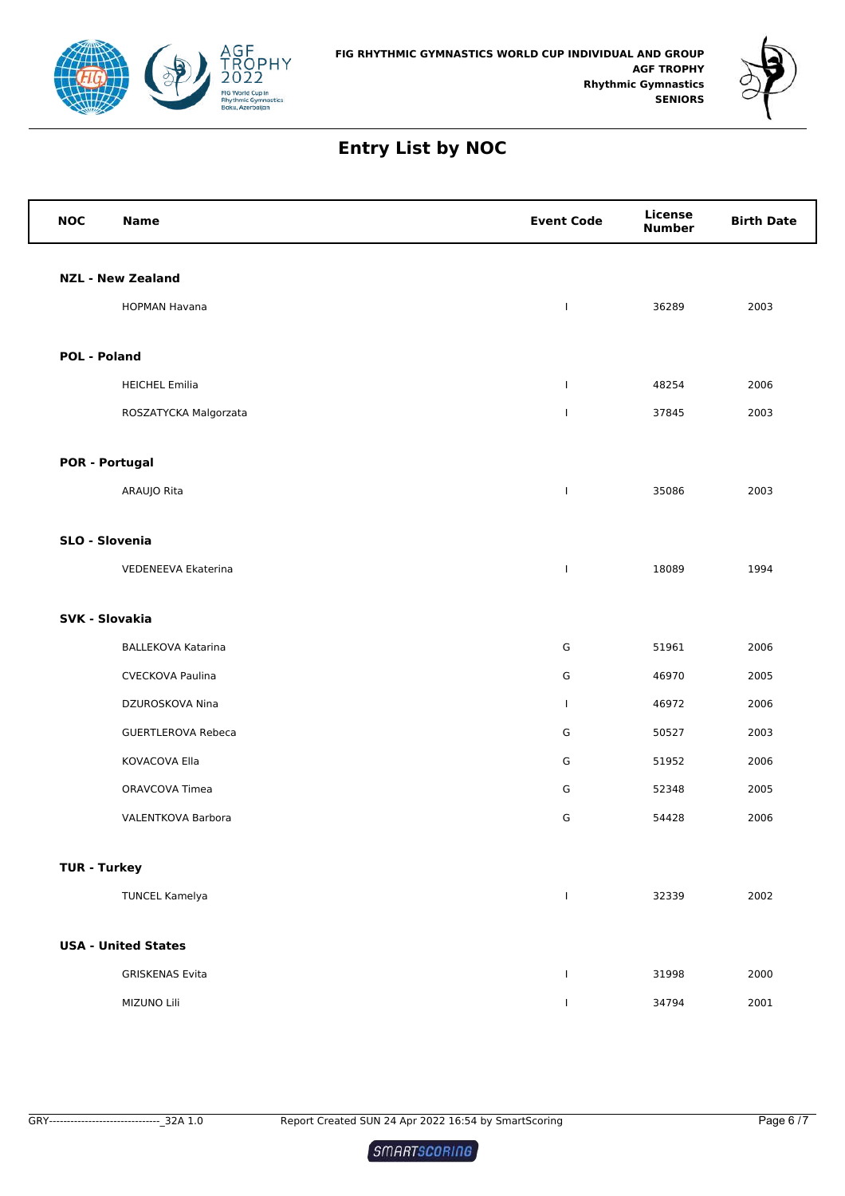FIG RHYTHMIC GYMNASTICS WORLD CUP INDIVIDUAL AND GROUP
AGF TROPHY
Rhythmic Gymnastics
SENIORS

# Entry List by NOC

| NOC | Name | Event Code | License Number | Birth Date |
|---|---|---|---|---|
| **NZL - New Zealand** | | | | |
| | HOPMAN Havana | I | 36289 | 2003 |
| **POL - Poland** | | | | |
| | HEICHEL Emilia | I | 48254 | 2006 |
| | ROSZATYCKA Malgorzata | I | 37845 | 2003 |
| **POR - Portugal** | | | | |
| | ARAUJO Rita | I | 35086 | 2003 |
| **SLO - Slovenia** | | | | |
| | VEDENEEVA Ekaterina | I | 18089 | 1994 |
| **SVK - Slovakia** | | | | |
| | BALLEKOVA Katarina | G | 51961 | 2006 |
| | CVECKOVA Paulina | G | 46970 | 2005 |
| | DZUROSKOVA Nina | I | 46972 | 2006 |
| | GUERTLEROVA Rebeca | G | 50527 | 2003 |
| | KOVACOVA Ella | G | 51952 | 2006 |
| | ORAVCOVA Timea | G | 52348 | 2005 |
| | VALENTKOVA Barbora | G | 54428 | 2006 |
| **TUR - Turkey** | | | | |
| | TUNCEL Kamelya | I | 32339 | 2002 |
| **USA - United States** | | | | |
| | GRISKENAS Evita | I | 31998 | 2000 |
| | MIZUNO Lili | I | 34794 | 2001 |

GRY------------------------------_32A 1.0 Report Created SUN 24 Apr 2022 16:54 by SmartScoring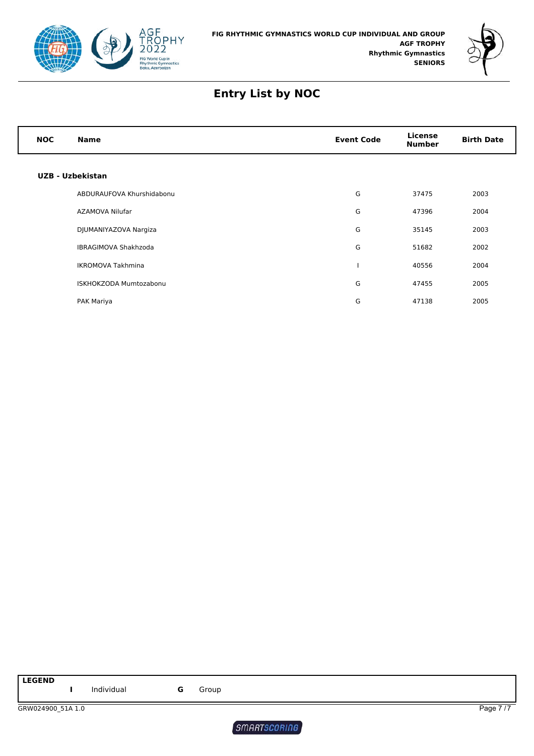FIG RHYTHMIC GYMNASTICS WORLD CUP INDIVIDUAL AND GROUP
**AGF TROPHY**
**Rhythmic Gymnastics**
**SENIORS**

# Entry List by NOC

| NOC | Name | Event Code | License Number | Birth Date |
|---|---|---|---|---|
| **UZB - Uzbekistan** | | | | |
| | ABDURAUFOVA Khurshidabonu | G | 37475 | 2003 |
| | AZAMOVA Nilufar | G | 47396 | 2004 |
| | DJUMANIYAZOVA Nargiza | G | 35145 | 2003 |
| | IBRAGIMOVA Shakhzoda | G | 51682 | 2002 |
| | IKROMOVA Takhmina | I | 40556 | 2004 |
| | ISKHOKZODA Mumtozabonu | G | 47455 | 2005 |
| | PAK Mariya | G | 47138 | 2005 |

**LEGEND**

| | | | |
|---|---|---|---|
| **I** | Individual | **G** | Group |

GRW024900_51A 1.0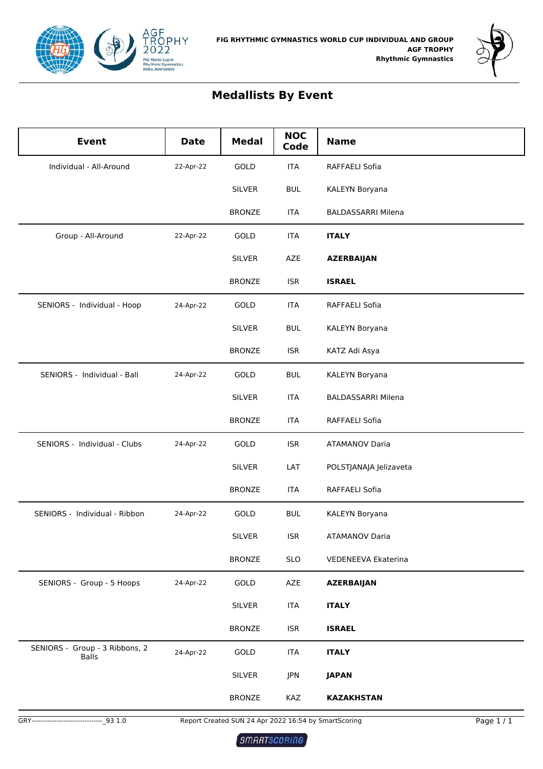FIG RHYTHMIC GYMNASTICS WORLD CUP INDIVIDUAL AND GROUP
AGF TROPHY
Rhythmic Gymnastics

# Medallists By Event

| Event | Date | Medal | NOC Code | Name |
|---|---|---|---|---|
| Individual - All-Around | 22-Apr-22 | GOLD | ITA | RAFFAELI Sofia |
| | | SILVER | BUL | KALEYN Boryana |
| | | BRONZE | ITA | BALDASSARRI Milena |
| Group - All-Around | 22-Apr-22 | GOLD | ITA | **ITALY** |
| | | SILVER | AZE | **AZERBAIJAN** |
| | | BRONZE | ISR | **ISRAEL** |
| SENIORS - Individual - Hoop | 24-Apr-22 | GOLD | ITA | RAFFAELI Sofia |
| | | SILVER | BUL | KALEYN Boryana |
| | | BRONZE | ISR | KATZ Adi Asya |
| SENIORS - Individual - Ball | 24-Apr-22 | GOLD | BUL | KALEYN Boryana |
| | | SILVER | ITA | BALDASSARRI Milena |
| | | BRONZE | ITA | RAFFAELI Sofia |
| SENIORS - Individual - Clubs | 24-Apr-22 | GOLD | ISR | ATAMANOV Daria |
| | | SILVER | LAT | POLSTJANAJA Jelizaveta |
| | | BRONZE | ITA | RAFFAELI Sofia |
| SENIORS - Individual - Ribbon | 24-Apr-22 | GOLD | BUL | KALEYN Boryana |
| | | SILVER | ISR | ATAMANOV Daria |
| | | BRONZE | SLO | VEDENEEVA Ekaterina |
| SENIORS - Group - 5 Hoops | 24-Apr-22 | GOLD | AZE | **AZERBAIJAN** |
| | | SILVER | ITA | **ITALY** |
| | | BRONZE | ISR | **ISRAEL** |
| SENIORS - Group - 3 Ribbons, 2 Balls | 24-Apr-22 | GOLD | ITA | **ITALY** |
| | | SILVER | JPN | **JAPAN** |
| | | BRONZE | KAZ | **KAZAKHSTAN** |

GRY-------------------------------_93 1.0 Report Created SUN 24 Apr 2022 16:54 by SmartScoring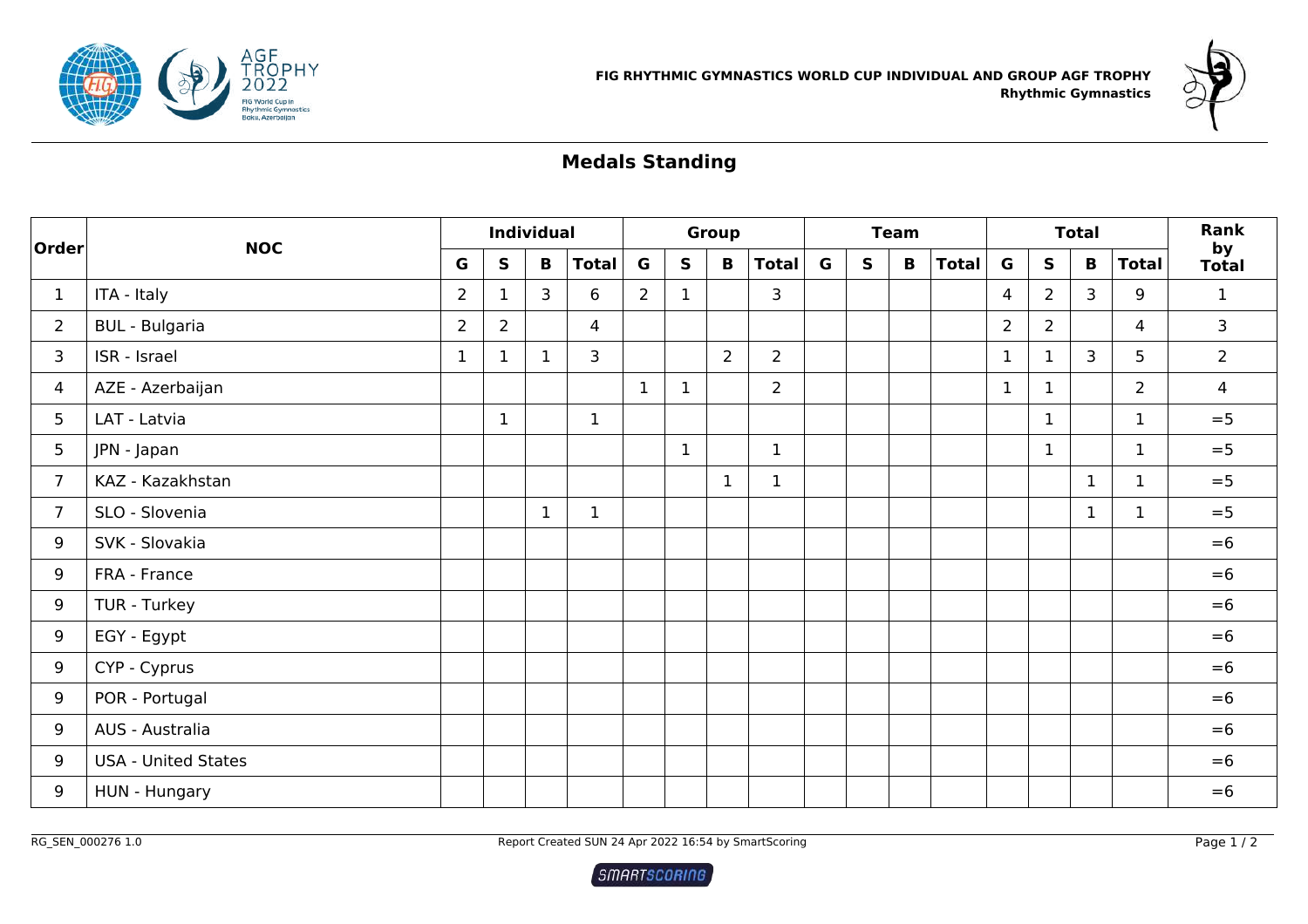FIG RHYTHMIC GYMNASTICS WORLD CUP INDIVIDUAL AND GROUP AGF TROPHY
**Rhythmic Gymnastics**

## Medals Standing

| Order | NOC | Individual | | | | Group | | | | Team | | | | Total | | | | Rank by Total |
|---|---|---|---|---|---|---|---|---|---|---|---|---|---|---|---|---|---|---|
| | | G | S | B | Total | G | S | B | Total | G | S | B | Total | G | S | B | Total | |
| 1 | ITA - Italy | 2 | 1 | 3 | 6 | 2 | 1 | | 3 | | | | | 4 | 2 | 3 | 9 | 1 |
| 2 | BUL - Bulgaria | 2 | 2 | | 4 | | | | | | | | | 2 | 2 | | 4 | 3 |
| 3 | ISR - Israel | 1 | 1 | 1 | 3 | | | 2 | 2 | | | | | 1 | 1 | 3 | 5 | 2 |
| 4 | AZE - Azerbaijan | | | | | 1 | 1 | | 2 | | | | | 1 | 1 | | 2 | 4 |
| 5 | LAT - Latvia | | 1 | | 1 | | | | | | | | | | 1 | | 1 | =5 |
| 5 | JPN - Japan | | | | | | 1 | | 1 | | | | | | 1 | | 1 | =5 |
| 7 | KAZ - Kazakhstan | | | | | | | 1 | 1 | | | | | | | 1 | 1 | =5 |
| 7 | SLO - Slovenia | | | 1 | 1 | | | | | | | | | | | 1 | 1 | =5 |
| 9 | SVK - Slovakia | | | | | | | | | | | | | | | | | =6 |
| 9 | FRA - France | | | | | | | | | | | | | | | | | =6 |
| 9 | TUR - Turkey | | | | | | | | | | | | | | | | | =6 |
| 9 | EGY - Egypt | | | | | | | | | | | | | | | | | =6 |
| 9 | CYP - Cyprus | | | | | | | | | | | | | | | | | =6 |
| 9 | POR - Portugal | | | | | | | | | | | | | | | | | =6 |
| 9 | AUS - Australia | | | | | | | | | | | | | | | | | =6 |
| 9 | USA - United States | | | | | | | | | | | | | | | | | =6 |
| 9 | HUN - Hungary | | | | | | | | | | | | | | | | | =6 |

RG_SEN_000276 1.0 Report Created SUN 24 Apr 2022 16:54 by SmartScoring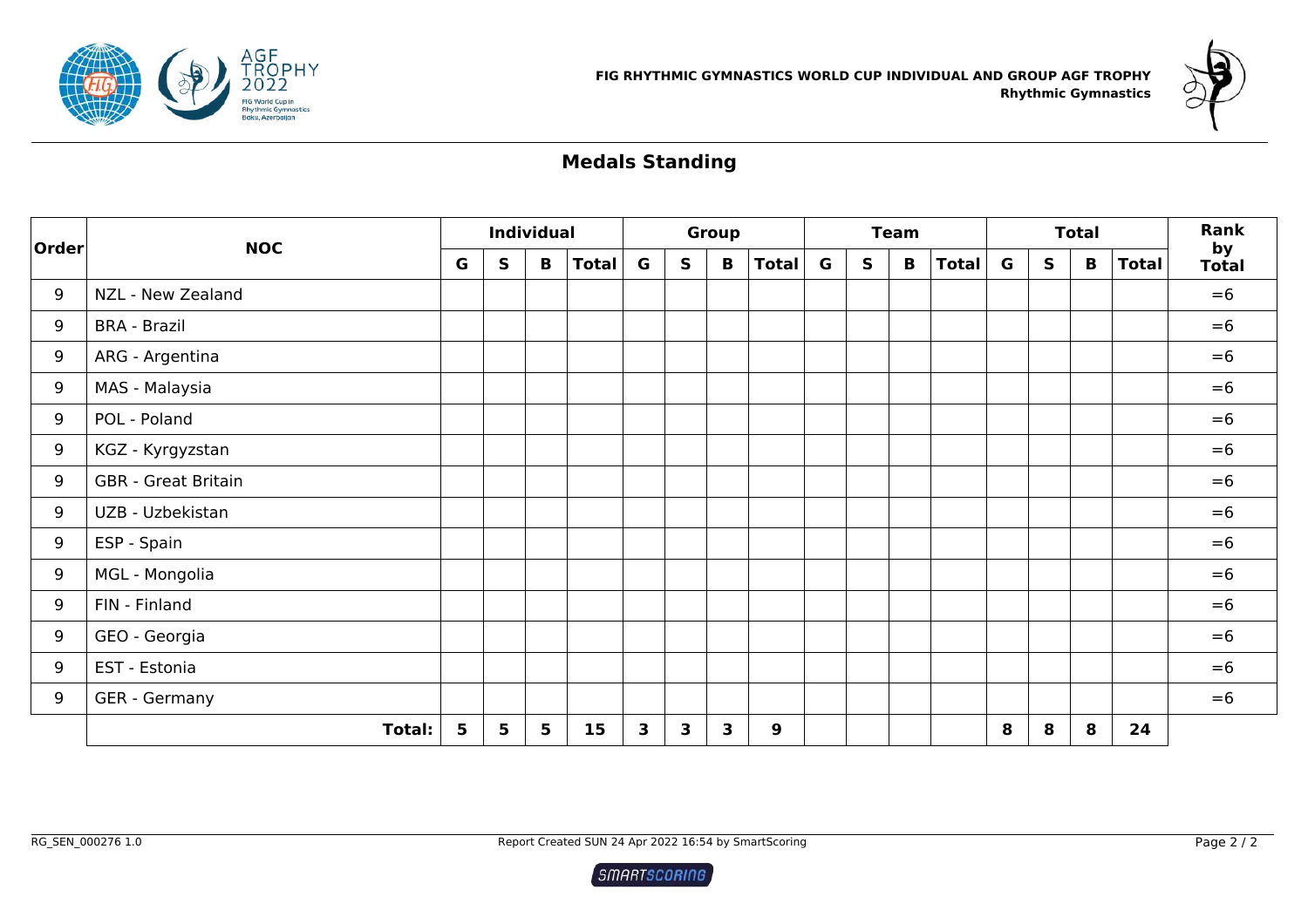FIG RHYTHMIC GYMNASTICS WORLD CUP INDIVIDUAL AND GROUP AGF TROPHY
Rhythmic Gymnastics

## Medals Standing

| Order | NOC | Individual | | | | Group | | | | Team | | | | Total | | | | Rank by Total |
|---|---|---|---|---|---|---|---|---|---|---|---|---|---|---|---|---|---|---|
| | | G | S | B | Total | G | S | B | Total | G | S | B | Total | G | S | B | Total | |
| 9 | NZL - New Zealand | | | | | | | | | | | | | | | | | =6 |
| 9 | BRA - Brazil | | | | | | | | | | | | | | | | | =6 |
| 9 | ARG - Argentina | | | | | | | | | | | | | | | | | =6 |
| 9 | MAS - Malaysia | | | | | | | | | | | | | | | | | =6 |
| 9 | POL - Poland | | | | | | | | | | | | | | | | | =6 |
| 9 | KGZ - Kyrgyzstan | | | | | | | | | | | | | | | | | =6 |
| 9 | GBR - Great Britain | | | | | | | | | | | | | | | | | =6 |
| 9 | UZB - Uzbekistan | | | | | | | | | | | | | | | | | =6 |
| 9 | ESP - Spain | | | | | | | | | | | | | | | | | =6 |
| 9 | MGL - Mongolia | | | | | | | | | | | | | | | | | =6 |
| 9 | FIN - Finland | | | | | | | | | | | | | | | | | =6 |
| 9 | GEO - Georgia | | | | | | | | | | | | | | | | | =6 |
| 9 | EST - Estonia | | | | | | | | | | | | | | | | | =6 |
| 9 | GER - Germany | | | | | | | | | | | | | | | | | =6 |
| | **Total:** | **5** | **5** | **5** | **15** | **3** | **3** | **3** | **9** | | | | | **8** | **8** | **8** | **24** | |

RG_SEN_000276 1.0 Report Created SUN 24 Apr 2022 16:54 by SmartScoring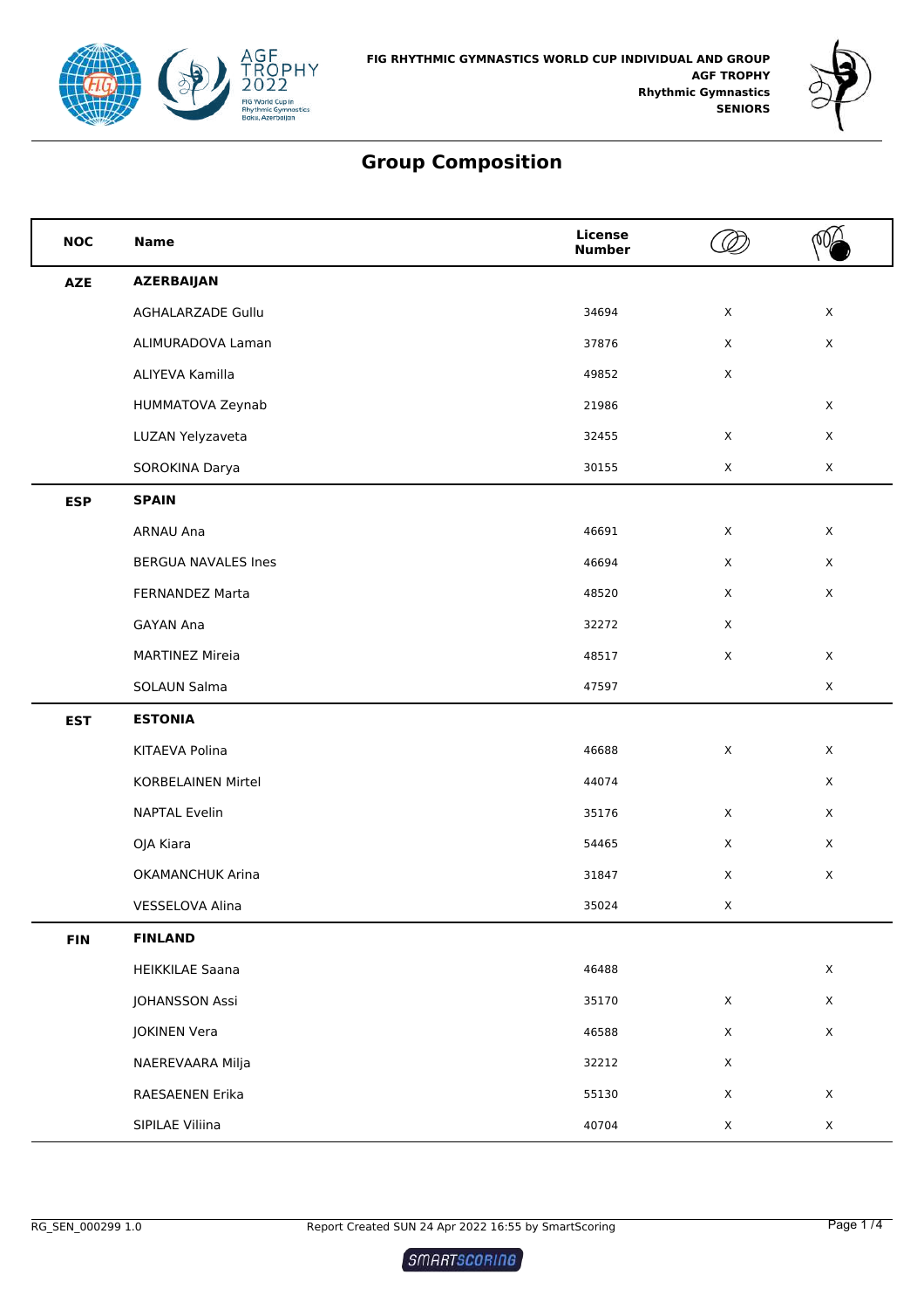FIG RHYTHMIC GYMNASTICS WORLD CUP INDIVIDUAL AND GROUP
AGF TROPHY
Rhythmic Gymnastics
SENIORS

# Group Composition

| NOC | Name | License Number | Hoops | Clubs & Balls |
|---|---|---|---|---|
| AZE | AZERBAIJAN | | | |
| | AGHALARZADE Gullu | 34694 | X | X |
| | ALIMURADOVA Laman | 37876 | X | X |
| | ALIYEVA Kamilla | 49852 | X | |
| | HUMMATOVA Zeynab | 21986 | | X |
| | LUZAN Yelyzaveta | 32455 | X | X |
| | SOROKINA Darya | 30155 | X | X |
| ESP | SPAIN | | | |
| | ARNAU Ana | 46691 | X | X |
| | BERGUA NAVALES Ines | 46694 | X | X |
| | FERNANDEZ Marta | 48520 | X | X |
| | GAYAN Ana | 32272 | X | |
| | MARTINEZ Mireia | 48517 | X | X |
| | SOLAUN Salma | 47597 | | X |
| EST | ESTONIA | | | |
| | KITAEVA Polina | 46688 | X | X |
| | KORBELAINEN Mirtel | 44074 | | X |
| | NAPTAL Evelin | 35176 | X | X |
| | OJA Kiara | 54465 | X | X |
| | OKAMANCHUK Arina | 31847 | X | X |
| | VESSELOVA Alina | 35024 | X | |
| FIN | FINLAND | | | |
| | HEIKKILAE Saana | 46488 | | X |
| | JOHANSSON Assi | 35170 | X | X |
| | JOKINEN Vera | 46588 | X | X |
| | NAEREVAARA Milja | 32212 | X | |
| | RAESAENEN Erika | 55130 | X | X |
| | SIPILAE Viliina | 40704 | X | X |

RG_SEN_000299 1.0 Report Created SUN 24 Apr 2022 16:55 by SmartScoring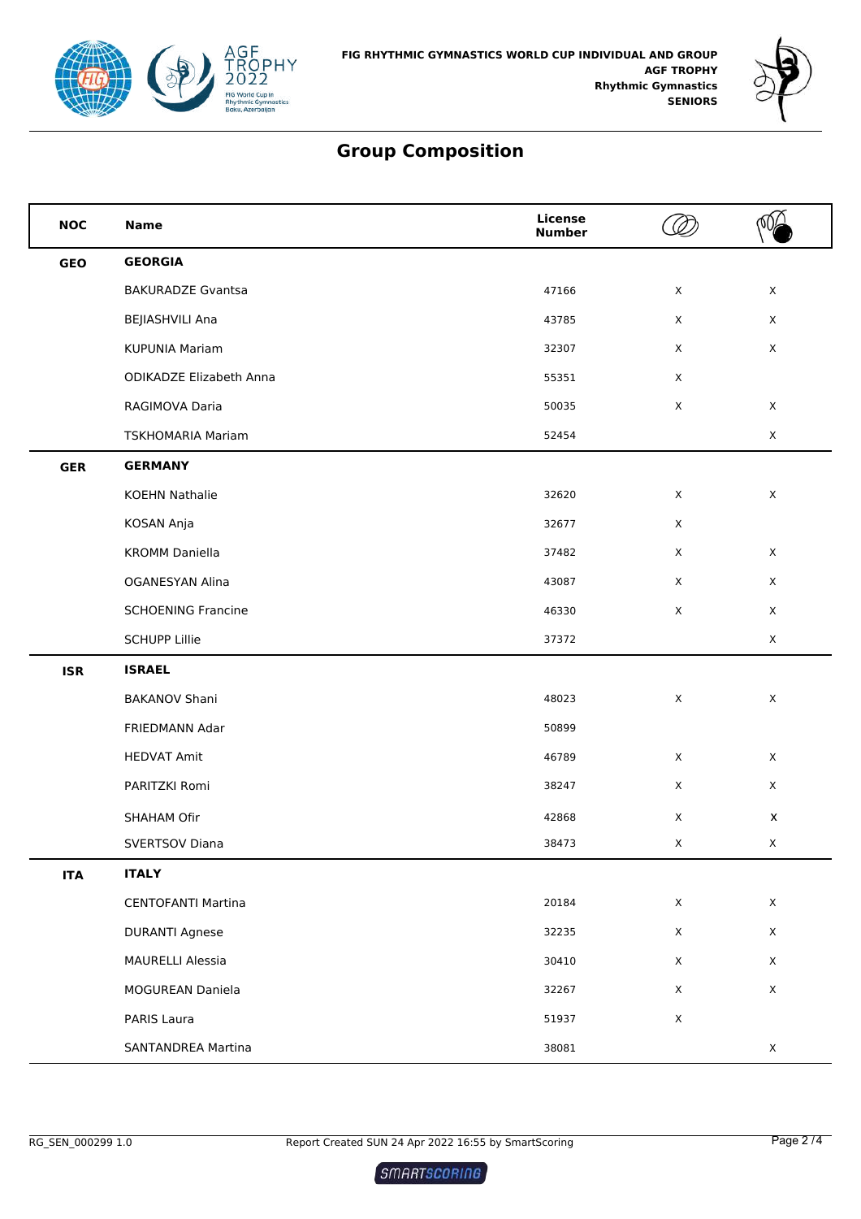FIG RHYTHMIC GYMNASTICS WORLD CUP INDIVIDUAL AND GROUP
AGF TROPHY
Rhythmic Gymnastics
SENIORS

# Group Composition

| NOC | Name | License Number | Hoops | Clubs/Ball |
|---|---|---|---|---|
| **GEO** | **GEORGIA** | | | |
| | BAKURADZE Gvantsa | 47166 | X | X |
| | BEJIASHVILI Ana | 43785 | X | X |
| | KUPUNIA Mariam | 32307 | X | X |
| | ODIKADZE Elizabeth Anna | 55351 | X | |
| | RAGIMOVA Daria | 50035 | X | X |
| | TSKHOMARIA Mariam | 52454 | | X |
| **GER** | **GERMANY** | | | |
| | KOEHN Nathalie | 32620 | X | X |
| | KOSAN Anja | 32677 | X | |
| | KROMM Daniella | 37482 | X | X |
| | OGANESYAN Alina | 43087 | X | X |
| | SCHOENING Francine | 46330 | X | X |
| | SCHUPP Lillie | 37372 | | X |
| **ISR** | **ISRAEL** | | | |
| | BAKANOV Shani | 48023 | X | X |
| | FRIEDMANN Adar | 50899 | | |
| | HEDVAT Amit | 46789 | X | X |
| | PARITZKI Romi | 38247 | X | X |
| | SHAHAM Ofir | 42868 | X | X |
| | SVERTSOV Diana | 38473 | X | X |
| **ITA** | **ITALY** | | | |
| | CENTOFANTI Martina | 20184 | X | X |
| | DURANTI Agnese | 32235 | X | X |
| | MAURELLI Alessia | 30410 | X | X |
| | MOGUREAN Daniela | 32267 | X | X |
| | PARIS Laura | 51937 | X | |
| | SANTANDREA Martina | 38081 | | X |

RG_SEN_000299 1.0 Report Created SUN 24 Apr 2022 16:55 by SmartScoring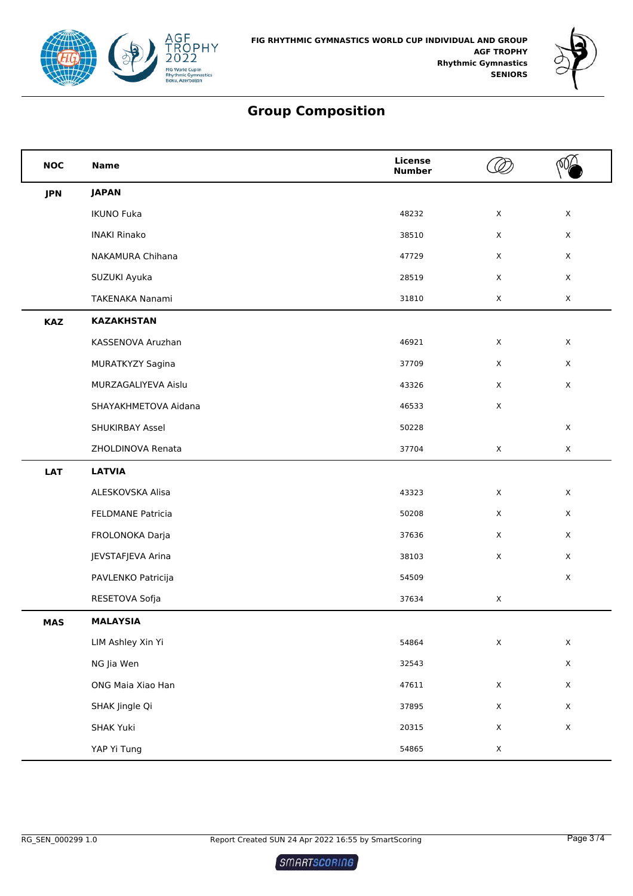FIG RHYTHMIC GYMNASTICS WORLD CUP INDIVIDUAL AND GROUP
AGF TROPHY
Rhythmic Gymnastics
SENIORS

# Group Composition

| NOC | Name | License Number | Hoops | Ribbons & Balls |
|---|---|---|---|---|
| JPN | JAPAN | | | |
| | IKUNO Fuka | 48232 | X | X |
| | INAKI Rinako | 38510 | X | X |
| | NAKAMURA Chihana | 47729 | X | X |
| | SUZUKI Ayuka | 28519 | X | X |
| | TAKENAKA Nanami | 31810 | X | X |
| KAZ | KAZAKHSTAN | | | |
| | KASSENOVA Aruzhan | 46921 | X | X |
| | MURATKYZY Sagina | 37709 | X | X |
| | MURZAGALIYEVA Aislu | 43326 | X | X |
| | SHAYAKHMETOVA Aidana | 46533 | X | |
| | SHUKIRBAY Assel | 50228 | | X |
| | ZHOLDINOVA Renata | 37704 | X | X |
| LAT | LATVIA | | | |
| | ALESKOVSKA Alisa | 43323 | X | X |
| | FELDMANE Patricia | 50208 | X | X |
| | FROLONOKA Darja | 37636 | X | X |
| | JEVSTAFJEVA Arina | 38103 | X | X |
| | PAVLENKO Patricija | 54509 | | X |
| | RESETOVA Sofja | 37634 | X | |
| MAS | MALAYSIA | | | |
| | LIM Ashley Xin Yi | 54864 | X | X |
| | NG Jia Wen | 32543 | | X |
| | ONG Maia Xiao Han | 47611 | X | X |
| | SHAK Jingle Qi | 37895 | X | X |
| | SHAK Yuki | 20315 | X | X |
| | YAP Yi Tung | 54865 | X | |

RG_SEN_000299 1.0 — Report Created SUN 24 Apr 2022 16:55 by SmartScoring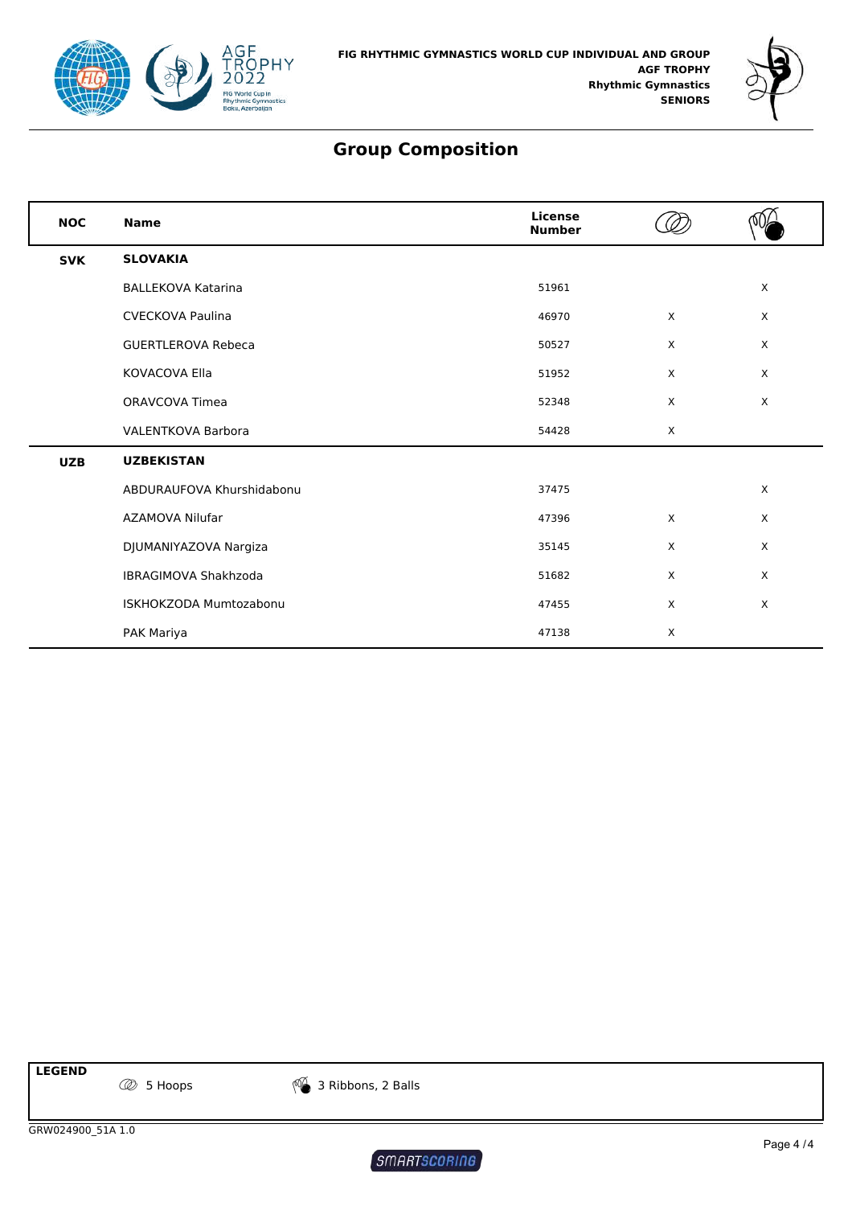FIG RHYTHMIC GYMNASTICS WORLD CUP INDIVIDUAL AND GROUP
AGF TROPHY
Rhythmic Gymnastics
SENIORS

## Group Composition

| NOC | Name | License Number | 5 Hoops | 3 Ribbons, 2 Balls |
|---|---|---|---|---|
| **SVK** | **SLOVAKIA** | | | |
| | BALLEKOVA Katarina | 51961 | | X |
| | CVECKOVA Paulina | 46970 | X | X |
| | GUERTLEROVA Rebeca | 50527 | X | X |
| | KOVACOVA Ella | 51952 | X | X |
| | ORAVCOVA Timea | 52348 | X | X |
| | VALENTKOVA Barbora | 54428 | X | |
| **UZB** | **UZBEKISTAN** | | | |
| | ABDURAUFOVA Khurshidabonu | 37475 | | X |
| | AZAMOVA Nilufar | 47396 | X | X |
| | DJUMANIYAZOVA Nargiza | 35145 | X | X |
| | IBRAGIMOVA Shakhzoda | 51682 | X | X |
| | ISKHOKZODA Mumtozabonu | 47455 | X | X |
| | PAK Mariya | 47138 | X | |

**LEGEND**

5 Hoops    3 Ribbons, 2 Balls

GRW024900_51A 1.0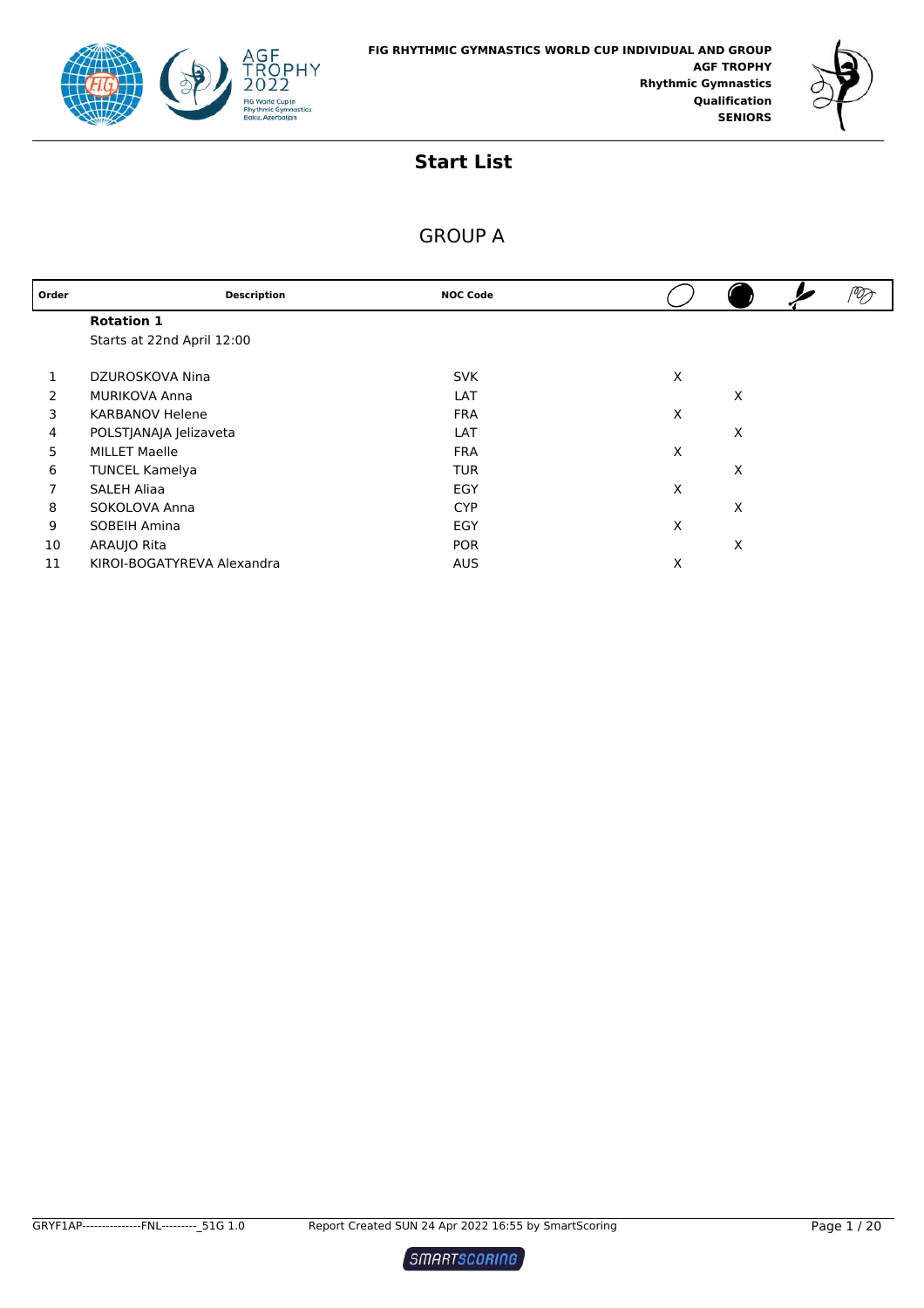FIG RHYTHMIC GYMNASTICS WORLD CUP INDIVIDUAL AND GROUP
**AGF TROPHY**
**Rhythmic Gymnastics**
**Qualification**
**SENIORS**

# Start List

## GROUP A

| Order | Description | NOC Code | Hoop | Ball | Clubs | Ribbon |
|---|---|---|---|---|---|---|
| | **Rotation 1** | | | | | |
| | Starts at 22nd April 12:00 | | | | | |
| 1 | DZUROSKOVA Nina | SVK | X | | | |
| 2 | MURIKOVA Anna | LAT | | X | | |
| 3 | KARBANOV Helene | FRA | X | | | |
| 4 | POLSTJANAJA Jelizaveta | LAT | | X | | |
| 5 | MILLET Maelle | FRA | X | | | |
| 6 | TUNCEL Kamelya | TUR | | X | | |
| 7 | SALEH Aliaa | EGY | X | | | |
| 8 | SOKOLOVA Anna | CYP | | X | | |
| 9 | SOBEIH Amina | EGY | X | | | |
| 10 | ARAUJO Rita | POR | | X | | |
| 11 | KIROI-BOGATYREVA Alexandra | AUS | X | | | |

GRYF1AP---------------FNL---------_51G 1.0 Report Created SUN 24 Apr 2022 16:55 by SmartScoring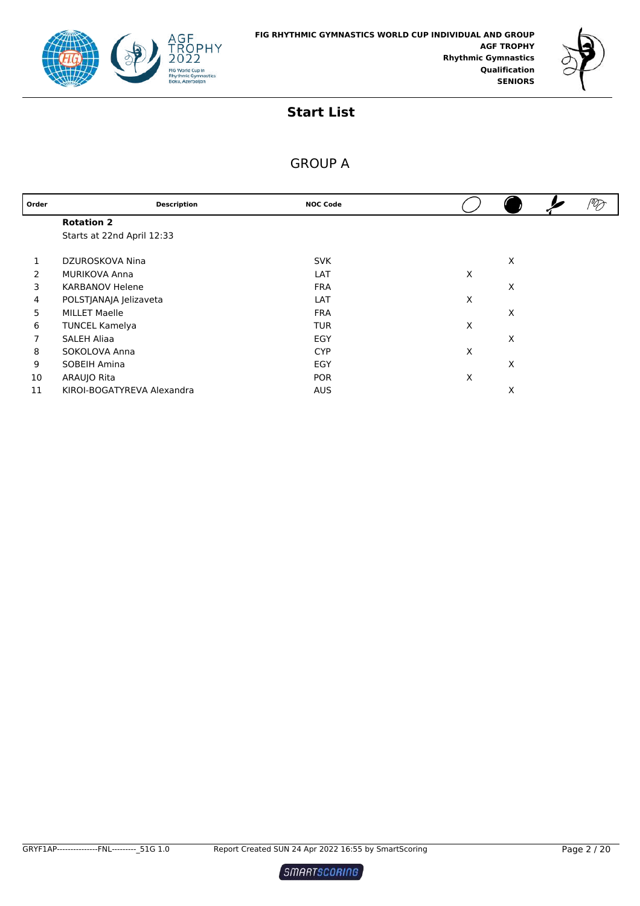FIG RHYTHMIC GYMNASTICS WORLD CUP INDIVIDUAL AND GROUP
**AGF TROPHY**
**Rhythmic Gymnastics**
**Qualification**
**SENIORS**

# Start List

## GROUP A

| Order | Description | NOC Code | Hoop | Ball | Clubs | Ribbon |
|---|---|---|---|---|---|---|
| | **Rotation 2** | | | | | |
| | Starts at 22nd April 12:33 | | | | | |
| 1 | DZUROSKOVA Nina | SVK | | X | | |
| 2 | MURIKOVA Anna | LAT | X | | | |
| 3 | KARBANOV Helene | FRA | | X | | |
| 4 | POLSTJANAJA Jelizaveta | LAT | X | | | |
| 5 | MILLET Maelle | FRA | | X | | |
| 6 | TUNCEL Kamelya | TUR | X | | | |
| 7 | SALEH Aliaa | EGY | | X | | |
| 8 | SOKOLOVA Anna | CYP | X | | | |
| 9 | SOBEIH Amina | EGY | | X | | |
| 10 | ARAUJO Rita | POR | X | | | |
| 11 | KIROI-BOGATYREVA Alexandra | AUS | | X | | |

GRYF1AP---------------FNL---------_51G 1.0 Report Created SUN 24 Apr 2022 16:55 by SmartScoring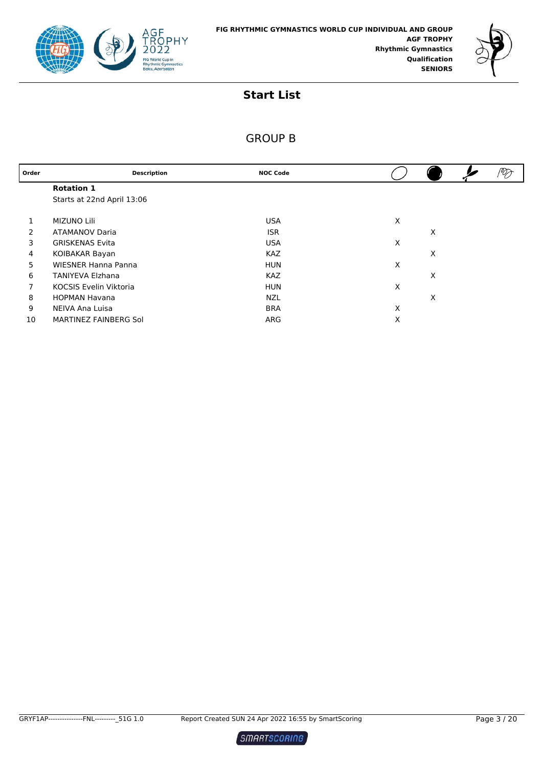FIG RHYTHMIC GYMNASTICS WORLD CUP INDIVIDUAL AND GROUP
AGF TROPHY
Rhythmic Gymnastics
Qualification
SENIORS

# Start List

## GROUP B

| Order | Description | NOC Code | Hoop | Ball | Clubs | Ribbon |
|---|---|---|---|---|---|---|
| | **Rotation 1** | | | | | |
| | Starts at 22nd April 13:06 | | | | | |
| 1 | MIZUNO Lili | USA | X | | | |
| 2 | ATAMANOV Daria | ISR | | X | | |
| 3 | GRISKENAS Evita | USA | X | | | |
| 4 | KOIBAKAR Bayan | KAZ | | X | | |
| 5 | WIESNER Hanna Panna | HUN | X | | | |
| 6 | TANIYEVA Elzhana | KAZ | | X | | |
| 7 | KOCSIS Evelin Viktoria | HUN | X | | | |
| 8 | HOPMAN Havana | NZL | | X | | |
| 9 | NEIVA Ana Luisa | BRA | X | | | |
| 10 | MARTINEZ FAINBERG Sol | ARG | X | | | |

GRYF1AP--------------FNL---------_51G 1.0 Report Created SUN 24 Apr 2022 16:55 by SmartScoring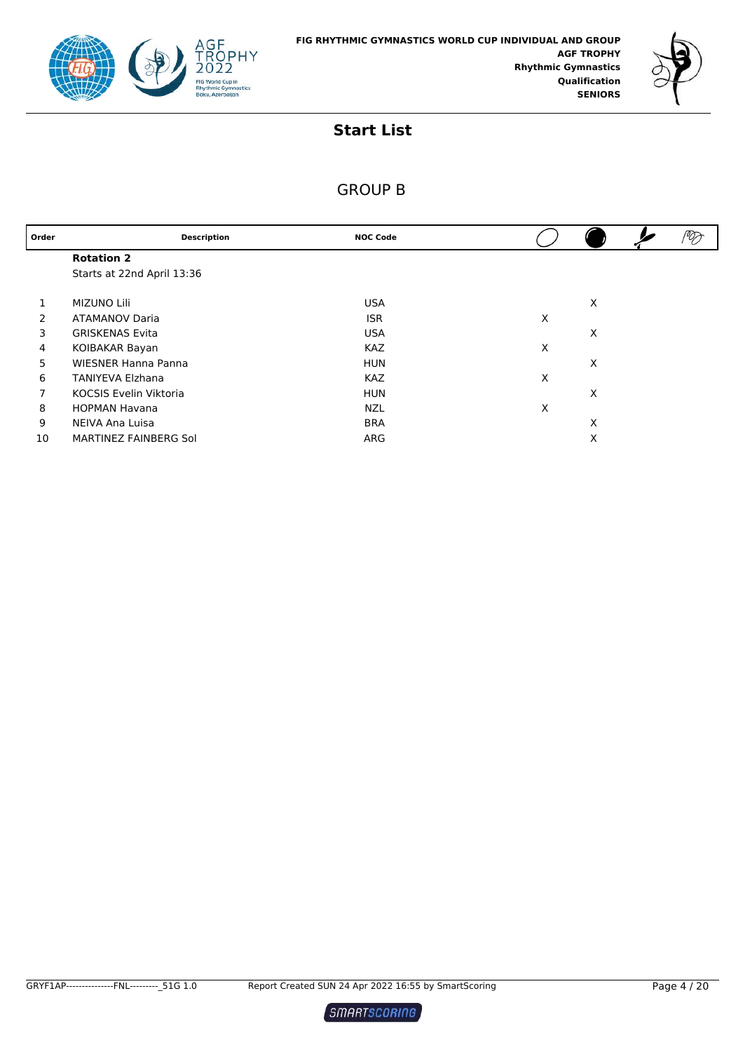FIG RHYTHMIC GYMNASTICS WORLD CUP INDIVIDUAL AND GROUP
AGF TROPHY
Rhythmic Gymnastics
Qualification
SENIORS

# Start List

## GROUP B

| Order | Description | NOC Code | Hoop | Ball | Clubs | Ribbon |
|---|---|---|---|---|---|---|
| | **Rotation 2** | | | | | |
| | Starts at 22nd April 13:36 | | | | | |
| 1 | MIZUNO Lili | USA | | X | | |
| 2 | ATAMANOV Daria | ISR | X | | | |
| 3 | GRISKENAS Evita | USA | | X | | |
| 4 | KOIBAKAR Bayan | KAZ | X | | | |
| 5 | WIESNER Hanna Panna | HUN | | X | | |
| 6 | TANIYEVA Elzhana | KAZ | X | | | |
| 7 | KOCSIS Evelin Viktoria | HUN | | X | | |
| 8 | HOPMAN Havana | NZL | X | | | |
| 9 | NEIVA Ana Luisa | BRA | | X | | |
| 10 | MARTINEZ FAINBERG Sol | ARG | | X | | |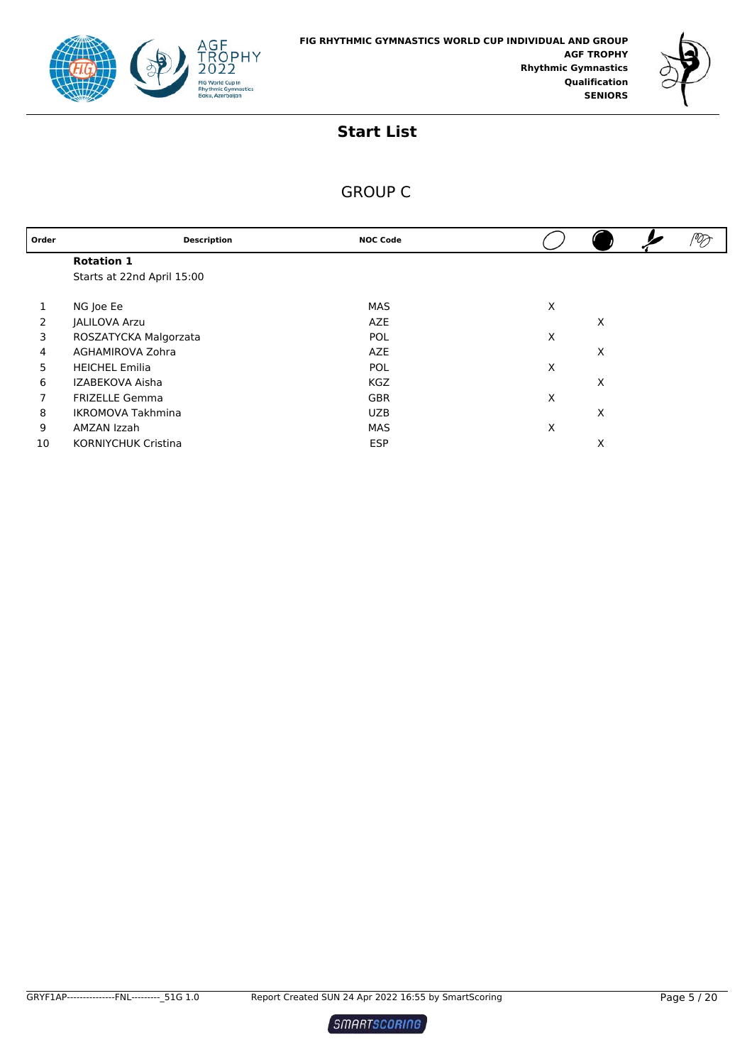FIG RHYTHMIC GYMNASTICS WORLD CUP INDIVIDUAL AND GROUP
AGF TROPHY
Rhythmic Gymnastics
Qualification
SENIORS

# Start List

## GROUP C

| Order | Description | NOC Code | Hoop | Ball | Clubs | Ribbon |
|---|---|---|---|---|---|---|
| | **Rotation 1** | | | | | |
| | Starts at 22nd April 15:00 | | | | | |
| 1 | NG Joe Ee | MAS | X | | | |
| 2 | JALILOVA Arzu | AZE | | X | | |
| 3 | ROSZATYCKA Malgorzata | POL | X | | | |
| 4 | AGHAMIROVA Zohra | AZE | | X | | |
| 5 | HEICHEL Emilia | POL | X | | | |
| 6 | IZABEKOVA Aisha | KGZ | | X | | |
| 7 | FRIZELLE Gemma | GBR | X | | | |
| 8 | IKROMOVA Takhmina | UZB | | X | | |
| 9 | AMZAN Izzah | MAS | X | | | |
| 10 | KORNIYCHUK Cristina | ESP | | X | | |

GRYF1AP----------------FNL---------_51G 1.0 Report Created SUN 24 Apr 2022 16:55 by SmartScoring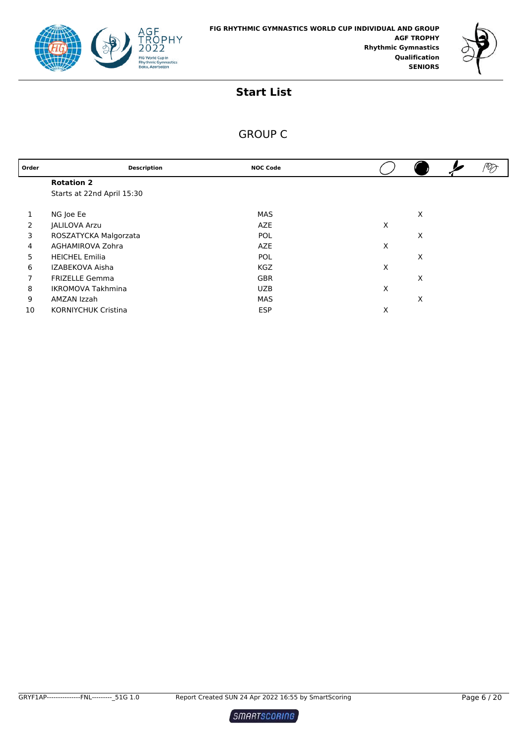FIG RHYTHMIC GYMNASTICS WORLD CUP INDIVIDUAL AND GROUP
**AGF TROPHY**
**Rhythmic Gymnastics**
**Qualification**
**SENIORS**

## Start List

### GROUP C

| Order | Description | NOC Code | Hoop | Ball | Clubs | Ribbon |
|---|---|---|---|---|---|---|
| | **Rotation 2** | | | | | |
| | Starts at 22nd April 15:30 | | | | | |
| 1 | NG Joe Ee | MAS | | X | | |
| 2 | JALILOVA Arzu | AZE | X | | | |
| 3 | ROSZATYCKA Malgorzata | POL | | X | | |
| 4 | AGHAMIROVA Zohra | AZE | X | | | |
| 5 | HEICHEL Emilia | POL | | X | | |
| 6 | IZABEKOVA Aisha | KGZ | X | | | |
| 7 | FRIZELLE Gemma | GBR | | X | | |
| 8 | IKROMOVA Takhmina | UZB | X | | | |
| 9 | AMZAN Izzah | MAS | | X | | |
| 10 | KORNIYCHUK Cristina | ESP | X | | | |

GRYF1AP---------------FNL---------_51G 1.0 Report Created SUN 24 Apr 2022 16:55 by SmartScoring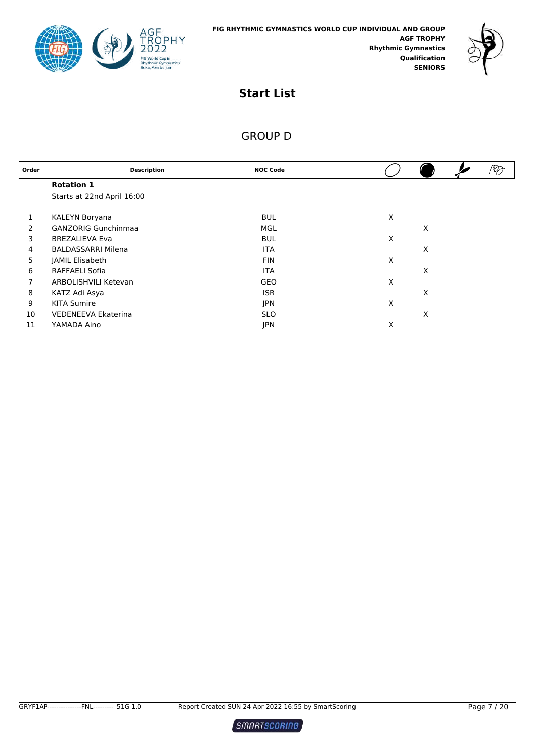FIG RHYTHMIC GYMNASTICS WORLD CUP INDIVIDUAL AND GROUP
AGF TROPHY
Rhythmic Gymnastics
Qualification
SENIORS

# Start List

## GROUP D

| Order | Description | NOC Code | Hoop | Ball | Clubs | Ribbon |
|---|---|---|---|---|---|---|
| | **Rotation 1** | | | | | |
| | Starts at 22nd April 16:00 | | | | | |
| 1 | KALEYN Boryana | BUL | X | | | |
| 2 | GANZORIG Gunchinmaa | MGL | | X | | |
| 3 | BREZALIEVA Eva | BUL | X | | | |
| 4 | BALDASSARRI Milena | ITA | | X | | |
| 5 | JAMIL Elisabeth | FIN | X | | | |
| 6 | RAFFAELI Sofia | ITA | | X | | |
| 7 | ARBOLISHVILI Ketevan | GEO | X | | | |
| 8 | KATZ Adi Asya | ISR | | X | | |
| 9 | KITA Sumire | JPN | X | | | |
| 10 | VEDENEEVA Ekaterina | SLO | | X | | |
| 11 | YAMADA Aino | JPN | X | | | |

GRYF1AP---------------FNL---------_51G 1.0 Report Created SUN 24 Apr 2022 16:55 by SmartScoring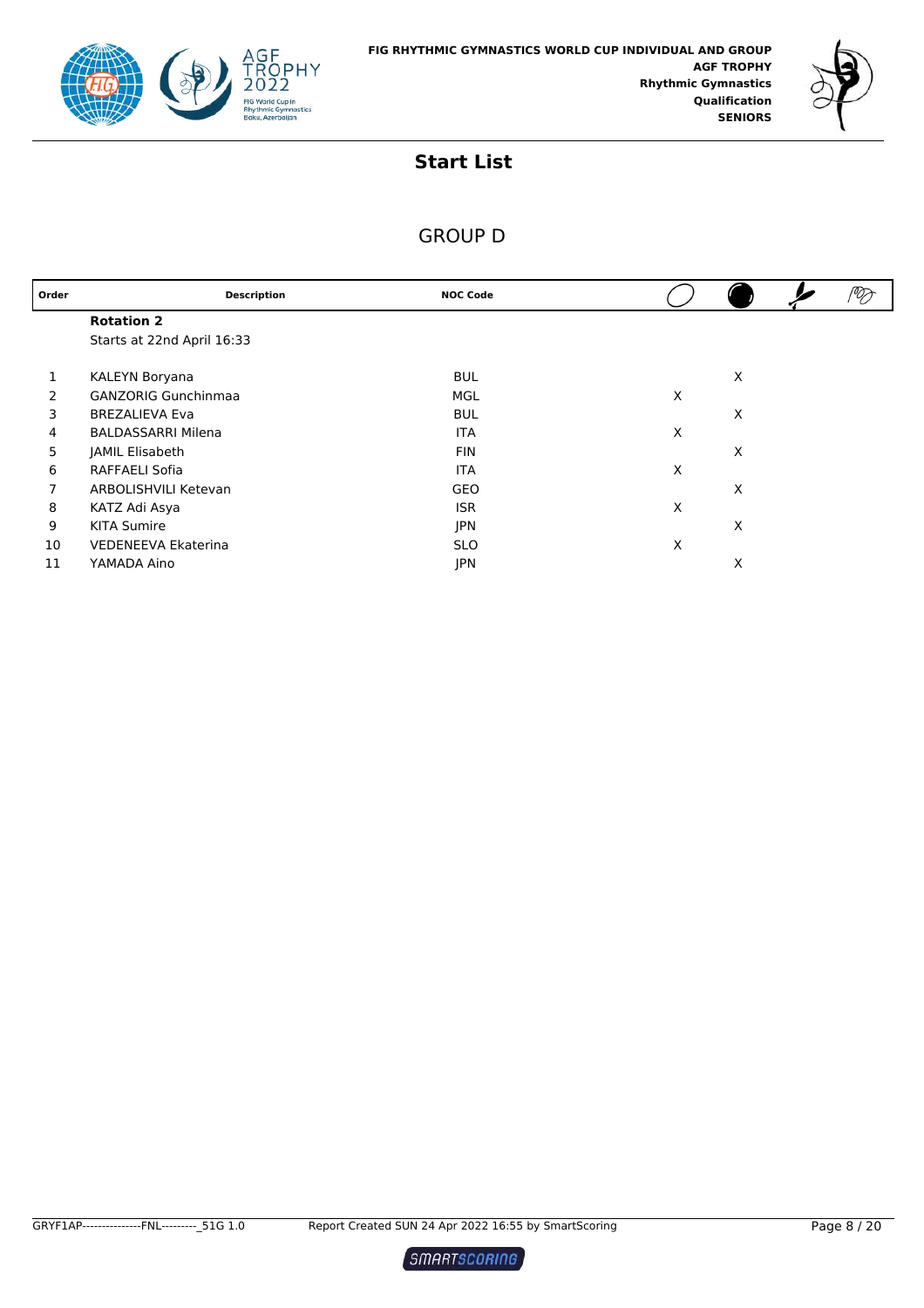FIG RHYTHMIC GYMNASTICS WORLD CUP INDIVIDUAL AND GROUP
AGF TROPHY
Rhythmic Gymnastics
Qualification
SENIORS

# Start List

## GROUP D

| Order | Description | NOC Code | Hoop | Ball | Clubs | Ribbon |
|---|---|---|---|---|---|---|
| | **Rotation 2** | | | | | |
| | Starts at 22nd April 16:33 | | | | | |
| 1 | KALEYN Boryana | BUL | | X | | |
| 2 | GANZORIG Gunchinmaa | MGL | X | | | |
| 3 | BREZALIEVA Eva | BUL | | X | | |
| 4 | BALDASSARRI Milena | ITA | X | | | |
| 5 | JAMIL Elisabeth | FIN | | X | | |
| 6 | RAFFAELI Sofia | ITA | X | | | |
| 7 | ARBOLISHVILI Ketevan | GEO | | X | | |
| 8 | KATZ Adi Asya | ISR | X | | | |
| 9 | KITA Sumire | JPN | | X | | |
| 10 | VEDENEEVA Ekaterina | SLO | X | | | |
| 11 | YAMADA Aino | JPN | | X | | |

GRYF1AP---------------FNL---------_51G 1.0 Report Created SUN 24 Apr 2022 16:55 by SmartScoring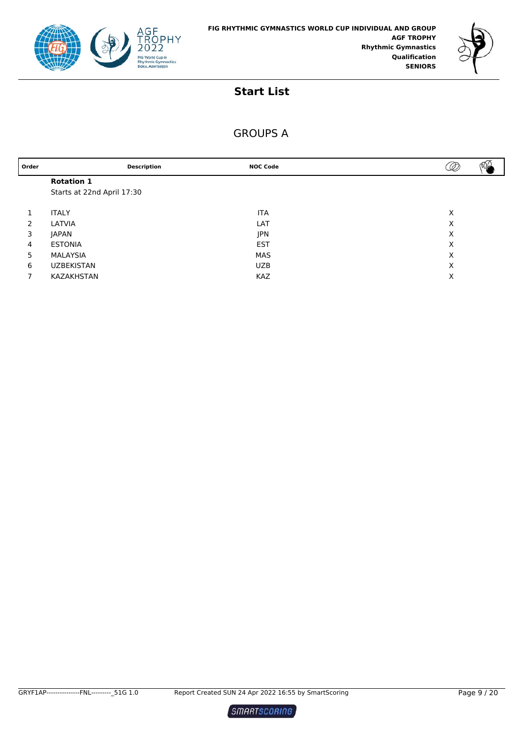FIG RHYTHMIC GYMNASTICS WORLD CUP INDIVIDUAL AND GROUP
AGF TROPHY
Rhythmic Gymnastics
Qualification
SENIORS

# Start List

## GROUPS A

| Order | Description | NOC Code | Hoops | Balls/Clubs |
|---|---|---|---|---|
| | **Rotation 1** | | | |
| | Starts at 22nd April 17:30 | | | |
| 1 | ITALY | ITA | X | |
| 2 | LATVIA | LAT | X | |
| 3 | JAPAN | JPN | X | |
| 4 | ESTONIA | EST | X | |
| 5 | MALAYSIA | MAS | X | |
| 6 | UZBEKISTAN | UZB | X | |
| 7 | KAZAKHSTAN | KAZ | X | |

GRYF1AP---------------FNL----------_51G 1.0 Report Created SUN 24 Apr 2022 16:55 by SmartScoring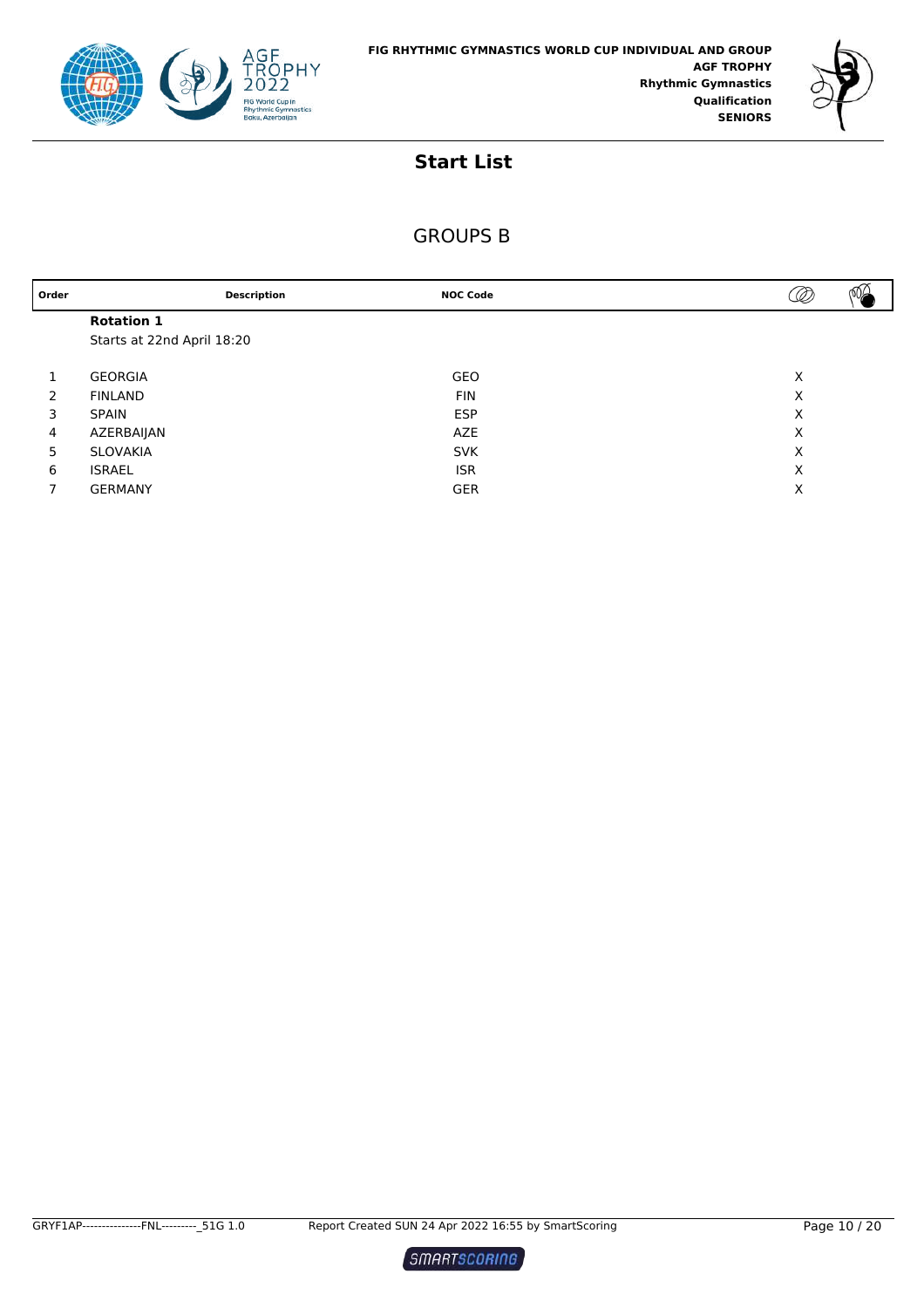FIG RHYTHMIC GYMNASTICS WORLD CUP INDIVIDUAL AND GROUP
**AGF TROPHY**
**Rhythmic Gymnastics**
**Qualification**
**SENIORS**

## Start List

### GROUPS B

| Order | Description | NOC Code | Hoops | Clubs/Balls |
|---|---|---|---|---|
| | **Rotation 1** | | | |
| | Starts at 22nd April 18:20 | | | |
| 1 | GEORGIA | GEO | X | |
| 2 | FINLAND | FIN | X | |
| 3 | SPAIN | ESP | X | |
| 4 | AZERBAIJAN | AZE | X | |
| 5 | SLOVAKIA | SVK | X | |
| 6 | ISRAEL | ISR | X | |
| 7 | GERMANY | GER | X | |

GRYF1AP---------------FNL---------_51G 1.0 Report Created SUN 24 Apr 2022 16:55 by SmartScoring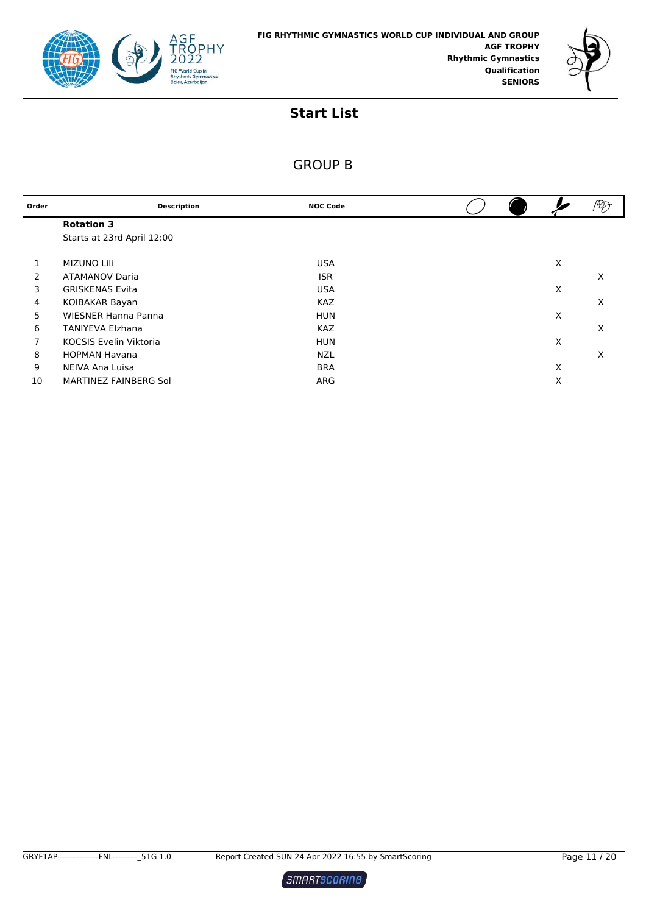FIG RHYTHMIC GYMNASTICS WORLD CUP INDIVIDUAL AND GROUP
**AGF TROPHY**
**Rhythmic Gymnastics**
**Qualification**
**SENIORS**

## Start List

### GROUP B

| Order | Description | NOC Code | Hoop | Ball | Clubs | Ribbon |
|---|---|---|---|---|---|---|
| | **Rotation 3** | | | | | |
| | Starts at 23rd April 12:00 | | | | | |
| 1 | MIZUNO Lili | USA | | | X | |
| 2 | ATAMANOV Daria | ISR | | | | X |
| 3 | GRISKENAS Evita | USA | | | X | |
| 4 | KOIBAKAR Bayan | KAZ | | | | X |
| 5 | WIESNER Hanna Panna | HUN | | | X | |
| 6 | TANIYEVA Elzhana | KAZ | | | | X |
| 7 | KOCSIS Evelin Viktoria | HUN | | | X | |
| 8 | HOPMAN Havana | NZL | | | | X |
| 9 | NEIVA Ana Luisa | BRA | | | X | |
| 10 | MARTINEZ FAINBERG Sol | ARG | | | X | |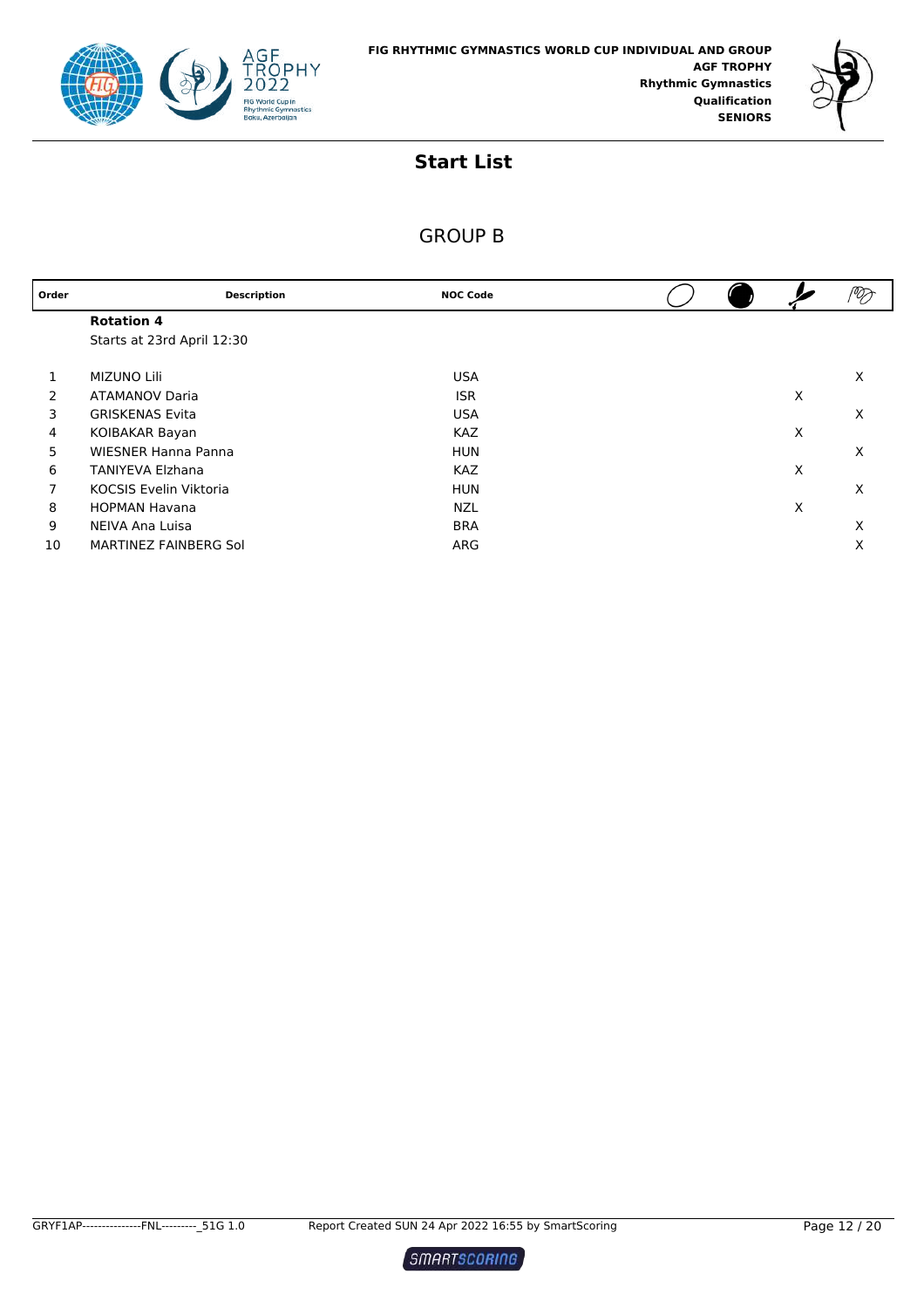FIG RHYTHMIC GYMNASTICS WORLD CUP INDIVIDUAL AND GROUP
**AGF TROPHY**
**Rhythmic Gymnastics**
**Qualification**
**SENIORS**

## Start List

### GROUP B

| Order | Description | NOC Code | Hoop | Ball | Clubs | Ribbon |
|---|---|---|---|---|---|---|
| | **Rotation 4** | | | | | |
| | Starts at 23rd April 12:30 | | | | | |
| 1 | MIZUNO Lili | USA | | | | X |
| 2 | ATAMANOV Daria | ISR | | | X | |
| 3 | GRISKENAS Evita | USA | | | | X |
| 4 | KOIBAKAR Bayan | KAZ | | | X | |
| 5 | WIESNER Hanna Panna | HUN | | | | X |
| 6 | TANIYEVA Elzhana | KAZ | | | X | |
| 7 | KOCSIS Evelin Viktoria | HUN | | | | X |
| 8 | HOPMAN Havana | NZL | | | X | |
| 9 | NEIVA Ana Luisa | BRA | | | | X |
| 10 | MARTINEZ FAINBERG Sol | ARG | | | | X |

GRYF1AP---------------FNL---------_51G 1.0 Report Created SUN 24 Apr 2022 16:55 by SmartScoring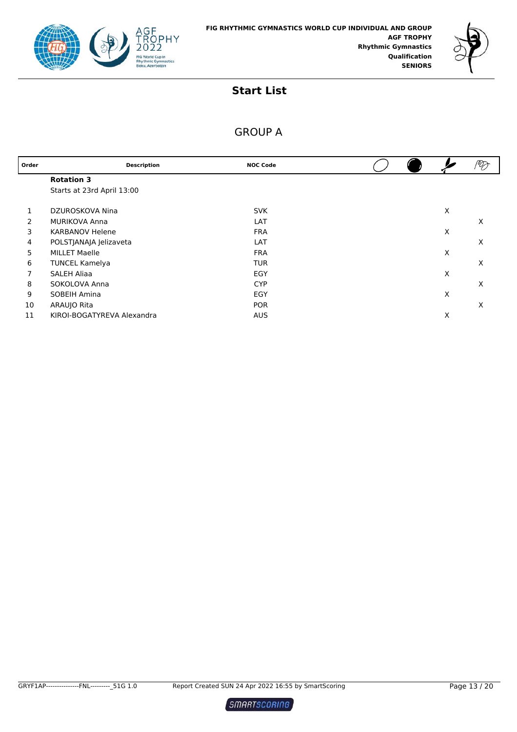**FIG RHYTHMIC GYMNASTICS WORLD CUP INDIVIDUAL AND GROUP**
**AGF TROPHY**
**Rhythmic Gymnastics**
**Qualification**
**SENIORS**

# Start List

## GROUP A

| Order | Description | NOC Code | Hoop | Ball | Clubs | Ribbon |
|---|---|---|---|---|---|---|
| | **Rotation 3** | | | | | |
| | Starts at 23rd April 13:00 | | | | | |
| 1 | DZUROSKOVA Nina | SVK | | | X | |
| 2 | MURIKOVA Anna | LAT | | | | X |
| 3 | KARBANOV Helene | FRA | | | X | |
| 4 | POLSTJANAJA Jelizaveta | LAT | | | | X |
| 5 | MILLET Maelle | FRA | | | X | |
| 6 | TUNCEL Kamelya | TUR | | | | X |
| 7 | SALEH Aliaa | EGY | | | X | |
| 8 | SOKOLOVA Anna | CYP | | | | X |
| 9 | SOBEIH Amina | EGY | | | X | |
| 10 | ARAUJO Rita | POR | | | | X |
| 11 | KIROI-BOGATYREVA Alexandra | AUS | | | X | |

GRYF1AP---------------FNL---------_51G 1.0 Report Created SUN 24 Apr 2022 16:55 by SmartScoring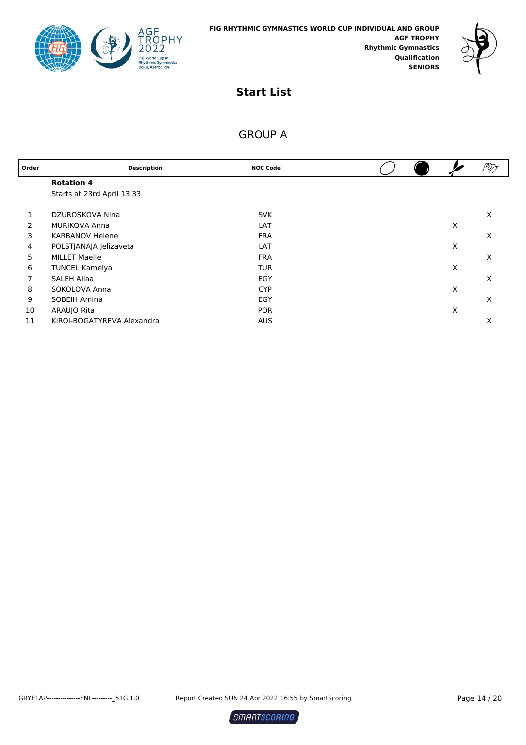FIG RHYTHMIC GYMNASTICS WORLD CUP INDIVIDUAL AND GROUP
AGF TROPHY
Rhythmic Gymnastics
Qualification
SENIORS

## Start List

### GROUP A

| Order | Description | NOC Code | Hoop | Ball | Clubs | Ribbon |
|---|---|---|---|---|---|---|
| | **Rotation 4** | | | | | |
| | Starts at 23rd April 13:33 | | | | | |
| 1 | DZUROSKOVA Nina | SVK | | | | X |
| 2 | MURIKOVA Anna | LAT | | | X | |
| 3 | KARBANOV Helene | FRA | | | | X |
| 4 | POLSTJANAJA Jelizaveta | LAT | | | X | |
| 5 | MILLET Maelle | FRA | | | | X |
| 6 | TUNCEL Kamelya | TUR | | | X | |
| 7 | SALEH Aliaa | EGY | | | | X |
| 8 | SOKOLOVA Anna | CYP | | | X | |
| 9 | SOBEIH Amina | EGY | | | | X |
| 10 | ARAUJO Rita | POR | | | X | |
| 11 | KIROI-BOGATYREVA Alexandra | AUS | | | | X |

GRYF1AP---------------FNL---------_51G 1.0 Report Created SUN 24 Apr 2022 16:55 by SmartScoring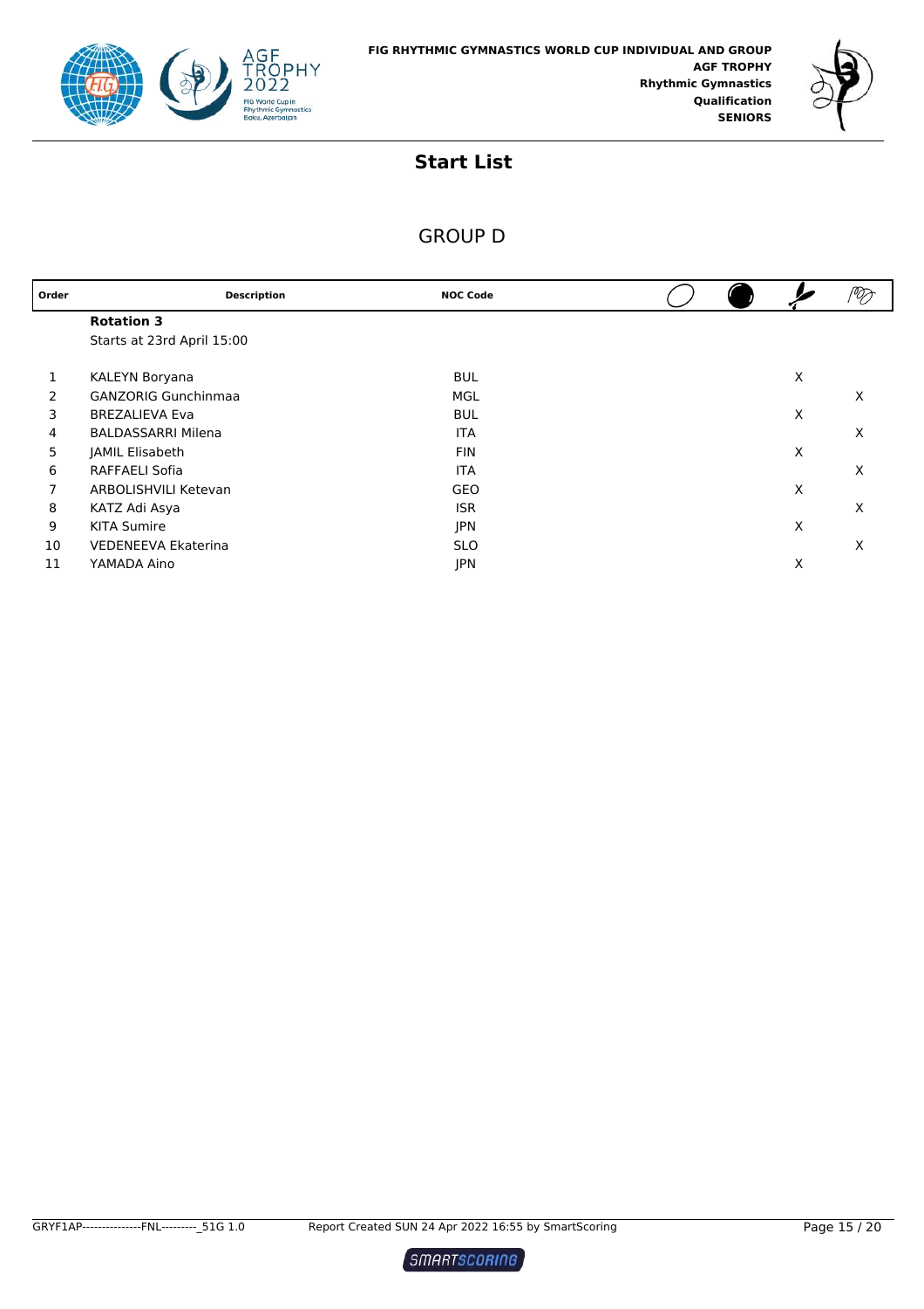FIG RHYTHMIC GYMNASTICS WORLD CUP INDIVIDUAL AND GROUP
**AGF TROPHY**
**Rhythmic Gymnastics**
**Qualification**
**SENIORS**

# Start List

## GROUP D

| Order | Description | NOC Code | Hoop | Ball | Clubs | Ribbon |
|---|---|---|---|---|---|---|
| | **Rotation 3** | | | | | |
| | Starts at 23rd April 15:00 | | | | | |
| 1 | KALEYN Boryana | BUL | | | X | |
| 2 | GANZORIG Gunchinmaa | MGL | | | | X |
| 3 | BREZALIEVA Eva | BUL | | | X | |
| 4 | BALDASSARRI Milena | ITA | | | | X |
| 5 | JAMIL Elisabeth | FIN | | | X | |
| 6 | RAFFAELI Sofia | ITA | | | | X |
| 7 | ARBOLISHVILI Ketevan | GEO | | | X | |
| 8 | KATZ Adi Asya | ISR | | | | X |
| 9 | KITA Sumire | JPN | | | X | |
| 10 | VEDENEEVA Ekaterina | SLO | | | | X |
| 11 | YAMADA Aino | JPN | | | X | |

GRYF1AP---------------FNL---------_51G 1.0 Report Created SUN 24 Apr 2022 16:55 by SmartScoring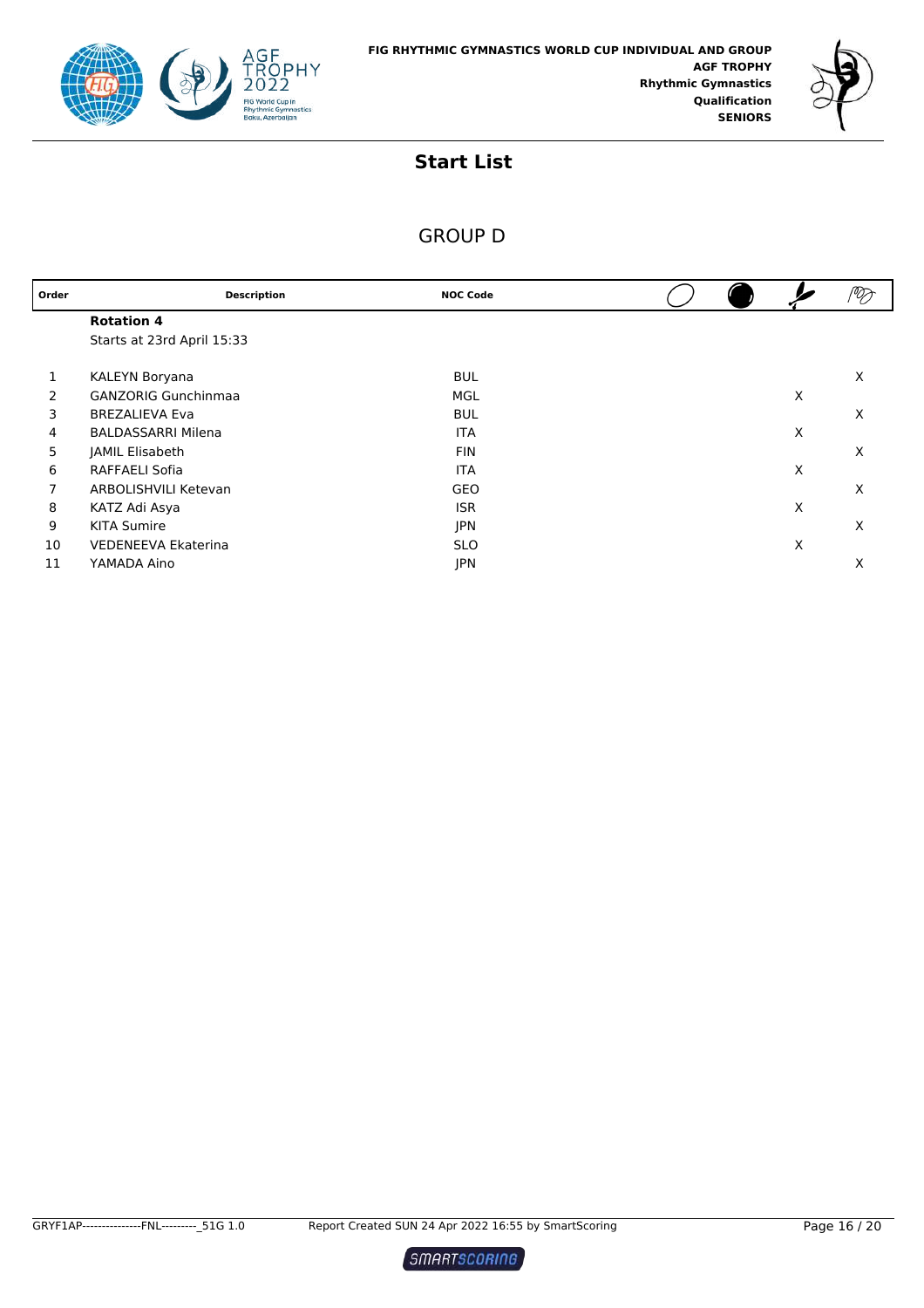FIG RHYTHMIC GYMNASTICS WORLD CUP INDIVIDUAL AND GROUP
AGF TROPHY
Rhythmic Gymnastics
Qualification
SENIORS

# Start List

## GROUP D

| Order | Description | NOC Code | Hoop | Ball | Clubs | Ribbon |
|---|---|---|---|---|---|---|
| | **Rotation 4** | | | | | |
| | Starts at 23rd April 15:33 | | | | | |
| 1 | KALEYN Boryana | BUL | | | | X |
| 2 | GANZORIG Gunchinmaa | MGL | | | X | |
| 3 | BREZALIEVA Eva | BUL | | | | X |
| 4 | BALDASSARRI Milena | ITA | | | X | |
| 5 | JAMIL Elisabeth | FIN | | | | X |
| 6 | RAFFAELI Sofia | ITA | | | X | |
| 7 | ARBOLISHVILI Ketevan | GEO | | | | X |
| 8 | KATZ Adi Asya | ISR | | | X | |
| 9 | KITA Sumire | JPN | | | | X |
| 10 | VEDENEEVA Ekaterina | SLO | | | X | |
| 11 | YAMADA Aino | JPN | | | | X |

GRYF1AP---------------FNL---------_51G 1.0    Report Created SUN 24 Apr 2022 16:55 by SmartScoring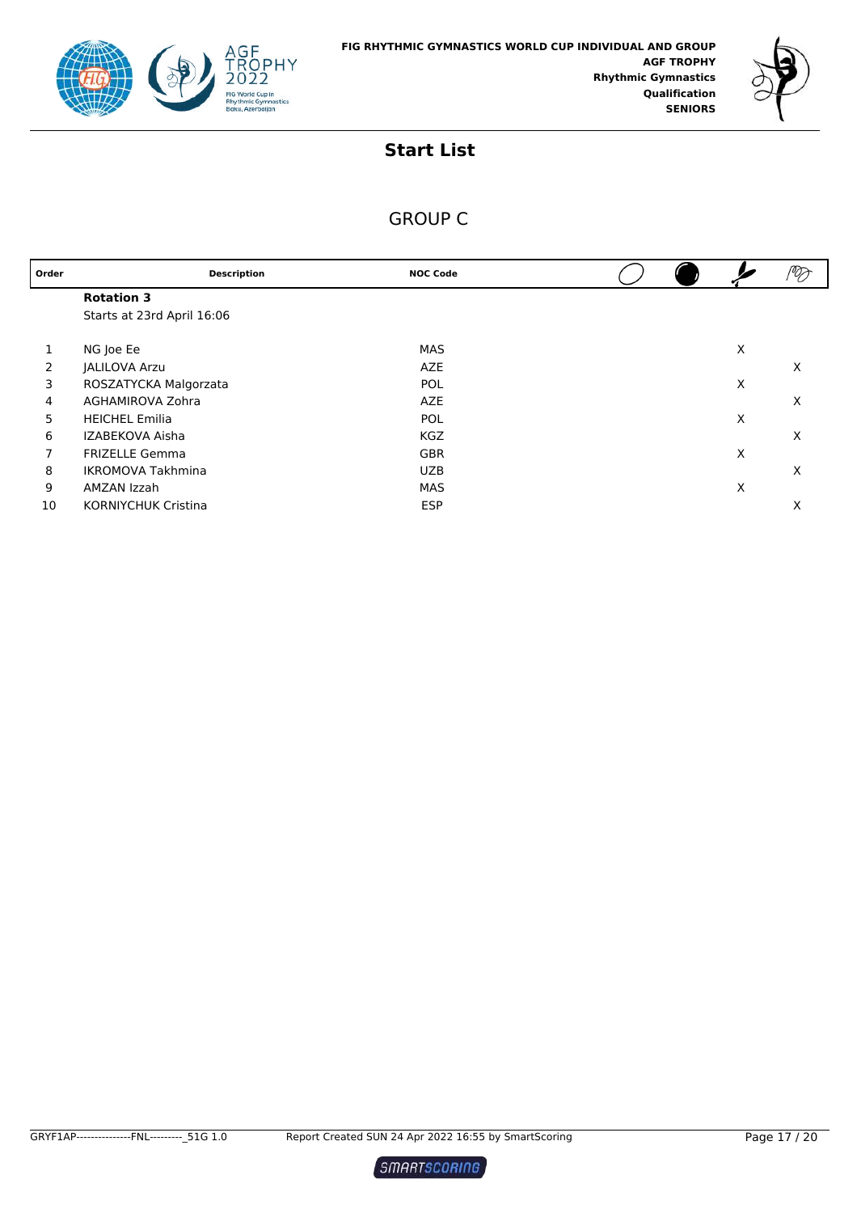FIG RHYTHMIC GYMNASTICS WORLD CUP INDIVIDUAL AND GROUP
**AGF TROPHY**
**Rhythmic Gymnastics**
**Qualification**
**SENIORS**

## Start List

### GROUP C

| Order | Description | NOC Code | Hoop | Ball | Clubs | Ribbon |
|---|---|---|---|---|---|---|
| | **Rotation 3** | | | | | |
| | Starts at 23rd April 16:06 | | | | | |
| 1 | NG Joe Ee | MAS | | | X | |
| 2 | JALILOVA Arzu | AZE | | | | X |
| 3 | ROSZATYCKA Malgorzata | POL | | | X | |
| 4 | AGHAMIROVA Zohra | AZE | | | | X |
| 5 | HEICHEL Emilia | POL | | | X | |
| 6 | IZABEKOVA Aisha | KGZ | | | | X |
| 7 | FRIZELLE Gemma | GBR | | | X | |
| 8 | IKROMOVA Takhmina | UZB | | | | X |
| 9 | AMZAN Izzah | MAS | | | X | |
| 10 | KORNIYCHUK Cristina | ESP | | | | X |

GRYF1AP---------------FNL---------_51G 1.0 Report Created SUN 24 Apr 2022 16:55 by SmartScoring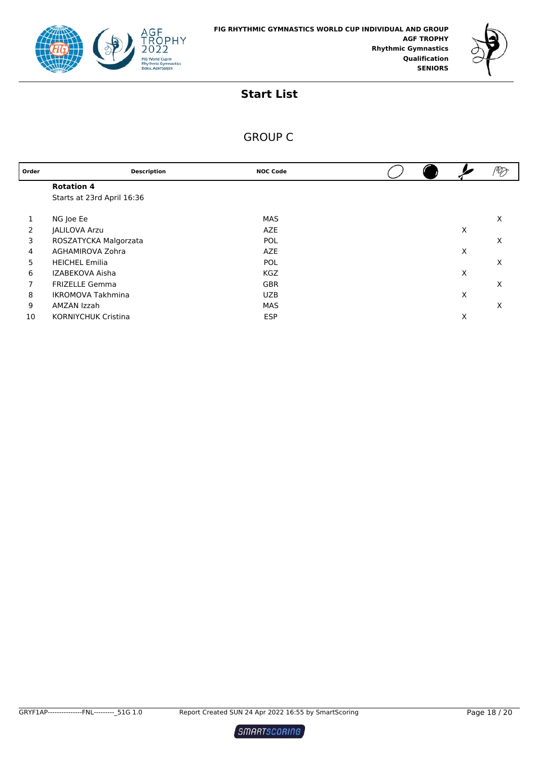FIG RHYTHMIC GYMNASTICS WORLD CUP INDIVIDUAL AND GROUP
**AGF TROPHY**
**Rhythmic Gymnastics**
**Qualification**
**SENIORS**

## Start List

### GROUP C

| Order | Description | NOC Code | Hoop | Ball | Clubs | Ribbon |
|---|---|---|---|---|---|---|
| | **Rotation 4** | | | | | |
| | Starts at 23rd April 16:36 | | | | | |
| 1 | NG Joe Ee | MAS | | | | X |
| 2 | JALILOVA Arzu | AZE | | | X | |
| 3 | ROSZATYCKA Malgorzata | POL | | | | X |
| 4 | AGHAMIROVA Zohra | AZE | | | X | |
| 5 | HEICHEL Emilia | POL | | | | X |
| 6 | IZABEKOVA Aisha | KGZ | | | X | |
| 7 | FRIZELLE Gemma | GBR | | | | X |
| 8 | IKROMOVA Takhmina | UZB | | | X | |
| 9 | AMZAN Izzah | MAS | | | | X |
| 10 | KORNIYCHUK Cristina | ESP | | | X | |

GRYF1AP---------------FNL---------_51G 1.0 Report Created SUN 24 Apr 2022 16:55 by SmartScoring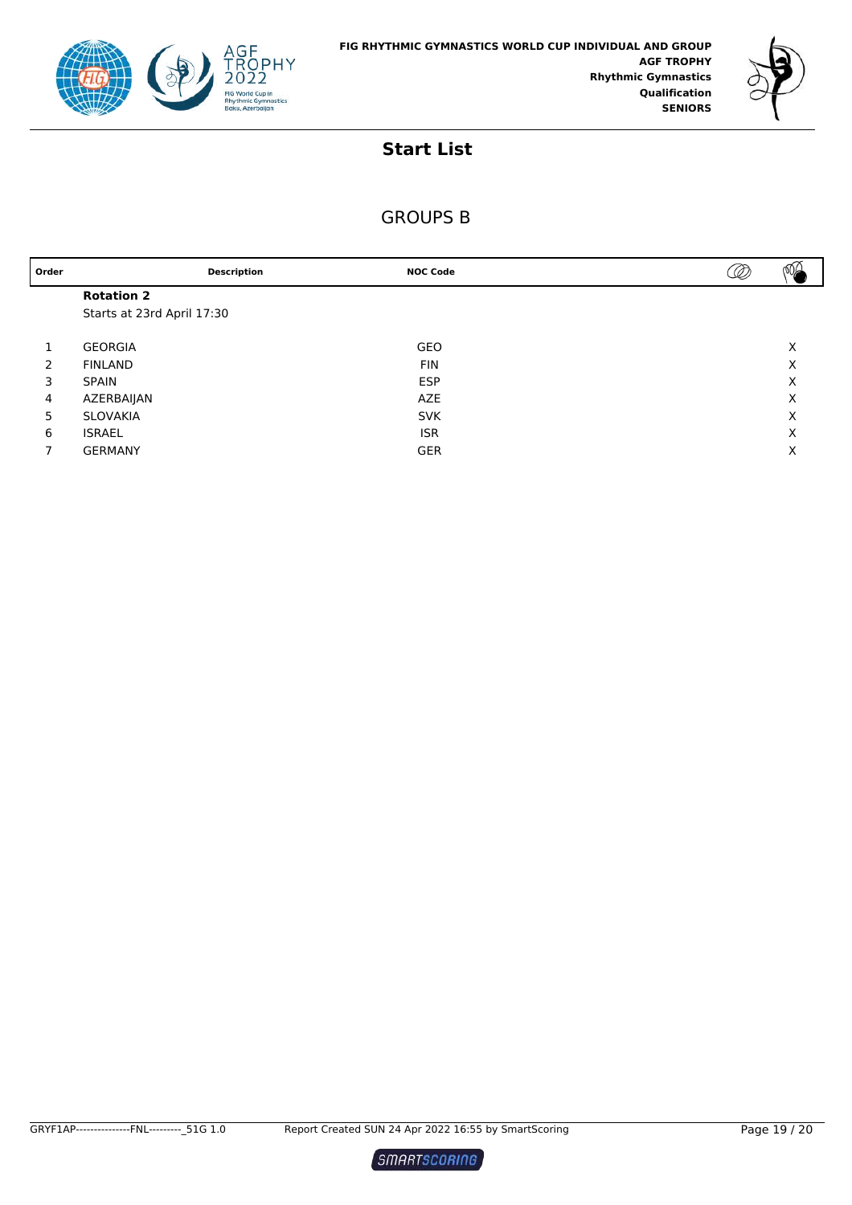FIG RHYTHMIC GYMNASTICS WORLD CUP INDIVIDUAL AND GROUP
**AGF TROPHY**
**Rhythmic Gymnastics**
**Qualification**
**SENIORS**

# Start List

## GROUPS B

| Order | Description | NOC Code | | |
|---|---|---|---|---|
| | **Rotation 2** | | | |
| | Starts at 23rd April 17:30 | | | |
| 1 | GEORGIA | GEO | | X |
| 2 | FINLAND | FIN | | X |
| 3 | SPAIN | ESP | | X |
| 4 | AZERBAIJAN | AZE | | X |
| 5 | SLOVAKIA | SVK | | X |
| 6 | ISRAEL | ISR | | X |
| 7 | GERMANY | GER | | X |

GRYF1AP---------------FNL---------_51G 1.0 Report Created SUN 24 Apr 2022 16:55 by SmartScoring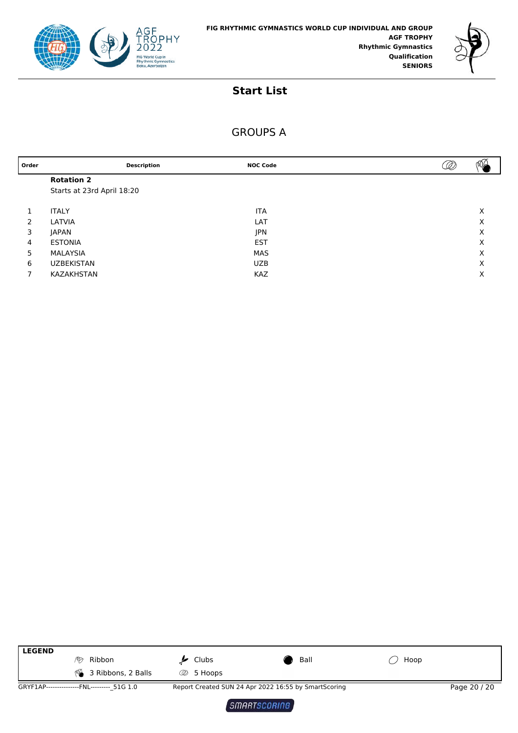FIG RHYTHMIC GYMNASTICS WORLD CUP INDIVIDUAL AND GROUP
**AGF TROPHY**
**Rhythmic Gymnastics**
**Qualification**
**SENIORS**

# Start List

## GROUPS A

| Order | Description | NOC Code | 5 Hoops | 3 Ribbons, 2 Balls |
|---|---|---|---|---|
| | **Rotation 2** | | | |
| | Starts at 23rd April 18:20 | | | |
| 1 | ITALY | ITA | | X |
| 2 | LATVIA | LAT | | X |
| 3 | JAPAN | JPN | | X |
| 4 | ESTONIA | EST | | X |
| 5 | MALAYSIA | MAS | | X |
| 6 | UZBEKISTAN | UZB | | X |
| 7 | KAZAKHSTAN | KAZ | | X |

**LEGEND**

| | | | |
|---|---|---|---|
| Ribbon | Clubs | Ball | Hoop |
| 3 Ribbons, 2 Balls | 5 Hoops | | |

GRYF1AP---------------FNL---------_51G 1.0 Report Created SUN 24 Apr 2022 16:55 by SmartScoring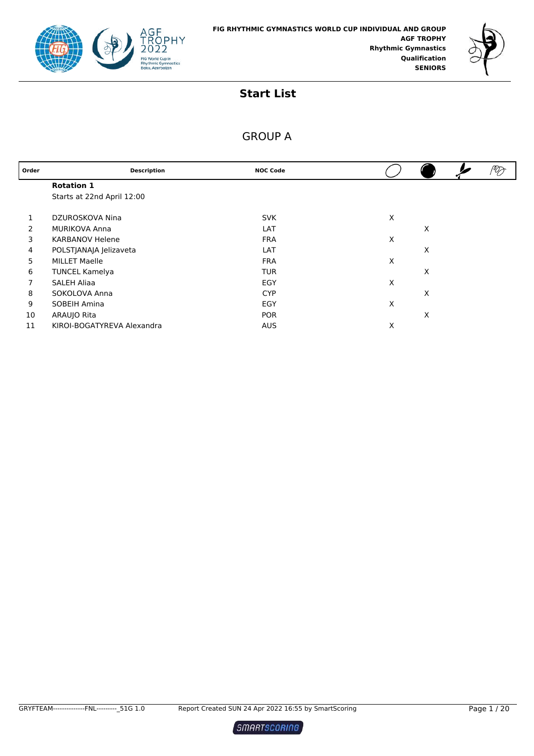FIG RHYTHMIC GYMNASTICS WORLD CUP INDIVIDUAL AND GROUP
**AGF TROPHY**
**Rhythmic Gymnastics**
**Qualification**
**SENIORS**

# Start List

## GROUP A

| Order | Description | NOC Code | Hoop | Ball | Clubs | Ribbon |
|---|---|---|---|---|---|---|
| | **Rotation 1** | | | | | |
| | Starts at 22nd April 12:00 | | | | | |
| 1 | DZUROSKOVA Nina | SVK | X | | | |
| 2 | MURIKOVA Anna | LAT | | X | | |
| 3 | KARBANOV Helene | FRA | X | | | |
| 4 | POLSTJANAJA Jelizaveta | LAT | | X | | |
| 5 | MILLET Maelle | FRA | X | | | |
| 6 | TUNCEL Kamelya | TUR | | X | | |
| 7 | SALEH Aliaa | EGY | X | | | |
| 8 | SOKOLOVA Anna | CYP | | X | | |
| 9 | SOBEIH Amina | EGY | X | | | |
| 10 | ARAUJO Rita | POR | | X | | |
| 11 | KIROI-BOGATYREVA Alexandra | AUS | X | | | |

GRYFTEAM--------------FNL---------_51G 1.0 Report Created SUN 24 Apr 2022 16:55 by SmartScoring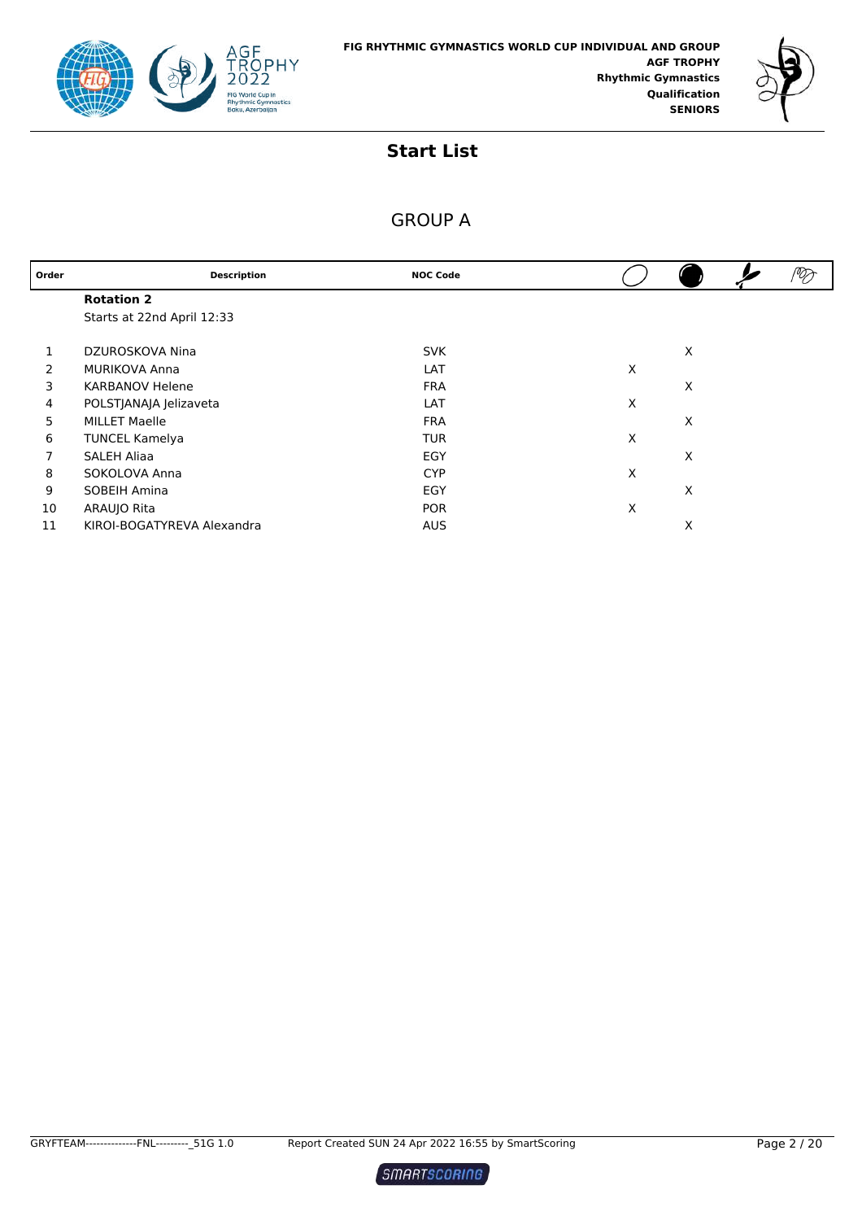FIG RHYTHMIC GYMNASTICS WORLD CUP INDIVIDUAL AND GROUP
AGF TROPHY
Rhythmic Gymnastics
Qualification
SENIORS

# Start List

## GROUP A

| Order | Description | NOC Code | Hoop | Ball | Clubs | Ribbon |
|---|---|---|---|---|---|---|
| | **Rotation 2** | | | | | |
| | Starts at 22nd April 12:33 | | | | | |
| 1 | DZUROSKOVA Nina | SVK | | X | | |
| 2 | MURIKOVA Anna | LAT | X | | | |
| 3 | KARBANOV Helene | FRA | | X | | |
| 4 | POLSTJANAJA Jelizaveta | LAT | X | | | |
| 5 | MILLET Maelle | FRA | | X | | |
| 6 | TUNCEL Kamelya | TUR | X | | | |
| 7 | SALEH Aliaa | EGY | | X | | |
| 8 | SOKOLOVA Anna | CYP | X | | | |
| 9 | SOBEIH Amina | EGY | | X | | |
| 10 | ARAUJO Rita | POR | X | | | |
| 11 | KIROI-BOGATYREVA Alexandra | AUS | | X | | |

GRYFTEAM--------------FNL---------_51G 1.0 Report Created SUN 24 Apr 2022 16:55 by SmartScoring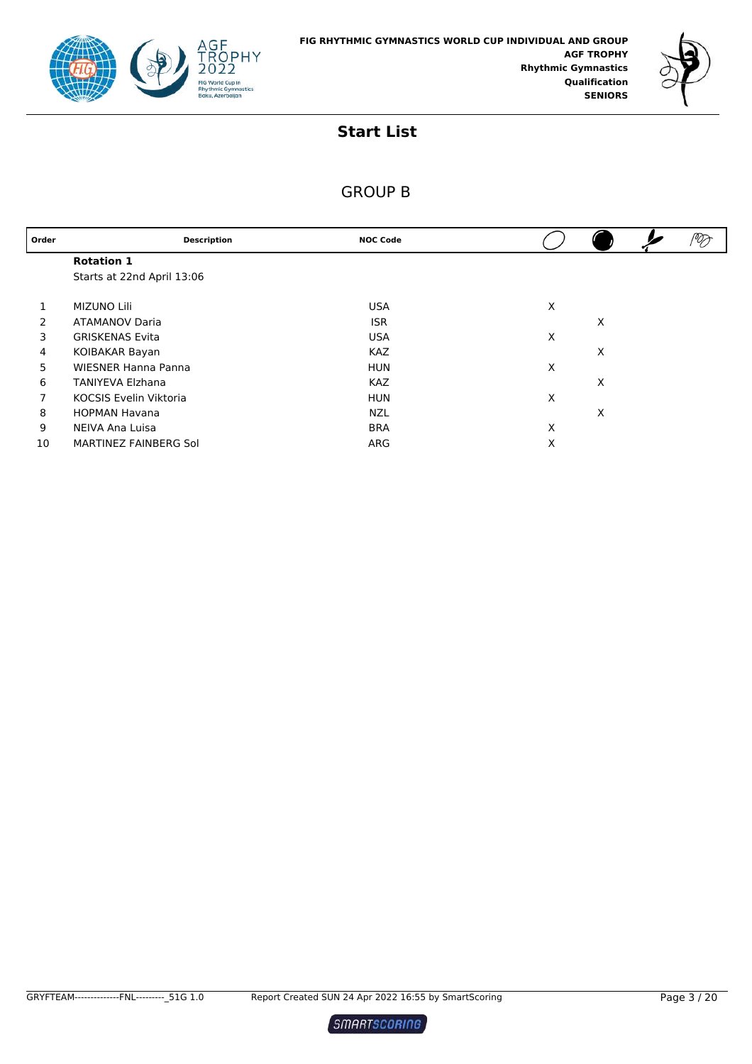FIG RHYTHMIC GYMNASTICS WORLD CUP INDIVIDUAL AND GROUP
AGF TROPHY
Rhythmic Gymnastics
Qualification
SENIORS

# Start List

## GROUP B

| Order | Description | NOC Code | Hoop | Ball | Clubs | Ribbon |
|---|---|---|---|---|---|---|
| | **Rotation 1** | | | | | |
| | Starts at 22nd April 13:06 | | | | | |
| 1 | MIZUNO Lili | USA | X | | | |
| 2 | ATAMANOV Daria | ISR | | X | | |
| 3 | GRISKENAS Evita | USA | X | | | |
| 4 | KOIBAKAR Bayan | KAZ | | X | | |
| 5 | WIESNER Hanna Panna | HUN | X | | | |
| 6 | TANIYEVA Elzhana | KAZ | | X | | |
| 7 | KOCSIS Evelin Viktoria | HUN | X | | | |
| 8 | HOPMAN Havana | NZL | | X | | |
| 9 | NEIVA Ana Luisa | BRA | X | | | |
| 10 | MARTINEZ FAINBERG Sol | ARG | X | | | |

GRYFTEAM--------------FNL---------_51G 1.0 Report Created SUN 24 Apr 2022 16:55 by SmartScoring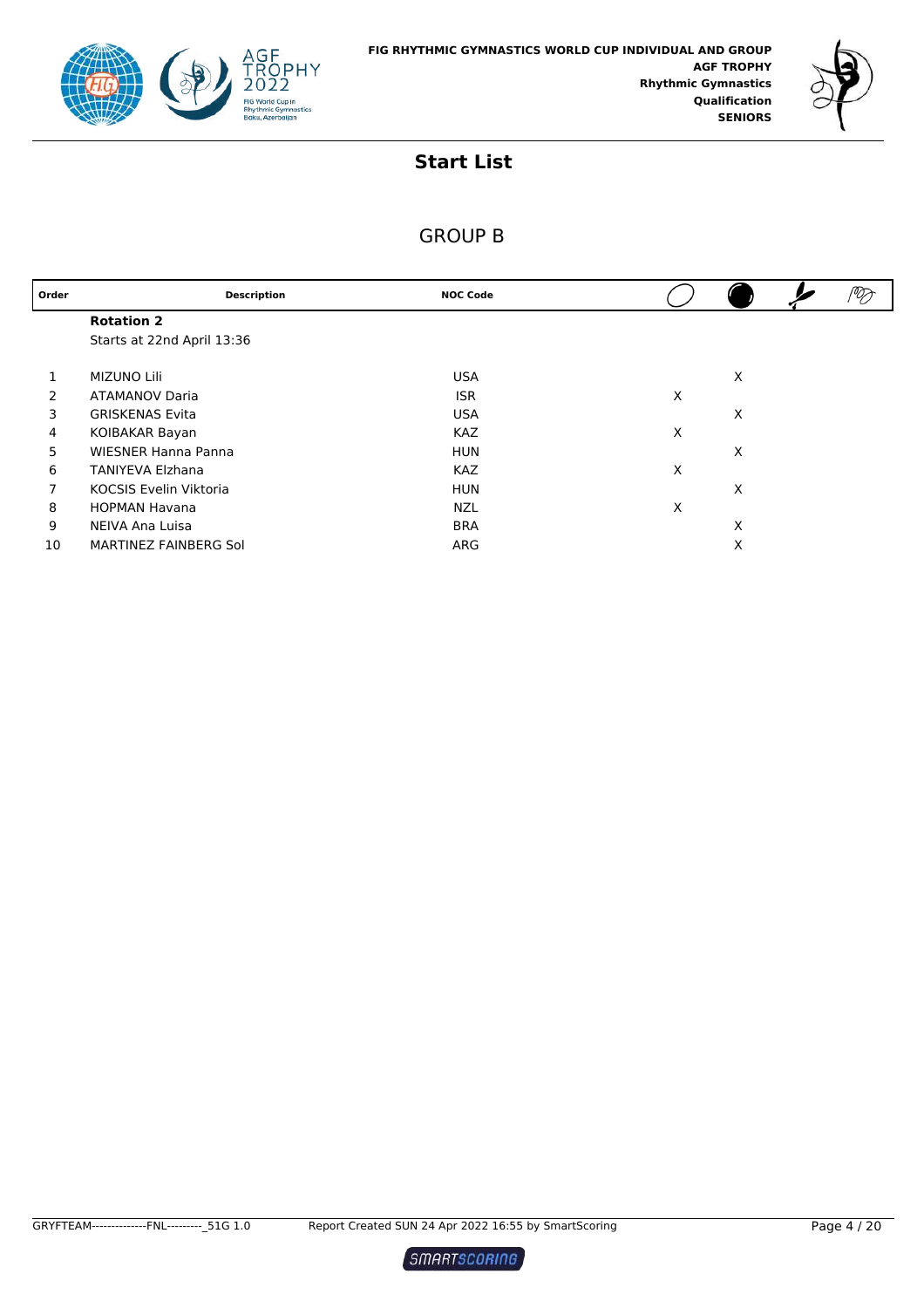FIG RHYTHMIC GYMNASTICS WORLD CUP INDIVIDUAL AND GROUP
**AGF TROPHY**
**Rhythmic Gymnastics**
**Qualification**
**SENIORS**

# Start List

## GROUP B

| Order | Description | NOC Code | Hoop | Ball | Clubs | Ribbon |
|---|---|---|---|---|---|---|
| | **Rotation 2** | | | | | |
| | Starts at 22nd April 13:36 | | | | | |
| 1 | MIZUNO Lili | USA | | X | | |
| 2 | ATAMANOV Daria | ISR | X | | | |
| 3 | GRISKENAS Evita | USA | | X | | |
| 4 | KOIBAKAR Bayan | KAZ | X | | | |
| 5 | WIESNER Hanna Panna | HUN | | X | | |
| 6 | TANIYEVA Elzhana | KAZ | X | | | |
| 7 | KOCSIS Evelin Viktoria | HUN | | X | | |
| 8 | HOPMAN Havana | NZL | X | | | |
| 9 | NEIVA Ana Luisa | BRA | | X | | |
| 10 | MARTINEZ FAINBERG Sol | ARG | | X | | |

GRYFTEAM--------------FNL---------_51G 1.0 Report Created SUN 24 Apr 2022 16:55 by SmartScoring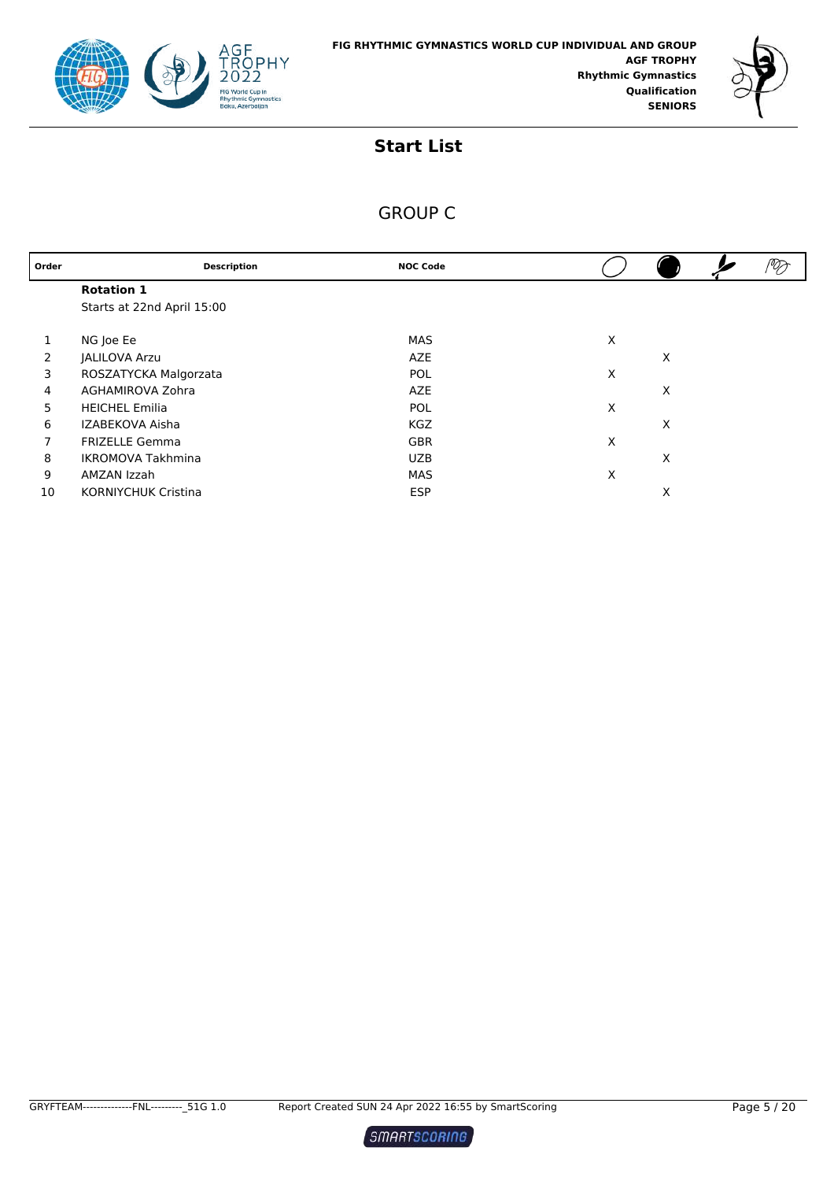**FIG RHYTHMIC GYMNASTICS WORLD CUP INDIVIDUAL AND GROUP**
**AGF TROPHY**
**Rhythmic Gymnastics**
**Qualification**
**SENIORS**

# Start List

## GROUP C

| Order | Description | NOC Code | Hoop | Ball | Clubs | Ribbon |
|---|---|---|---|---|---|---|
| | **Rotation 1** | | | | | |
| | Starts at 22nd April 15:00 | | | | | |
| 1 | NG Joe Ee | MAS | X | | | |
| 2 | JALILOVA Arzu | AZE | | X | | |
| 3 | ROSZATYCKA Malgorzata | POL | X | | | |
| 4 | AGHAMIROVA Zohra | AZE | | X | | |
| 5 | HEICHEL Emilia | POL | X | | | |
| 6 | IZABEKOVA Aisha | KGZ | | X | | |
| 7 | FRIZELLE Gemma | GBR | X | | | |
| 8 | IKROMOVA Takhmina | UZB | | X | | |
| 9 | AMZAN Izzah | MAS | X | | | |
| 10 | KORNIYCHUK Cristina | ESP | | X | | |

GRYFTEAM--------------FNL---------_51G 1.0 Report Created SUN 24 Apr 2022 16:55 by SmartScoring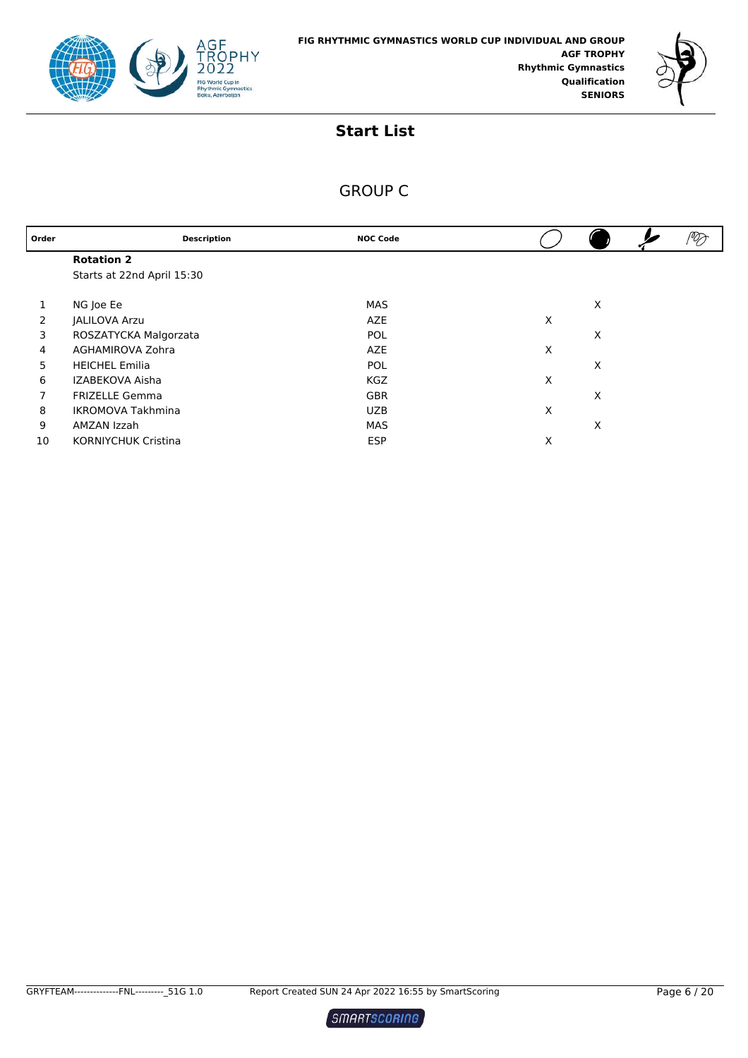# Start List

## GROUP C

| Order | Description | NOC Code | Hoop | Ball | Clubs | Ribbon |
|---|---|---|---|---|---|---|
| | **Rotation 2** | | | | | |
| | Starts at 22nd April 15:30 | | | | | |
| 1 | NG Joe Ee | MAS | | X | | |
| 2 | JALILOVA Arzu | AZE | X | | | |
| 3 | ROSZATYCKA Malgorzata | POL | | X | | |
| 4 | AGHAMIROVA Zohra | AZE | X | | | |
| 5 | HEICHEL Emilia | POL | | X | | |
| 6 | IZABEKOVA Aisha | KGZ | X | | | |
| 7 | FRIZELLE Gemma | GBR | | X | | |
| 8 | IKROMOVA Takhmina | UZB | X | | | |
| 9 | AMZAN Izzah | MAS | | X | | |
| 10 | KORNIYCHUK Cristina | ESP | X | | | |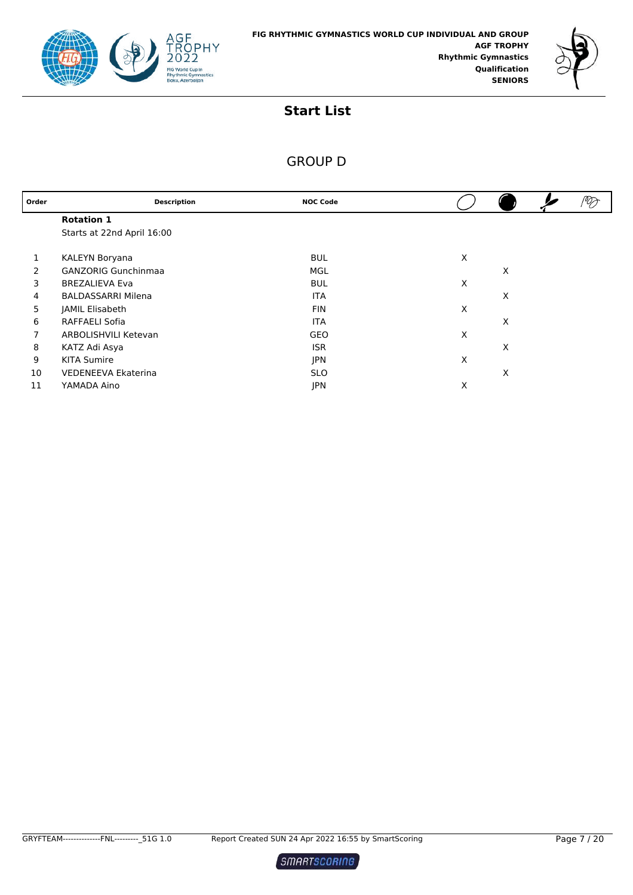FIG RHYTHMIC GYMNASTICS WORLD CUP INDIVIDUAL AND GROUP
**AGF TROPHY**
**Rhythmic Gymnastics**
**Qualification**
**SENIORS**

# Start List

## GROUP D

| Order | Description | NOC Code | Hoop | Ball | Clubs | Ribbon |
|---|---|---|---|---|---|---|
| | **Rotation 1** | | | | | |
| | Starts at 22nd April 16:00 | | | | | |
| 1 | KALEYN Boryana | BUL | X | | | |
| 2 | GANZORIG Gunchinmaa | MGL | | X | | |
| 3 | BREZALIEVA Eva | BUL | X | | | |
| 4 | BALDASSARRI Milena | ITA | | X | | |
| 5 | JAMIL Elisabeth | FIN | X | | | |
| 6 | RAFFAELI Sofia | ITA | | X | | |
| 7 | ARBOLISHVILI Ketevan | GEO | X | | | |
| 8 | KATZ Adi Asya | ISR | | X | | |
| 9 | KITA Sumire | JPN | X | | | |
| 10 | VEDENEEVA Ekaterina | SLO | | X | | |
| 11 | YAMADA Aino | JPN | X | | | |

GRYFTEAM--------------FNL---------_51G 1.0 Report Created SUN 24 Apr 2022 16:55 by SmartScoring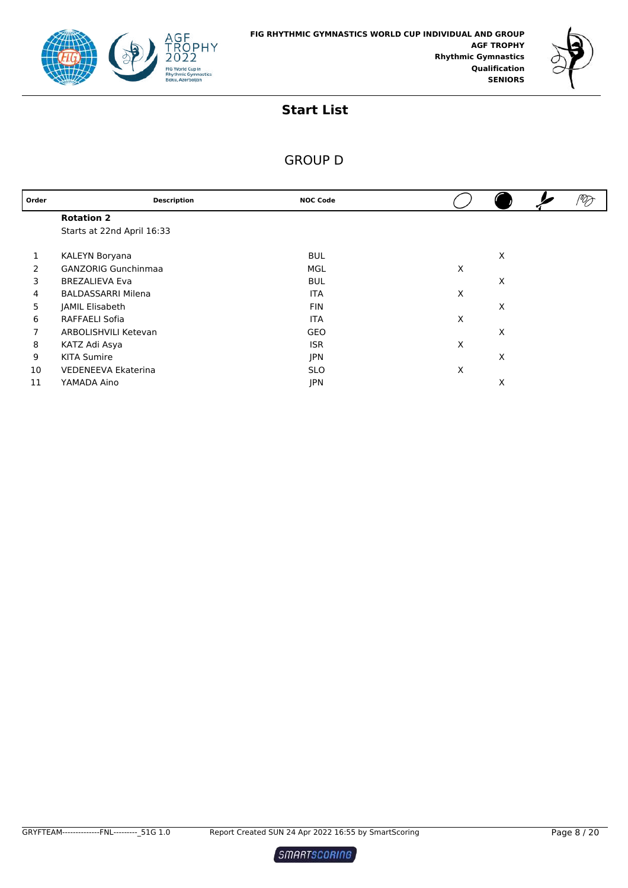FIG RHYTHMIC GYMNASTICS WORLD CUP INDIVIDUAL AND GROUP
**AGF TROPHY**
**Rhythmic Gymnastics**
**Qualification**
**SENIORS**

# Start List

## GROUP D

| Order | Description | NOC Code | Hoop | Ball | Clubs | Ribbon |
|---|---|---|---|---|---|---|
| | **Rotation 2** | | | | | |
| | Starts at 22nd April 16:33 | | | | | |
| 1 | KALEYN Boryana | BUL | | X | | |
| 2 | GANZORIG Gunchinmaa | MGL | X | | | |
| 3 | BREZALIEVA Eva | BUL | | X | | |
| 4 | BALDASSARRI Milena | ITA | X | | | |
| 5 | JAMIL Elisabeth | FIN | | X | | |
| 6 | RAFFAELI Sofia | ITA | X | | | |
| 7 | ARBOLISHVILI Ketevan | GEO | | X | | |
| 8 | KATZ Adi Asya | ISR | X | | | |
| 9 | KITA Sumire | JPN | | X | | |
| 10 | VEDENEEVA Ekaterina | SLO | X | | | |
| 11 | YAMADA Aino | JPN | | X | | |

GRYFTEAM--------------FNL---------_51G 1.0 Report Created SUN 24 Apr 2022 16:55 by SmartScoring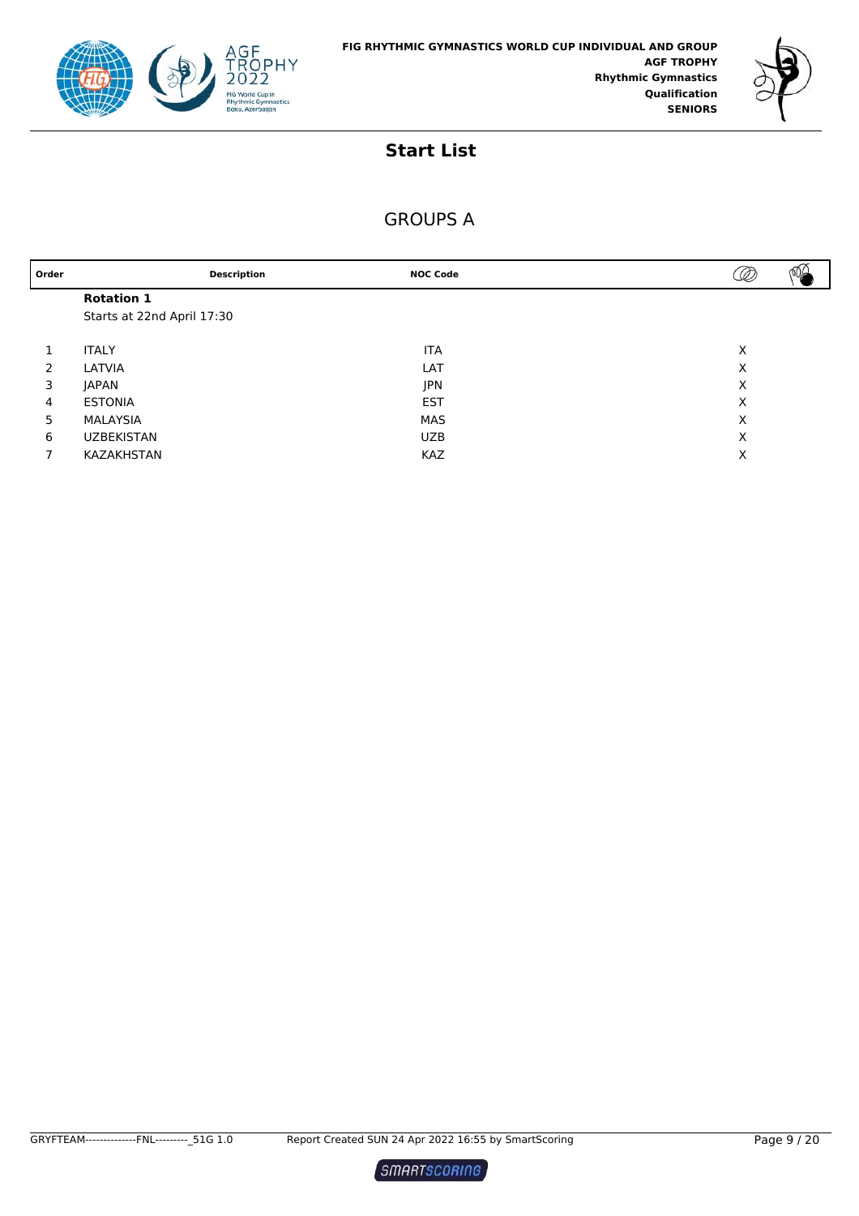FIG RHYTHMIC GYMNASTICS WORLD CUP INDIVIDUAL AND GROUP
**AGF TROPHY**
**Rhythmic Gymnastics**
**Qualification**
**SENIORS**

# Start List

## GROUPS A

| Order | Description | NOC Code | Hoops | Balls/Clubs |
|---|---|---|---|---|
| | **Rotation 1** | | | |
| | Starts at 22nd April 17:30 | | | |
| 1 | ITALY | ITA | X | |
| 2 | LATVIA | LAT | X | |
| 3 | JAPAN | JPN | X | |
| 4 | ESTONIA | EST | X | |
| 5 | MALAYSIA | MAS | X | |
| 6 | UZBEKISTAN | UZB | X | |
| 7 | KAZAKHSTAN | KAZ | X | |

GRYFTEAM--------------FNL---------_51G 1.0 Report Created SUN 24 Apr 2022 16:55 by SmartScoring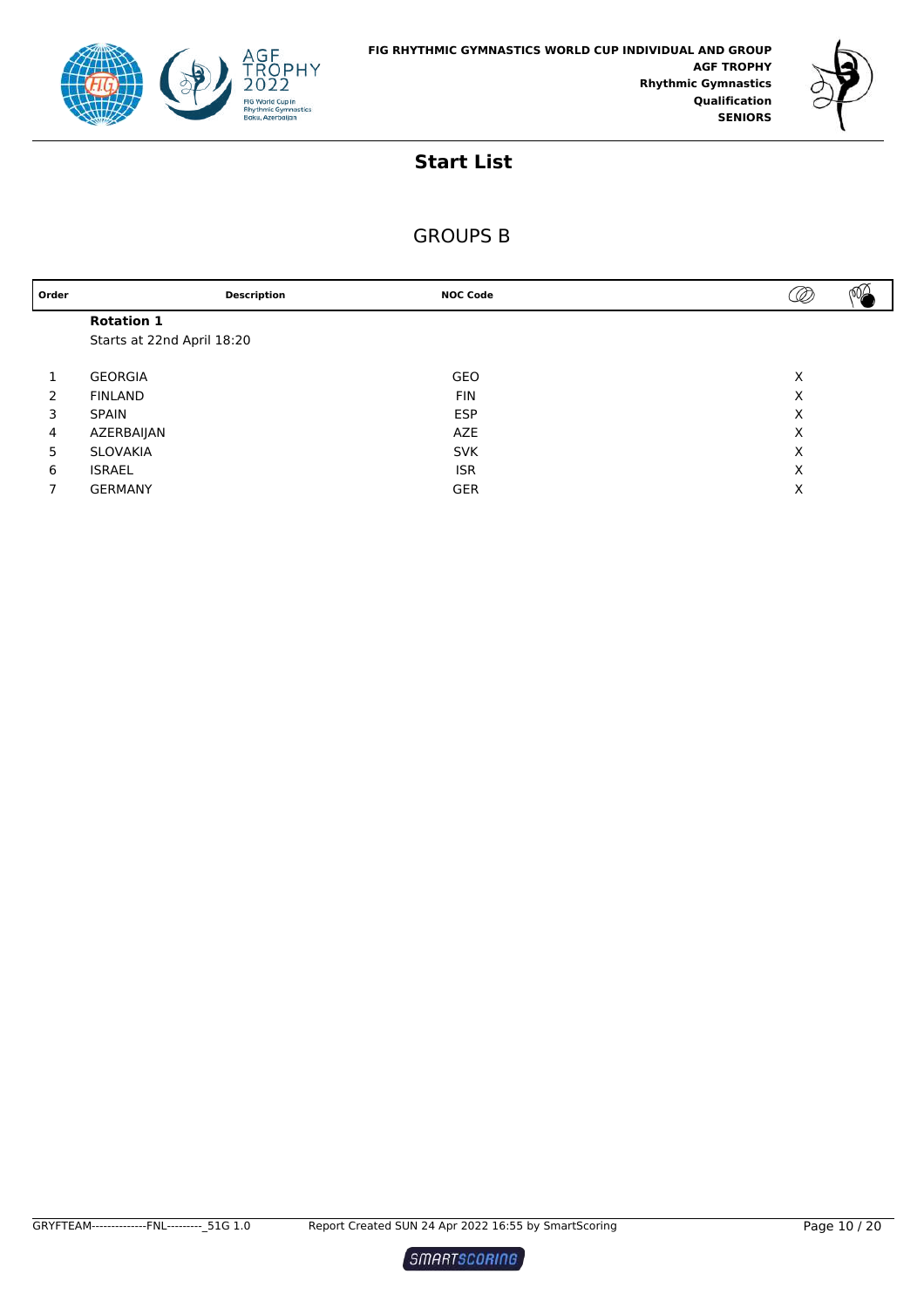## Start List

### GROUPS B

| Order | Description | NOC Code | | |
|---|---|---|---|---|
| | **Rotation 1** | | | |
| | Starts at 22nd April 18:20 | | | |
| 1 | GEORGIA | GEO | X | |
| 2 | FINLAND | FIN | X | |
| 3 | SPAIN | ESP | X | |
| 4 | AZERBAIJAN | AZE | X | |
| 5 | SLOVAKIA | SVK | X | |
| 6 | ISRAEL | ISR | X | |
| 7 | GERMANY | GER | X | |

GRYFTEAM--------------FNL---------_51G 1.0 Report Created SUN 24 Apr 2022 16:55 by SmartScoring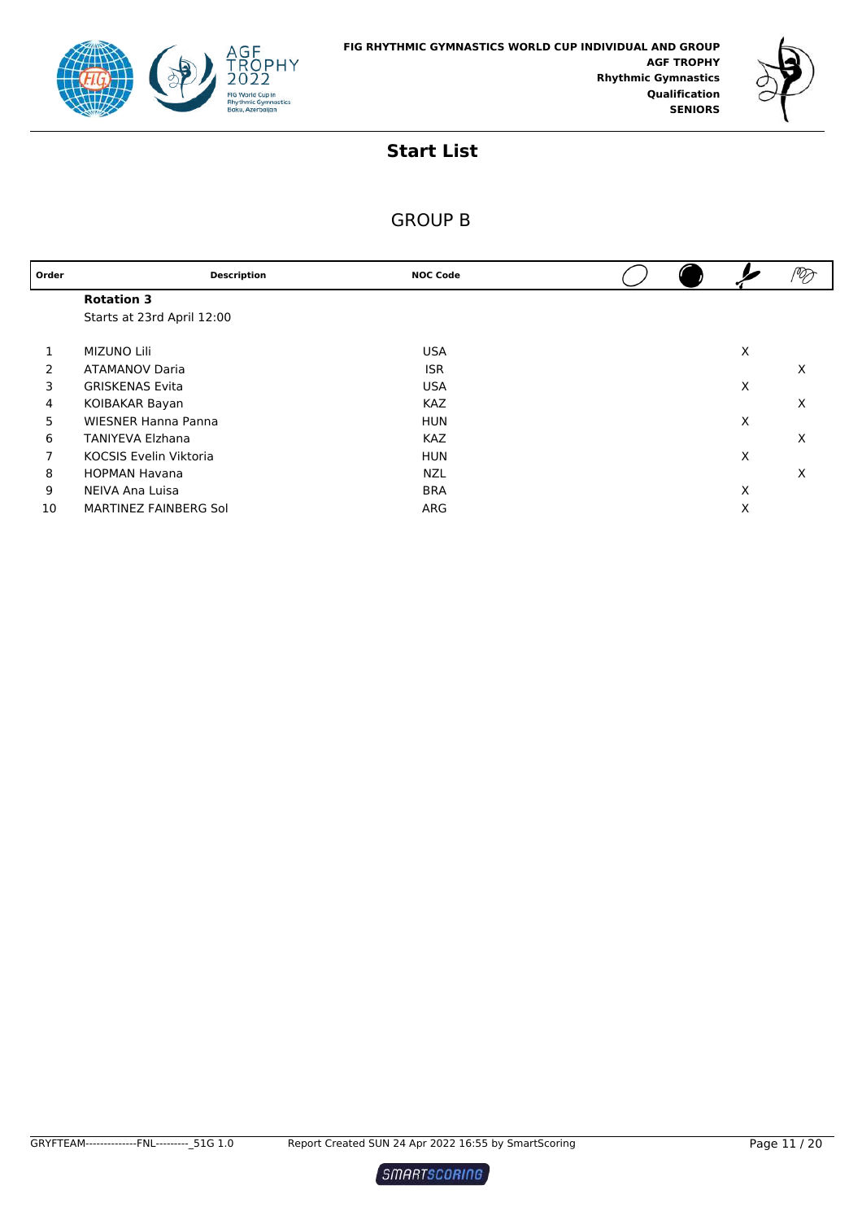FIG RHYTHMIC GYMNASTICS WORLD CUP INDIVIDUAL AND GROUP
**AGF TROPHY**
**Rhythmic Gymnastics**
**Qualification**
**SENIORS**

# Start List

## GROUP B

| Order | Description | NOC Code | Hoop | Ball | Clubs | Ribbon |
|---|---|---|---|---|---|---|
| | **Rotation 3** | | | | | |
| | Starts at 23rd April 12:00 | | | | | |
| 1 | MIZUNO Lili | USA | | | X | |
| 2 | ATAMANOV Daria | ISR | | | | X |
| 3 | GRISKENAS Evita | USA | | | X | |
| 4 | KOIBAKAR Bayan | KAZ | | | | X |
| 5 | WIESNER Hanna Panna | HUN | | | X | |
| 6 | TANIYEVA Elzhana | KAZ | | | | X |
| 7 | KOCSIS Evelin Viktoria | HUN | | | X | |
| 8 | HOPMAN Havana | NZL | | | | X |
| 9 | NEIVA Ana Luisa | BRA | | | X | |
| 10 | MARTINEZ FAINBERG Sol | ARG | | | X | |

GRYFTEAM--------------FNL---------_51G 1.0 Report Created SUN 24 Apr 2022 16:55 by SmartScoring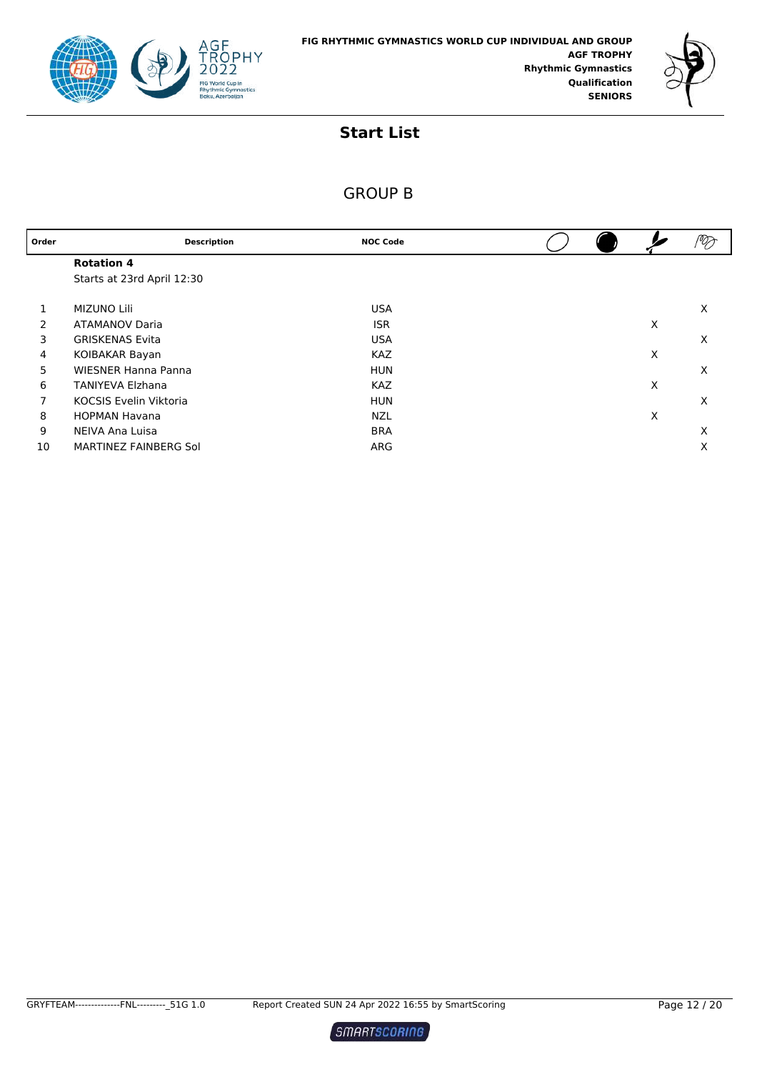FIG RHYTHMIC GYMNASTICS WORLD CUP INDIVIDUAL AND GROUP
**AGF TROPHY**
**Rhythmic Gymnastics**
**Qualification**
**SENIORS**

# Start List

## GROUP B

| Order | Description | NOC Code | Hoop | Ball | Clubs | Ribbon |
|---|---|---|---|---|---|---|
| | **Rotation 4** | | | | | |
| | Starts at 23rd April 12:30 | | | | | |
| 1 | MIZUNO Lili | USA | | | | X |
| 2 | ATAMANOV Daria | ISR | | | X | |
| 3 | GRISKENAS Evita | USA | | | | X |
| 4 | KOIBAKAR Bayan | KAZ | | | X | |
| 5 | WIESNER Hanna Panna | HUN | | | | X |
| 6 | TANIYEVA Elzhana | KAZ | | | X | |
| 7 | KOCSIS Evelin Viktoria | HUN | | | | X |
| 8 | HOPMAN Havana | NZL | | | X | |
| 9 | NEIVA Ana Luisa | BRA | | | | X |
| 10 | MARTINEZ FAINBERG Sol | ARG | | | | X |

GRYFTEAM--------------FNL---------_51G 1.0 Report Created SUN 24 Apr 2022 16:55 by SmartScoring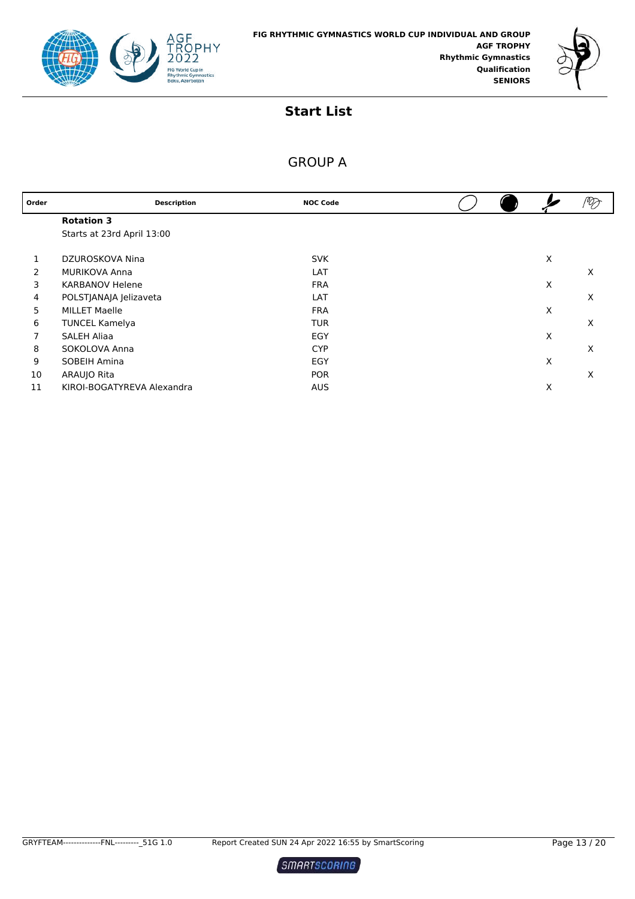FIG RHYTHMIC GYMNASTICS WORLD CUP INDIVIDUAL AND GROUP
**AGF TROPHY**
**Rhythmic Gymnastics**
**Qualification**
**SENIORS**

## Start List

### GROUP A

| Order | Description | NOC Code | Hoop | Ball | Clubs | Ribbon |
|---|---|---|---|---|---|---|
| | **Rotation 3** | | | | | |
| | Starts at 23rd April 13:00 | | | | | |
| 1 | DZUROSKOVA Nina | SVK | | | X | |
| 2 | MURIKOVA Anna | LAT | | | | X |
| 3 | KARBANOV Helene | FRA | | | X | |
| 4 | POLSTJANAJA Jelizaveta | LAT | | | | X |
| 5 | MILLET Maelle | FRA | | | X | |
| 6 | TUNCEL Kamelya | TUR | | | | X |
| 7 | SALEH Aliaa | EGY | | | X | |
| 8 | SOKOLOVA Anna | CYP | | | | X |
| 9 | SOBEIH Amina | EGY | | | X | |
| 10 | ARAUJO Rita | POR | | | | X |
| 11 | KIROI-BOGATYREVA Alexandra | AUS | | | X | |

GRYFTEAM--------------FNL---------_51G 1.0 Report Created SUN 24 Apr 2022 16:55 by SmartScoring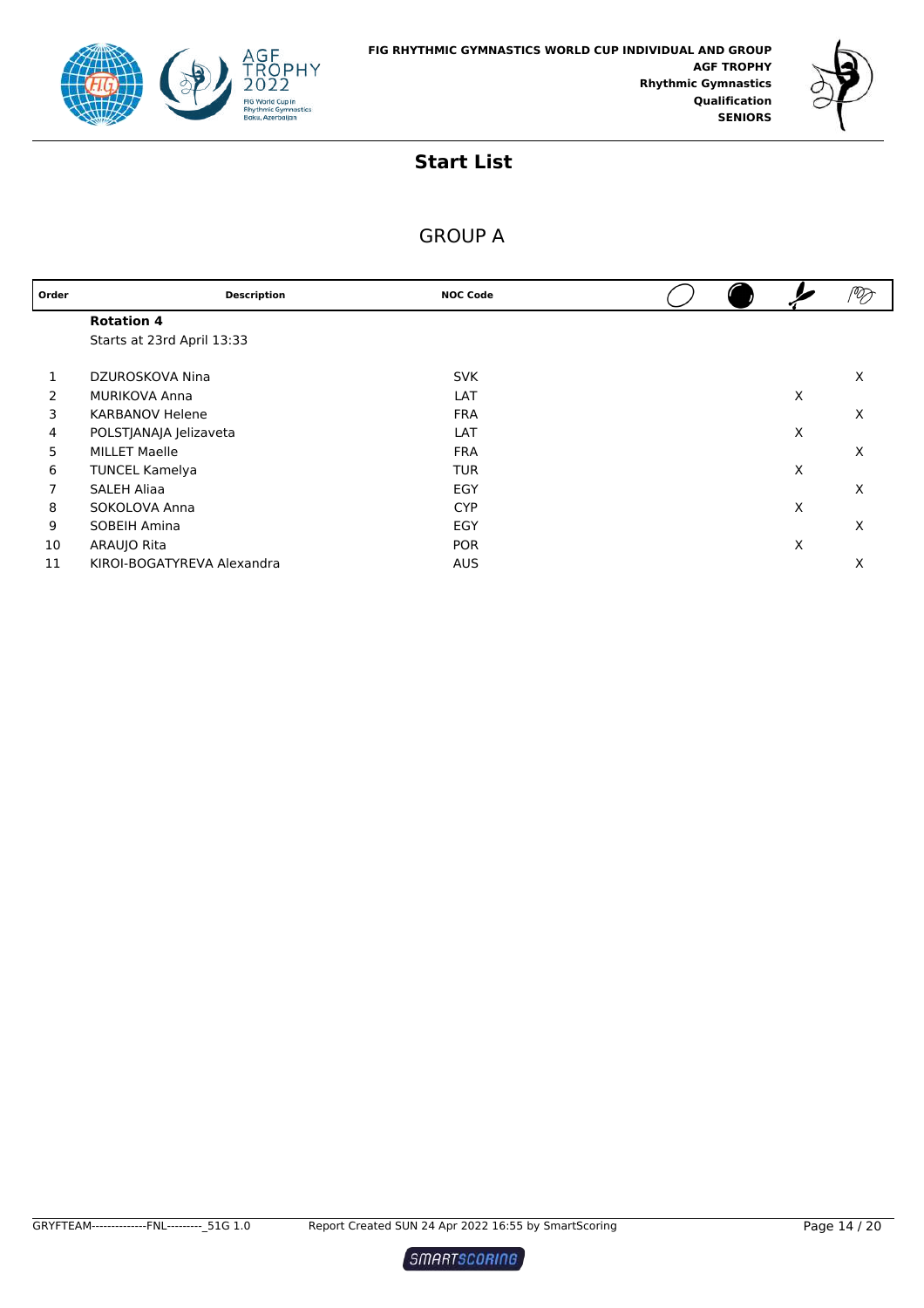FIG RHYTHMIC GYMNASTICS WORLD CUP INDIVIDUAL AND GROUP
AGF TROPHY
Rhythmic Gymnastics
Qualification
SENIORS

# Start List

## GROUP A

| Order | Description | NOC Code | Hoop | Ball | Clubs | Ribbon |
|---|---|---|---|---|---|---|
| | **Rotation 4** | | | | | |
| | Starts at 23rd April 13:33 | | | | | |
| 1 | DZUROSKOVA Nina | SVK | | | | X |
| 2 | MURIKOVA Anna | LAT | | | X | |
| 3 | KARBANOV Helene | FRA | | | | X |
| 4 | POLSTJANAJA Jelizaveta | LAT | | | X | |
| 5 | MILLET Maelle | FRA | | | | X |
| 6 | TUNCEL Kamelya | TUR | | | X | |
| 7 | SALEH Aliaa | EGY | | | | X |
| 8 | SOKOLOVA Anna | CYP | | | X | |
| 9 | SOBEIH Amina | EGY | | | | X |
| 10 | ARAUJO Rita | POR | | | X | |
| 11 | KIROI-BOGATYREVA Alexandra | AUS | | | | X |

GRYFTEAM--------------FNL---------_51G 1.0 Report Created SUN 24 Apr 2022 16:55 by SmartScoring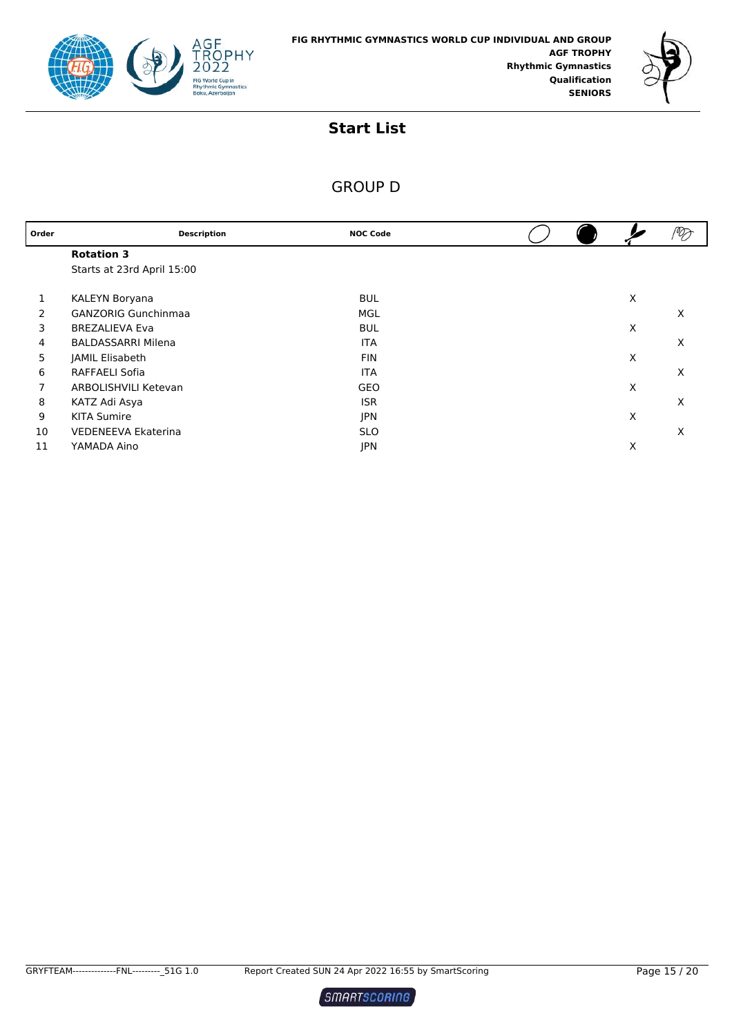**FIG RHYTHMIC GYMNASTICS WORLD CUP INDIVIDUAL AND GROUP**
**AGF TROPHY**
**Rhythmic Gymnastics**
**Qualification**
**SENIORS**

# Start List

## GROUP D

| Order | Description | NOC Code | Hoop | Ball | Clubs | Ribbon |
|---|---|---|---|---|---|---|
| | **Rotation 3** | | | | | |
| | Starts at 23rd April 15:00 | | | | | |
| 1 | KALEYN Boryana | BUL | | | X | |
| 2 | GANZORIG Gunchinmaa | MGL | | | | X |
| 3 | BREZALIEVA Eva | BUL | | | X | |
| 4 | BALDASSARRI Milena | ITA | | | | X |
| 5 | JAMIL Elisabeth | FIN | | | X | |
| 6 | RAFFAELI Sofia | ITA | | | | X |
| 7 | ARBOLISHVILI Ketevan | GEO | | | X | |
| 8 | KATZ Adi Asya | ISR | | | | X |
| 9 | KITA Sumire | JPN | | | X | |
| 10 | VEDENEEVA Ekaterina | SLO | | | | X |
| 11 | YAMADA Aino | JPN | | | X | |

GRYFTEAM--------------FNL---------_51G 1.0 Report Created SUN 24 Apr 2022 16:55 by SmartScoring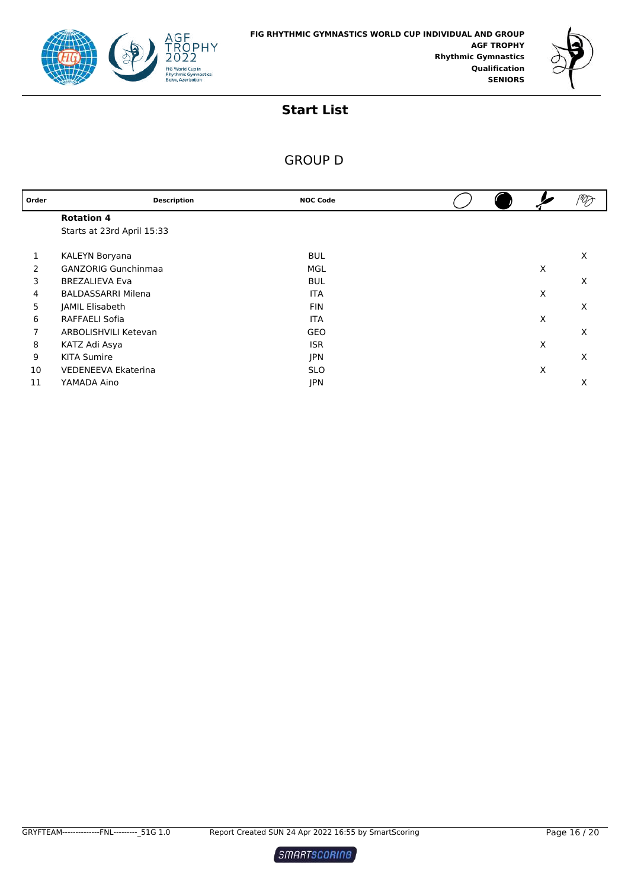FIG RHYTHMIC GYMNASTICS WORLD CUP INDIVIDUAL AND GROUP
**AGF TROPHY**
**Rhythmic Gymnastics**
**Qualification**
**SENIORS**

# Start List

## GROUP D

| Order | Description | NOC Code | Hoop | Ball | Clubs | Ribbon |
|---|---|---|---|---|---|---|
| | **Rotation 4** | | | | | |
| | Starts at 23rd April 15:33 | | | | | |
| 1 | KALEYN Boryana | BUL | | | | X |
| 2 | GANZORIG Gunchinmaa | MGL | | | X | |
| 3 | BREZALIEVA Eva | BUL | | | | X |
| 4 | BALDASSARRI Milena | ITA | | | X | |
| 5 | JAMIL Elisabeth | FIN | | | | X |
| 6 | RAFFAELI Sofia | ITA | | | X | |
| 7 | ARBOLISHVILI Ketevan | GEO | | | | X |
| 8 | KATZ Adi Asya | ISR | | | X | |
| 9 | KITA Sumire | JPN | | | | X |
| 10 | VEDENEEVA Ekaterina | SLO | | | X | |
| 11 | YAMADA Aino | JPN | | | | X |

GRYFTEAM--------------FNL---------_51G 1.0 Report Created SUN 24 Apr 2022 16:55 by SmartScoring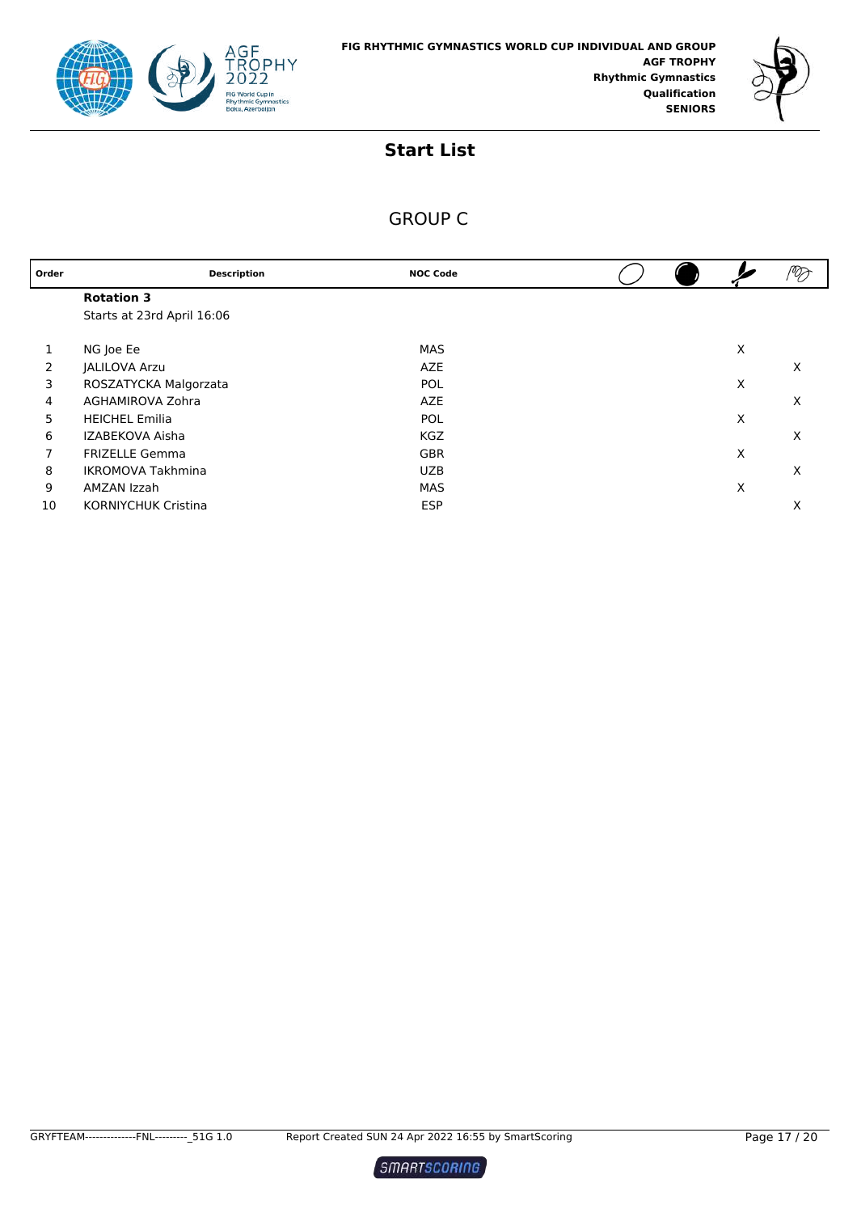FIG RHYTHMIC GYMNASTICS WORLD CUP INDIVIDUAL AND GROUP
**AGF TROPHY**
**Rhythmic Gymnastics**
**Qualification**
**SENIORS**

# Start List

## GROUP C

| Order | Description | NOC Code | Hoop | Ball | Clubs | Ribbon |
|---|---|---|---|---|---|---|
| | **Rotation 3** | | | | | |
| | Starts at 23rd April 16:06 | | | | | |
| 1 | NG Joe Ee | MAS | | | X | |
| 2 | JALILOVA Arzu | AZE | | | | X |
| 3 | ROSZATYCKA Malgorzata | POL | | | X | |
| 4 | AGHAMIROVA Zohra | AZE | | | | X |
| 5 | HEICHEL Emilia | POL | | | X | |
| 6 | IZABEKOVA Aisha | KGZ | | | | X |
| 7 | FRIZELLE Gemma | GBR | | | X | |
| 8 | IKROMOVA Takhmina | UZB | | | | X |
| 9 | AMZAN Izzah | MAS | | | X | |
| 10 | KORNIYCHUK Cristina | ESP | | | | X |

GRYFTEAM--------------FNL---------_51G 1.0 Report Created SUN 24 Apr 2022 16:55 by SmartScoring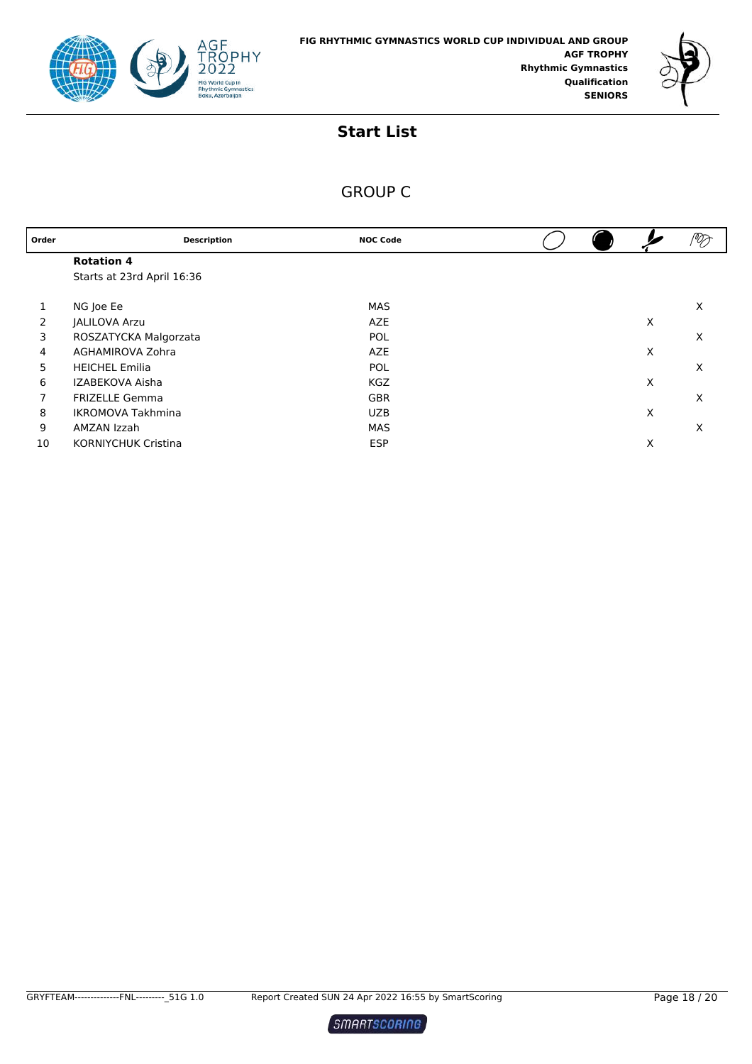FIG RHYTHMIC GYMNASTICS WORLD CUP INDIVIDUAL AND GROUP
**AGF TROPHY**
**Rhythmic Gymnastics**
**Qualification**
**SENIORS**

# Start List

## GROUP C

| Order | Description | NOC Code | Hoop | Ball | Clubs | Ribbon |
|---|---|---|---|---|---|---|
| | **Rotation 4** | | | | | |
| | Starts at 23rd April 16:36 | | | | | |
| 1 | NG Joe Ee | MAS | | | | X |
| 2 | JALILOVA Arzu | AZE | | | X | |
| 3 | ROSZATYCKA Malgorzata | POL | | | | X |
| 4 | AGHAMIROVA Zohra | AZE | | | X | |
| 5 | HEICHEL Emilia | POL | | | | X |
| 6 | IZABEKOVA Aisha | KGZ | | | X | |
| 7 | FRIZELLE Gemma | GBR | | | | X |
| 8 | IKROMOVA Takhmina | UZB | | | X | |
| 9 | AMZAN Izzah | MAS | | | | X |
| 10 | KORNIYCHUK Cristina | ESP | | | X | |

GRYFTEAM--------------FNL----------_51G 1.0 Report Created SUN 24 Apr 2022 16:55 by SmartScoring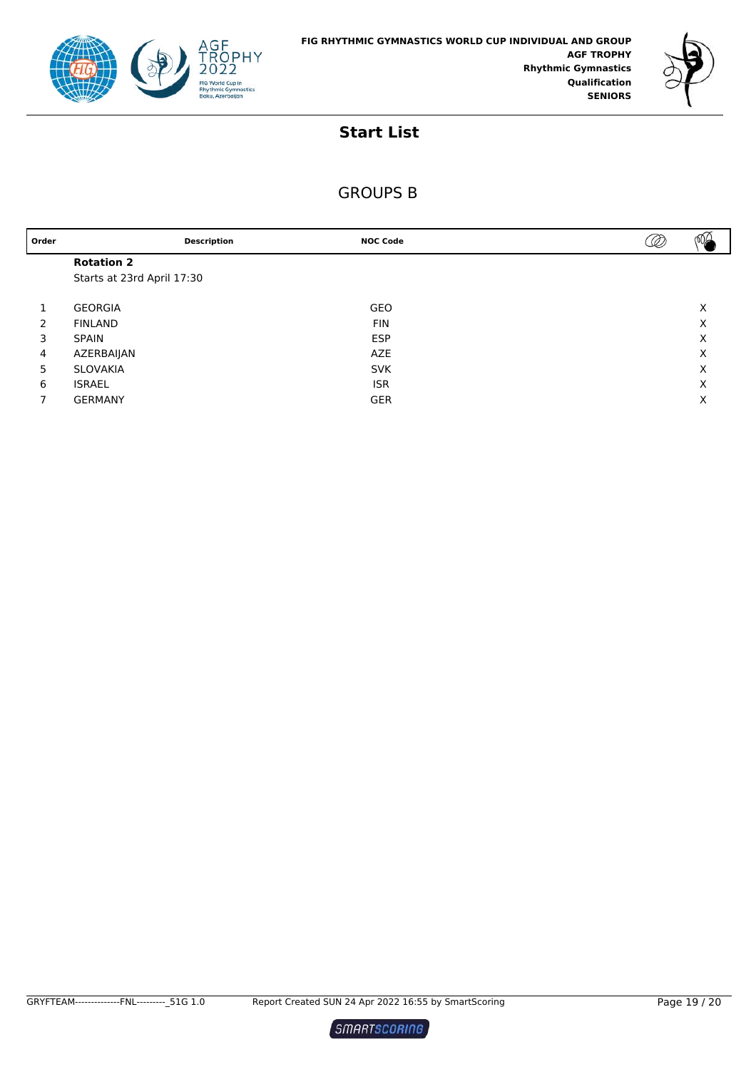FIG RHYTHMIC GYMNASTICS WORLD CUP INDIVIDUAL AND GROUP
AGF TROPHY
Rhythmic Gymnastics
Qualification
SENIORS

## Start List

### GROUPS B

| Order | Description | NOC Code | | |
|---|---|---|---|---|
| | **Rotation 2** | | | |
| | Starts at 23rd April 17:30 | | | |
| 1 | GEORGIA | GEO | | X |
| 2 | FINLAND | FIN | | X |
| 3 | SPAIN | ESP | | X |
| 4 | AZERBAIJAN | AZE | | X |
| 5 | SLOVAKIA | SVK | | X |
| 6 | ISRAEL | ISR | | X |
| 7 | GERMANY | GER | | X |

GRYFTEAM--------------FNL---------_51G 1.0 Report Created SUN 24 Apr 2022 16:55 by SmartScoring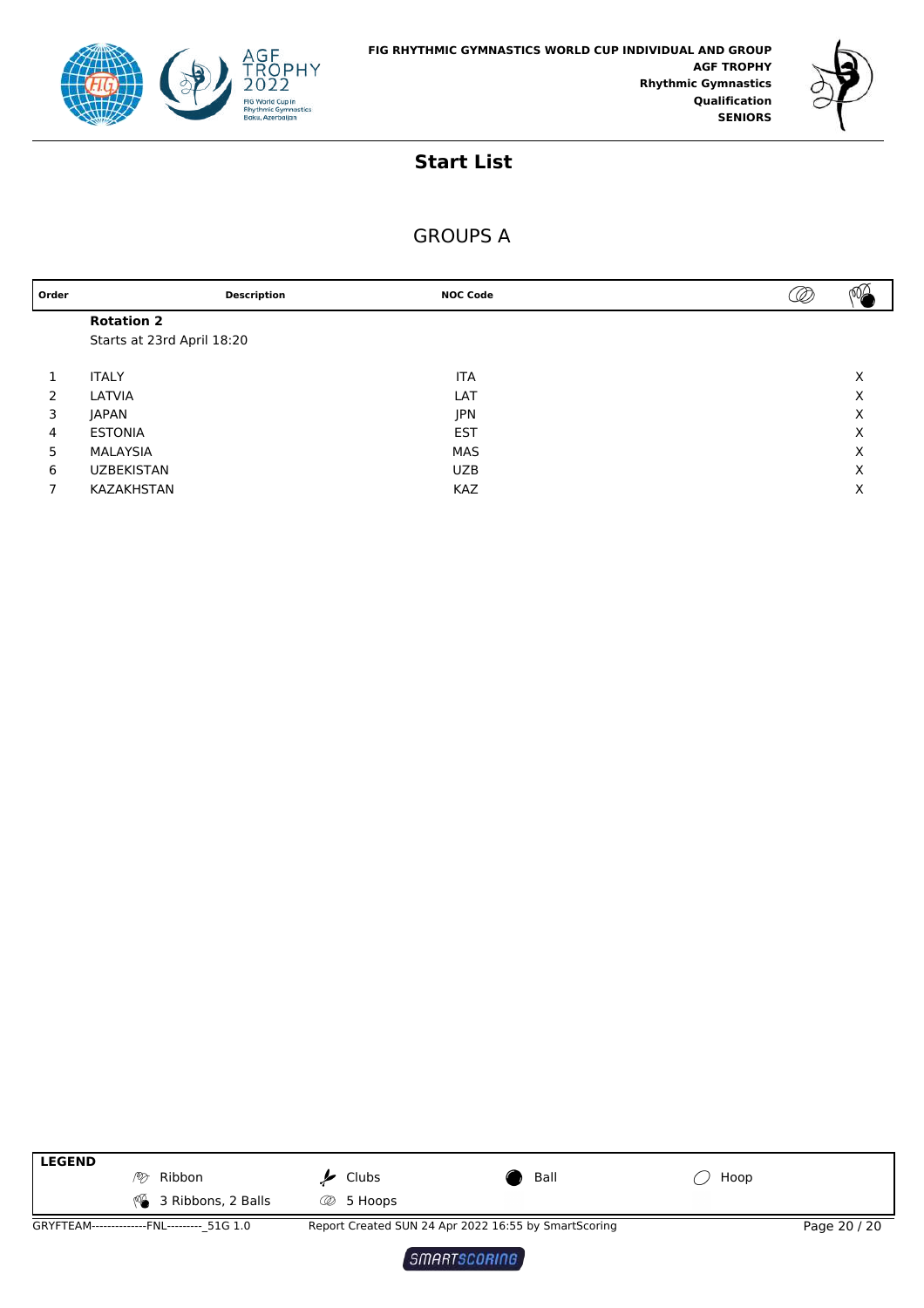FIG RHYTHMIC GYMNASTICS WORLD CUP INDIVIDUAL AND GROUP
**AGF TROPHY**
**Rhythmic Gymnastics**
**Qualification**
**SENIORS**

# Start List

## GROUPS A

| Order | Description | NOC Code | 5 Hoops | 3 Ribbons, 2 Balls |
|---|---|---|---|---|
| | **Rotation 2** | | | |
| | Starts at 23rd April 18:20 | | | |
| 1 | ITALY | ITA | | X |
| 2 | LATVIA | LAT | | X |
| 3 | JAPAN | JPN | | X |
| 4 | ESTONIA | EST | | X |
| 5 | MALAYSIA | MAS | | X |
| 6 | UZBEKISTAN | UZB | | X |
| 7 | KAZAKHSTAN | KAZ | | X |

**LEGEND**

| | | | |
|---|---|---|---|
| Ribbon | Clubs | Ball | Hoop |
| 3 Ribbons, 2 Balls | 5 Hoops | | |

GRYFTEAM--------------FNL---------_51G 1.0 — Report Created SUN 24 Apr 2022 16:55 by SmartScoring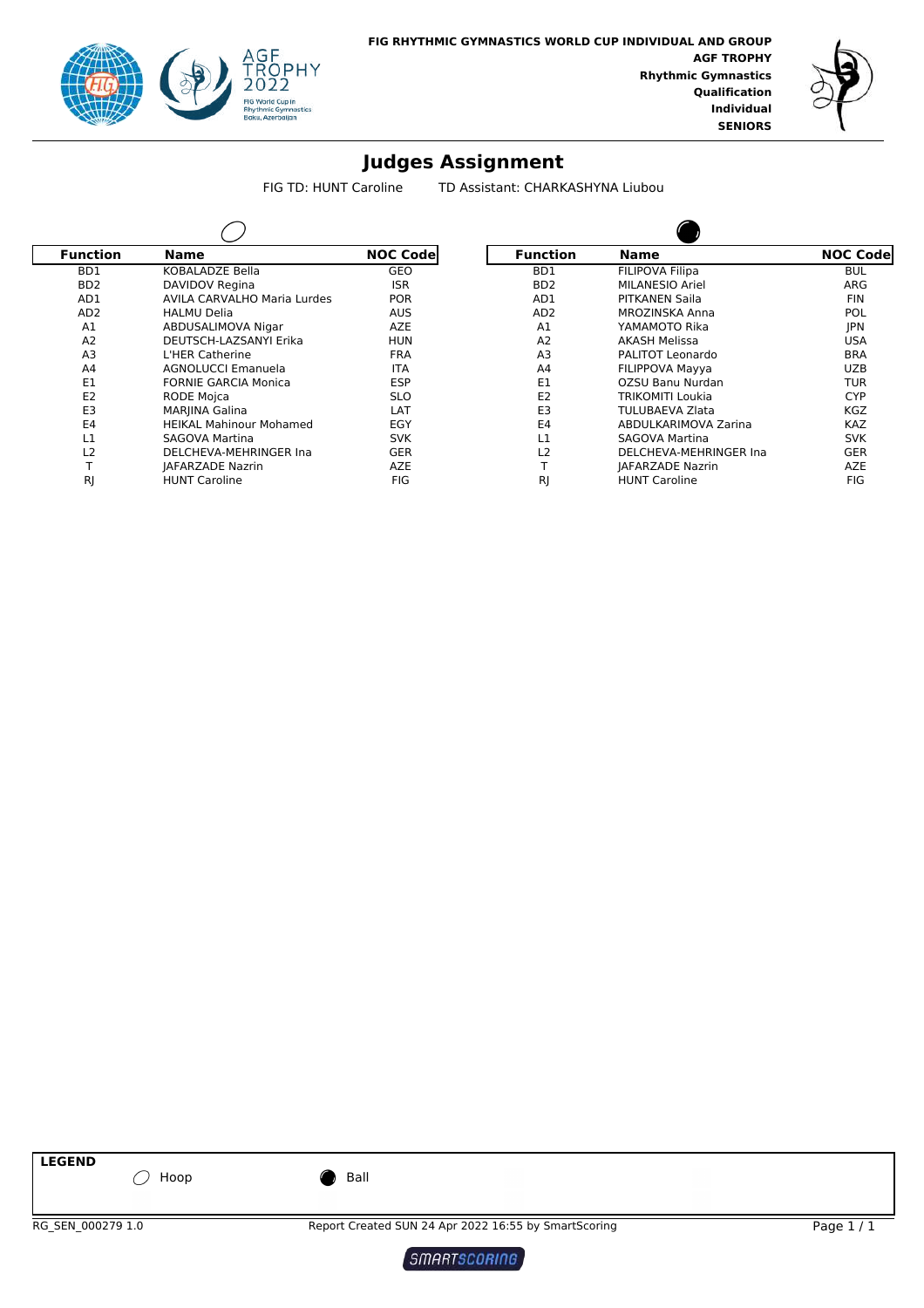FIG RHYTHMIC GYMNASTICS WORLD CUP INDIVIDUAL AND GROUP
**AGF TROPHY**
**Rhythmic Gymnastics**
**Qualification**
**Individual**
**SENIORS**

# Judges Assignment

FIG TD: HUNT Caroline     TD Assistant: CHARKASHYNA Liubou

**Hoop**

| Function | Name | NOC Code |
|---|---|---|
| BD1 | KOBALADZE Bella | GEO |
| BD2 | DAVIDOV Regina | ISR |
| AD1 | AVILA CARVALHO Maria Lurdes | POR |
| AD2 | HALMU Delia | AUS |
| A1 | ABDUSALIMOVA Nigar | AZE |
| A2 | DEUTSCH-LAZSANYI Erika | HUN |
| A3 | L'HER Catherine | FRA |
| A4 | AGNOLUCCI Emanuela | ITA |
| E1 | FORNIE GARCIA Monica | ESP |
| E2 | RODE Mojca | SLO |
| E3 | MARJINA Galina | LAT |
| E4 | HEIKAL Mahinour Mohamed | EGY |
| L1 | SAGOVA Martina | SVK |
| L2 | DELCHEVA-MEHRINGER Ina | GER |
| T | JAFARZADE Nazrin | AZE |
| RJ | HUNT Caroline | FIG |

**Ball**

| Function | Name | NOC Code |
|---|---|---|
| BD1 | FILIPOVA Filipa | BUL |
| BD2 | MILANESIO Ariel | ARG |
| AD1 | PITKANEN Saila | FIN |
| AD2 | MROZINSKA Anna | POL |
| A1 | YAMAMOTO Rika | JPN |
| A2 | AKASH Melissa | USA |
| A3 | PALITOT Leonardo | BRA |
| A4 | FILIPPOVA Mayya | UZB |
| E1 | OZSU Banu Nurdan | TUR |
| E2 | TRIKOMITI Loukia | CYP |
| E3 | TULUBAEVA Zlata | KGZ |
| E4 | ABDULKARIMOVA Zarina | KAZ |
| L1 | SAGOVA Martina | SVK |
| L2 | DELCHEVA-MEHRINGER Ina | GER |
| T | JAFARZADE Nazrin | AZE |
| RJ | HUNT Caroline | FIG |

**LEGEND**

Hoop    Ball

RG_SEN_000279 1.0    Report Created SUN 24 Apr 2022 16:55 by SmartScoring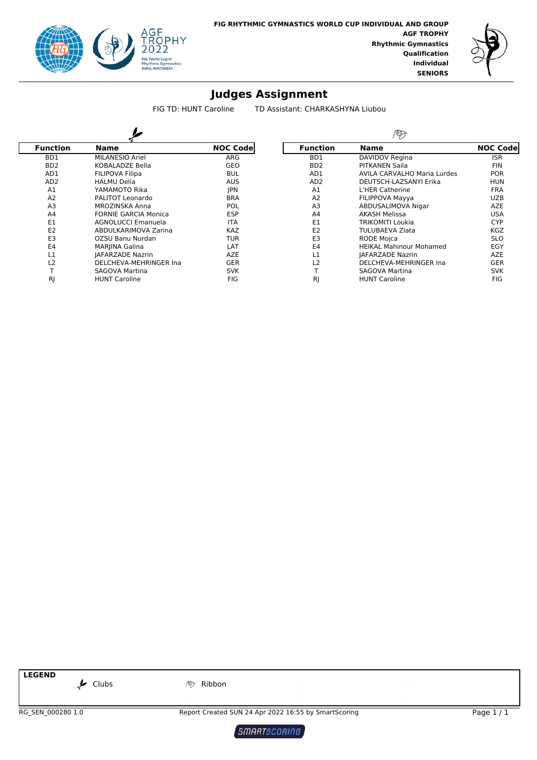**FIG RHYTHMIC GYMNASTICS WORLD CUP INDIVIDUAL AND GROUP**
**AGF TROPHY**
**Rhythmic Gymnastics**
**Qualification**
**Individual**
**SENIORS**

# Judges Assignment

FIG TD: HUNT Caroline    TD Assistant: CHARKASHYNA Liubou

**Clubs**

| Function | Name | NOC Code |
|---|---|---|
| BD1 | MILANESIO Ariel | ARG |
| BD2 | KOBALADZE Bella | GEO |
| AD1 | FILIPOVA Filipa | BUL |
| AD2 | HALMU Delia | AUS |
| A1 | YAMAMOTO Rika | JPN |
| A2 | PALITOT Leonardo | BRA |
| A3 | MROZINSKA Anna | POL |
| A4 | FORNIE GARCIA Monica | ESP |
| E1 | AGNOLUCCI Emanuela | ITA |
| E2 | ABDULKARIMOVA Zarina | KAZ |
| E3 | OZSU Banu Nurdan | TUR |
| E4 | MARJINA Galina | LAT |
| L1 | JAFARZADE Nazrin | AZE |
| L2 | DELCHEVA-MEHRINGER Ina | GER |
| T | SAGOVA Martina | SVK |
| RJ | HUNT Caroline | FIG |

**Ribbon**

| Function | Name | NOC Code |
|---|---|---|
| BD1 | DAVIDOV Regina | ISR |
| BD2 | PITKANEN Saila | FIN |
| AD1 | AVILA CARVALHO Maria Lurdes | POR |
| AD2 | DEUTSCH-LAZSANYI Erika | HUN |
| A1 | L'HER Catherine | FRA |
| A2 | FILIPPOVA Mayya | UZB |
| A3 | ABDUSALIMOVA Nigar | AZE |
| A4 | AKASH Melissa | USA |
| E1 | TRIKOMITI Loukia | CYP |
| E2 | TULUBAEVA Zlata | KGZ |
| E3 | RODE Mojca | SLO |
| E4 | HEIKAL Mahinour Mohamed | EGY |
| L1 | JAFARZADE Nazrin | AZE |
| L2 | DELCHEVA-MEHRINGER Ina | GER |
| T | SAGOVA Martina | SVK |
| RJ | HUNT Caroline | FIG |

**LEGEND**

Clubs    Ribbon

RG_SEN_000280 1.0    Report Created SUN 24 Apr 2022 16:55 by SmartScoring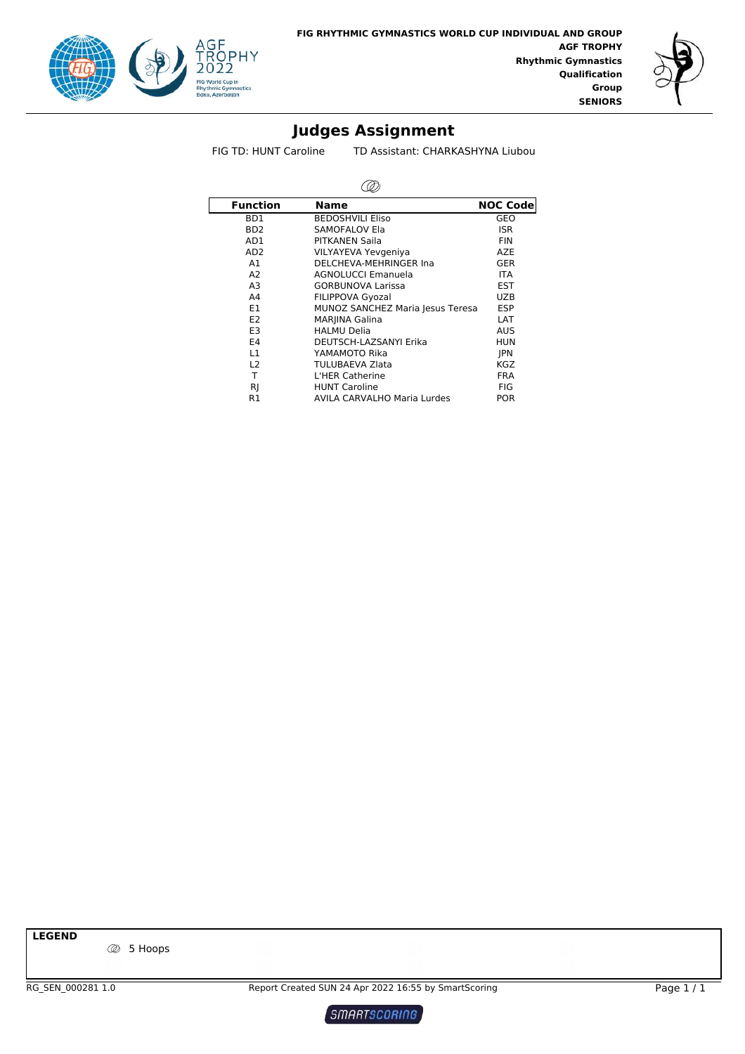**FIG RHYTHMIC GYMNASTICS WORLD CUP INDIVIDUAL AND GROUP**
**AGF TROPHY**
**Rhythmic Gymnastics**
**Qualification**
**Group**
**SENIORS**

# Judges Assignment

FIG TD: HUNT Caroline    TD Assistant: CHARKASHYNA Liubou

| Function | Name | NOC Code |
|---|---|---|
| BD1 | BEDOSHVILI Eliso | GEO |
| BD2 | SAMOFALOV Ela | ISR |
| AD1 | PITKANEN Saila | FIN |
| AD2 | VILYAYEVA Yevgeniya | AZE |
| A1 | DELCHEVA-MEHRINGER Ina | GER |
| A2 | AGNOLUCCI Emanuela | ITA |
| A3 | GORBUNOVA Larissa | EST |
| A4 | FILIPPOVA Gyozal | UZB |
| E1 | MUNOZ SANCHEZ Maria Jesus Teresa | ESP |
| E2 | MARJINA Galina | LAT |
| E3 | HALMU Delia | AUS |
| E4 | DEUTSCH-LAZSANYI Erika | HUN |
| L1 | YAMAMOTO Rika | JPN |
| L2 | TULUBAEVA Zlata | KGZ |
| T | L'HER Catherine | FRA |
| RJ | HUNT Caroline | FIG |
| R1 | AVILA CARVALHO Maria Lurdes | POR |

**LEGEND**

5 Hoops

RG_SEN_000281 1.0    Report Created SUN 24 Apr 2022 16:55 by SmartScoring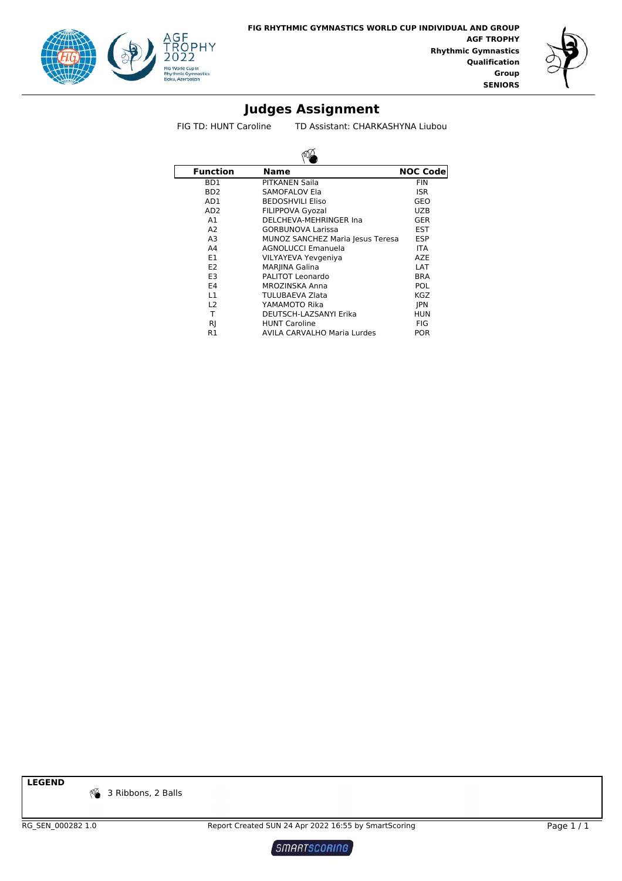**FIG RHYTHMIC GYMNASTICS WORLD CUP INDIVIDUAL AND GROUP**
**AGF TROPHY**
**Rhythmic Gymnastics**
**Qualification**
**Group**
**SENIORS**

# Judges Assignment

FIG TD: HUNT Caroline    TD Assistant: CHARKASHYNA Liubou

| Function | Name | NOC Code |
|---|---|---|
| BD1 | PITKANEN Saila | FIN |
| BD2 | SAMOFALOV Ela | ISR |
| AD1 | BEDOSHVILI Eliso | GEO |
| AD2 | FILIPPOVA Gyozal | UZB |
| A1 | DELCHEVA-MEHRINGER Ina | GER |
| A2 | GORBUNOVA Larissa | EST |
| A3 | MUNOZ SANCHEZ Maria Jesus Teresa | ESP |
| A4 | AGNOLUCCI Emanuela | ITA |
| E1 | VILYAYEVA Yevgeniya | AZE |
| E2 | MARJINA Galina | LAT |
| E3 | PALITOT Leonardo | BRA |
| E4 | MROZINSKA Anna | POL |
| L1 | TULUBAEVA Zlata | KGZ |
| L2 | YAMAMOTO Rika | JPN |
| T | DEUTSCH-LAZSANYI Erika | HUN |
| RJ | HUNT Caroline | FIG |
| R1 | AVILA CARVALHO Maria Lurdes | POR |

**LEGEND**

3 Ribbons, 2 Balls

RG_SEN_000282 1.0    Report Created SUN 24 Apr 2022 16:55 by SmartScoring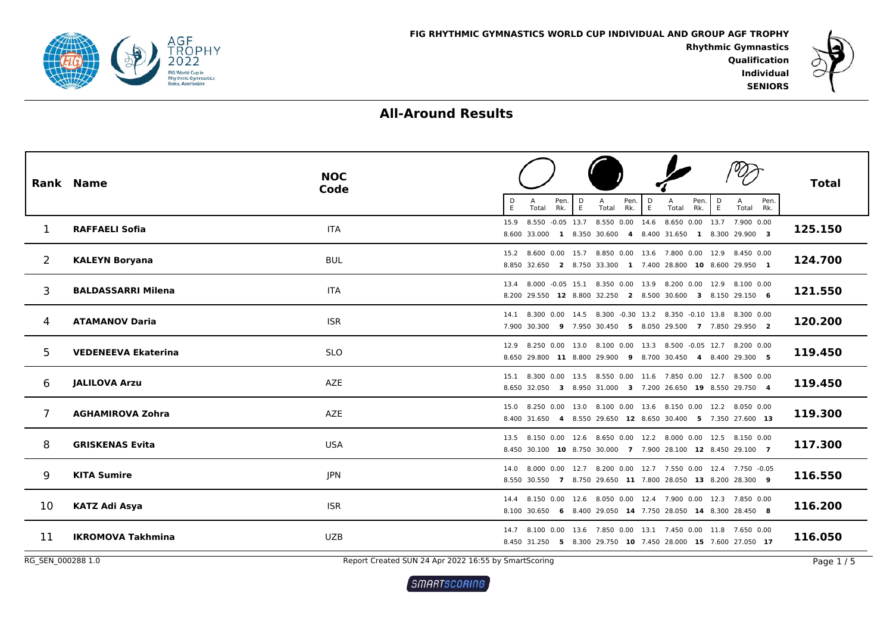**FIG RHYTHMIC GYMNASTICS WORLD CUP INDIVIDUAL AND GROUP AGF TROPHY**

**Rhythmic Gymnastics**
**Qualification**
**Individual**
**SENIORS**

## All-Around Results

| Rank | Name | NOC Code | Hoop D / E | Hoop A / Total | Hoop Pen. / Rk. | Ball D / E | Ball A / Total | Ball Pen. / Rk. | Clubs D / E | Clubs A / Total | Clubs Pen. / Rk. | Ribbon D / E | Ribbon A / Total | Ribbon Pen. / Rk. | Total |
|---|---|---|---|---|---|---|---|---|---|---|---|---|---|---|---|
| 1 | **RAFFAELI Sofia** | ITA | 15.9 / 8.600 | 8.550 / 33.000 | -0.05 / **1** | 13.7 / 8.350 | 8.550 / 30.600 | 0.00 / **4** | 14.6 / 8.400 | 8.650 / 31.650 | 0.00 / **1** | 13.7 / 8.300 | 7.900 / 29.900 | 0.00 / **3** | **125.150** |
| 2 | **KALEYN Boryana** | BUL | 15.2 / 8.850 | 8.600 / 32.650 | 0.00 / **2** | 15.7 / 8.750 | 8.850 / 33.300 | 0.00 / **1** | 13.6 / 7.400 | 7.800 / 28.800 | 0.00 / **10** | 12.9 / 8.600 | 8.450 / 29.950 | 0.00 / **1** | **124.700** |
| 3 | **BALDASSARRI Milena** | ITA | 13.4 / 8.200 | 8.000 / 29.550 | -0.05 / **12** | 15.1 / 8.800 | 8.350 / 32.250 | 0.00 / **2** | 13.9 / 8.500 | 8.200 / 30.600 | 0.00 / **3** | 12.9 / 8.150 | 8.100 / 29.150 | 0.00 / **6** | **121.550** |
| 4 | **ATAMANOV Daria** | ISR | 14.1 / 7.900 | 8.300 / 30.300 | 0.00 / **9** | 14.5 / 7.950 | 8.300 / 30.450 | -0.30 / **5** | 13.2 / 8.050 | 8.350 / 29.500 | -0.10 / **7** | 13.8 / 7.850 | 8.300 / 29.950 | 0.00 / **2** | **120.200** |
| 5 | **VEDENEEVA Ekaterina** | SLO | 12.9 / 8.650 | 8.250 / 29.800 | 0.00 / **11** | 13.0 / 8.800 | 8.100 / 29.900 | 0.00 / **9** | 13.3 / 8.700 | 8.500 / 30.450 | -0.05 / **4** | 12.7 / 8.400 | 8.200 / 29.300 | 0.00 / **5** | **119.450** |
| 6 | **JALILOVA Arzu** | AZE | 15.1 / 8.650 | 8.300 / 32.050 | 0.00 / **3** | 13.5 / 8.950 | 8.550 / 31.000 | 0.00 / **3** | 11.6 / 7.200 | 7.850 / 26.650 | 0.00 / **19** | 12.7 / 8.550 | 8.500 / 29.750 | 0.00 / **4** | **119.450** |
| 7 | **AGHAMIROVA Zohra** | AZE | 15.0 / 8.400 | 8.250 / 31.650 | 0.00 / **4** | 13.0 / 8.550 | 8.100 / 29.650 | 0.00 / **12** | 13.6 / 8.650 | 8.150 / 30.400 | 0.00 / **5** | 12.2 / 7.350 | 8.050 / 27.600 | 0.00 / **13** | **119.300** |
| 8 | **GRISKENAS Evita** | USA | 13.5 / 8.450 | 8.150 / 30.100 | 0.00 / **10** | 12.6 / 8.750 | 8.650 / 30.000 | 0.00 / **7** | 12.2 / 7.900 | 8.000 / 28.100 | 0.00 / **12** | 12.5 / 8.450 | 8.150 / 29.100 | 0.00 / **7** | **117.300** |
| 9 | **KITA Sumire** | JPN | 14.0 / 8.550 | 8.000 / 30.550 | 0.00 / **7** | 12.7 / 8.750 | 8.200 / 29.650 | 0.00 / **11** | 12.7 / 7.800 | 7.550 / 28.050 | 0.00 / **13** | 12.4 / 8.200 | 7.750 / 28.300 | -0.05 / **9** | **116.550** |
| 10 | **KATZ Adi Asya** | ISR | 14.4 / 8.100 | 8.150 / 30.650 | 0.00 / **6** | 12.6 / 8.400 | 8.050 / 29.050 | 0.00 / **14** | 12.4 / 7.750 | 7.900 / 28.050 | 0.00 / **14** | 12.3 / 8.300 | 7.850 / 28.450 | 0.00 / **8** | **116.200** |
| 11 | **IKROMOVA Takhmina** | UZB | 14.7 / 8.450 | 8.100 / 31.250 | 0.00 / **5** | 13.6 / 8.300 | 7.850 / 29.750 | 0.00 / **10** | 13.1 / 7.450 | 7.450 / 28.000 | 0.00 / **15** | 11.8 / 7.600 | 7.650 / 27.050 | 0.00 / **17** | **116.050** |

RG_SEN_000288 1.0 — Report Created SUN 24 Apr 2022 16:55 by SmartScoring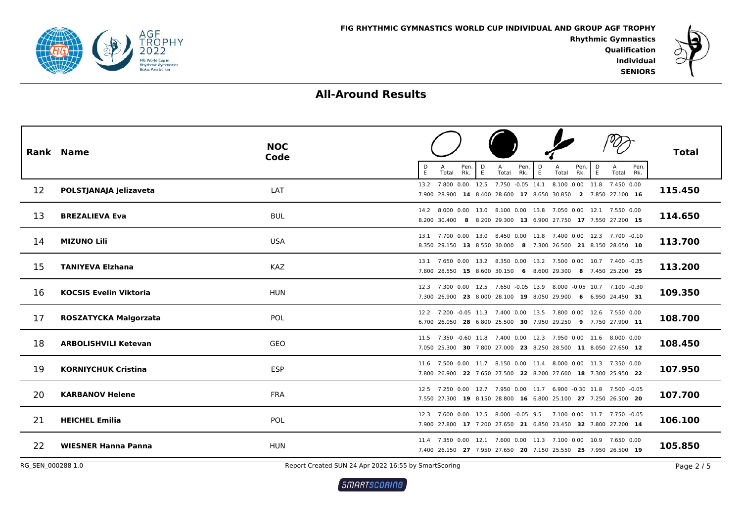**FIG RHYTHMIC GYMNASTICS WORLD CUP INDIVIDUAL AND GROUP AGF TROPHY**

**Rhythmic Gymnastics**
**Qualification**
**Individual**
**SENIORS**

## All-Around Results

| Rank | Name | NOC Code | Hoop D / E | Hoop A / Total | Hoop Pen. / Rk. | Ball D / E | Ball A / Total | Ball Pen. / Rk. | Clubs D / E | Clubs A / Total | Clubs Pen. / Rk. | Ribbon D / E | Ribbon A / Total | Ribbon Pen. / Rk. | Total |
|---|---|---|---|---|---|---|---|---|---|---|---|---|---|---|---|
| 12 | **POLSTJANAJA Jelizaveta** | LAT | 13.2 / 7.900 | 7.800 / 28.900 | 0.00 / **14** | 12.5 / 8.400 | 7.750 / 28.600 | -0.05 / **17** | 14.1 / 8.650 | 8.100 / 30.850 | 0.00 / **2** | 11.8 / 7.850 | 7.450 / 27.100 | 0.00 / **16** | **115.450** |
| 13 | **BREZALIEVA Eva** | BUL | 14.2 / 8.200 | 8.000 / 30.400 | 0.00 / **8** | 13.0 / 8.200 | 8.100 / 29.300 | 0.00 / **13** | 13.8 / 6.900 | 7.050 / 27.750 | 0.00 / **17** | 12.1 / 7.550 | 7.550 / 27.200 | 0.00 / **15** | **114.650** |
| 14 | **MIZUNO Lili** | USA | 13.1 / 8.350 | 7.700 / 29.150 | 0.00 / **13** | 13.0 / 8.550 | 8.450 / 30.000 | 0.00 / **8** | 11.8 / 7.300 | 7.400 / 26.500 | 0.00 / **21** | 12.3 / 8.150 | 7.700 / 28.050 | -0.10 / **10** | **113.700** |
| 15 | **TANIYEVA Elzhana** | KAZ | 13.1 / 7.800 | 7.650 / 28.550 | 0.00 / **15** | 13.2 / 8.600 | 8.350 / 30.150 | 0.00 / **6** | 13.2 / 8.600 | 7.500 / 29.300 | 0.00 / **8** | 10.7 / 7.450 | 7.400 / 25.200 | -0.35 / **25** | **113.200** |
| 16 | **KOCSIS Evelin Viktoria** | HUN | 12.3 / 7.300 | 7.300 / 26.900 | 0.00 / **23** | 12.5 / 8.000 | 7.650 / 28.100 | -0.05 / **19** | 13.9 / 8.050 | 8.000 / 29.900 | -0.05 / **6** | 10.7 / 6.950 | 7.100 / 24.450 | -0.30 / **31** | **109.350** |
| 17 | **ROSZATYCKA Malgorzata** | POL | 12.2 / 6.700 | 7.200 / 26.050 | -0.05 / **28** | 11.3 / 6.800 | 7.400 / 25.500 | 0.00 / **30** | 13.5 / 7.950 | 7.800 / 29.250 | 0.00 / **9** | 12.6 / 7.750 | 7.550 / 27.900 | 0.00 / **11** | **108.700** |
| 18 | **ARBOLISHVILI Ketevan** | GEO | 11.5 / 7.050 | 7.350 / 25.300 | -0.60 / **30** | 11.8 / 7.800 | 7.400 / 27.000 | 0.00 / **23** | 12.3 / 8.250 | 7.950 / 28.500 | 0.00 / **11** | 11.6 / 8.050 | 8.000 / 27.650 | 0.00 / **12** | **108.450** |
| 19 | **KORNIYCHUK Cristina** | ESP | 11.6 / 7.800 | 7.500 / 26.900 | 0.00 / **22** | 11.7 / 7.650 | 8.150 / 27.500 | 0.00 / **22** | 11.4 / 8.200 | 8.000 / 27.600 | 0.00 / **18** | 11.3 / 7.300 | 7.350 / 25.950 | 0.00 / **22** | **107.950** |
| 20 | **KARBANOV Helene** | FRA | 12.5 / 7.550 | 7.250 / 27.300 | 0.00 / **19** | 12.7 / 8.150 | 7.950 / 28.800 | 0.00 / **16** | 11.7 / 6.800 | 6.900 / 25.100 | -0.30 / **27** | 11.8 / 7.250 | 7.500 / 26.500 | -0.05 / **20** | **107.700** |
| 21 | **HEICHEL Emilia** | POL | 12.3 / 7.900 | 7.600 / 27.800 | 0.00 / **17** | 12.5 / 7.200 | 8.000 / 27.650 | -0.05 / **21** | 9.5 / 6.850 | 7.100 / 23.450 | 0.00 / **32** | 11.7 / 7.800 | 7.750 / 27.200 | -0.05 / **14** | **106.100** |
| 22 | **WIESNER Hanna Panna** | HUN | 11.4 / 7.400 | 7.350 / 26.150 | 0.00 / **27** | 12.1 / 7.950 | 7.600 / 27.650 | 0.00 / **20** | 11.3 / 7.150 | 7.100 / 25.550 | 0.00 / **25** | 10.9 / 7.950 | 7.650 / 26.500 | 0.00 / **19** | **105.850** |

RG_SEN_000288 1.0

Report Created SUN 24 Apr 2022 16:55 by SmartScoring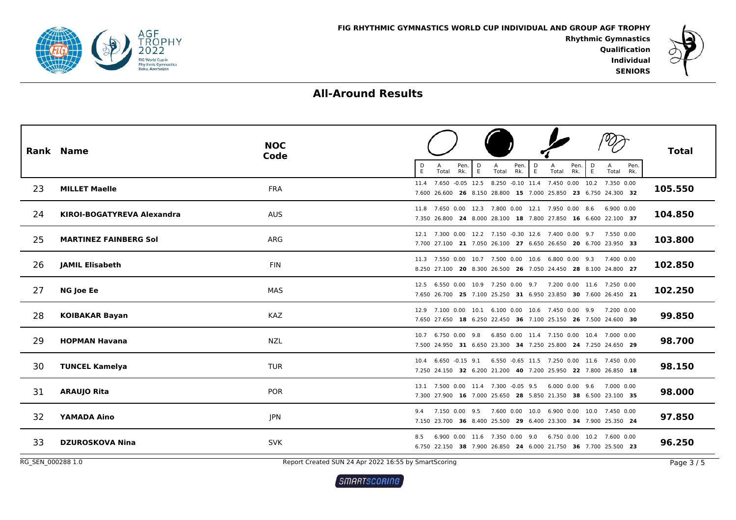FIG RHYTHMIC GYMNASTICS WORLD CUP INDIVIDUAL AND GROUP AGF TROPHY

Rhythmic Gymnastics
Qualification
Individual
SENIORS

## All-Around Results

| Rank | Name | NOC Code | Hoop D / E | Hoop A / Total | Hoop Pen. / Rk. | Ball D / E | Ball A / Total | Ball Pen. / Rk. | Clubs D / E | Clubs A / Total | Clubs Pen. / Rk. | Ribbon D / E | Ribbon A / Total | Ribbon Pen. / Rk. | Total |
|---|---|---|---|---|---|---|---|---|---|---|---|---|---|---|---|
| 23 | **MILLET Maelle** | FRA | 11.4 / 7.600 | 7.650 / 26.600 | -0.05 / **26** | 12.5 / 8.150 | 8.250 / 28.800 | -0.10 / **15** | 11.4 / 7.000 | 7.450 / 25.850 | 0.00 / **23** | 10.2 / 6.750 | 7.350 / 24.300 | 0.00 / **32** | **105.550** |
| 24 | **KIROI-BOGATYREVA Alexandra** | AUS | 11.8 / 7.350 | 7.650 / 26.800 | 0.00 / **24** | 12.3 / 8.000 | 7.800 / 28.100 | 0.00 / **18** | 12.1 / 7.800 | 7.950 / 27.850 | 0.00 / **16** | 8.6 / 6.600 | 6.900 / 22.100 | 0.00 / **37** | **104.850** |
| 25 | **MARTINEZ FAINBERG Sol** | ARG | 12.1 / 7.700 | 7.300 / 27.100 | 0.00 / **21** | 12.2 / 7.050 | 7.150 / 26.100 | -0.30 / **27** | 12.6 / 6.650 | 7.400 / 26.650 | 0.00 / **20** | 9.7 / 6.700 | 7.550 / 23.950 | 0.00 / **33** | **103.800** |
| 26 | **JAMIL Elisabeth** | FIN | 11.3 / 8.250 | 7.550 / 27.100 | 0.00 / **20** | 10.7 / 8.300 | 7.500 / 26.500 | 0.00 / **26** | 10.6 / 7.050 | 6.800 / 24.450 | 0.00 / **28** | 9.3 / 8.100 | 7.400 / 24.800 | 0.00 / **27** | **102.850** |
| 27 | **NG Joe Ee** | MAS | 12.5 / 7.650 | 6.550 / 26.700 | 0.00 / **25** | 10.9 / 7.100 | 7.250 / 25.250 | 0.00 / **31** | 9.7 / 6.950 | 7.200 / 23.850 | 0.00 / **30** | 11.6 / 7.600 | 7.250 / 26.450 | 0.00 / **21** | **102.250** |
| 28 | **KOIBAKAR Bayan** | KAZ | 12.9 / 7.650 | 7.100 / 27.650 | 0.00 / **18** | 10.1 / 6.250 | 6.100 / 22.450 | 0.00 / **36** | 10.6 / 7.100 | 7.450 / 25.150 | 0.00 / **26** | 9.9 / 7.500 | 7.200 / 24.600 | 0.00 / **30** | **99.850** |
| 29 | **HOPMAN Havana** | NZL | 10.7 / 7.500 | 6.750 / 24.950 | 0.00 / **31** | 9.8 / 6.650 | 6.850 / 23.300 | 0.00 / **34** | 11.4 / 7.250 | 7.150 / 25.800 | 0.00 / **24** | 10.4 / 7.250 | 7.000 / 24.650 | 0.00 / **29** | **98.700** |
| 30 | **TUNCEL Kamelya** | TUR | 10.4 / 7.250 | 6.650 / 24.150 | -0.15 / **32** | 9.1 / 6.200 | 6.550 / 21.200 | -0.65 / **40** | 11.5 / 7.200 | 7.250 / 25.950 | 0.00 / **22** | 11.6 / 7.800 | 7.450 / 26.850 | 0.00 / **18** | **98.150** |
| 31 | **ARAUJO Rita** | POR | 13.1 / 7.300 | 7.500 / 27.900 | 0.00 / **16** | 11.4 / 7.000 | 7.300 / 25.650 | -0.05 / **28** | 9.5 / 5.850 | 6.000 / 21.350 | 0.00 / **38** | 9.6 / 6.500 | 7.000 / 23.100 | 0.00 / **35** | **98.000** |
| 32 | **YAMADA Aino** | JPN | 9.4 / 7.150 | 7.150 / 23.700 | 0.00 / **36** | 9.5 / 8.400 | 7.600 / 25.500 | 0.00 / **29** | 10.0 / 6.400 | 6.900 / 23.300 | 0.00 / **34** | 10.0 / 7.900 | 7.450 / 25.350 | 0.00 / **24** | **97.850** |
| 33 | **DZUROSKOVA Nina** | SVK | 8.5 / 6.750 | 6.900 / 22.150 | 0.00 / **38** | 11.6 / 7.900 | 7.350 / 26.850 | 0.00 / **24** | 9.0 / 6.000 | 6.750 / 21.750 | 0.00 / **36** | 10.2 / 7.700 | 7.600 / 25.500 | 0.00 / **23** | **96.250** |

RG_SEN_000288 1.0 — Report Created SUN 24 Apr 2022 16:55 by SmartScoring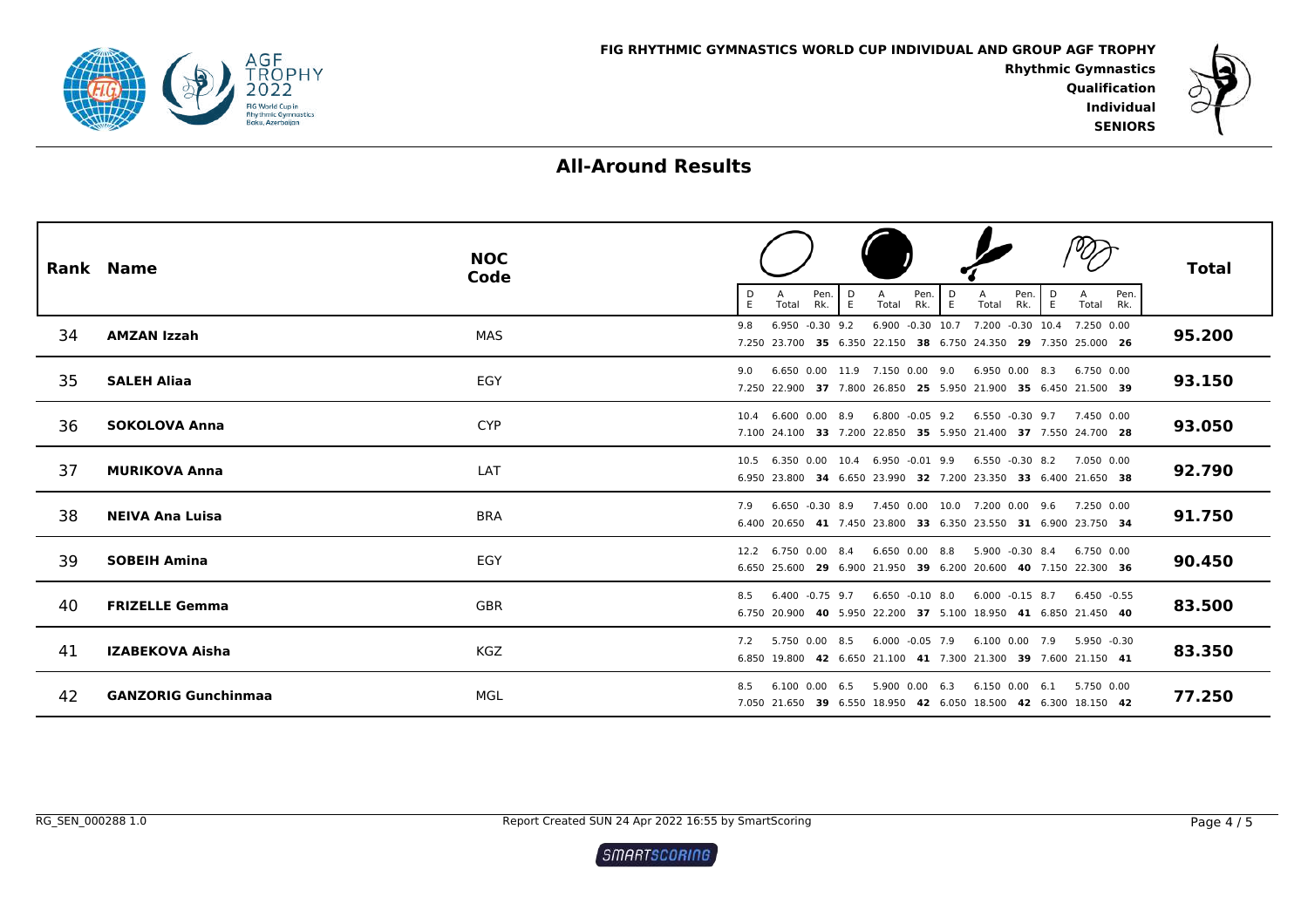FIG RHYTHMIC GYMNASTICS WORLD CUP INDIVIDUAL AND GROUP AGF TROPHY

Rhythmic Gymnastics
Qualification
Individual
SENIORS

# All-Around Results

| Rank | Name | NOC Code | Hoop D | Hoop A | Hoop Pen. | Hoop E | Hoop Total | Hoop Rk. | Ball D | Ball A | Ball Pen. | Ball E | Ball Total | Ball Rk. | Clubs D | Clubs A | Clubs Pen. | Clubs E | Clubs Total | Clubs Rk. | Ribbon D | Ribbon A | Ribbon Pen. | Ribbon E | Ribbon Total | Ribbon Rk. | Total |
|---|---|---|---|---|---|---|---|---|---|---|---|---|---|---|---|---|---|---|---|---|---|---|---|---|---|---|---|
| 34 | **AMZAN Izzah** | MAS | 9.8 | 6.950 | -0.30 | 7.250 | 23.700 | **35** | 9.2 | 6.900 | -0.30 | 6.350 | 22.150 | **38** | 10.7 | 7.200 | -0.30 | 6.750 | 24.350 | **29** | 10.4 | 7.250 | 0.00 | 7.350 | 25.000 | **26** | **95.200** |
| 35 | **SALEH Aliaa** | EGY | 9.0 | 6.650 | 0.00 | 7.250 | 22.900 | **37** | 11.9 | 7.150 | 0.00 | 7.800 | 26.850 | **25** | 9.0 | 6.950 | 0.00 | 5.950 | 21.900 | **35** | 8.3 | 6.750 | 0.00 | 6.450 | 21.500 | **39** | **93.150** |
| 36 | **SOKOLOVA Anna** | CYP | 10.4 | 6.600 | 0.00 | 7.100 | 24.100 | **33** | 8.9 | 6.800 | -0.05 | 7.200 | 22.850 | **35** | 9.2 | 6.550 | -0.30 | 5.950 | 21.400 | **37** | 9.7 | 7.450 | 0.00 | 7.550 | 24.700 | **28** | **93.050** |
| 37 | **MURIKOVA Anna** | LAT | 10.5 | 6.350 | 0.00 | 6.950 | 23.800 | **34** | 10.4 | 6.950 | -0.01 | 6.650 | 23.990 | **32** | 9.9 | 6.550 | -0.30 | 7.200 | 23.350 | **33** | 8.2 | 7.050 | 0.00 | 6.400 | 21.650 | **38** | **92.790** |
| 38 | **NEIVA Ana Luisa** | BRA | 7.9 | 6.650 | -0.30 | 6.400 | 20.650 | **41** | 8.9 | 7.450 | 0.00 | 7.450 | 23.800 | **33** | 10.0 | 7.200 | 0.00 | 6.350 | 23.550 | **31** | 9.6 | 7.250 | 0.00 | 6.900 | 23.750 | **34** | **91.750** |
| 39 | **SOBEIH Amina** | EGY | 12.2 | 6.750 | 0.00 | 6.650 | 25.600 | **29** | 8.4 | 6.650 | 0.00 | 6.900 | 21.950 | **39** | 8.8 | 5.900 | -0.30 | 6.200 | 20.600 | **40** | 8.4 | 6.750 | 0.00 | 7.150 | 22.300 | **36** | **90.450** |
| 40 | **FRIZELLE Gemma** | GBR | 8.5 | 6.400 | -0.75 | 6.750 | 20.900 | **40** | 9.7 | 6.650 | -0.10 | 5.950 | 22.200 | **37** | 8.0 | 6.000 | -0.15 | 5.100 | 18.950 | **41** | 8.7 | 6.450 | -0.55 | 6.850 | 21.450 | **40** | **83.500** |
| 41 | **IZABEKOVA Aisha** | KGZ | 7.2 | 5.750 | 0.00 | 6.850 | 19.800 | **42** | 8.5 | 6.000 | -0.05 | 6.650 | 21.100 | **41** | 7.9 | 6.100 | 0.00 | 7.300 | 21.300 | **39** | 7.9 | 5.950 | -0.30 | 7.600 | 21.150 | **41** | **83.350** |
| 42 | **GANZORIG Gunchinmaa** | MGL | 8.5 | 6.100 | 0.00 | 7.050 | 21.650 | **39** | 6.5 | 5.900 | 0.00 | 6.550 | 18.950 | **42** | 6.3 | 6.150 | 0.00 | 6.050 | 18.500 | **42** | 6.1 | 5.750 | 0.00 | 6.300 | 18.150 | **42** | **77.250** |

RG_SEN_000288 1.0

Report Created SUN 24 Apr 2022 16:55 by SmartScoring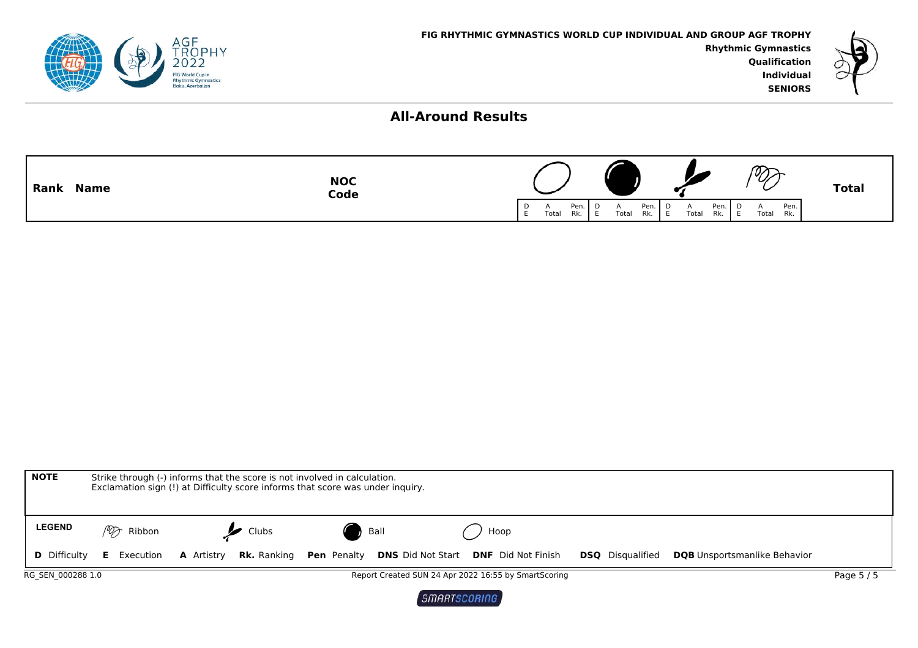**FIG RHYTHMIC GYMNASTICS WORLD CUP INDIVIDUAL AND GROUP AGF TROPHY**
**Rhythmic Gymnastics**
**Qualification**
**Individual**
**SENIORS**

## All-Around Results

| Rank | Name | NOC Code | Hoop D | Hoop A | Hoop Pen. | Ball D | Ball A | Ball Pen. | Clubs D | Clubs A | Clubs Pen. | Ribbon D | Ribbon A | Ribbon Pen. | Total |
|---|---|---|---|---|---|---|---|---|---|---|---|---|---|---|---|
| | | | E | Total | Rk. | E | Total | Rk. | E | Total | Rk. | E | Total | Rk. | |

**NOTE** Strike through (-) informs that the score is not involved in calculation.
Exclamation sign (!) at Difficulty score informs that score was under inquiry.

**LEGEND** Ribbon Clubs Ball Hoop

**D** Difficulty **E** Execution **A** Artistry **Rk.** Ranking **Pen** Penalty **DNS** Did Not Start **DNF** Did Not Finish **DSQ** Disqualified **DQB** Unsportsmanlike Behavior

RG_SEN_000288 1.0 Report Created SUN 24 Apr 2022 16:55 by SmartScoring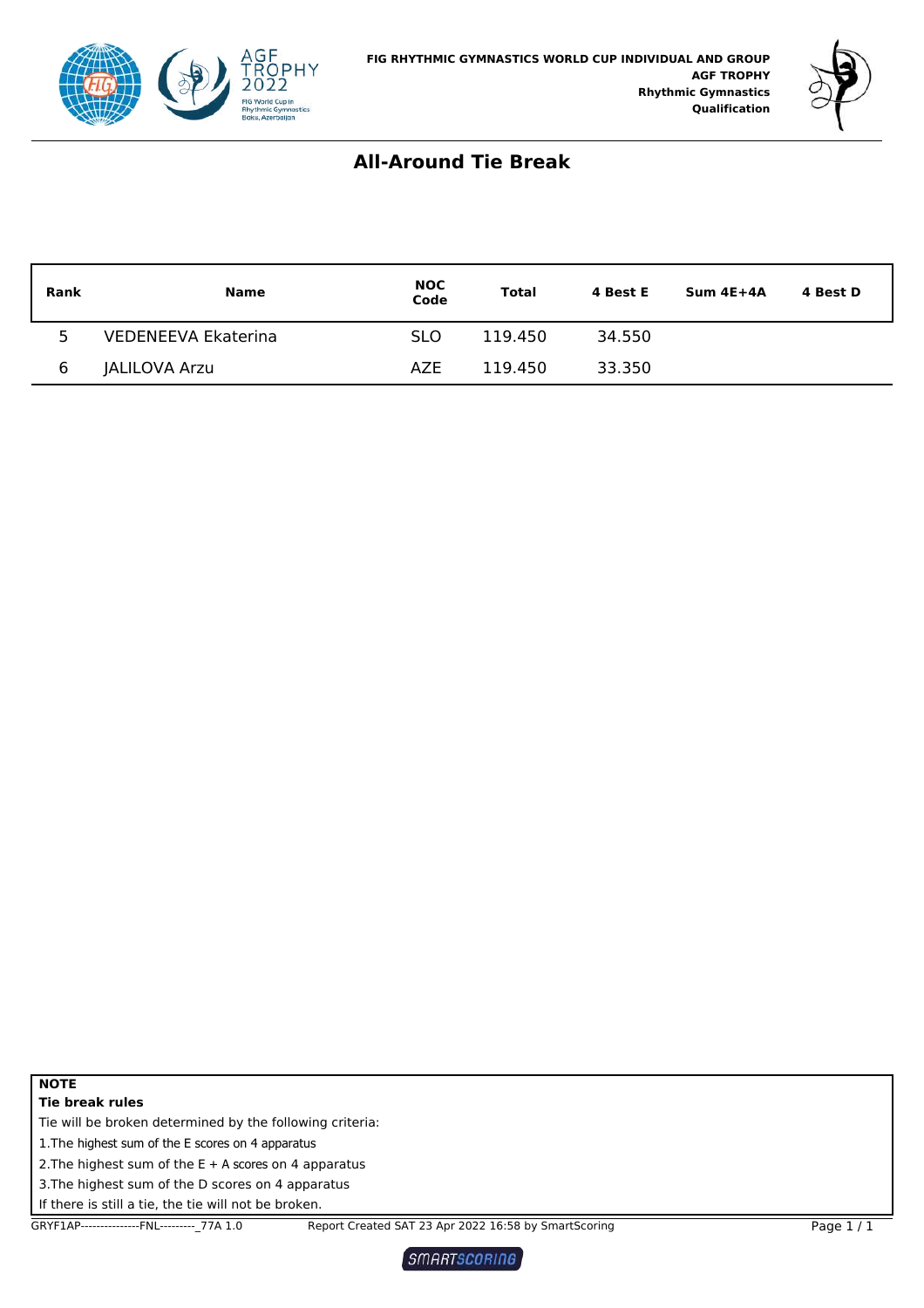FIG RHYTHMIC GYMNASTICS WORLD CUP INDIVIDUAL AND GROUP
AGF TROPHY
Rhythmic Gymnastics
Qualification

## All-Around Tie Break

| Rank | Name | NOC Code | Total | 4 Best E | Sum 4E+4A | 4 Best D |
|---|---|---|---|---|---|---|
| 5 | VEDENEEVA Ekaterina | SLO | 119.450 | 34.550 | | |
| 6 | JALILOVA Arzu | AZE | 119.450 | 33.350 | | |

**NOTE**

**Tie break rules**

Tie will be broken determined by the following criteria:

1.The highest sum of the E scores on 4 apparatus

2.The highest sum of the E + A scores on 4 apparatus

3.The highest sum of the D scores on 4 apparatus

If there is still a tie, the tie will not be broken.

GRYF1AP---------------FNL---------_77A 1.0    Report Created SAT 23 Apr 2022 16:58 by SmartScoring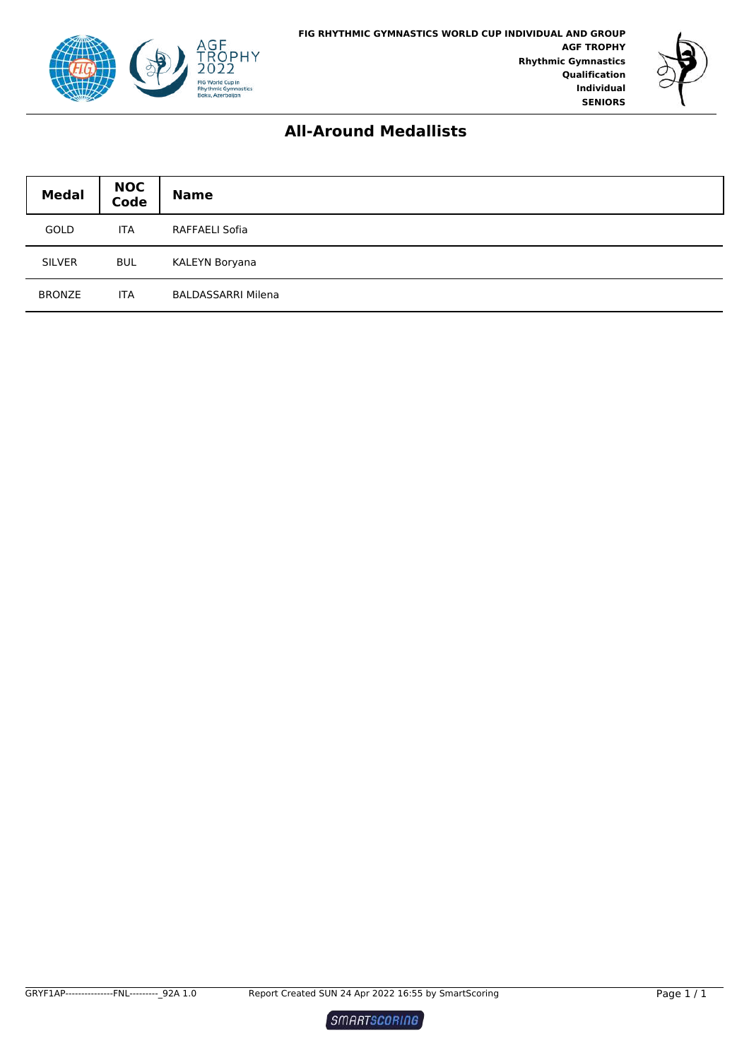FIG RHYTHMIC GYMNASTICS WORLD CUP INDIVIDUAL AND GROUP
AGF TROPHY
Rhythmic Gymnastics
Qualification
Individual
SENIORS

# All-Around Medallists

| Medal | NOC Code | Name |
|---|---|---|
| GOLD | ITA | RAFFAELI Sofia |
| SILVER | BUL | KALEYN Boryana |
| BRONZE | ITA | BALDASSARRI Milena |

GRYF1AP---------------FNL---------_92A 1.0 Report Created SUN 24 Apr 2022 16:55 by SmartScoring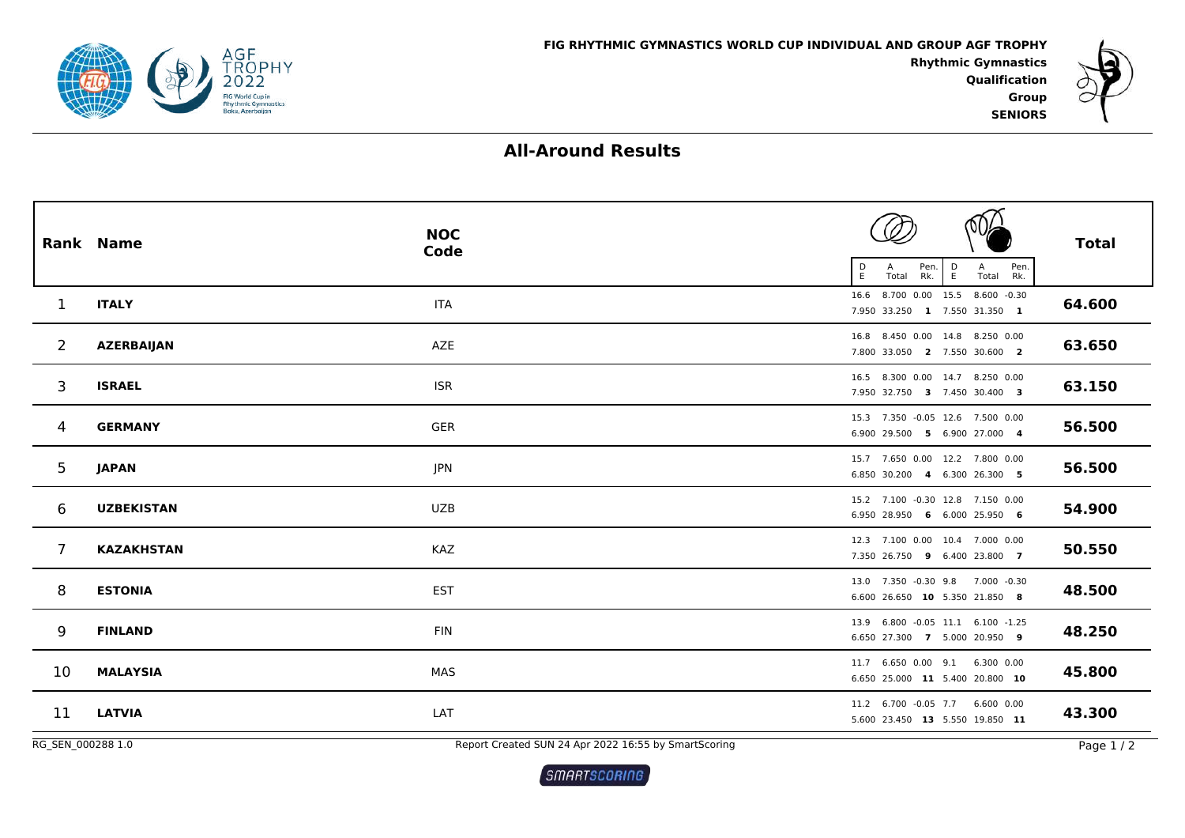FIG RHYTHMIC GYMNASTICS WORLD CUP INDIVIDUAL AND GROUP AGF TROPHY

Rhythmic Gymnastics

Qualification

Group

SENIORS

## All-Around Results

| Rank | Name | NOC Code | Hoop D | Hoop A | Hoop Pen. | Hoop E | Hoop Total | Hoop Rk. | Ribbon/Ball D | Ribbon/Ball A | Ribbon/Ball Pen. | Ribbon/Ball E | Ribbon/Ball Total | Ribbon/Ball Rk. | Total |
|---|---|---|---|---|---|---|---|---|---|---|---|---|---|---|---|
| 1 | **ITALY** | ITA | 16.6 | 8.700 | 0.00 | 7.950 | 33.250 | **1** | 15.5 | 8.600 | -0.30 | 7.550 | 31.350 | **1** | **64.600** |
| 2 | **AZERBAIJAN** | AZE | 16.8 | 8.450 | 0.00 | 7.800 | 33.050 | **2** | 14.8 | 8.250 | 0.00 | 7.550 | 30.600 | **2** | **63.650** |
| 3 | **ISRAEL** | ISR | 16.5 | 8.300 | 0.00 | 7.950 | 32.750 | **3** | 14.7 | 8.250 | 0.00 | 7.450 | 30.400 | **3** | **63.150** |
| 4 | **GERMANY** | GER | 15.3 | 7.350 | -0.05 | 6.900 | 29.500 | **5** | 12.6 | 7.500 | 0.00 | 6.900 | 27.000 | **4** | **56.500** |
| 5 | **JAPAN** | JPN | 15.7 | 7.650 | 0.00 | 6.850 | 30.200 | **4** | 12.2 | 7.800 | 0.00 | 6.300 | 26.300 | **5** | **56.500** |
| 6 | **UZBEKISTAN** | UZB | 15.2 | 7.100 | -0.30 | 6.950 | 28.950 | **6** | 12.8 | 7.150 | 0.00 | 6.000 | 25.950 | **6** | **54.900** |
| 7 | **KAZAKHSTAN** | KAZ | 12.3 | 7.100 | 0.00 | 7.350 | 26.750 | **9** | 10.4 | 7.000 | 0.00 | 6.400 | 23.800 | **7** | **50.550** |
| 8 | **ESTONIA** | EST | 13.0 | 7.350 | -0.30 | 6.600 | 26.650 | **10** | 9.8 | 7.000 | -0.30 | 5.350 | 21.850 | **8** | **48.500** |
| 9 | **FINLAND** | FIN | 13.9 | 6.800 | -0.05 | 6.650 | 27.300 | **7** | 11.1 | 6.100 | -1.25 | 5.000 | 20.950 | **9** | **48.250** |
| 10 | **MALAYSIA** | MAS | 11.7 | 6.650 | 0.00 | 6.650 | 25.000 | **11** | 9.1 | 6.300 | 0.00 | 5.400 | 20.800 | **10** | **45.800** |
| 11 | **LATVIA** | LAT | 11.2 | 6.700 | -0.05 | 5.600 | 23.450 | **13** | 7.7 | 6.600 | 0.00 | 5.550 | 19.850 | **11** | **43.300** |

RG_SEN_000288 1.0 — Report Created SUN 24 Apr 2022 16:55 by SmartScoring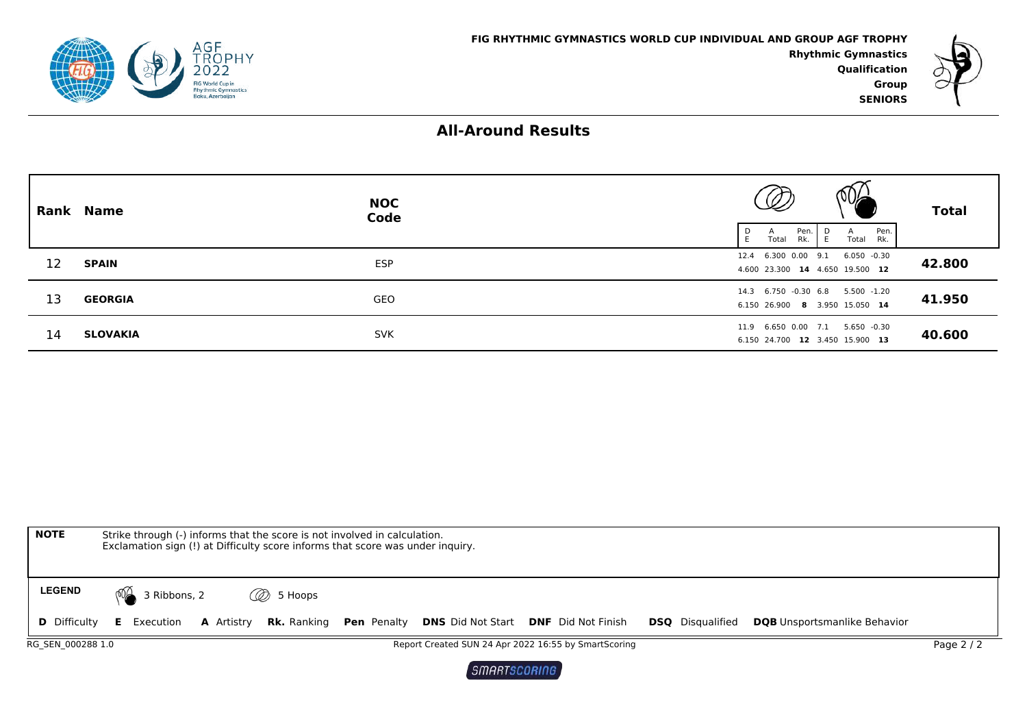FIG RHYTHMIC GYMNASTICS WORLD CUP INDIVIDUAL AND GROUP AGF TROPHY
Rhythmic Gymnastics
Qualification
Group
SENIORS

## All-Around Results

| Rank | Name | NOC Code | 5 Hoops D | 5 Hoops E | 5 Hoops A | 5 Hoops Total | 5 Hoops Pen. | 5 Hoops Rk. | 3 Ribbons, 2 D | 3 Ribbons, 2 E | 3 Ribbons, 2 A | 3 Ribbons, 2 Total | 3 Ribbons, 2 Pen. | 3 Ribbons, 2 Rk. | Total |
|---|---|---|---|---|---|---|---|---|---|---|---|---|---|---|---|
| 12 | **SPAIN** | ESP | 12.4 | 4.600 | 6.300 | 23.300 | 0.00 | **14** | 9.1 | 4.650 | 6.050 | 19.500 | -0.30 | **12** | **42.800** |
| 13 | **GEORGIA** | GEO | 14.3 | 6.150 | 6.750 | 26.900 | -0.30 | **8** | 6.8 | 3.950 | 5.500 | 15.050 | -1.20 | **14** | **41.950** |
| 14 | **SLOVAKIA** | SVK | 11.9 | 6.150 | 6.650 | 24.700 | 0.00 | **12** | 7.1 | 3.450 | 5.650 | 15.900 | -0.30 | **13** | **40.600** |

**NOTE** Strike through (-) informs that the score is not involved in calculation.
Exclamation sign (!) at Difficulty score informs that score was under inquiry.

**LEGEND** 3 Ribbons, 2 | 5 Hoops

**D** Difficulty **E** Execution **A** Artistry **Rk.** Ranking **Pen** Penalty **DNS** Did Not Start **DNF** Did Not Finish **DSQ** Disqualified **DQB** Unsportsmanlike Behavior

RG_SEN_000288 1.0 Report Created SUN 24 Apr 2022 16:55 by SmartScoring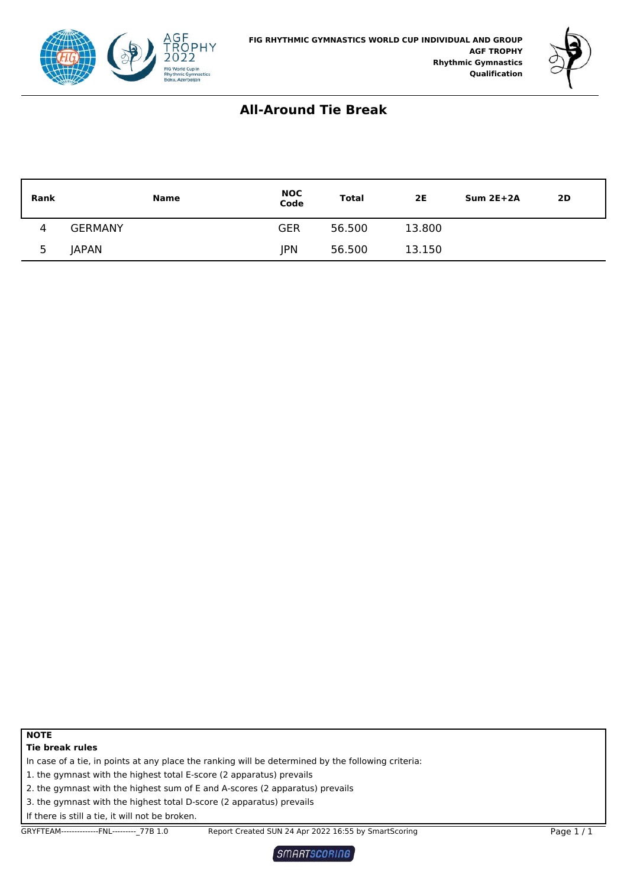FIG RHYTHMIC GYMNASTICS WORLD CUP INDIVIDUAL AND GROUP
**AGF TROPHY**
**Rhythmic Gymnastics**
**Qualification**

# All-Around Tie Break

| Rank | Name | NOC Code | Total | 2E | Sum 2E+2A | 2D |
|---|---|---|---|---|---|---|
| 4 | GERMANY | GER | 56.500 | 13.800 | | |
| 5 | JAPAN | JPN | 56.500 | 13.150 | | |

**NOTE**
**Tie break rules**
In case of a tie, in points at any place the ranking will be determined by the following criteria:
1. the gymnast with the highest total E-score (2 apparatus) prevails
2. the gymnast with the highest sum of E and A-scores (2 apparatus) prevails
3. the gymnast with the highest total D-score (2 apparatus) prevails
If there is still a tie, it will not be broken.

GRYFTEAM--------------FNL---------_77B 1.0    Report Created SUN 24 Apr 2022 16:55 by SmartScoring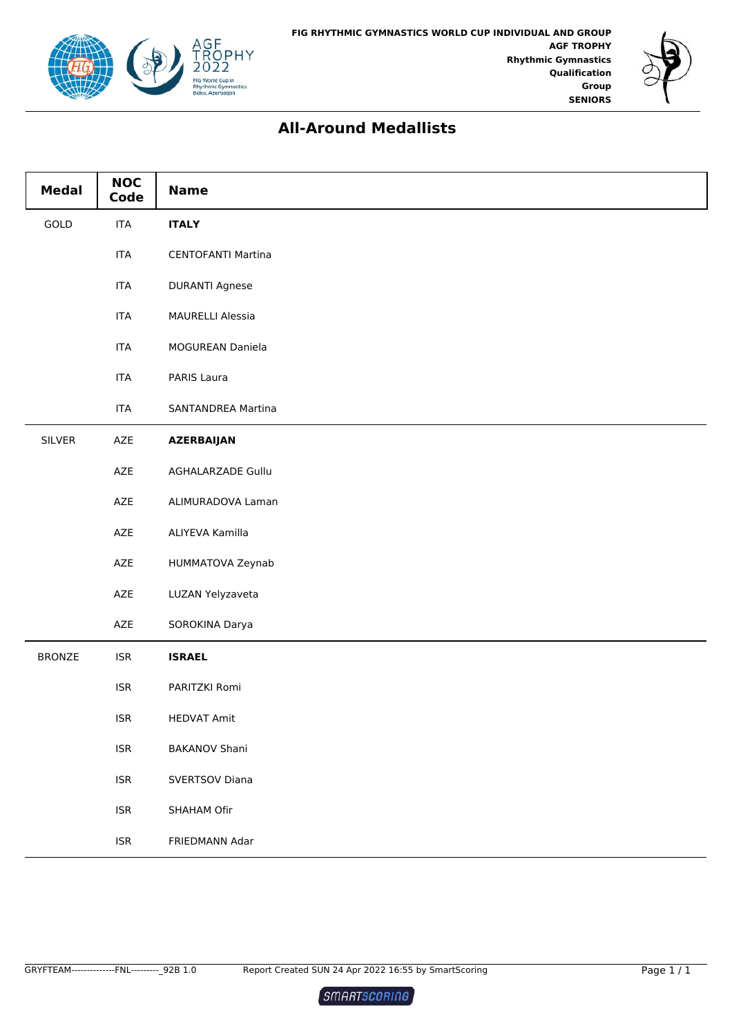FIG RHYTHMIC GYMNASTICS WORLD CUP INDIVIDUAL AND GROUP
AGF TROPHY
Rhythmic Gymnastics
Qualification
Group
SENIORS

# All-Around Medallists

| Medal | NOC Code | Name |
|---|---|---|
| GOLD | ITA | **ITALY** |
| | ITA | CENTOFANTI Martina |
| | ITA | DURANTI Agnese |
| | ITA | MAURELLI Alessia |
| | ITA | MOGUREAN Daniela |
| | ITA | PARIS Laura |
| | ITA | SANTANDREA Martina |
| SILVER | AZE | **AZERBAIJAN** |
| | AZE | AGHALARZADE Gullu |
| | AZE | ALIMURADOVA Laman |
| | AZE | ALIYEVA Kamilla |
| | AZE | HUMMATOVA Zeynab |
| | AZE | LUZAN Yelyzaveta |
| | AZE | SOROKINA Darya |
| BRONZE | ISR | **ISRAEL** |
| | ISR | PARITZKI Romi |
| | ISR | HEDVAT Amit |
| | ISR | BAKANOV Shani |
| | ISR | SVERTSOV Diana |
| | ISR | SHAHAM Ofir |
| | ISR | FRIEDMANN Adar |

GRYFTEAM--------------FNL---------_92B 1.0 Report Created SUN 24 Apr 2022 16:55 by SmartScoring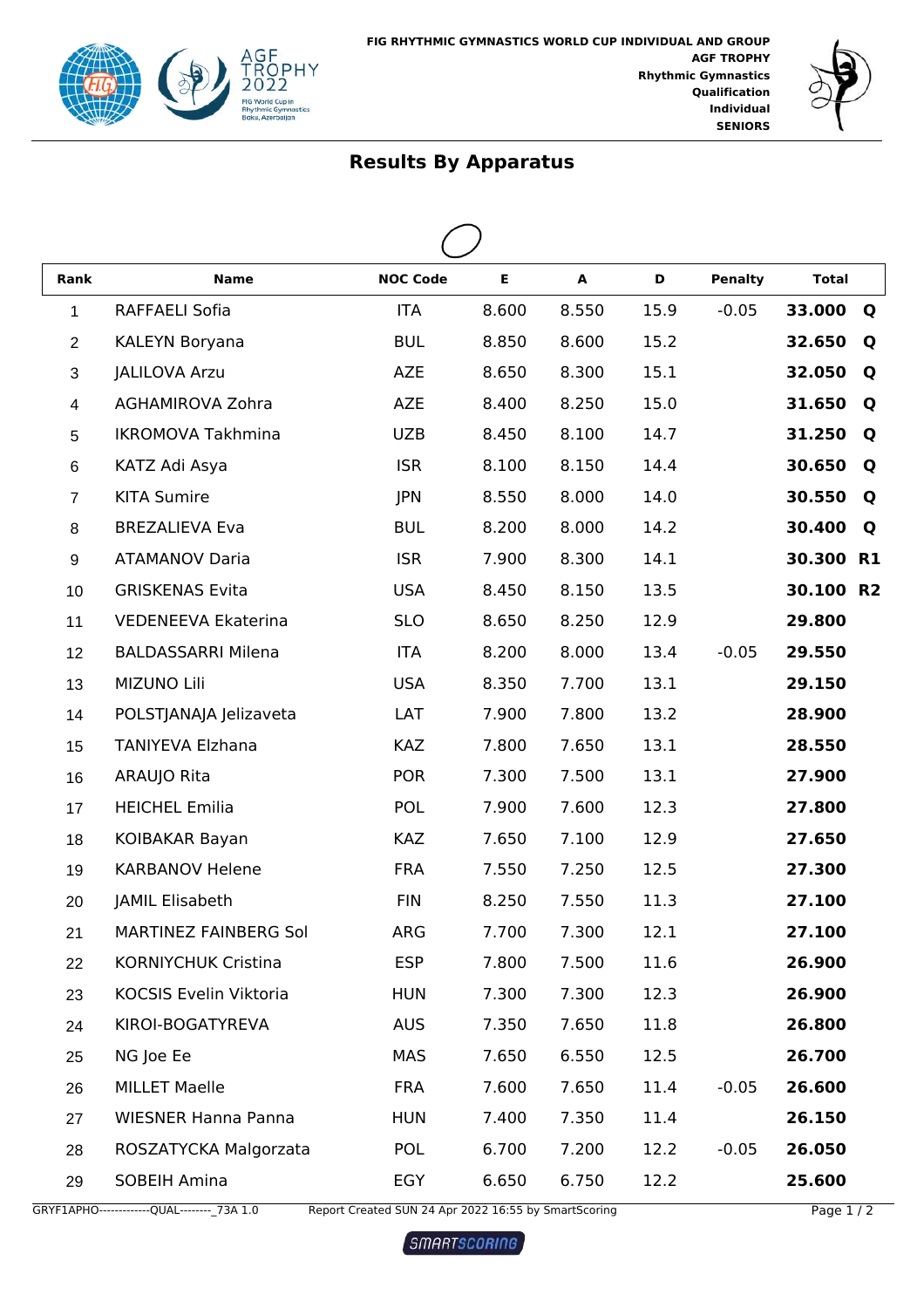FIG RHYTHMIC GYMNASTICS WORLD CUP INDIVIDUAL AND GROUP
AGF TROPHY
Rhythmic Gymnastics
Qualification
Individual
SENIORS

# Results By Apparatus

| Rank | Name | NOC Code | E | A | D | Penalty | Total | |
|---|---|---|---|---|---|---|---|---|
| 1 | RAFFAELI Sofia | ITA | 8.600 | 8.550 | 15.9 | -0.05 | **33.000** | **Q** |
| 2 | KALEYN Boryana | BUL | 8.850 | 8.600 | 15.2 | | **32.650** | **Q** |
| 3 | JALILOVA Arzu | AZE | 8.650 | 8.300 | 15.1 | | **32.050** | **Q** |
| 4 | AGHAMIROVA Zohra | AZE | 8.400 | 8.250 | 15.0 | | **31.650** | **Q** |
| 5 | IKROMOVA Takhmina | UZB | 8.450 | 8.100 | 14.7 | | **31.250** | **Q** |
| 6 | KATZ Adi Asya | ISR | 8.100 | 8.150 | 14.4 | | **30.650** | **Q** |
| 7 | KITA Sumire | JPN | 8.550 | 8.000 | 14.0 | | **30.550** | **Q** |
| 8 | BREZALIEVA Eva | BUL | 8.200 | 8.000 | 14.2 | | **30.400** | **Q** |
| 9 | ATAMANOV Daria | ISR | 7.900 | 8.300 | 14.1 | | **30.300** | **R1** |
| 10 | GRISKENAS Evita | USA | 8.450 | 8.150 | 13.5 | | **30.100** | **R2** |
| 11 | VEDENEEVA Ekaterina | SLO | 8.650 | 8.250 | 12.9 | | **29.800** | |
| 12 | BALDASSARRI Milena | ITA | 8.200 | 8.000 | 13.4 | -0.05 | **29.550** | |
| 13 | MIZUNO Lili | USA | 8.350 | 7.700 | 13.1 | | **29.150** | |
| 14 | POLSTJANAJA Jelizaveta | LAT | 7.900 | 7.800 | 13.2 | | **28.900** | |
| 15 | TANIYEVA Elzhana | KAZ | 7.800 | 7.650 | 13.1 | | **28.550** | |
| 16 | ARAUJO Rita | POR | 7.300 | 7.500 | 13.1 | | **27.900** | |
| 17 | HEICHEL Emilia | POL | 7.900 | 7.600 | 12.3 | | **27.800** | |
| 18 | KOIBAKAR Bayan | KAZ | 7.650 | 7.100 | 12.9 | | **27.650** | |
| 19 | KARBANOV Helene | FRA | 7.550 | 7.250 | 12.5 | | **27.300** | |
| 20 | JAMIL Elisabeth | FIN | 8.250 | 7.550 | 11.3 | | **27.100** | |
| 21 | MARTINEZ FAINBERG Sol | ARG | 7.700 | 7.300 | 12.1 | | **27.100** | |
| 22 | KORNIYCHUK Cristina | ESP | 7.800 | 7.500 | 11.6 | | **26.900** | |
| 23 | KOCSIS Evelin Viktoria | HUN | 7.300 | 7.300 | 12.3 | | **26.900** | |
| 24 | KIROI-BOGATYREVA | AUS | 7.350 | 7.650 | 11.8 | | **26.800** | |
| 25 | NG Joe Ee | MAS | 7.650 | 6.550 | 12.5 | | **26.700** | |
| 26 | MILLET Maelle | FRA | 7.600 | 7.650 | 11.4 | -0.05 | **26.600** | |
| 27 | WIESNER Hanna Panna | HUN | 7.400 | 7.350 | 11.4 | | **26.150** | |
| 28 | ROSZATYCKA Malgorzata | POL | 6.700 | 7.200 | 12.2 | -0.05 | **26.050** | |
| 29 | SOBEIH Amina | EGY | 6.650 | 6.750 | 12.2 | | **25.600** | |

GRYF1APHO-------------QUAL--------_73A 1.0 Report Created SUN 24 Apr 2022 16:55 by SmartScoring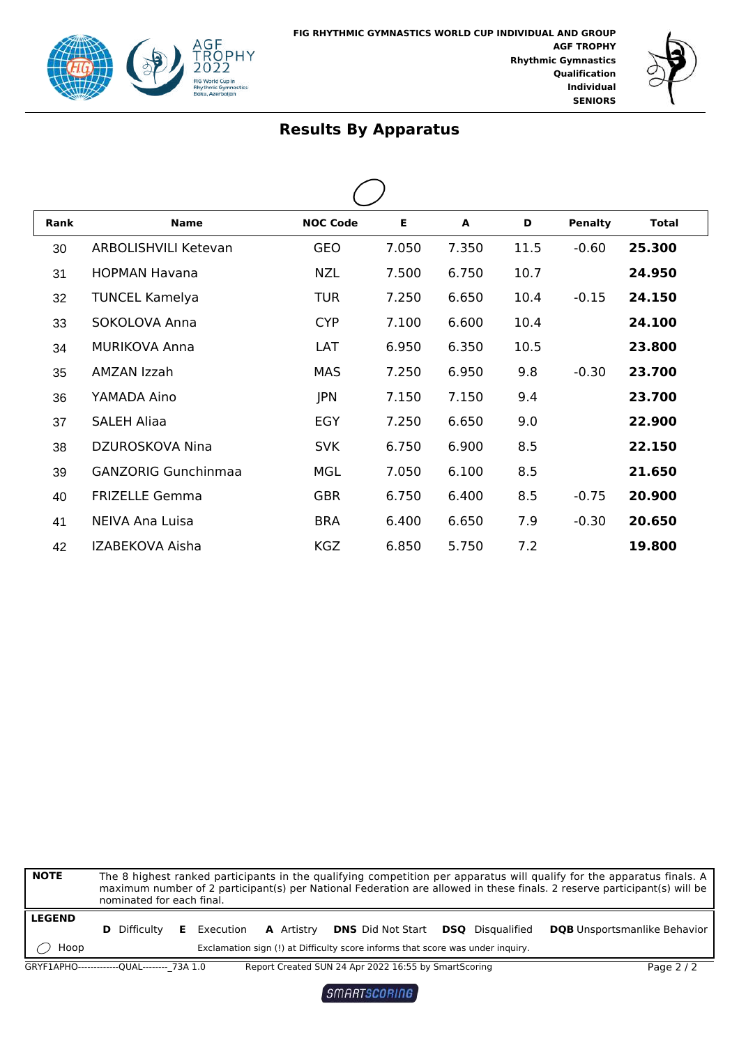FIG RHYTHMIC GYMNASTICS WORLD CUP INDIVIDUAL AND GROUP
AGF TROPHY
Rhythmic Gymnastics
Qualification
Individual
SENIORS

## Results By Apparatus

Hoop

| Rank | Name | NOC Code | E | A | D | Penalty | Total |
|---|---|---|---|---|---|---|---|
| 30 | ARBOLISHVILI Ketevan | GEO | 7.050 | 7.350 | 11.5 | -0.60 | **25.300** |
| 31 | HOPMAN Havana | NZL | 7.500 | 6.750 | 10.7 | | **24.950** |
| 32 | TUNCEL Kamelya | TUR | 7.250 | 6.650 | 10.4 | -0.15 | **24.150** |
| 33 | SOKOLOVA Anna | CYP | 7.100 | 6.600 | 10.4 | | **24.100** |
| 34 | MURIKOVA Anna | LAT | 6.950 | 6.350 | 10.5 | | **23.800** |
| 35 | AMZAN Izzah | MAS | 7.250 | 6.950 | 9.8 | -0.30 | **23.700** |
| 36 | YAMADA Aino | JPN | 7.150 | 7.150 | 9.4 | | **23.700** |
| 37 | SALEH Aliaa | EGY | 7.250 | 6.650 | 9.0 | | **22.900** |
| 38 | DZUROSKOVA Nina | SVK | 6.750 | 6.900 | 8.5 | | **22.150** |
| 39 | GANZORIG Gunchinmaa | MGL | 7.050 | 6.100 | 8.5 | | **21.650** |
| 40 | FRIZELLE Gemma | GBR | 6.750 | 6.400 | 8.5 | -0.75 | **20.900** |
| 41 | NEIVA Ana Luisa | BRA | 6.400 | 6.650 | 7.9 | -0.30 | **20.650** |
| 42 | IZABEKOVA Aisha | KGZ | 6.850 | 5.750 | 7.2 | | **19.800** |

| | |
|---|---|
| **NOTE** | The 8 highest ranked participants in the qualifying competition per apparatus will qualify for the apparatus finals. A maximum number of 2 participant(s) per National Federation are allowed in these finals. 2 reserve participant(s) will be nominated for each final. |
| **LEGEND** | **D** Difficulty **E** Execution **A** Artistry **DNS** Did Not Start **DSQ** Disqualified **DQB** Unsportsmanlike Behavior |
| Hoop | Exclamation sign (!) at Difficulty score informs that score was under inquiry. |

GRYF1APHO-------------QUAL--------_73A 1.0 Report Created SUN 24 Apr 2022 16:55 by SmartScoring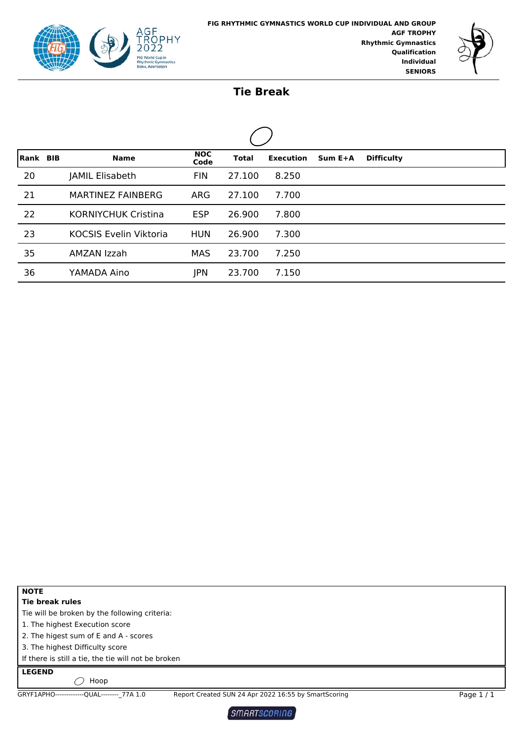FIG RHYTHMIC GYMNASTICS WORLD CUP INDIVIDUAL AND GROUP
**AGF TROPHY**
**Rhythmic Gymnastics**
**Qualification**
**Individual**
**SENIORS**

# Tie Break

Hoop

| Rank | BIB | Name | NOC Code | Total | Execution | Sum E+A | Difficulty |
|---|---|---|---|---|---|---|---|
| 20 | | JAMIL Elisabeth | FIN | 27.100 | 8.250 | | |
| 21 | | MARTINEZ FAINBERG | ARG | 27.100 | 7.700 | | |
| 22 | | KORNIYCHUK Cristina | ESP | 26.900 | 7.800 | | |
| 23 | | KOCSIS Evelin Viktoria | HUN | 26.900 | 7.300 | | |
| 35 | | AMZAN Izzah | MAS | 23.700 | 7.250 | | |
| 36 | | YAMADA Aino | JPN | 23.700 | 7.150 | | |

**NOTE**

**Tie break rules**

Tie will be broken by the following criteria:

1. The highest Execution score
2. The higest sum of E and A - scores
3. The highest Difficulty score

If there is still a tie, the tie will not be broken

**LEGEND**

Hoop

GRYF1APHO-------------QUAL--------_77A 1.0 Report Created SUN 24 Apr 2022 16:55 by SmartScoring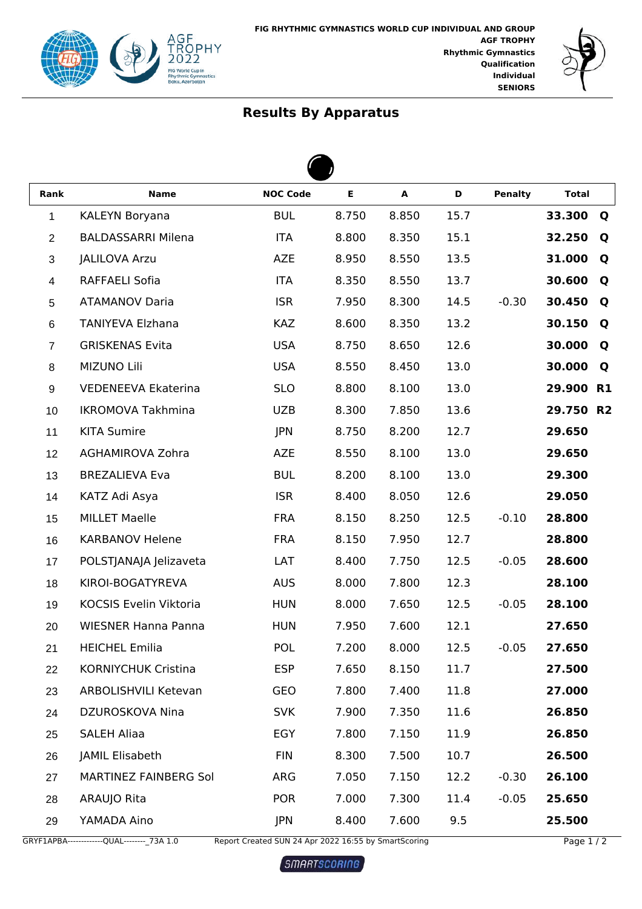FIG RHYTHMIC GYMNASTICS WORLD CUP INDIVIDUAL AND GROUP
AGF TROPHY
Rhythmic Gymnastics
Qualification
Individual
SENIORS

## Results By Apparatus

| Rank | Name | NOC Code | E | A | D | Penalty | Total | |
|---|---|---|---|---|---|---|---|---|
| 1 | KALEYN Boryana | BUL | 8.750 | 8.850 | 15.7 | | **33.300** | **Q** |
| 2 | BALDASSARRI Milena | ITA | 8.800 | 8.350 | 15.1 | | **32.250** | **Q** |
| 3 | JALILOVA Arzu | AZE | 8.950 | 8.550 | 13.5 | | **31.000** | **Q** |
| 4 | RAFFAELI Sofia | ITA | 8.350 | 8.550 | 13.7 | | **30.600** | **Q** |
| 5 | ATAMANOV Daria | ISR | 7.950 | 8.300 | 14.5 | -0.30 | **30.450** | **Q** |
| 6 | TANIYEVA Elzhana | KAZ | 8.600 | 8.350 | 13.2 | | **30.150** | **Q** |
| 7 | GRISKENAS Evita | USA | 8.750 | 8.650 | 12.6 | | **30.000** | **Q** |
| 8 | MIZUNO Lili | USA | 8.550 | 8.450 | 13.0 | | **30.000** | **Q** |
| 9 | VEDENEEVA Ekaterina | SLO | 8.800 | 8.100 | 13.0 | | **29.900** | **R1** |
| 10 | IKROMOVA Takhmina | UZB | 8.300 | 7.850 | 13.6 | | **29.750** | **R2** |
| 11 | KITA Sumire | JPN | 8.750 | 8.200 | 12.7 | | **29.650** | |
| 12 | AGHAMIROVA Zohra | AZE | 8.550 | 8.100 | 13.0 | | **29.650** | |
| 13 | BREZALIEVA Eva | BUL | 8.200 | 8.100 | 13.0 | | **29.300** | |
| 14 | KATZ Adi Asya | ISR | 8.400 | 8.050 | 12.6 | | **29.050** | |
| 15 | MILLET Maelle | FRA | 8.150 | 8.250 | 12.5 | -0.10 | **28.800** | |
| 16 | KARBANOV Helene | FRA | 8.150 | 7.950 | 12.7 | | **28.800** | |
| 17 | POLSTJANAJA Jelizaveta | LAT | 8.400 | 7.750 | 12.5 | -0.05 | **28.600** | |
| 18 | KIROI-BOGATYREVA | AUS | 8.000 | 7.800 | 12.3 | | **28.100** | |
| 19 | KOCSIS Evelin Viktoria | HUN | 8.000 | 7.650 | 12.5 | -0.05 | **28.100** | |
| 20 | WIESNER Hanna Panna | HUN | 7.950 | 7.600 | 12.1 | | **27.650** | |
| 21 | HEICHEL Emilia | POL | 7.200 | 8.000 | 12.5 | -0.05 | **27.650** | |
| 22 | KORNIYCHUK Cristina | ESP | 7.650 | 8.150 | 11.7 | | **27.500** | |
| 23 | ARBOLISHVILI Ketevan | GEO | 7.800 | 7.400 | 11.8 | | **27.000** | |
| 24 | DZUROSKOVA Nina | SVK | 7.900 | 7.350 | 11.6 | | **26.850** | |
| 25 | SALEH Aliaa | EGY | 7.800 | 7.150 | 11.9 | | **26.850** | |
| 26 | JAMIL Elisabeth | FIN | 8.300 | 7.500 | 10.7 | | **26.500** | |
| 27 | MARTINEZ FAINBERG Sol | ARG | 7.050 | 7.150 | 12.2 | -0.30 | **26.100** | |
| 28 | ARAUJO Rita | POR | 7.000 | 7.300 | 11.4 | -0.05 | **25.650** | |
| 29 | YAMADA Aino | JPN | 8.400 | 7.600 | 9.5 | | **25.500** | |

GRYF1APBA-------------QUAL--------_73A 1.0 Report Created SUN 24 Apr 2022 16:55 by SmartScoring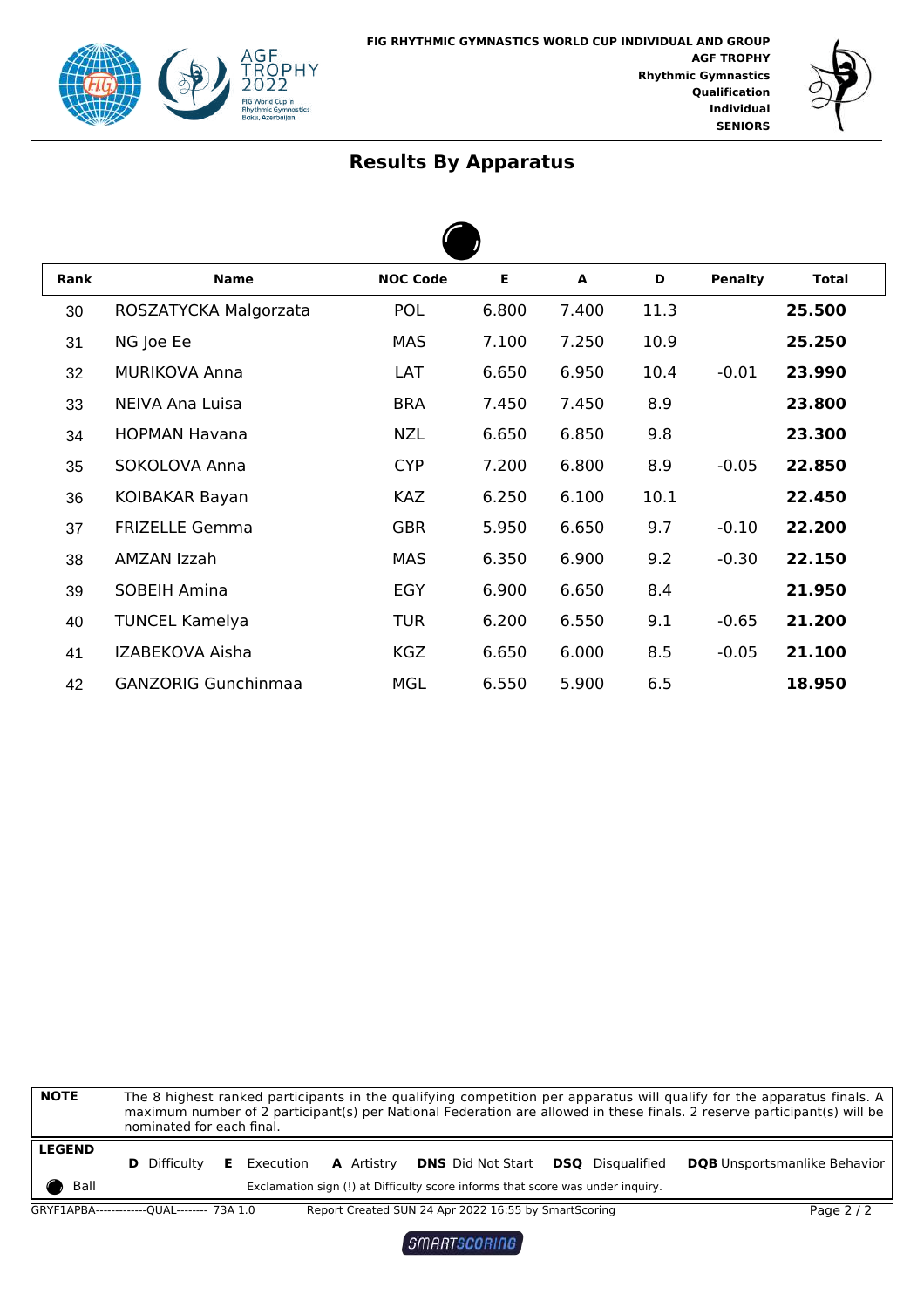FIG RHYTHMIC GYMNASTICS WORLD CUP INDIVIDUAL AND GROUP
AGF TROPHY
Rhythmic Gymnastics
Qualification
Individual
SENIORS

## Results By Apparatus

| Rank | Name | NOC Code | E | A | D | Penalty | Total |
|---|---|---|---|---|---|---|---|
| 30 | ROSZATYCKA Malgorzata | POL | 6.800 | 7.400 | 11.3 | | **25.500** |
| 31 | NG Joe Ee | MAS | 7.100 | 7.250 | 10.9 | | **25.250** |
| 32 | MURIKOVA Anna | LAT | 6.650 | 6.950 | 10.4 | -0.01 | **23.990** |
| 33 | NEIVA Ana Luisa | BRA | 7.450 | 7.450 | 8.9 | | **23.800** |
| 34 | HOPMAN Havana | NZL | 6.650 | 6.850 | 9.8 | | **23.300** |
| 35 | SOKOLOVA Anna | CYP | 7.200 | 6.800 | 8.9 | -0.05 | **22.850** |
| 36 | KOIBAKAR Bayan | KAZ | 6.250 | 6.100 | 10.1 | | **22.450** |
| 37 | FRIZELLE Gemma | GBR | 5.950 | 6.650 | 9.7 | -0.10 | **22.200** |
| 38 | AMZAN Izzah | MAS | 6.350 | 6.900 | 9.2 | -0.30 | **22.150** |
| 39 | SOBEIH Amina | EGY | 6.900 | 6.650 | 8.4 | | **21.950** |
| 40 | TUNCEL Kamelya | TUR | 6.200 | 6.550 | 9.1 | -0.65 | **21.200** |
| 41 | IZABEKOVA Aisha | KGZ | 6.650 | 6.000 | 8.5 | -0.05 | **21.100** |
| 42 | GANZORIG Gunchinmaa | MGL | 6.550 | 5.900 | 6.5 | | **18.950** |

**NOTE**: The 8 highest ranked participants in the qualifying competition per apparatus will qualify for the apparatus finals. A maximum number of 2 participant(s) per National Federation are allowed in these finals. 2 reserve participant(s) will be nominated for each final.

**LEGEND**: **D** Difficulty **E** Execution **A** Artistry **DNS** Did Not Start **DSQ** Disqualified **DQB** Unsportsmanlike Behavior

Ball — Exclamation sign (!) at Difficulty score informs that score was under inquiry.

GRYF1APBA-------------QUAL--------_73A 1.0 Report Created SUN 24 Apr 2022 16:55 by SmartScoring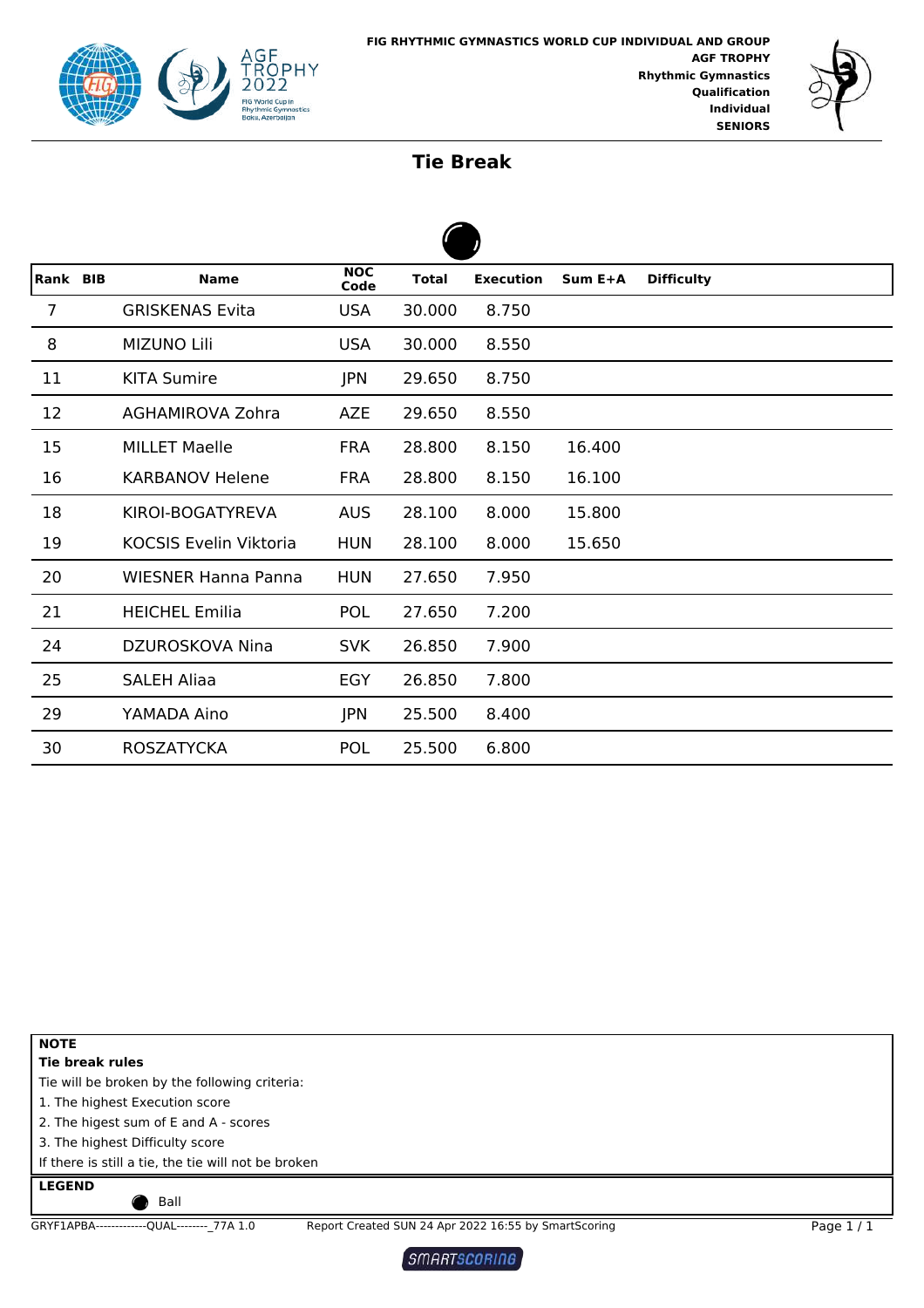FIG RHYTHMIC GYMNASTICS WORLD CUP INDIVIDUAL AND GROUP
**AGF TROPHY**
**Rhythmic Gymnastics**
**Qualification**
**Individual**
**SENIORS**

# Tie Break

| Rank | BIB | Name | NOC Code | Total | Execution | Sum E+A | Difficulty |
|---|---|---|---|---|---|---|---|
| 7 | | GRISKENAS Evita | USA | 30.000 | 8.750 | | |
| 8 | | MIZUNO Lili | USA | 30.000 | 8.550 | | |
| 11 | | KITA Sumire | JPN | 29.650 | 8.750 | | |
| 12 | | AGHAMIROVA Zohra | AZE | 29.650 | 8.550 | | |
| 15 | | MILLET Maelle | FRA | 28.800 | 8.150 | 16.400 | |
| 16 | | KARBANOV Helene | FRA | 28.800 | 8.150 | 16.100 | |
| 18 | | KIROI-BOGATYREVA | AUS | 28.100 | 8.000 | 15.800 | |
| 19 | | KOCSIS Evelin Viktoria | HUN | 28.100 | 8.000 | 15.650 | |
| 20 | | WIESNER Hanna Panna | HUN | 27.650 | 7.950 | | |
| 21 | | HEICHEL Emilia | POL | 27.650 | 7.200 | | |
| 24 | | DZUROSKOVA Nina | SVK | 26.850 | 7.900 | | |
| 25 | | SALEH Aliaa | EGY | 26.850 | 7.800 | | |
| 29 | | YAMADA Aino | JPN | 25.500 | 8.400 | | |
| 30 | | ROSZATYCKA | POL | 25.500 | 6.800 | | |

**NOTE**

**Tie break rules**

Tie will be broken by the following criteria:

1. The highest Execution score
2. The higest sum of E and A - scores
3. The highest Difficulty score

If there is still a tie, the tie will not be broken

**LEGEND**

Ball

GRYF1APBA-------------QUAL--------_77A 1.0 Report Created SUN 24 Apr 2022 16:55 by SmartScoring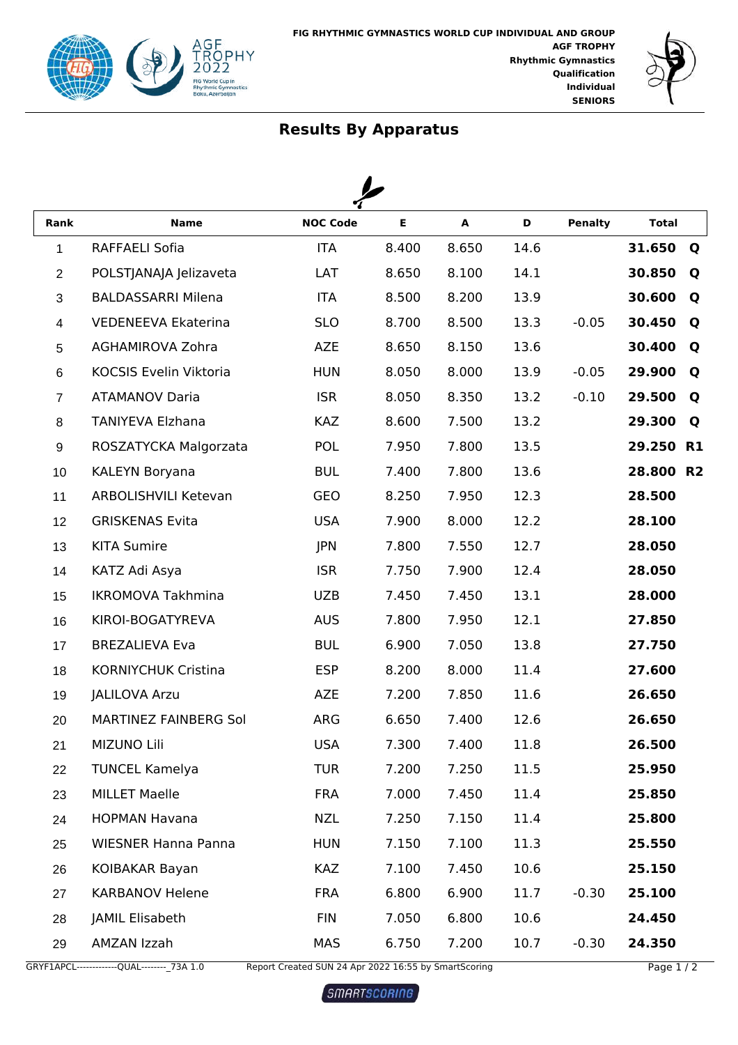FIG RHYTHMIC GYMNASTICS WORLD CUP INDIVIDUAL AND GROUP
AGF TROPHY
Rhythmic Gymnastics
Qualification
Individual
SENIORS

## Results By Apparatus

| Rank | Name | NOC Code | E | A | D | Penalty | Total | |
|---|---|---|---|---|---|---|---|---|
| 1 | RAFFAELI Sofia | ITA | 8.400 | 8.650 | 14.6 | | **31.650** | **Q** |
| 2 | POLSTJANAJA Jelizaveta | LAT | 8.650 | 8.100 | 14.1 | | **30.850** | **Q** |
| 3 | BALDASSARRI Milena | ITA | 8.500 | 8.200 | 13.9 | | **30.600** | **Q** |
| 4 | VEDENEEVA Ekaterina | SLO | 8.700 | 8.500 | 13.3 | -0.05 | **30.450** | **Q** |
| 5 | AGHAMIROVA Zohra | AZE | 8.650 | 8.150 | 13.6 | | **30.400** | **Q** |
| 6 | KOCSIS Evelin Viktoria | HUN | 8.050 | 8.000 | 13.9 | -0.05 | **29.900** | **Q** |
| 7 | ATAMANOV Daria | ISR | 8.050 | 8.350 | 13.2 | -0.10 | **29.500** | **Q** |
| 8 | TANIYEVA Elzhana | KAZ | 8.600 | 7.500 | 13.2 | | **29.300** | **Q** |
| 9 | ROSZATYCKA Malgorzata | POL | 7.950 | 7.800 | 13.5 | | **29.250** | **R1** |
| 10 | KALEYN Boryana | BUL | 7.400 | 7.800 | 13.6 | | **28.800** | **R2** |
| 11 | ARBOLISHVILI Ketevan | GEO | 8.250 | 7.950 | 12.3 | | **28.500** | |
| 12 | GRISKENAS Evita | USA | 7.900 | 8.000 | 12.2 | | **28.100** | |
| 13 | KITA Sumire | JPN | 7.800 | 7.550 | 12.7 | | **28.050** | |
| 14 | KATZ Adi Asya | ISR | 7.750 | 7.900 | 12.4 | | **28.050** | |
| 15 | IKROMOVA Takhmina | UZB | 7.450 | 7.450 | 13.1 | | **28.000** | |
| 16 | KIROI-BOGATYREVA | AUS | 7.800 | 7.950 | 12.1 | | **27.850** | |
| 17 | BREZALIEVA Eva | BUL | 6.900 | 7.050 | 13.8 | | **27.750** | |
| 18 | KORNIYCHUK Cristina | ESP | 8.200 | 8.000 | 11.4 | | **27.600** | |
| 19 | JALILOVA Arzu | AZE | 7.200 | 7.850 | 11.6 | | **26.650** | |
| 20 | MARTINEZ FAINBERG Sol | ARG | 6.650 | 7.400 | 12.6 | | **26.650** | |
| 21 | MIZUNO Lili | USA | 7.300 | 7.400 | 11.8 | | **26.500** | |
| 22 | TUNCEL Kamelya | TUR | 7.200 | 7.250 | 11.5 | | **25.950** | |
| 23 | MILLET Maelle | FRA | 7.000 | 7.450 | 11.4 | | **25.850** | |
| 24 | HOPMAN Havana | NZL | 7.250 | 7.150 | 11.4 | | **25.800** | |
| 25 | WIESNER Hanna Panna | HUN | 7.150 | 7.100 | 11.3 | | **25.550** | |
| 26 | KOIBAKAR Bayan | KAZ | 7.100 | 7.450 | 10.6 | | **25.150** | |
| 27 | KARBANOV Helene | FRA | 6.800 | 6.900 | 11.7 | -0.30 | **25.100** | |
| 28 | JAMIL Elisabeth | FIN | 7.050 | 6.800 | 10.6 | | **24.450** | |
| 29 | AMZAN Izzah | MAS | 6.750 | 7.200 | 10.7 | -0.30 | **24.350** | |

GRYF1APCL--------------QUAL--------_73A 1.0 Report Created SUN 24 Apr 2022 16:55 by SmartScoring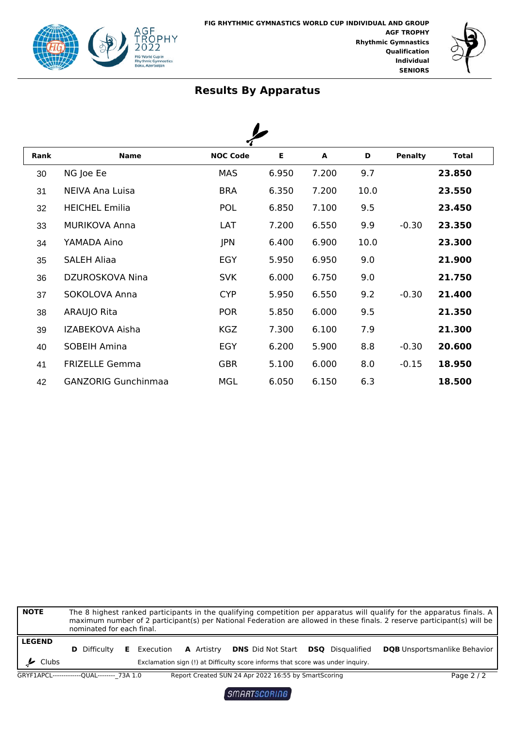FIG RHYTHMIC GYMNASTICS WORLD CUP INDIVIDUAL AND GROUP
AGF TROPHY
Rhythmic Gymnastics
Qualification
Individual
SENIORS

## Results By Apparatus

| Rank | Name | NOC Code | E | A | D | Penalty | Total |
|---|---|---|---|---|---|---|---|
| 30 | NG Joe Ee | MAS | 6.950 | 7.200 | 9.7 | | **23.850** |
| 31 | NEIVA Ana Luisa | BRA | 6.350 | 7.200 | 10.0 | | **23.550** |
| 32 | HEICHEL Emilia | POL | 6.850 | 7.100 | 9.5 | | **23.450** |
| 33 | MURIKOVA Anna | LAT | 7.200 | 6.550 | 9.9 | -0.30 | **23.350** |
| 34 | YAMADA Aino | JPN | 6.400 | 6.900 | 10.0 | | **23.300** |
| 35 | SALEH Aliaa | EGY | 5.950 | 6.950 | 9.0 | | **21.900** |
| 36 | DZUROSKOVA Nina | SVK | 6.000 | 6.750 | 9.0 | | **21.750** |
| 37 | SOKOLOVA Anna | CYP | 5.950 | 6.550 | 9.2 | -0.30 | **21.400** |
| 38 | ARAUJO Rita | POR | 5.850 | 6.000 | 9.5 | | **21.350** |
| 39 | IZABEKOVA Aisha | KGZ | 7.300 | 6.100 | 7.9 | | **21.300** |
| 40 | SOBEIH Amina | EGY | 6.200 | 5.900 | 8.8 | -0.30 | **20.600** |
| 41 | FRIZELLE Gemma | GBR | 5.100 | 6.000 | 8.0 | -0.15 | **18.950** |
| 42 | GANZORIG Gunchinmaa | MGL | 6.050 | 6.150 | 6.3 | | **18.500** |

**NOTE** The 8 highest ranked participants in the qualifying competition per apparatus will qualify for the apparatus finals. A maximum number of 2 participant(s) per National Federation are allowed in these finals. 2 reserve participant(s) will be nominated for each final.

**LEGEND**
**D** Difficulty **E** Execution **A** Artistry **DNS** Did Not Start **DSQ** Disqualified **DQB** Unsportsmanlike Behavior
Clubs
Exclamation sign (!) at Difficulty score informs that score was under inquiry.

GRYF1APCL-------------QUAL--------_73A 1.0 Report Created SUN 24 Apr 2022 16:55 by SmartScoring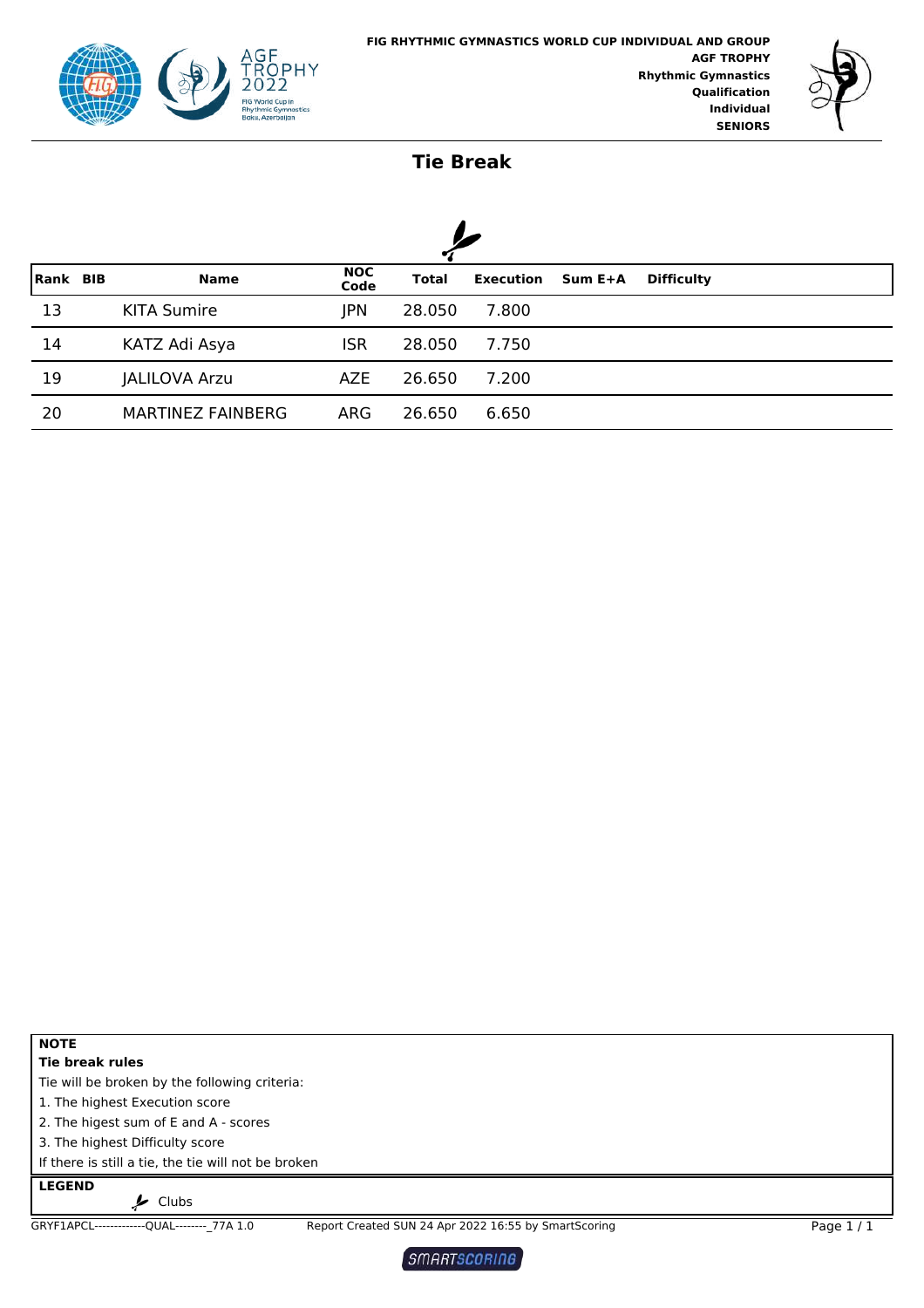FIG RHYTHMIC GYMNASTICS WORLD CUP INDIVIDUAL AND GROUP
**AGF TROPHY**
**Rhythmic Gymnastics**
**Qualification**
**Individual**
**SENIORS**

# Tie Break

| Rank | BIB | Name | NOC Code | Total | Execution | Sum E+A | Difficulty |
|---|---|---|---|---|---|---|---|
| 13 | | KITA Sumire | JPN | 28.050 | 7.800 | | |
| 14 | | KATZ Adi Asya | ISR | 28.050 | 7.750 | | |
| 19 | | JALILOVA Arzu | AZE | 26.650 | 7.200 | | |
| 20 | | MARTINEZ FAINBERG | ARG | 26.650 | 6.650 | | |

**NOTE**

**Tie break rules**

Tie will be broken by the following criteria:

1. The highest Execution score
2. The higest sum of E and A - scores
3. The highest Difficulty score

If there is still a tie, the tie will not be broken

**LEGEND**

Clubs

GRYF1APCL-------------QUAL--------_77A 1.0 Report Created SUN 24 Apr 2022 16:55 by SmartScoring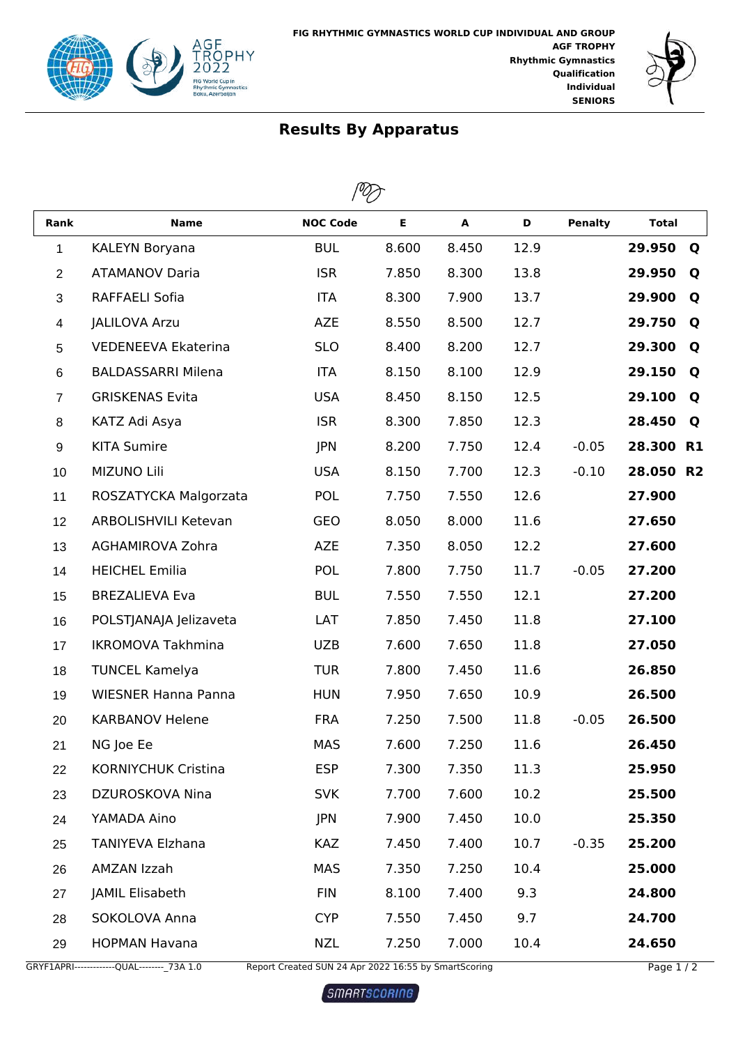FIG RHYTHMIC GYMNASTICS WORLD CUP INDIVIDUAL AND GROUP
AGF TROPHY
Rhythmic Gymnastics
Qualification
Individual
SENIORS

## Results By Apparatus

| Rank | Name | NOC Code | E | A | D | Penalty | Total | |
|---|---|---|---|---|---|---|---|---|
| 1 | KALEYN Boryana | BUL | 8.600 | 8.450 | 12.9 | | **29.950** | **Q** |
| 2 | ATAMANOV Daria | ISR | 7.850 | 8.300 | 13.8 | | **29.950** | **Q** |
| 3 | RAFFAELI Sofia | ITA | 8.300 | 7.900 | 13.7 | | **29.900** | **Q** |
| 4 | JALILOVA Arzu | AZE | 8.550 | 8.500 | 12.7 | | **29.750** | **Q** |
| 5 | VEDENEEVA Ekaterina | SLO | 8.400 | 8.200 | 12.7 | | **29.300** | **Q** |
| 6 | BALDASSARRI Milena | ITA | 8.150 | 8.100 | 12.9 | | **29.150** | **Q** |
| 7 | GRISKENAS Evita | USA | 8.450 | 8.150 | 12.5 | | **29.100** | **Q** |
| 8 | KATZ Adi Asya | ISR | 8.300 | 7.850 | 12.3 | | **28.450** | **Q** |
| 9 | KITA Sumire | JPN | 8.200 | 7.750 | 12.4 | -0.05 | **28.300** | **R1** |
| 10 | MIZUNO Lili | USA | 8.150 | 7.700 | 12.3 | -0.10 | **28.050** | **R2** |
| 11 | ROSZATYCKA Malgorzata | POL | 7.750 | 7.550 | 12.6 | | **27.900** | |
| 12 | ARBOLISHVILI Ketevan | GEO | 8.050 | 8.000 | 11.6 | | **27.650** | |
| 13 | AGHAMIROVA Zohra | AZE | 7.350 | 8.050 | 12.2 | | **27.600** | |
| 14 | HEICHEL Emilia | POL | 7.800 | 7.750 | 11.7 | -0.05 | **27.200** | |
| 15 | BREZALIEVA Eva | BUL | 7.550 | 7.550 | 12.1 | | **27.200** | |
| 16 | POLSTJANAJA Jelizaveta | LAT | 7.850 | 7.450 | 11.8 | | **27.100** | |
| 17 | IKROMOVA Takhmina | UZB | 7.600 | 7.650 | 11.8 | | **27.050** | |
| 18 | TUNCEL Kamelya | TUR | 7.800 | 7.450 | 11.6 | | **26.850** | |
| 19 | WIESNER Hanna Panna | HUN | 7.950 | 7.650 | 10.9 | | **26.500** | |
| 20 | KARBANOV Helene | FRA | 7.250 | 7.500 | 11.8 | -0.05 | **26.500** | |
| 21 | NG Joe Ee | MAS | 7.600 | 7.250 | 11.6 | | **26.450** | |
| 22 | KORNIYCHUK Cristina | ESP | 7.300 | 7.350 | 11.3 | | **25.950** | |
| 23 | DZUROSKOVA Nina | SVK | 7.700 | 7.600 | 10.2 | | **25.500** | |
| 24 | YAMADA Aino | JPN | 7.900 | 7.450 | 10.0 | | **25.350** | |
| 25 | TANIYEVA Elzhana | KAZ | 7.450 | 7.400 | 10.7 | -0.35 | **25.200** | |
| 26 | AMZAN Izzah | MAS | 7.350 | 7.250 | 10.4 | | **25.000** | |
| 27 | JAMIL Elisabeth | FIN | 8.100 | 7.400 | 9.3 | | **24.800** | |
| 28 | SOKOLOVA Anna | CYP | 7.550 | 7.450 | 9.7 | | **24.700** | |
| 29 | HOPMAN Havana | NZL | 7.250 | 7.000 | 10.4 | | **24.650** | |

GRYF1APRI-------------QUAL--------_73A 1.0 Report Created SUN 24 Apr 2022 16:55 by SmartScoring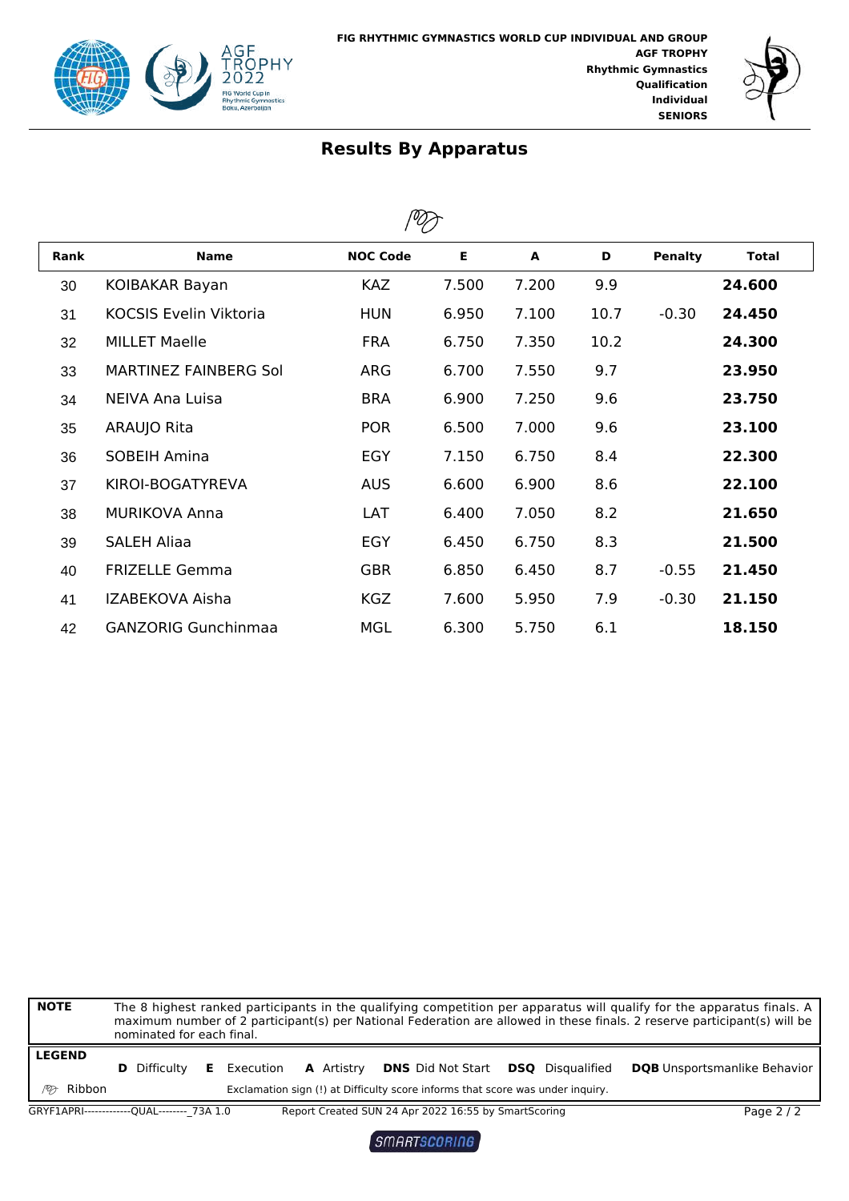FIG RHYTHMIC GYMNASTICS WORLD CUP INDIVIDUAL AND GROUP
AGF TROPHY
Rhythmic Gymnastics
Qualification
Individual
SENIORS

## Results By Apparatus

| Rank | Name | NOC Code | E | A | D | Penalty | Total |
|---|---|---|---|---|---|---|---|
| 30 | KOIBAKAR Bayan | KAZ | 7.500 | 7.200 | 9.9 | | **24.600** |
| 31 | KOCSIS Evelin Viktoria | HUN | 6.950 | 7.100 | 10.7 | -0.30 | **24.450** |
| 32 | MILLET Maelle | FRA | 6.750 | 7.350 | 10.2 | | **24.300** |
| 33 | MARTINEZ FAINBERG Sol | ARG | 6.700 | 7.550 | 9.7 | | **23.950** |
| 34 | NEIVA Ana Luisa | BRA | 6.900 | 7.250 | 9.6 | | **23.750** |
| 35 | ARAUJO Rita | POR | 6.500 | 7.000 | 9.6 | | **23.100** |
| 36 | SOBEIH Amina | EGY | 7.150 | 6.750 | 8.4 | | **22.300** |
| 37 | KIROI-BOGATYREVA | AUS | 6.600 | 6.900 | 8.6 | | **22.100** |
| 38 | MURIKOVA Anna | LAT | 6.400 | 7.050 | 8.2 | | **21.650** |
| 39 | SALEH Aliaa | EGY | 6.450 | 6.750 | 8.3 | | **21.500** |
| 40 | FRIZELLE Gemma | GBR | 6.850 | 6.450 | 8.7 | -0.55 | **21.450** |
| 41 | IZABEKOVA Aisha | KGZ | 7.600 | 5.950 | 7.9 | -0.30 | **21.150** |
| 42 | GANZORIG Gunchinmaa | MGL | 6.300 | 5.750 | 6.1 | | **18.150** |

**NOTE** The 8 highest ranked participants in the qualifying competition per apparatus will qualify for the apparatus finals. A maximum number of 2 participant(s) per National Federation are allowed in these finals. 2 reserve participant(s) will be nominated for each final.

**LEGEND**
**D** Difficulty **E** Execution **A** Artistry **DNS** Did Not Start **DSQ** Disqualified **DQB** Unsportsmanlike Behavior
Ribbon — Exclamation sign (!) at Difficulty score informs that score was under inquiry.

GRYF1APRI-------------QUAL--------_73A 1.0 Report Created SUN 24 Apr 2022 16:55 by SmartScoring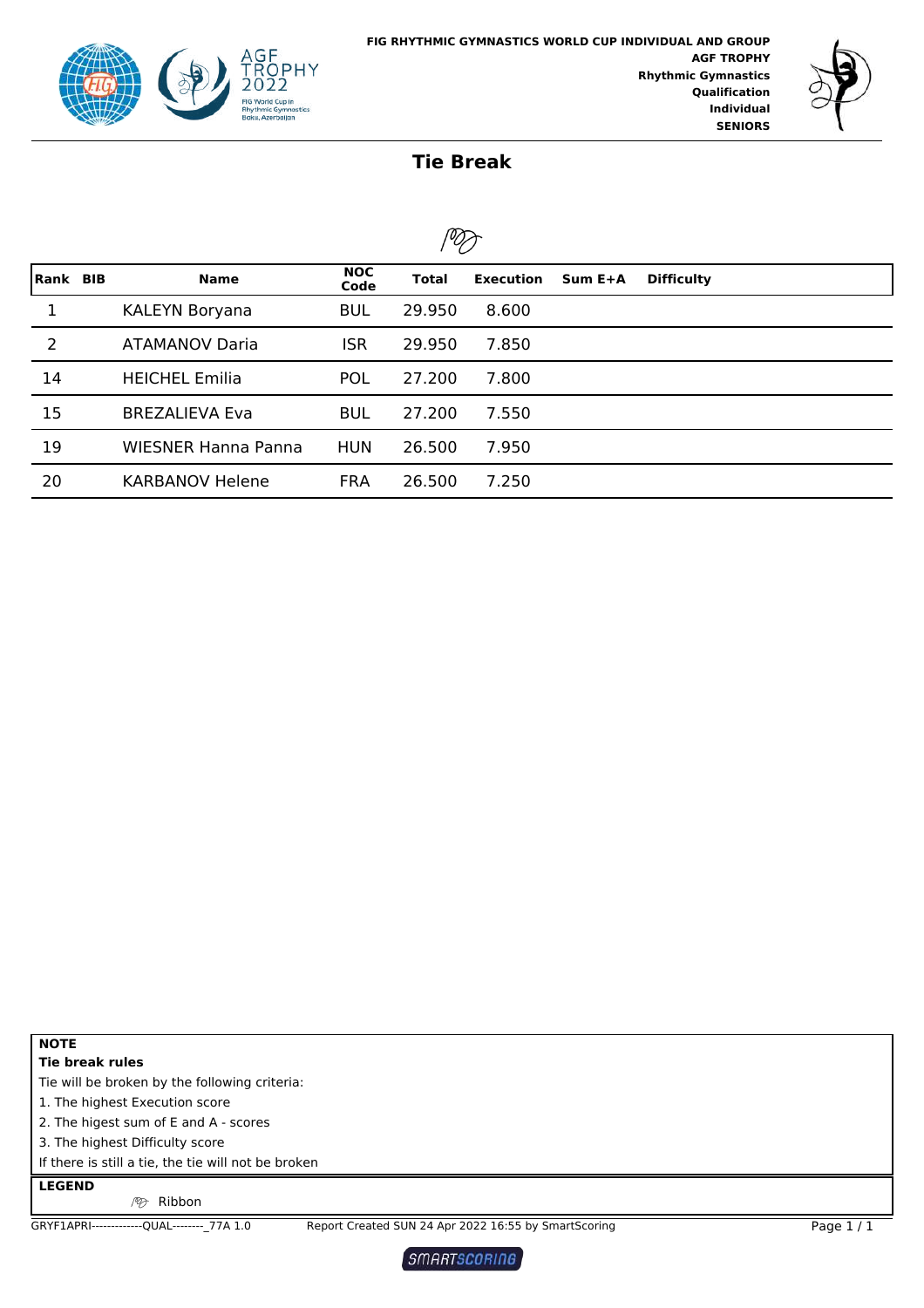FIG RHYTHMIC GYMNASTICS WORLD CUP INDIVIDUAL AND GROUP
**AGF TROPHY**
**Rhythmic Gymnastics**
**Qualification**
**Individual**
**SENIORS**

# Tie Break

| Rank | BIB | Name | NOC Code | Total | Execution | Sum E+A | Difficulty |
|---|---|---|---|---|---|---|---|
| 1 | | KALEYN Boryana | BUL | 29.950 | 8.600 | | |
| 2 | | ATAMANOV Daria | ISR | 29.950 | 7.850 | | |
| 14 | | HEICHEL Emilia | POL | 27.200 | 7.800 | | |
| 15 | | BREZALIEVA Eva | BUL | 27.200 | 7.550 | | |
| 19 | | WIESNER Hanna Panna | HUN | 26.500 | 7.950 | | |
| 20 | | KARBANOV Helene | FRA | 26.500 | 7.250 | | |

**NOTE**

**Tie break rules**

Tie will be broken by the following criteria:

1. The highest Execution score
2. The higest sum of E and A - scores
3. The highest Difficulty score

If there is still a tie, the tie will not be broken

**LEGEND**

Ribbon

GRYF1APRI-------------QUAL--------_77A 1.0 Report Created SUN 24 Apr 2022 16:55 by SmartScoring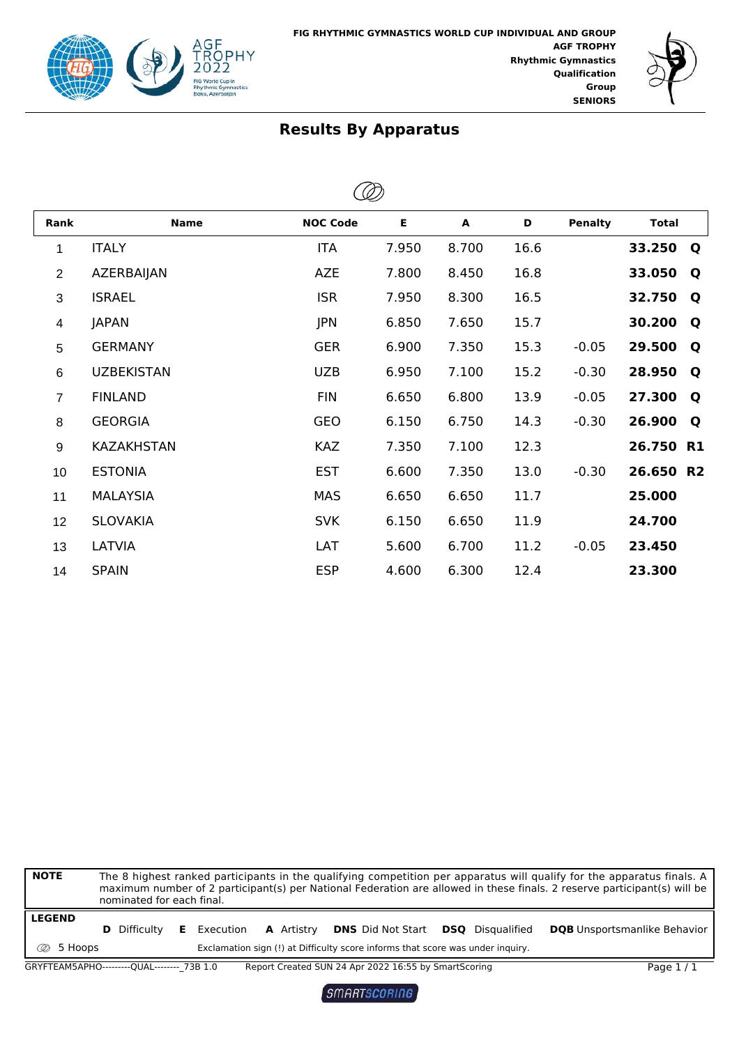FIG RHYTHMIC GYMNASTICS WORLD CUP INDIVIDUAL AND GROUP
AGF TROPHY
Rhythmic Gymnastics
Qualification
Group
SENIORS

# Results By Apparatus

| Rank | Name | NOC Code | E | A | D | Penalty | Total | |
|---|---|---|---|---|---|---|---|---|
| 1 | ITALY | ITA | 7.950 | 8.700 | 16.6 | | **33.250** | **Q** |
| 2 | AZERBAIJAN | AZE | 7.800 | 8.450 | 16.8 | | **33.050** | **Q** |
| 3 | ISRAEL | ISR | 7.950 | 8.300 | 16.5 | | **32.750** | **Q** |
| 4 | JAPAN | JPN | 6.850 | 7.650 | 15.7 | | **30.200** | **Q** |
| 5 | GERMANY | GER | 6.900 | 7.350 | 15.3 | -0.05 | **29.500** | **Q** |
| 6 | UZBEKISTAN | UZB | 6.950 | 7.100 | 15.2 | -0.30 | **28.950** | **Q** |
| 7 | FINLAND | FIN | 6.650 | 6.800 | 13.9 | -0.05 | **27.300** | **Q** |
| 8 | GEORGIA | GEO | 6.150 | 6.750 | 14.3 | -0.30 | **26.900** | **Q** |
| 9 | KAZAKHSTAN | KAZ | 7.350 | 7.100 | 12.3 | | **26.750** | **R1** |
| 10 | ESTONIA | EST | 6.600 | 7.350 | 13.0 | -0.30 | **26.650** | **R2** |
| 11 | MALAYSIA | MAS | 6.650 | 6.650 | 11.7 | | **25.000** | |
| 12 | SLOVAKIA | SVK | 6.150 | 6.650 | 11.9 | | **24.700** | |
| 13 | LATVIA | LAT | 5.600 | 6.700 | 11.2 | -0.05 | **23.450** | |
| 14 | SPAIN | ESP | 4.600 | 6.300 | 12.4 | | **23.300** | |

**NOTE** The 8 highest ranked participants in the qualifying competition per apparatus will qualify for the apparatus finals. A maximum number of 2 participant(s) per National Federation are allowed in these finals. 2 reserve participant(s) will be nominated for each final.

**LEGEND**
**D** Difficulty **E** Execution **A** Artistry **DNS** Did Not Start **DSQ** Disqualified **DQB** Unsportsmanlike Behavior

5 Hoops — Exclamation sign (!) at Difficulty score informs that score was under inquiry.

GRYFTEAM5APHO---------QUAL--------_73B 1.0 Report Created SUN 24 Apr 2022 16:55 by SmartScoring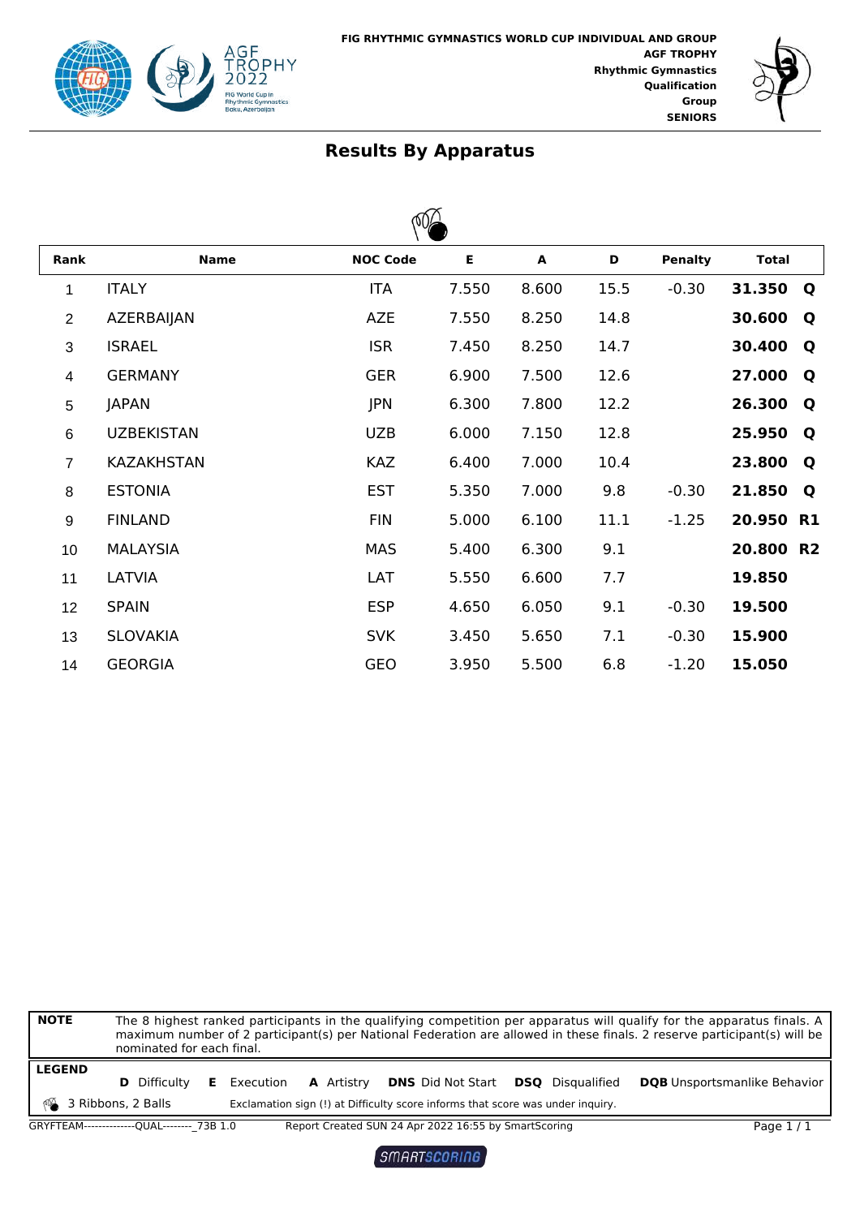FIG RHYTHMIC GYMNASTICS WORLD CUP INDIVIDUAL AND GROUP
AGF TROPHY
Rhythmic Gymnastics
Qualification
Group
SENIORS

# Results By Apparatus

| Rank | Name | NOC Code | E | A | D | Penalty | Total | |
|---|---|---|---|---|---|---|---|---|
| 1 | ITALY | ITA | 7.550 | 8.600 | 15.5 | -0.30 | **31.350** | **Q** |
| 2 | AZERBAIJAN | AZE | 7.550 | 8.250 | 14.8 | | **30.600** | **Q** |
| 3 | ISRAEL | ISR | 7.450 | 8.250 | 14.7 | | **30.400** | **Q** |
| 4 | GERMANY | GER | 6.900 | 7.500 | 12.6 | | **27.000** | **Q** |
| 5 | JAPAN | JPN | 6.300 | 7.800 | 12.2 | | **26.300** | **Q** |
| 6 | UZBEKISTAN | UZB | 6.000 | 7.150 | 12.8 | | **25.950** | **Q** |
| 7 | KAZAKHSTAN | KAZ | 6.400 | 7.000 | 10.4 | | **23.800** | **Q** |
| 8 | ESTONIA | EST | 5.350 | 7.000 | 9.8 | -0.30 | **21.850** | **Q** |
| 9 | FINLAND | FIN | 5.000 | 6.100 | 11.1 | -1.25 | **20.950** | **R1** |
| 10 | MALAYSIA | MAS | 5.400 | 6.300 | 9.1 | | **20.800** | **R2** |
| 11 | LATVIA | LAT | 5.550 | 6.600 | 7.7 | | **19.850** | |
| 12 | SPAIN | ESP | 4.650 | 6.050 | 9.1 | -0.30 | **19.500** | |
| 13 | SLOVAKIA | SVK | 3.450 | 5.650 | 7.1 | -0.30 | **15.900** | |
| 14 | GEORGIA | GEO | 3.950 | 5.500 | 6.8 | -1.20 | **15.050** | |

**NOTE** The 8 highest ranked participants in the qualifying competition per apparatus will qualify for the apparatus finals. A maximum number of 2 participant(s) per National Federation are allowed in these finals. 2 reserve participant(s) will be nominated for each final.

**LEGEND**
**D** Difficulty **E** Execution **A** Artistry **DNS** Did Not Start **DSQ** Disqualified **DQB** Unsportsmanlike Behavior

3 Ribbons, 2 Balls — Exclamation sign (!) at Difficulty score informs that score was under inquiry.

GRYFTEAM--------------QUAL--------_73B 1.0 Report Created SUN 24 Apr 2022 16:55 by SmartScoring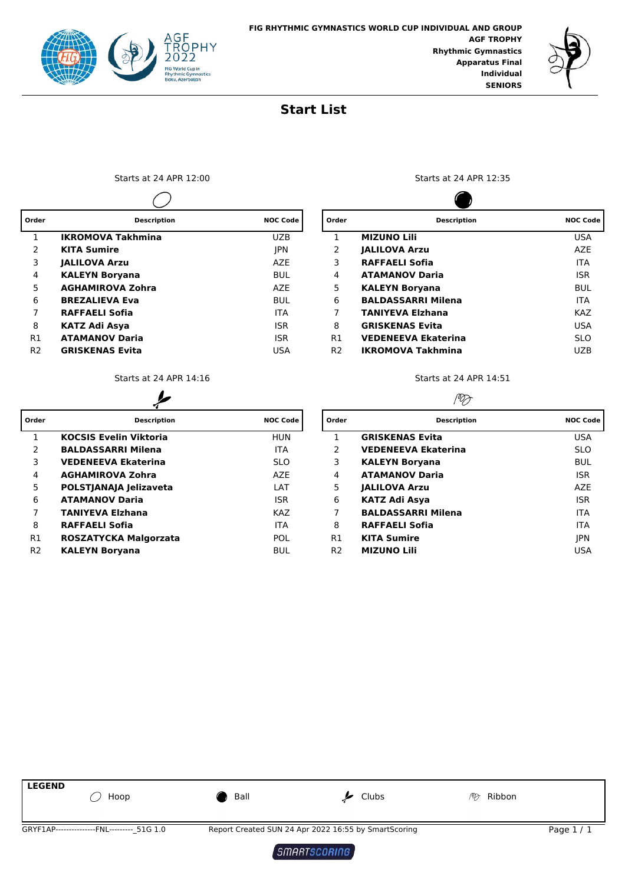FIG RHYTHMIC GYMNASTICS WORLD CUP INDIVIDUAL AND GROUP
AGF TROPHY
Rhythmic Gymnastics
Apparatus Final
Individual
SENIORS

# Start List

### Hoop — Starts at 24 APR 12:00

| Order | Description | NOC Code |
|---|---|---|
| 1 | **IKROMOVA Takhmina** | UZB |
| 2 | **KITA Sumire** | JPN |
| 3 | **JALILOVA Arzu** | AZE |
| 4 | **KALEYN Boryana** | BUL |
| 5 | **AGHAMIROVA Zohra** | AZE |
| 6 | **BREZALIEVA Eva** | BUL |
| 7 | **RAFFAELI Sofia** | ITA |
| 8 | **KATZ Adi Asya** | ISR |
| R1 | **ATAMANOV Daria** | ISR |
| R2 | **GRISKENAS Evita** | USA |

### Ball — Starts at 24 APR 12:35

| Order | Description | NOC Code |
|---|---|---|
| 1 | **MIZUNO Lili** | USA |
| 2 | **JALILOVA Arzu** | AZE |
| 3 | **RAFFAELI Sofia** | ITA |
| 4 | **ATAMANOV Daria** | ISR |
| 5 | **KALEYN Boryana** | BUL |
| 6 | **BALDASSARRI Milena** | ITA |
| 7 | **TANIYEVA Elzhana** | KAZ |
| 8 | **GRISKENAS Evita** | USA |
| R1 | **VEDENEEVA Ekaterina** | SLO |
| R2 | **IKROMOVA Takhmina** | UZB |

### Clubs — Starts at 24 APR 14:16

| Order | Description | NOC Code |
|---|---|---|
| 1 | **KOCSIS Evelin Viktoria** | HUN |
| 2 | **BALDASSARRI Milena** | ITA |
| 3 | **VEDENEEVA Ekaterina** | SLO |
| 4 | **AGHAMIROVA Zohra** | AZE |
| 5 | **POLSTJANAJA Jelizaveta** | LAT |
| 6 | **ATAMANOV Daria** | ISR |
| 7 | **TANIYEVA Elzhana** | KAZ |
| 8 | **RAFFAELI Sofia** | ITA |
| R1 | **ROSZATYCKA Malgorzata** | POL |
| R2 | **KALEYN Boryana** | BUL |

### Ribbon — Starts at 24 APR 14:51

| Order | Description | NOC Code |
|---|---|---|
| 1 | **GRISKENAS Evita** | USA |
| 2 | **VEDENEEVA Ekaterina** | SLO |
| 3 | **KALEYN Boryana** | BUL |
| 4 | **ATAMANOV Daria** | ISR |
| 5 | **JALILOVA Arzu** | AZE |
| 6 | **KATZ Adi Asya** | ISR |
| 7 | **BALDASSARRI Milena** | ITA |
| 8 | **RAFFAELI Sofia** | ITA |
| R1 | **KITA Sumire** | JPN |
| R2 | **MIZUNO Lili** | USA |

**LEGEND**
Hoop — Ball — Clubs — Ribbon

GRYF1AP---------------FNL---------_51G 1.0 Report Created SUN 24 Apr 2022 16:55 by SmartScoring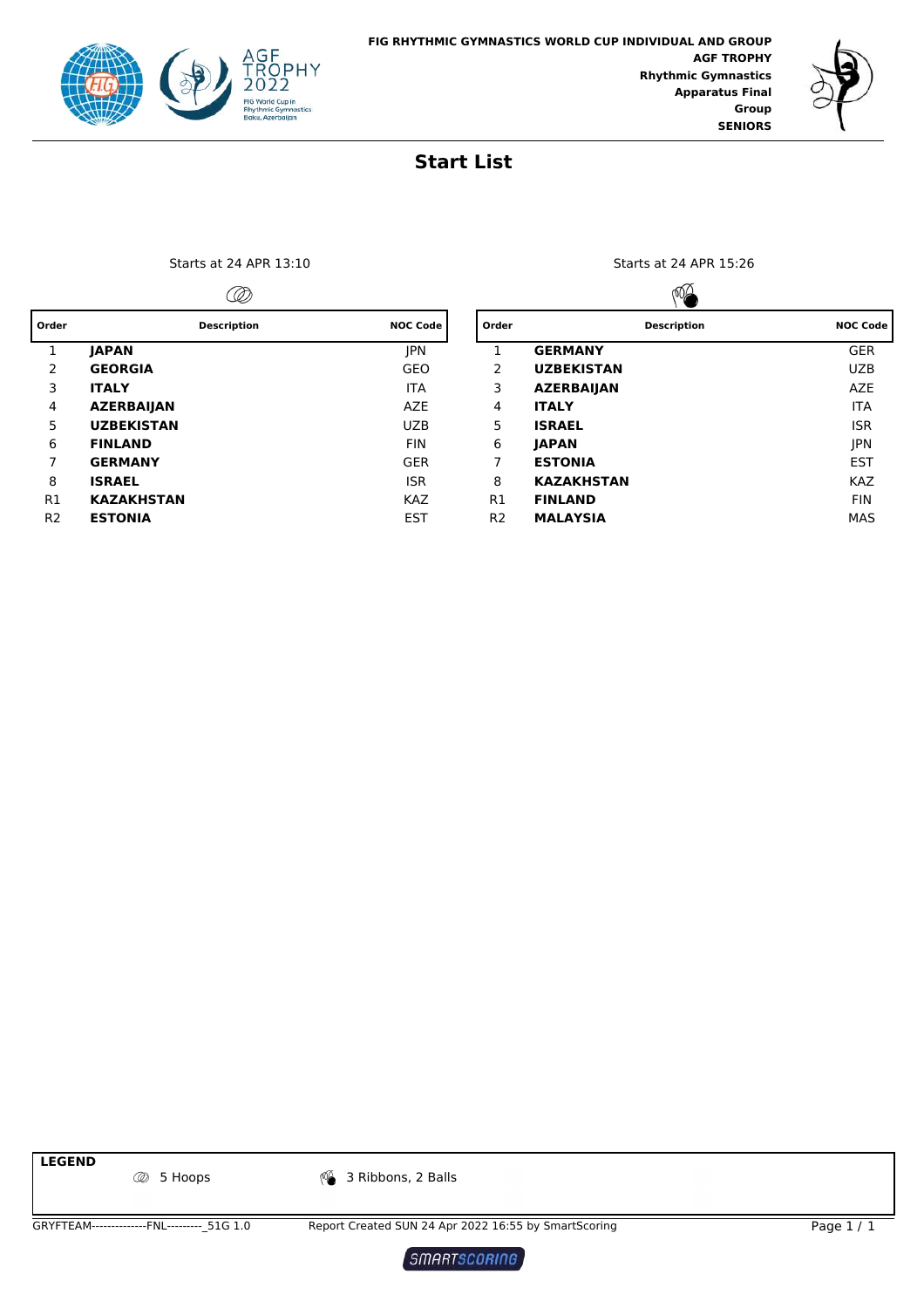**FIG RHYTHMIC GYMNASTICS WORLD CUP INDIVIDUAL AND GROUP**
**AGF TROPHY**
**Rhythmic Gymnastics**
**Apparatus Final**
**Group**
**SENIORS**

# Start List

Starts at 24 APR 13:10

5 Hoops

| Order | Description | NOC Code |
|---|---|---|
| 1 | **JAPAN** | JPN |
| 2 | **GEORGIA** | GEO |
| 3 | **ITALY** | ITA |
| 4 | **AZERBAIJAN** | AZE |
| 5 | **UZBEKISTAN** | UZB |
| 6 | **FINLAND** | FIN |
| 7 | **GERMANY** | GER |
| 8 | **ISRAEL** | ISR |
| R1 | **KAZAKHSTAN** | KAZ |
| R2 | **ESTONIA** | EST |

Starts at 24 APR 15:26

3 Ribbons, 2 Balls

| Order | Description | NOC Code |
|---|---|---|
| 1 | **GERMANY** | GER |
| 2 | **UZBEKISTAN** | UZB |
| 3 | **AZERBAIJAN** | AZE |
| 4 | **ITALY** | ITA |
| 5 | **ISRAEL** | ISR |
| 6 | **JAPAN** | JPN |
| 7 | **ESTONIA** | EST |
| 8 | **KAZAKHSTAN** | KAZ |
| R1 | **FINLAND** | FIN |
| R2 | **MALAYSIA** | MAS |

**LEGEND**

5 Hoops    3 Ribbons, 2 Balls

GRYFTEAM--------------FNL---------_51G 1.0    Report Created SUN 24 Apr 2022 16:55 by SmartScoring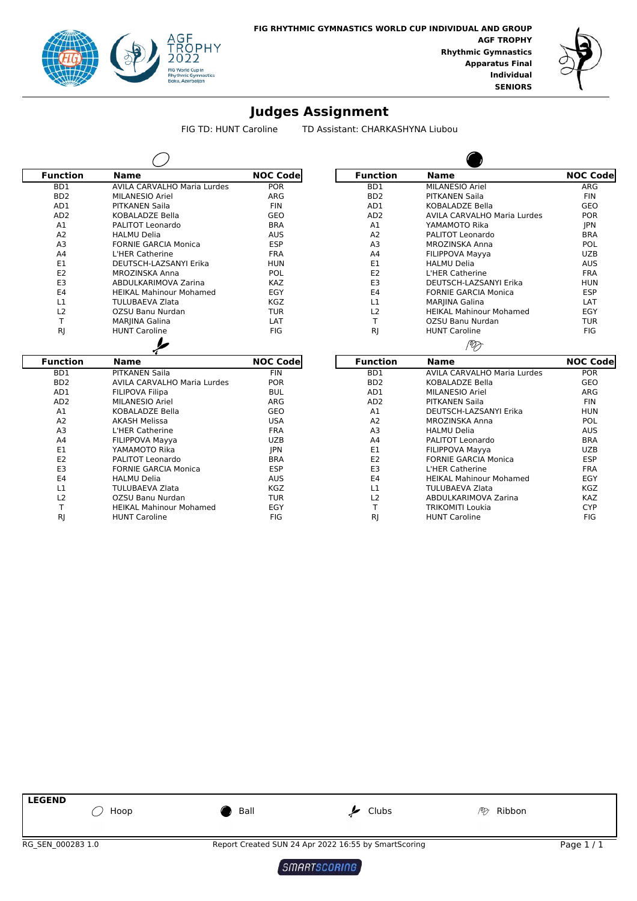FIG RHYTHMIC GYMNASTICS WORLD CUP INDIVIDUAL AND GROUP
**AGF TROPHY**
**Rhythmic Gymnastics**
**Apparatus Final**
**Individual**
**SENIORS**

# Judges Assignment

FIG TD: HUNT Caroline TD Assistant: CHARKASHYNA Liubou

### Hoop

| Function | Name | NOC Code |
|---|---|---|
| BD1 | AVILA CARVALHO Maria Lurdes | POR |
| BD2 | MILANESIO Ariel | ARG |
| AD1 | PITKANEN Saila | FIN |
| AD2 | KOBALADZE Bella | GEO |
| A1 | PALITOT Leonardo | BRA |
| A2 | HALMU Delia | AUS |
| A3 | FORNIE GARCIA Monica | ESP |
| A4 | L'HER Catherine | FRA |
| E1 | DEUTSCH-LAZSANYI Erika | HUN |
| E2 | MROZINSKA Anna | POL |
| E3 | ABDULKARIMOVA Zarina | KAZ |
| E4 | HEIKAL Mahinour Mohamed | EGY |
| L1 | TULUBAEVA Zlata | KGZ |
| L2 | OZSU Banu Nurdan | TUR |
| T | MARJINA Galina | LAT |
| RJ | HUNT Caroline | FIG |

### Ball

| Function | Name | NOC Code |
|---|---|---|
| BD1 | MILANESIO Ariel | ARG |
| BD2 | PITKANEN Saila | FIN |
| AD1 | KOBALADZE Bella | GEO |
| AD2 | AVILA CARVALHO Maria Lurdes | POR |
| A1 | YAMAMOTO Rika | JPN |
| A2 | PALITOT Leonardo | BRA |
| A3 | MROZINSKA Anna | POL |
| A4 | FILIPPOVA Mayya | UZB |
| E1 | HALMU Delia | AUS |
| E2 | L'HER Catherine | FRA |
| E3 | DEUTSCH-LAZSANYI Erika | HUN |
| E4 | FORNIE GARCIA Monica | ESP |
| L1 | MARJINA Galina | LAT |
| L2 | HEIKAL Mahinour Mohamed | EGY |
| T | OZSU Banu Nurdan | TUR |
| RJ | HUNT Caroline | FIG |

### Clubs

| Function | Name | NOC Code |
|---|---|---|
| BD1 | PITKANEN Saila | FIN |
| BD2 | AVILA CARVALHO Maria Lurdes | POR |
| AD1 | FILIPOVA Filipa | BUL |
| AD2 | MILANESIO Ariel | ARG |
| A1 | KOBALADZE Bella | GEO |
| A2 | AKASH Melissa | USA |
| A3 | L'HER Catherine | FRA |
| A4 | FILIPPOVA Mayya | UZB |
| E1 | YAMAMOTO Rika | JPN |
| E2 | PALITOT Leonardo | BRA |
| E3 | FORNIE GARCIA Monica | ESP |
| E4 | HALMU Delia | AUS |
| L1 | TULUBAEVA Zlata | KGZ |
| L2 | OZSU Banu Nurdan | TUR |
| T | HEIKAL Mahinour Mohamed | EGY |
| RJ | HUNT Caroline | FIG |

### Ribbon

| Function | Name | NOC Code |
|---|---|---|
| BD1 | AVILA CARVALHO Maria Lurdes | POR |
| BD2 | KOBALADZE Bella | GEO |
| AD1 | MILANESIO Ariel | ARG |
| AD2 | PITKANEN Saila | FIN |
| A1 | DEUTSCH-LAZSANYI Erika | HUN |
| A2 | MROZINSKA Anna | POL |
| A3 | HALMU Delia | AUS |
| A4 | PALITOT Leonardo | BRA |
| E1 | FILIPPOVA Mayya | UZB |
| E2 | FORNIE GARCIA Monica | ESP |
| E3 | L'HER Catherine | FRA |
| E4 | HEIKAL Mahinour Mohamed | EGY |
| L1 | TULUBAEVA Zlata | KGZ |
| L2 | ABDULKARIMOVA Zarina | KAZ |
| T | TRIKOMITI Loukia | CYP |
| RJ | HUNT Caroline | FIG |

**LEGEND**

Hoop Ball Clubs Ribbon

RG_SEN_000283 1.0 Report Created SUN 24 Apr 2022 16:55 by SmartScoring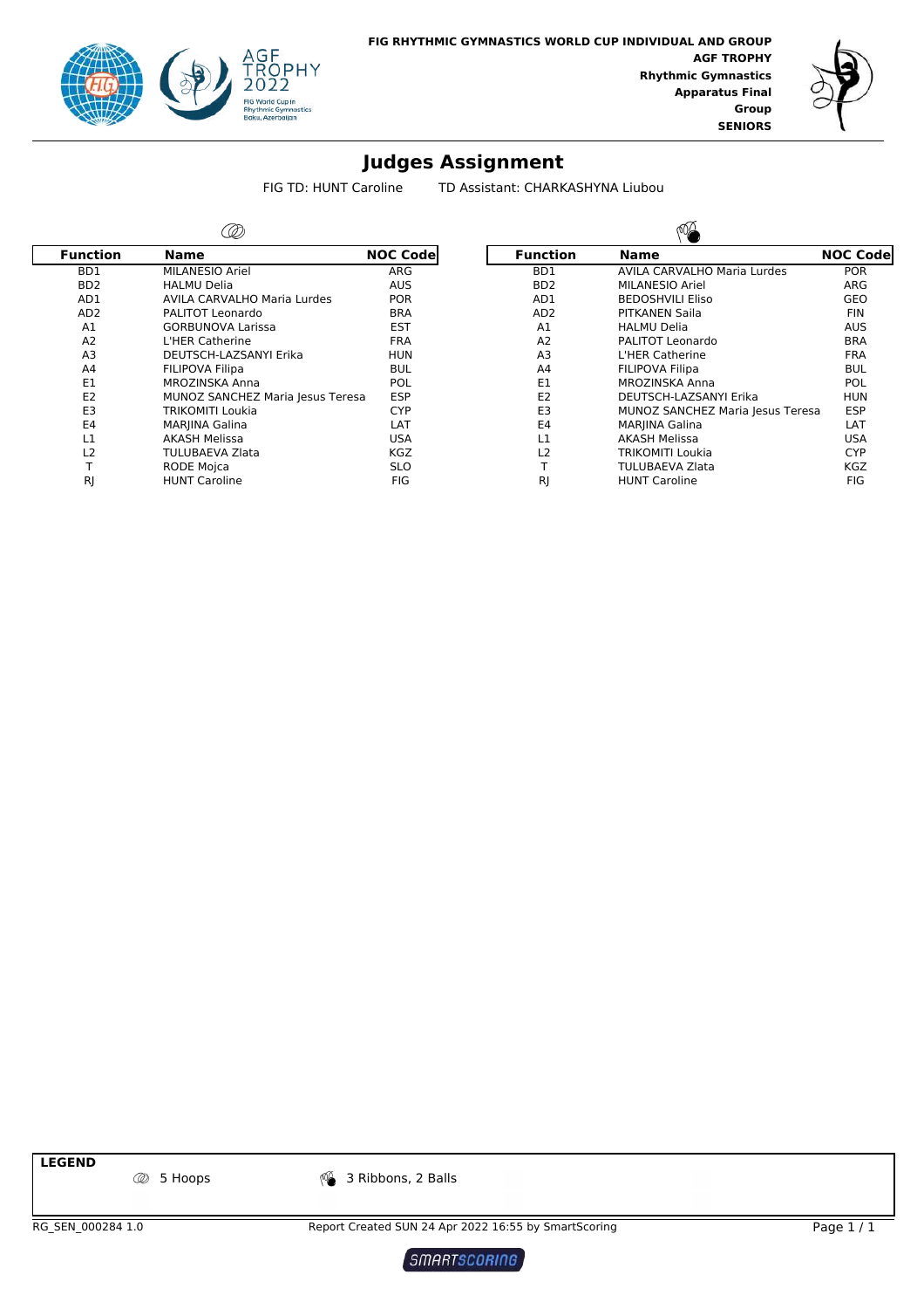FIG RHYTHMIC GYMNASTICS WORLD CUP INDIVIDUAL AND GROUP
**AGF TROPHY**
**Rhythmic Gymnastics**
**Apparatus Final**
**Group**
**SENIORS**

# Judges Assignment

FIG TD: HUNT Caroline    TD Assistant: CHARKASHYNA Liubou

**5 Hoops**

| Function | Name | NOC Code |
|---|---|---|
| BD1 | MILANESIO Ariel | ARG |
| BD2 | HALMU Delia | AUS |
| AD1 | AVILA CARVALHO Maria Lurdes | POR |
| AD2 | PALITOT Leonardo | BRA |
| A1 | GORBUNOVA Larissa | EST |
| A2 | L'HER Catherine | FRA |
| A3 | DEUTSCH-LAZSANYI Erika | HUN |
| A4 | FILIPOVA Filipa | BUL |
| E1 | MROZINSKA Anna | POL |
| E2 | MUNOZ SANCHEZ Maria Jesus Teresa | ESP |
| E3 | TRIKOMITI Loukia | CYP |
| E4 | MARJINA Galina | LAT |
| L1 | AKASH Melissa | USA |
| L2 | TULUBAEVA Zlata | KGZ |
| T | RODE Mojca | SLO |
| RJ | HUNT Caroline | FIG |

**3 Ribbons, 2 Balls**

| Function | Name | NOC Code |
|---|---|---|
| BD1 | AVILA CARVALHO Maria Lurdes | POR |
| BD2 | MILANESIO Ariel | ARG |
| AD1 | BEDOSHVILI Eliso | GEO |
| AD2 | PITKANEN Saila | FIN |
| A1 | HALMU Delia | AUS |
| A2 | PALITOT Leonardo | BRA |
| A3 | L'HER Catherine | FRA |
| A4 | FILIPOVA Filipa | BUL |
| E1 | MROZINSKA Anna | POL |
| E2 | DEUTSCH-LAZSANYI Erika | HUN |
| E3 | MUNOZ SANCHEZ Maria Jesus Teresa | ESP |
| E4 | MARJINA Galina | LAT |
| L1 | AKASH Melissa | USA |
| L2 | TRIKOMITI Loukia | CYP |
| T | TULUBAEVA Zlata | KGZ |
| RJ | HUNT Caroline | FIG |

**LEGEND**

5 Hoops    3 Ribbons, 2 Balls

RG_SEN_000284 1.0    Report Created SUN 24 Apr 2022 16:55 by SmartScoring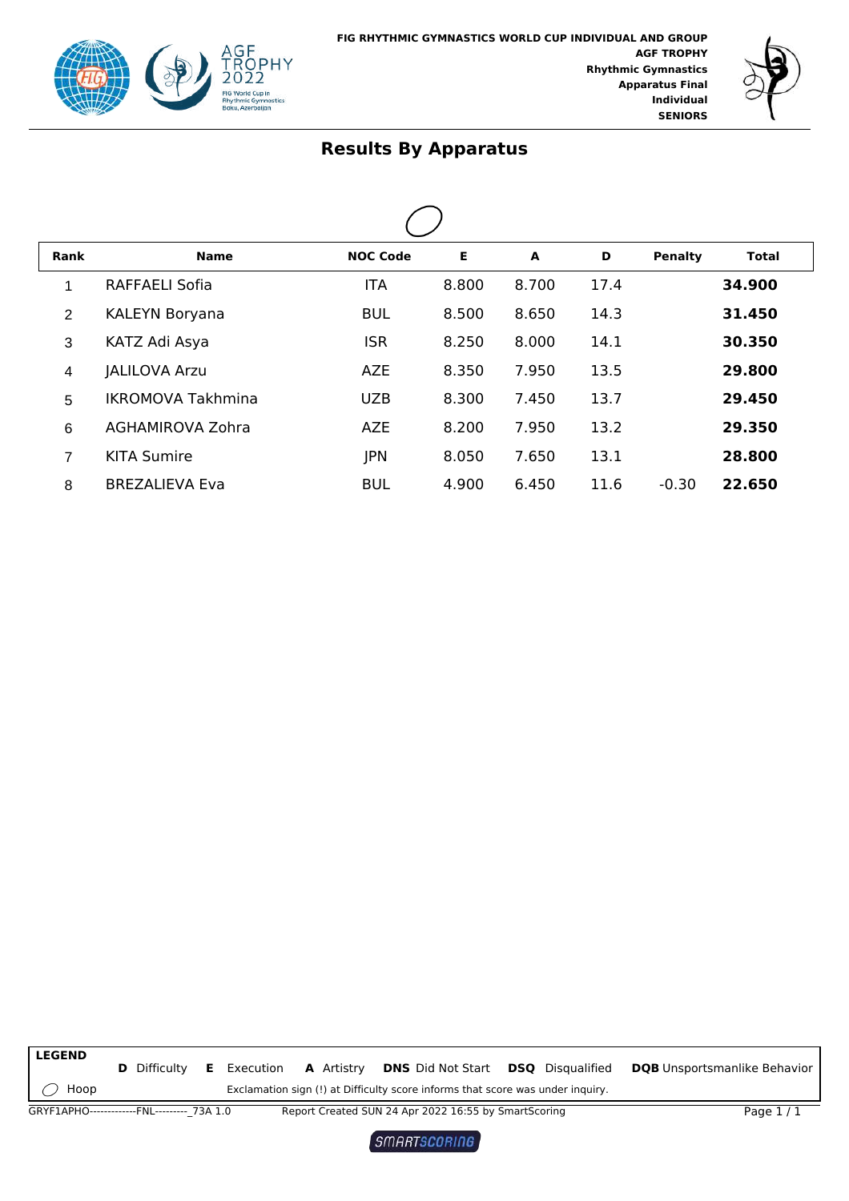FIG RHYTHMIC GYMNASTICS WORLD CUP INDIVIDUAL AND GROUP
**AGF TROPHY**
**Rhythmic Gymnastics**
**Apparatus Final**
**Individual**
**SENIORS**

# Results By Apparatus

Hoop

| Rank | Name | NOC Code | E | A | D | Penalty | Total |
|---|---|---|---|---|---|---|---|
| 1 | RAFFAELI Sofia | ITA | 8.800 | 8.700 | 17.4 | | **34.900** |
| 2 | KALEYN Boryana | BUL | 8.500 | 8.650 | 14.3 | | **31.450** |
| 3 | KATZ Adi Asya | ISR | 8.250 | 8.000 | 14.1 | | **30.350** |
| 4 | JALILOVA Arzu | AZE | 8.350 | 7.950 | 13.5 | | **29.800** |
| 5 | IKROMOVA Takhmina | UZB | 8.300 | 7.450 | 13.7 | | **29.450** |
| 6 | AGHAMIROVA Zohra | AZE | 8.200 | 7.950 | 13.2 | | **29.350** |
| 7 | KITA Sumire | JPN | 8.050 | 7.650 | 13.1 | | **28.800** |
| 8 | BREZALIEVA Eva | BUL | 4.900 | 6.450 | 11.6 | -0.30 | **22.650** |

**LEGEND**

**D** Difficulty **E** Execution **A** Artistry **DNS** Did Not Start **DSQ** Disqualified **DQB** Unsportsmanlike Behavior

Hoop — Exclamation sign (!) at Difficulty score informs that score was under inquiry.

GRYF1APHO-------------FNL---------_73A 1.0 Report Created SUN 24 Apr 2022 16:55 by SmartScoring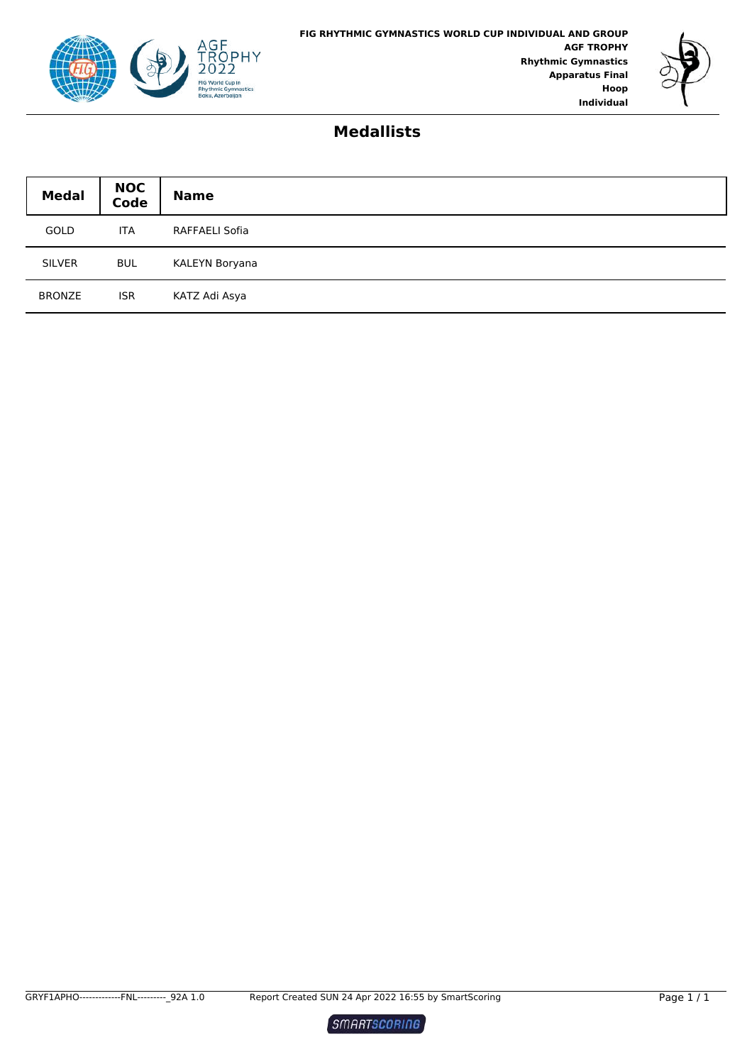FIG RHYTHMIC GYMNASTICS WORLD CUP INDIVIDUAL AND GROUP
**AGF TROPHY**
**Rhythmic Gymnastics**
**Apparatus Final**
**Hoop**
**Individual**

## Medallists

| Medal | NOC Code | Name |
|---|---|---|
| GOLD | ITA | RAFFAELI Sofia |
| SILVER | BUL | KALEYN Boryana |
| BRONZE | ISR | KATZ Adi Asya |

GRYF1APHO-------------FNL---------_92A 1.0 Report Created SUN 24 Apr 2022 16:55 by SmartScoring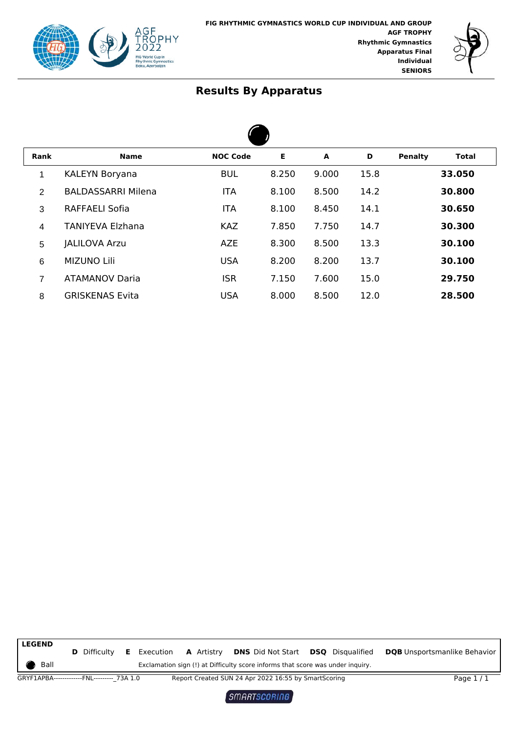FIG RHYTHMIC GYMNASTICS WORLD CUP INDIVIDUAL AND GROUP
AGF TROPHY
Rhythmic Gymnastics
Apparatus Final
Individual
SENIORS

# Results By Apparatus

| Rank | Name | NOC Code | E | A | D | Penalty | Total |
|---|---|---|---|---|---|---|---|
| 1 | KALEYN Boryana | BUL | 8.250 | 9.000 | 15.8 | | **33.050** |
| 2 | BALDASSARRI Milena | ITA | 8.100 | 8.500 | 14.2 | | **30.800** |
| 3 | RAFFAELI Sofia | ITA | 8.100 | 8.450 | 14.1 | | **30.650** |
| 4 | TANIYEVA Elzhana | KAZ | 7.850 | 7.750 | 14.7 | | **30.300** |
| 5 | JALILOVA Arzu | AZE | 8.300 | 8.500 | 13.3 | | **30.100** |
| 6 | MIZUNO Lili | USA | 8.200 | 8.200 | 13.7 | | **30.100** |
| 7 | ATAMANOV Daria | ISR | 7.150 | 7.600 | 15.0 | | **29.750** |
| 8 | GRISKENAS Evita | USA | 8.000 | 8.500 | 12.0 | | **28.500** |

**LEGEND**

**D** Difficulty **E** Execution **A** Artistry **DNS** Did Not Start **DSQ** Disqualified **DQB** Unsportsmanlike Behavior

Ball

Exclamation sign (!) at Difficulty score informs that score was under inquiry.

GRYF1APBA-------------FNL---------_73A 1.0 Report Created SUN 24 Apr 2022 16:55 by SmartScoring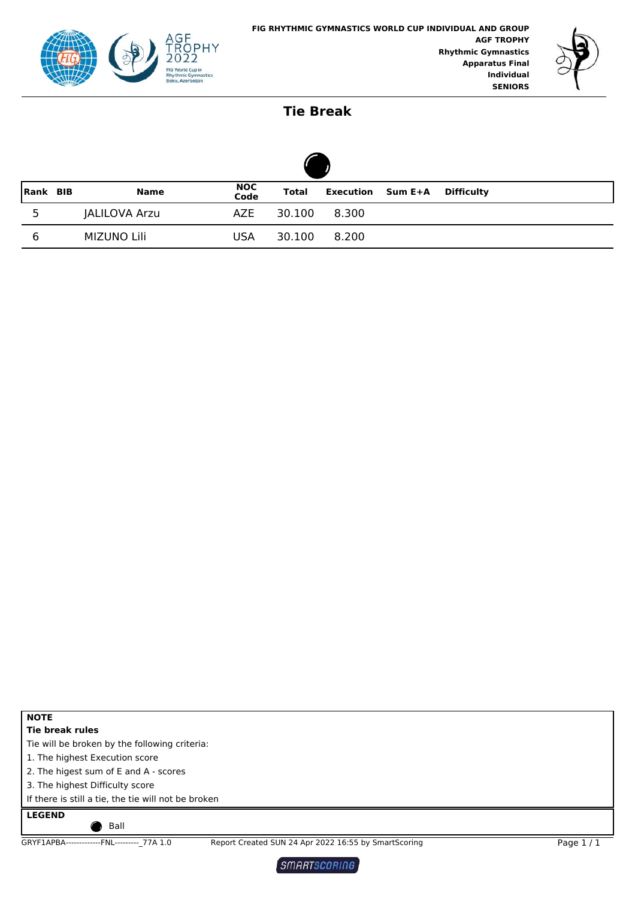FIG RHYTHMIC GYMNASTICS WORLD CUP INDIVIDUAL AND GROUP
**AGF TROPHY**
**Rhythmic Gymnastics**
**Apparatus Final**
**Individual**
**SENIORS**

# Tie Break

| Rank | BIB | Name | NOC Code | Total | Execution | Sum E+A | Difficulty |
|---|---|---|---|---|---|---|---|
| 5 | | JALILOVA Arzu | AZE | 30.100 | 8.300 | | |
| 6 | | MIZUNO Lili | USA | 30.100 | 8.200 | | |

**NOTE**

**Tie break rules**

Tie will be broken by the following criteria:

1. The highest Execution score
2. The higest sum of E and A - scores
3. The highest Difficulty score

If there is still a tie, the tie will not be broken

**LEGEND**

Ball

GRYF1APBA-------------FNL---------_77A 1.0 Report Created SUN 24 Apr 2022 16:55 by SmartScoring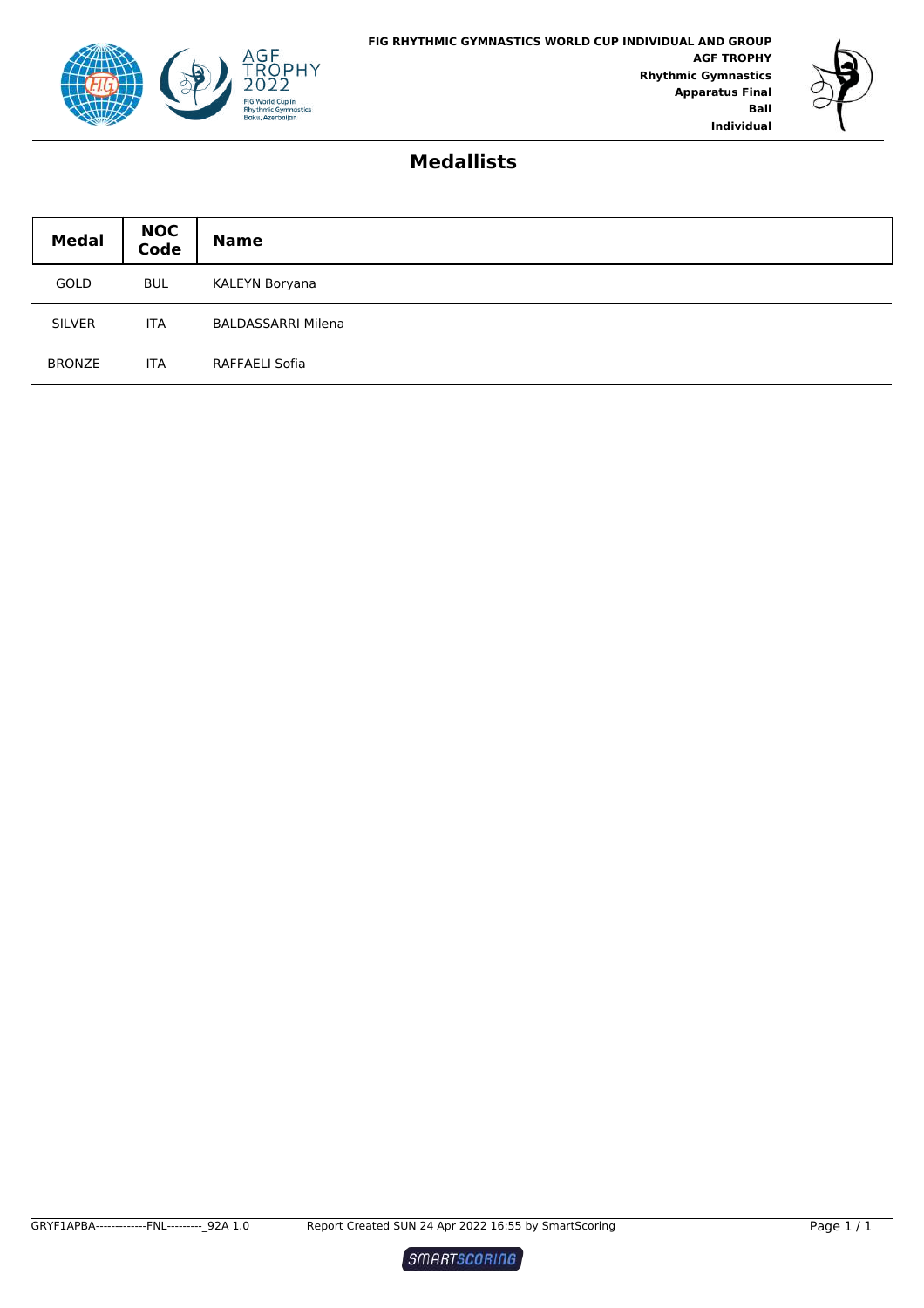FIG RHYTHMIC GYMNASTICS WORLD CUP INDIVIDUAL AND GROUP
**AGF TROPHY**
**Rhythmic Gymnastics**
**Apparatus Final**
**Ball**
**Individual**

# Medallists

| Medal | NOC Code | Name |
|---|---|---|
| GOLD | BUL | KALEYN Boryana |
| SILVER | ITA | BALDASSARRI Milena |
| BRONZE | ITA | RAFFAELI Sofia |

GRYF1APBA-------------FNL---------_92A 1.0    Report Created SUN 24 Apr 2022 16:55 by SmartScoring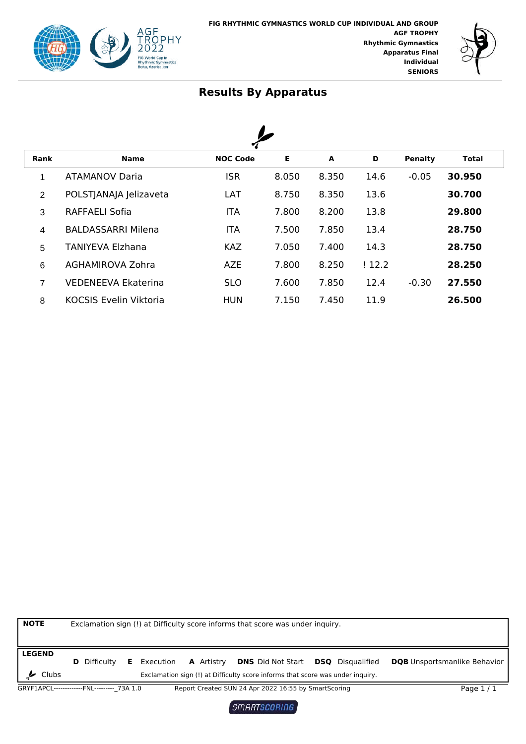FIG RHYTHMIC GYMNASTICS WORLD CUP INDIVIDUAL AND GROUP
**AGF TROPHY**
**Rhythmic Gymnastics**
**Apparatus Final**
**Individual**
**SENIORS**

## Results By Apparatus

| Rank | Name | NOC Code | E | A | D | Penalty | Total |
|---|---|---|---|---|---|---|---|
| 1 | ATAMANOV Daria | ISR | 8.050 | 8.350 | 14.6 | -0.05 | **30.950** |
| 2 | POLSTJANAJA Jelizaveta | LAT | 8.750 | 8.350 | 13.6 | | **30.700** |
| 3 | RAFFAELI Sofia | ITA | 7.800 | 8.200 | 13.8 | | **29.800** |
| 4 | BALDASSARRI Milena | ITA | 7.500 | 7.850 | 13.4 | | **28.750** |
| 5 | TANIYEVA Elzhana | KAZ | 7.050 | 7.400 | 14.3 | | **28.750** |
| 6 | AGHAMIROVA Zohra | AZE | 7.800 | 8.250 | ! 12.2 | | **28.250** |
| 7 | VEDENEEVA Ekaterina | SLO | 7.600 | 7.850 | 12.4 | -0.30 | **27.550** |
| 8 | KOCSIS Evelin Viktoria | HUN | 7.150 | 7.450 | 11.9 | | **26.500** |

**NOTE** Exclamation sign (!) at Difficulty score informs that score was under inquiry.

**LEGEND**
**D** Difficulty **E** Execution **A** Artistry **DNS** Did Not Start **DSQ** Disqualified **DQB** Unsportsmanlike Behavior
Clubs — Exclamation sign (!) at Difficulty score informs that score was under inquiry.

GRYF1APCL--------------FNL---------_73A 1.0 Report Created SUN 24 Apr 2022 16:55 by SmartScoring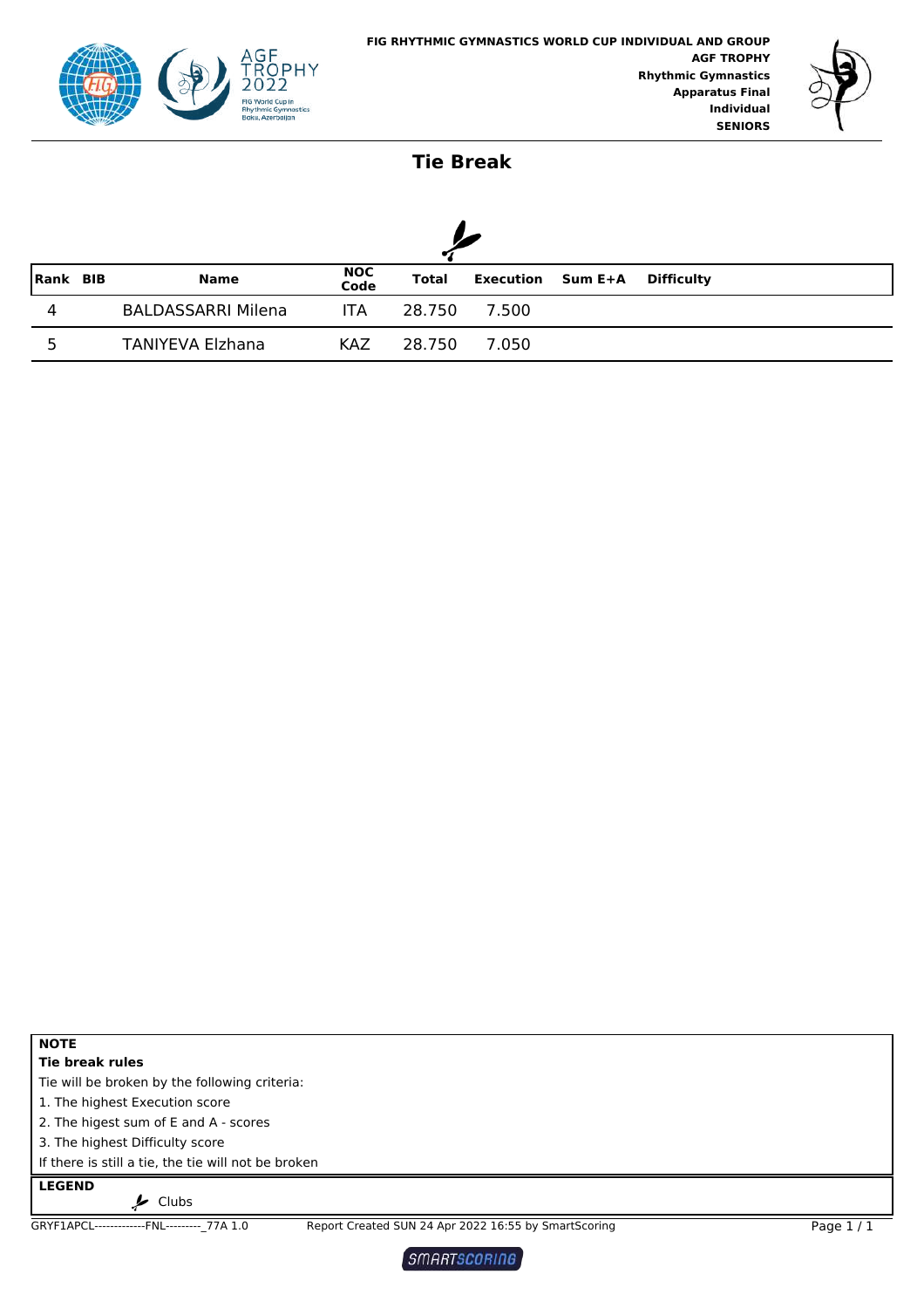FIG RHYTHMIC GYMNASTICS WORLD CUP INDIVIDUAL AND GROUP
AGF TROPHY
Rhythmic Gymnastics
Apparatus Final
Individual
SENIORS

# Tie Break

| Rank | BIB | Name | NOC Code | Total | Execution | Sum E+A | Difficulty |
|---|---|---|---|---|---|---|---|
| 4 | | BALDASSARRI Milena | ITA | 28.750 | 7.500 | | |
| 5 | | TANIYEVA Elzhana | KAZ | 28.750 | 7.050 | | |

**NOTE**

**Tie break rules**

Tie will be broken by the following criteria:

1. The highest Execution score
2. The higest sum of E and A - scores
3. The highest Difficulty score

If there is still a tie, the tie will not be broken

**LEGEND**

Clubs

GRYF1APCL-------------FNL---------_77A 1.0 Report Created SUN 24 Apr 2022 16:55 by SmartScoring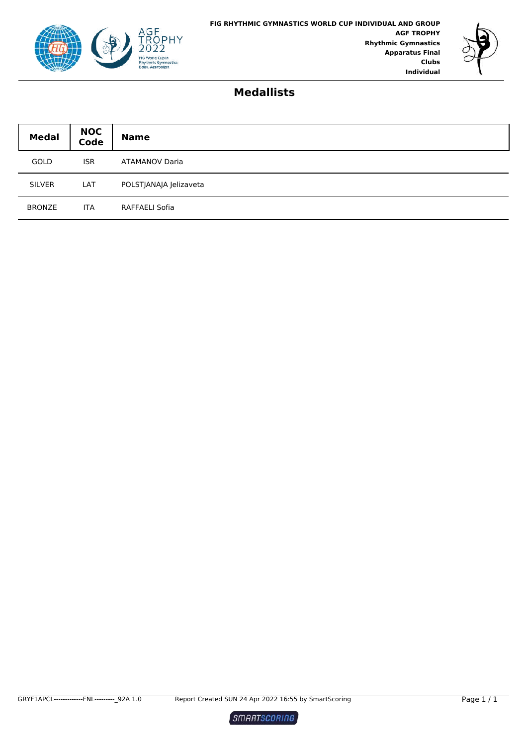FIG RHYTHMIC GYMNASTICS WORLD CUP INDIVIDUAL AND GROUP
**AGF TROPHY**
**Rhythmic Gymnastics**
**Apparatus Final**
**Clubs**
**Individual**

# Medallists

| Medal | NOC Code | Name |
|---|---|---|
| GOLD | ISR | ATAMANOV Daria |
| SILVER | LAT | POLSTJANAJA Jelizaveta |
| BRONZE | ITA | RAFFAELI Sofia |

GRYF1APCL-------------FNL---------_92A 1.0 Report Created SUN 24 Apr 2022 16:55 by SmartScoring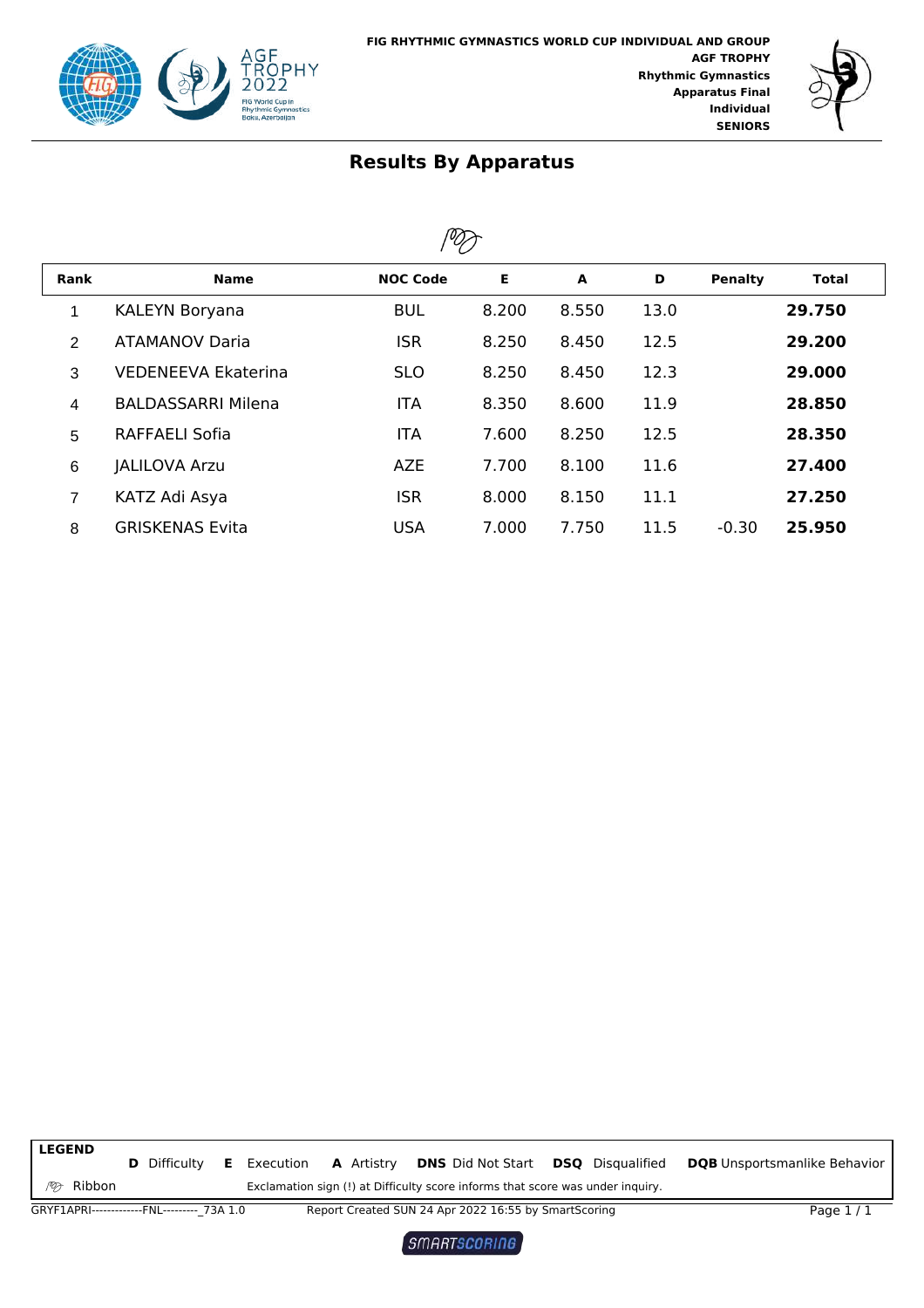FIG RHYTHMIC GYMNASTICS WORLD CUP INDIVIDUAL AND GROUP
AGF TROPHY
Rhythmic Gymnastics
Apparatus Final
Individual
SENIORS

# Results By Apparatus

| Rank | Name | NOC Code | E | A | D | Penalty | Total |
|---|---|---|---|---|---|---|---|
| 1 | KALEYN Boryana | BUL | 8.200 | 8.550 | 13.0 | | **29.750** |
| 2 | ATAMANOV Daria | ISR | 8.250 | 8.450 | 12.5 | | **29.200** |
| 3 | VEDENEEVA Ekaterina | SLO | 8.250 | 8.450 | 12.3 | | **29.000** |
| 4 | BALDASSARRI Milena | ITA | 8.350 | 8.600 | 11.9 | | **28.850** |
| 5 | RAFFAELI Sofia | ITA | 7.600 | 8.250 | 12.5 | | **28.350** |
| 6 | JALILOVA Arzu | AZE | 7.700 | 8.100 | 11.6 | | **27.400** |
| 7 | KATZ Adi Asya | ISR | 8.000 | 8.150 | 11.1 | | **27.250** |
| 8 | GRISKENAS Evita | USA | 7.000 | 7.750 | 11.5 | -0.30 | **25.950** |

**LEGEND**

**D** Difficulty **E** Execution **A** Artistry **DNS** Did Not Start **DSQ** Disqualified **DQB** Unsportsmanlike Behavior

Ribbon — Exclamation sign (!) at Difficulty score informs that score was under inquiry.

GRYF1APRI-------------FNL---------_73A 1.0 Report Created SUN 24 Apr 2022 16:55 by SmartScoring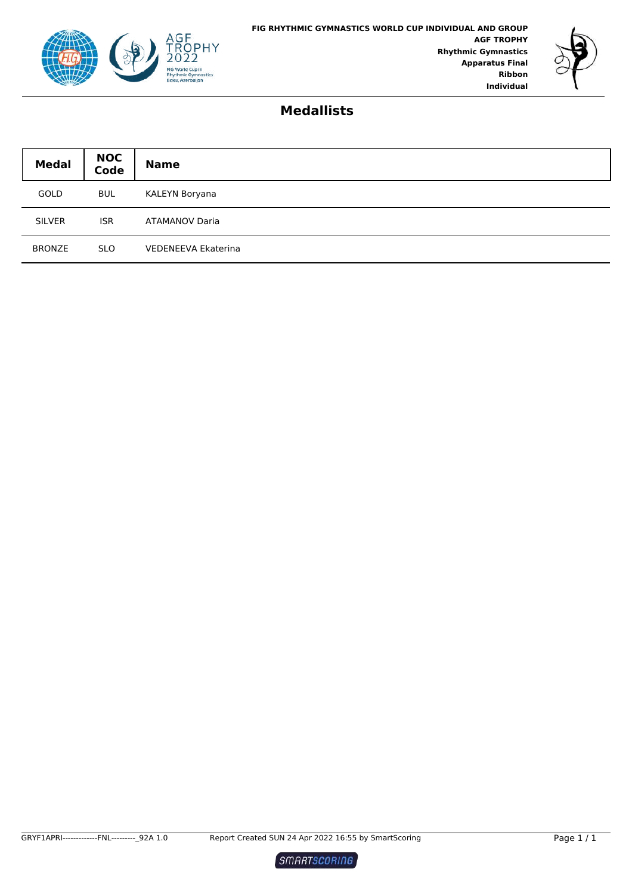FIG RHYTHMIC GYMNASTICS WORLD CUP INDIVIDUAL AND GROUP
**AGF TROPHY**
**Rhythmic Gymnastics**
**Apparatus Final**
**Ribbon**
**Individual**

# Medallists

| Medal | NOC Code | Name |
|---|---|---|
| GOLD | BUL | KALEYN Boryana |
| SILVER | ISR | ATAMANOV Daria |
| BRONZE | SLO | VEDENEEVA Ekaterina |

GRYF1APRI-------------FNL---------_92A 1.0 Report Created SUN 24 Apr 2022 16:55 by SmartScoring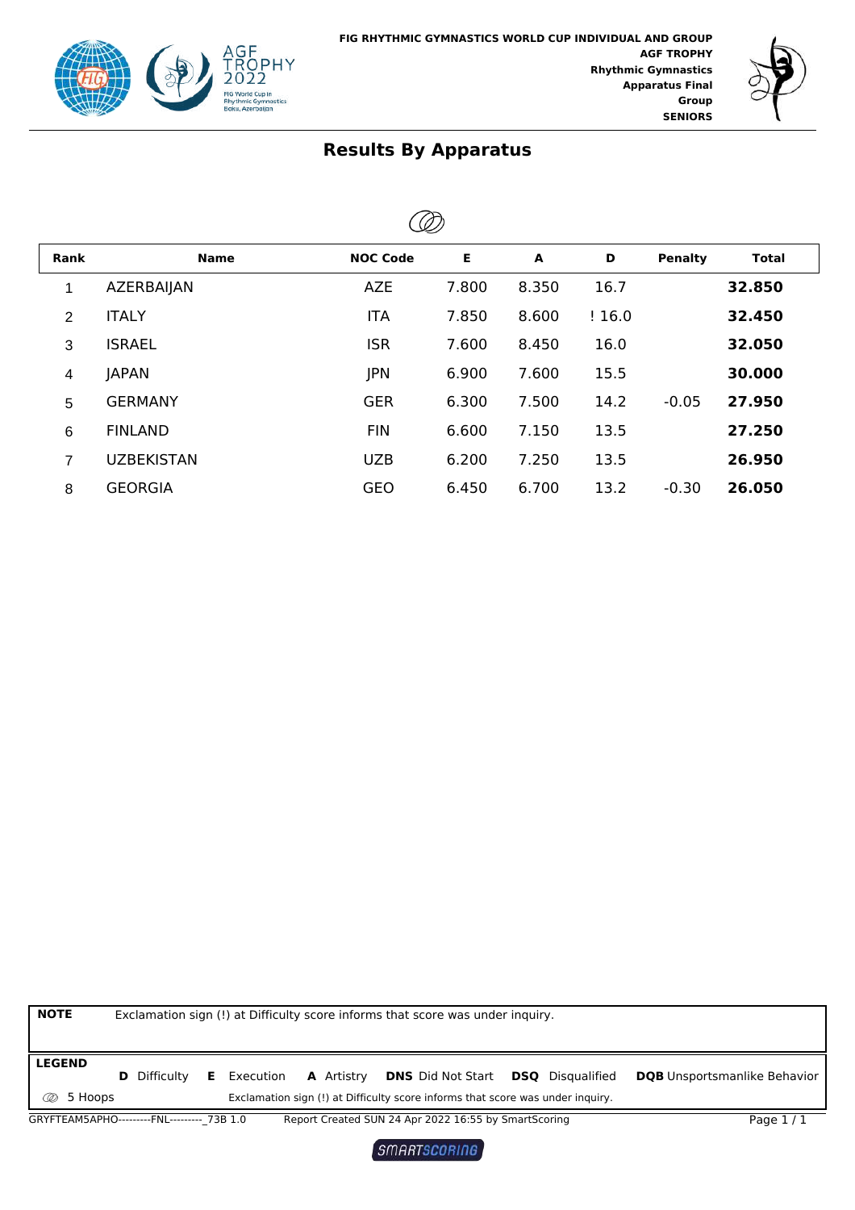FIG RHYTHMIC GYMNASTICS WORLD CUP INDIVIDUAL AND GROUP
**AGF TROPHY**
**Rhythmic Gymnastics**
**Apparatus Final**
**Group**
**SENIORS**

# Results By Apparatus

| Rank | Name | NOC Code | E | A | D | Penalty | Total |
|---|---|---|---|---|---|---|---|
| 1 | AZERBAIJAN | AZE | 7.800 | 8.350 | 16.7 | | **32.850** |
| 2 | ITALY | ITA | 7.850 | 8.600 | ! 16.0 | | **32.450** |
| 3 | ISRAEL | ISR | 7.600 | 8.450 | 16.0 | | **32.050** |
| 4 | JAPAN | JPN | 6.900 | 7.600 | 15.5 | | **30.000** |
| 5 | GERMANY | GER | 6.300 | 7.500 | 14.2 | -0.05 | **27.950** |
| 6 | FINLAND | FIN | 6.600 | 7.150 | 13.5 | | **27.250** |
| 7 | UZBEKISTAN | UZB | 6.200 | 7.250 | 13.5 | | **26.950** |
| 8 | GEORGIA | GEO | 6.450 | 6.700 | 13.2 | -0.30 | **26.050** |

**NOTE** Exclamation sign (!) at Difficulty score informs that score was under inquiry.

**LEGEND**
**D** Difficulty **E** Execution **A** Artistry **DNS** Did Not Start **DSQ** Disqualified **DQB** Unsportsmanlike Behavior
5 Hoops — Exclamation sign (!) at Difficulty score informs that score was under inquiry.

GRYFTEAM5APHO---------FNL---------_73B 1.0 Report Created SUN 24 Apr 2022 16:55 by SmartScoring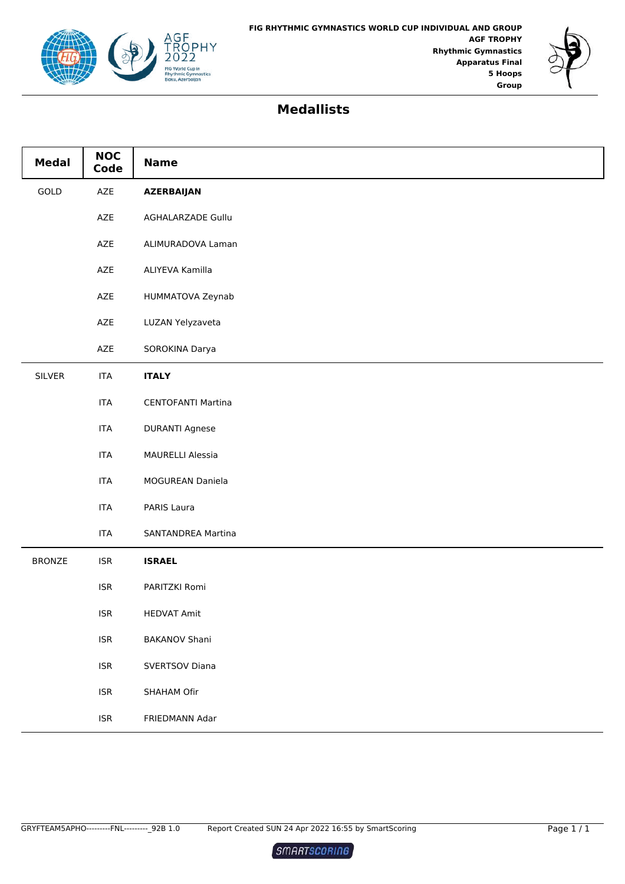FIG RHYTHMIC GYMNASTICS WORLD CUP INDIVIDUAL AND GROUP
AGF TROPHY
Rhythmic Gymnastics
Apparatus Final
5 Hoops
Group

# Medallists

| Medal | NOC Code | Name |
|---|---|---|
| GOLD | AZE | **AZERBAIJAN** |
| | AZE | AGHALARZADE Gullu |
| | AZE | ALIMURADOVA Laman |
| | AZE | ALIYEVA Kamilla |
| | AZE | HUMMATOVA Zeynab |
| | AZE | LUZAN Yelyzaveta |
| | AZE | SOROKINA Darya |
| SILVER | ITA | **ITALY** |
| | ITA | CENTOFANTI Martina |
| | ITA | DURANTI Agnese |
| | ITA | MAURELLI Alessia |
| | ITA | MOGUREAN Daniela |
| | ITA | PARIS Laura |
| | ITA | SANTANDREA Martina |
| BRONZE | ISR | **ISRAEL** |
| | ISR | PARITZKI Romi |
| | ISR | HEDVAT Amit |
| | ISR | BAKANOV Shani |
| | ISR | SVERTSOV Diana |
| | ISR | SHAHAM Ofir |
| | ISR | FRIEDMANN Adar |

GRYFTEAM5APHO---------FNL---------_92B 1.0 Report Created SUN 24 Apr 2022 16:55 by SmartScoring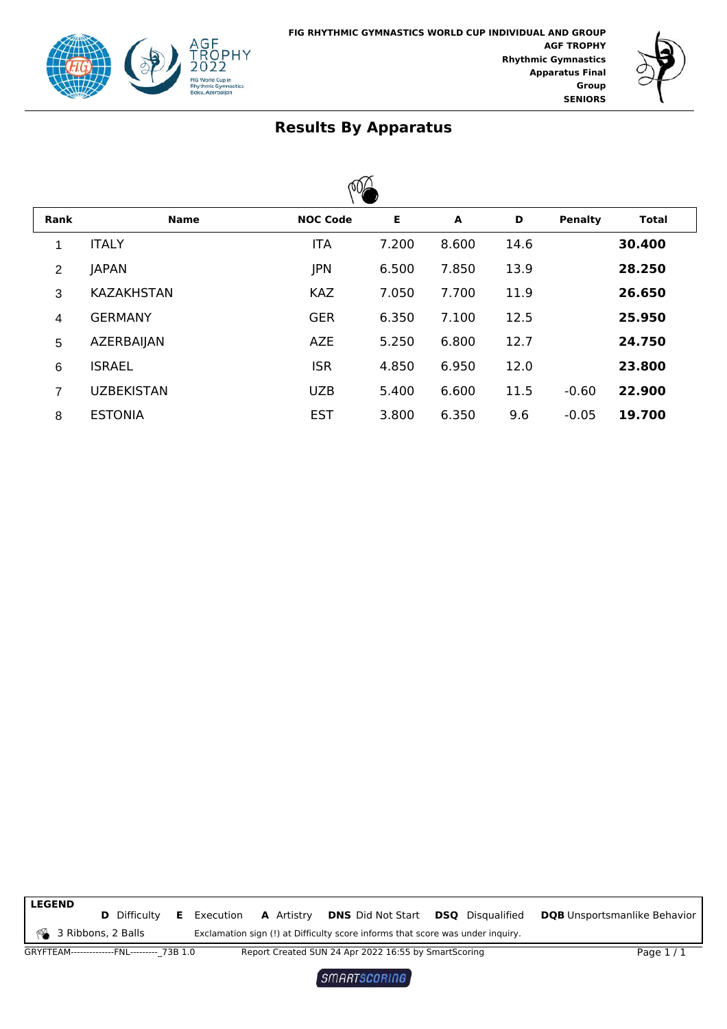FIG RHYTHMIC GYMNASTICS WORLD CUP INDIVIDUAL AND GROUP
AGF TROPHY
Rhythmic Gymnastics
Apparatus Final
Group
SENIORS

# Results By Apparatus

| Rank | Name | NOC Code | E | A | D | Penalty | Total |
|---|---|---|---|---|---|---|---|
| 1 | ITALY | ITA | 7.200 | 8.600 | 14.6 | | **30.400** |
| 2 | JAPAN | JPN | 6.500 | 7.850 | 13.9 | | **28.250** |
| 3 | KAZAKHSTAN | KAZ | 7.050 | 7.700 | 11.9 | | **26.650** |
| 4 | GERMANY | GER | 6.350 | 7.100 | 12.5 | | **25.950** |
| 5 | AZERBAIJAN | AZE | 5.250 | 6.800 | 12.7 | | **24.750** |
| 6 | ISRAEL | ISR | 4.850 | 6.950 | 12.0 | | **23.800** |
| 7 | UZBEKISTAN | UZB | 5.400 | 6.600 | 11.5 | -0.60 | **22.900** |
| 8 | ESTONIA | EST | 3.800 | 6.350 | 9.6 | -0.05 | **19.700** |

**LEGEND**
**D** Difficulty **E** Execution **A** Artistry **DNS** Did Not Start **DSQ** Disqualified **DQB** Unsportsmanlike Behavior
3 Ribbons, 2 Balls
Exclamation sign (!) at Difficulty score informs that score was under inquiry.

GRYFTEAM--------------FNL---------_73B 1.0 Report Created SUN 24 Apr 2022 16:55 by SmartScoring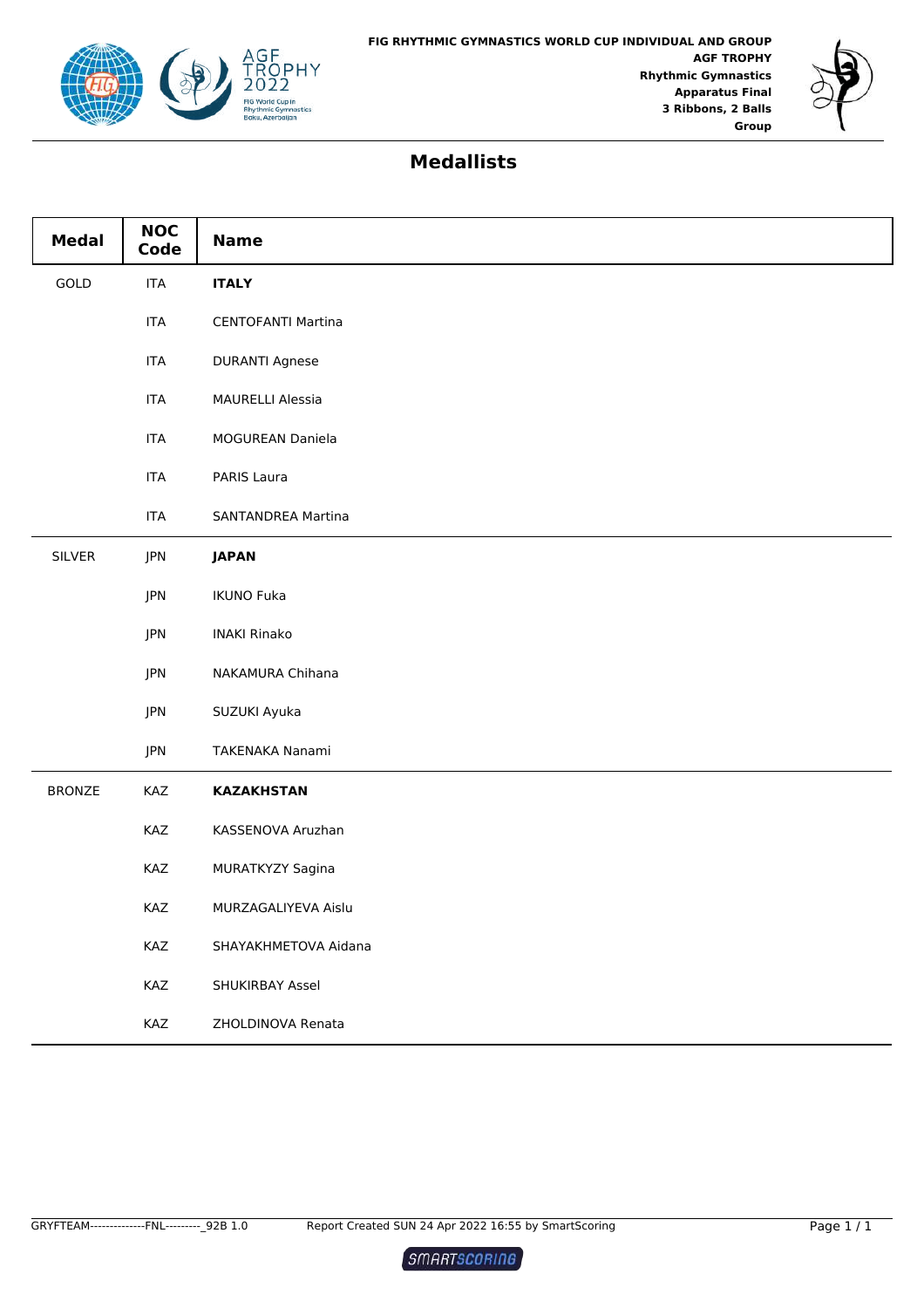FIG RHYTHMIC GYMNASTICS WORLD CUP INDIVIDUAL AND GROUP
**AGF TROPHY**
**Rhythmic Gymnastics**
**Apparatus Final**
**3 Ribbons, 2 Balls**
**Group**

# Medallists

| Medal | NOC Code | Name |
|---|---|---|
| GOLD | ITA | **ITALY** |
| | ITA | CENTOFANTI Martina |
| | ITA | DURANTI Agnese |
| | ITA | MAURELLI Alessia |
| | ITA | MOGUREAN Daniela |
| | ITA | PARIS Laura |
| | ITA | SANTANDREA Martina |
| SILVER | JPN | **JAPAN** |
| | JPN | IKUNO Fuka |
| | JPN | INAKI Rinako |
| | JPN | NAKAMURA Chihana |
| | JPN | SUZUKI Ayuka |
| | JPN | TAKENAKA Nanami |
| BRONZE | KAZ | **KAZAKHSTAN** |
| | KAZ | KASSENOVA Aruzhan |
| | KAZ | MURATKYZY Sagina |
| | KAZ | MURZAGALIYEVA Aislu |
| | KAZ | SHAYAKHMETOVA Aidana |
| | KAZ | SHUKIRBAY Assel |
| | KAZ | ZHOLDINOVA Renata |

GRYFTEAM--------------FNL---------_92B 1.0 Report Created SUN 24 Apr 2022 16:55 by SmartScoring